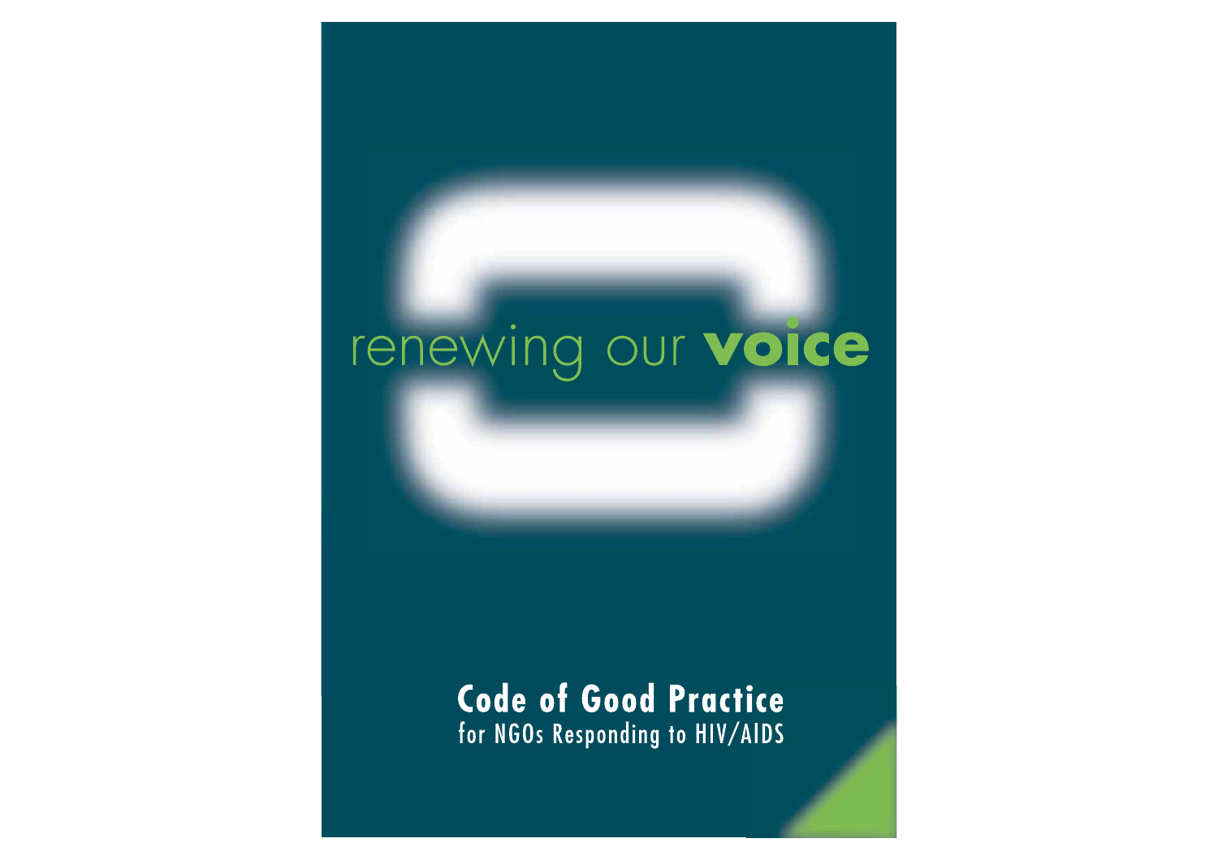# renewing our **voice**

## Code of Good Practice
for NGOs Responding to HIV/AIDS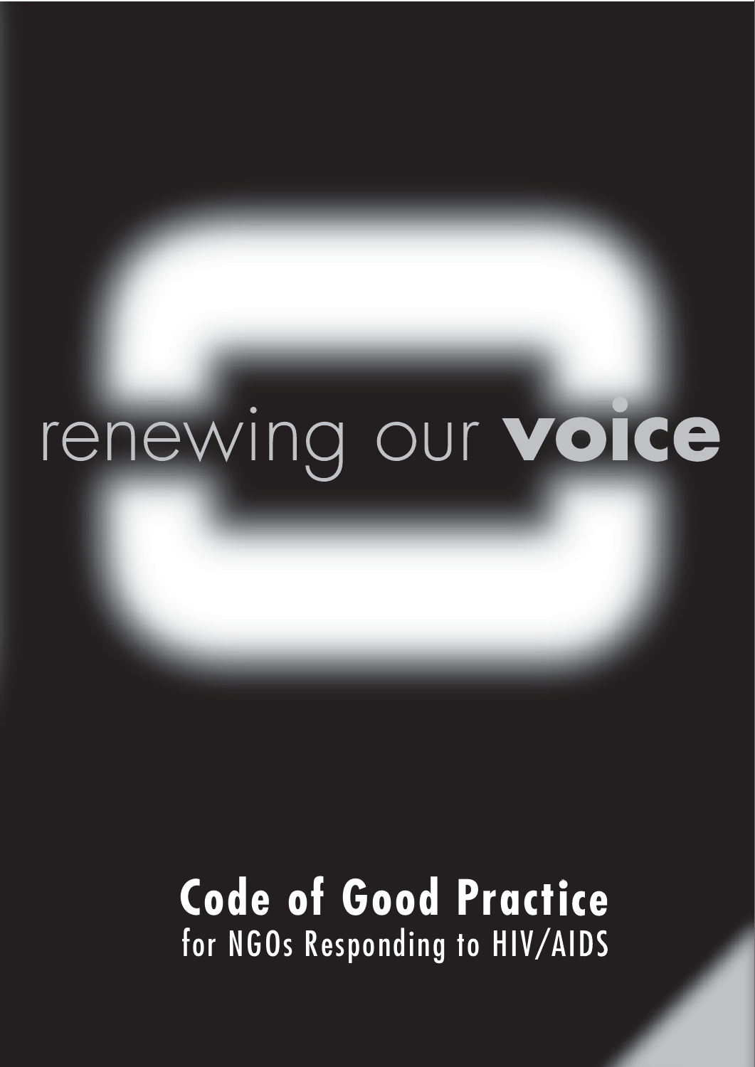renewing our **voice**

**Code of Good Practice**
for NGOs Responding to HIV/AIDS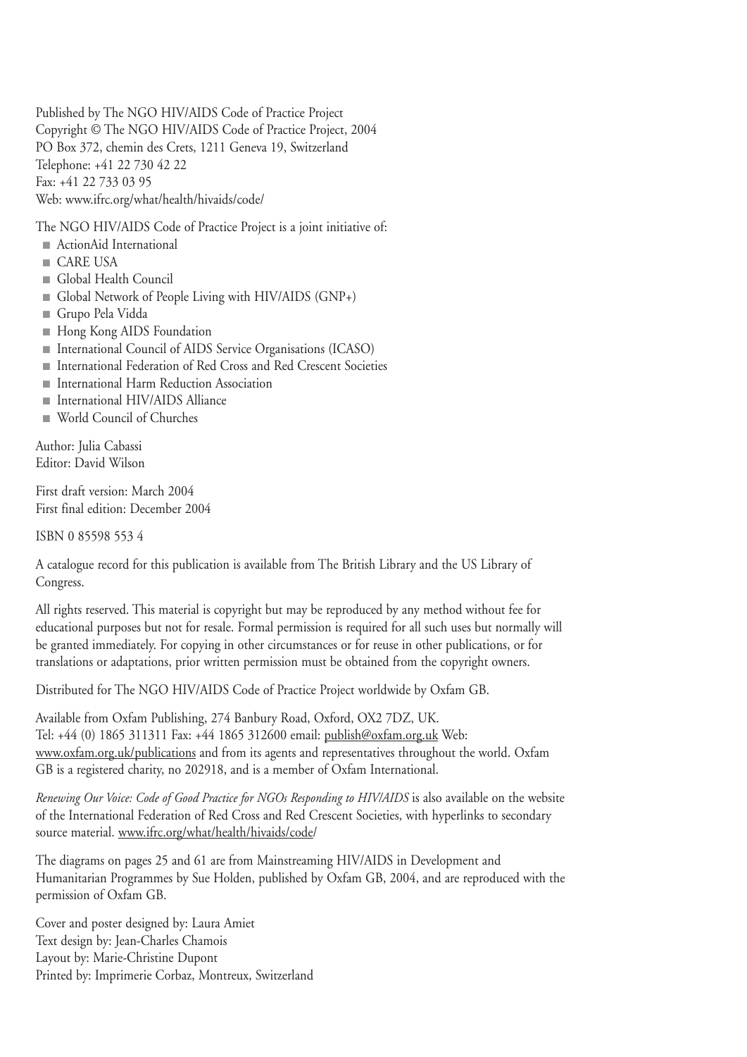Published by The NGO HIV/AIDS Code of Practice Project
Copyright © The NGO HIV/AIDS Code of Practice Project, 2004
PO Box 372, chemin des Crets, 1211 Geneva 19, Switzerland
Telephone: +41 22 730 42 22
Fax: +41 22 733 03 95
Web: www.ifrc.org/what/health/hivaids/code/

The NGO HIV/AIDS Code of Practice Project is a joint initiative of:

- ActionAid International
- CARE USA
- Global Health Council
- Global Network of People Living with HIV/AIDS (GNP+)
- Grupo Pela Vidda
- Hong Kong AIDS Foundation
- International Council of AIDS Service Organisations (ICASO)
- International Federation of Red Cross and Red Crescent Societies
- International Harm Reduction Association
- International HIV/AIDS Alliance
- World Council of Churches

Author: Julia Cabassi
Editor: David Wilson

First draft version: March 2004
First final edition: December 2004

ISBN 0 85598 553 4

A catalogue record for this publication is available from The British Library and the US Library of Congress.

All rights reserved. This material is copyright but may be reproduced by any method without fee for educational purposes but not for resale. Formal permission is required for all such uses but normally will be granted immediately. For copying in other circumstances or for reuse in other publications, or for translations or adaptations, prior written permission must be obtained from the copyright owners.

Distributed for The NGO HIV/AIDS Code of Practice Project worldwide by Oxfam GB.

Available from Oxfam Publishing, 274 Banbury Road, Oxford, OX2 7DZ, UK.
Tel: +44 (0) 1865 311311 Fax: +44 1865 312600 email: publish@oxfam.org.uk Web: www.oxfam.org.uk/publications and from its agents and representatives throughout the world. Oxfam GB is a registered charity, no 202918, and is a member of Oxfam International.

*Renewing Our Voice: Code of Good Practice for NGOs Responding to HIV/AIDS* is also available on the website of the International Federation of Red Cross and Red Crescent Societies, with hyperlinks to secondary source material. www.ifrc.org/what/health/hivaids/code/

The diagrams on pages 25 and 61 are from Mainstreaming HIV/AIDS in Development and Humanitarian Programmes by Sue Holden, published by Oxfam GB, 2004, and are reproduced with the permission of Oxfam GB.

Cover and poster designed by: Laura Amiet
Text design by: Jean-Charles Chamois
Layout by: Marie-Christine Dupont
Printed by: Imprimerie Corbaz, Montreux, Switzerland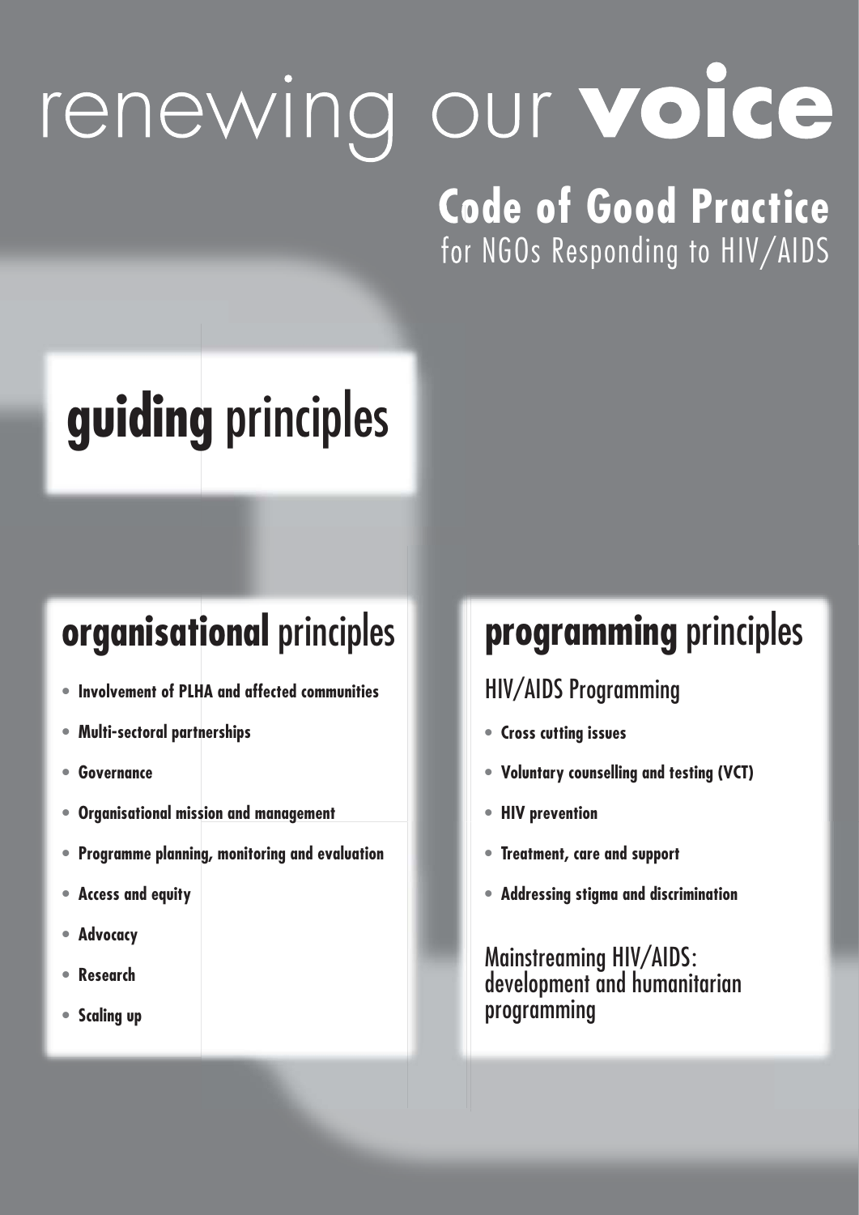# renewing our **voice**

## Code of Good Practice
for NGOs Responding to HIV/AIDS

## **guiding** principles

### **organisational** principles

- **Involvement of PLHA and affected communities**
- **Multi-sectoral partnerships**
- **Governance**
- **Organisational mission and management**
- **Programme planning, monitoring and evaluation**
- **Access and equity**
- **Advocacy**
- **Research**
- **Scaling up**

### **programming** principles

HIV/AIDS Programming

- **Cross cutting issues**
- **Voluntary counselling and testing (VCT)**
- **HIV prevention**
- **Treatment, care and support**
- **Addressing stigma and discrimination**

Mainstreaming HIV/AIDS: development and humanitarian programming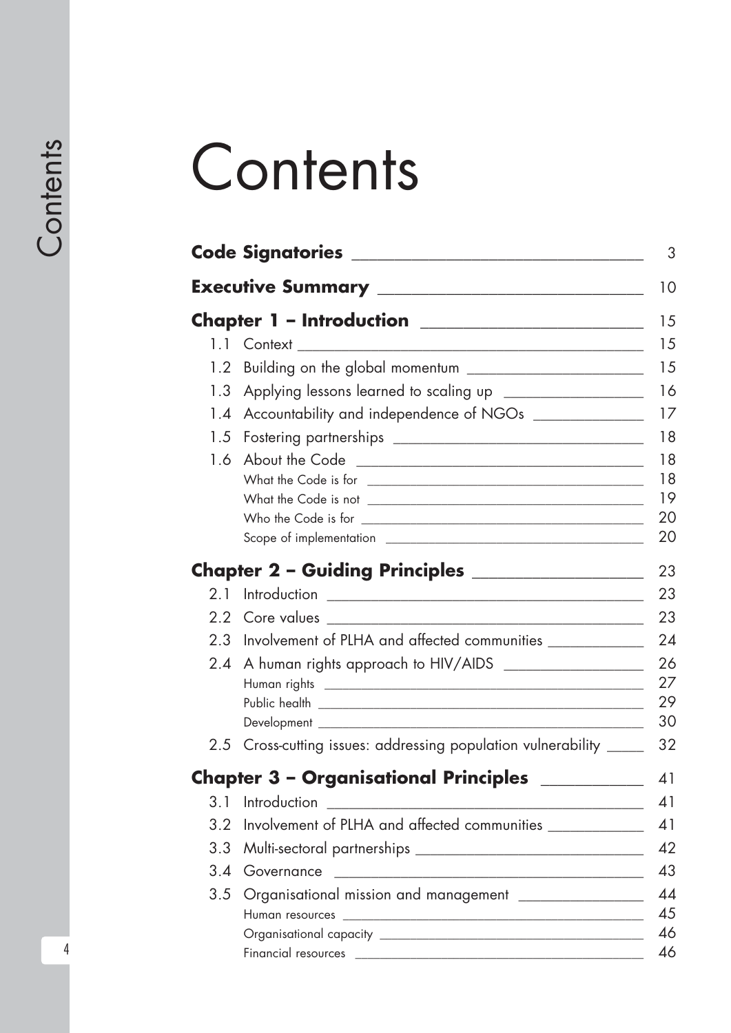# Contents

| | | |
|---|---|---|
| **Code Signatories** | | 3 |
| **Executive Summary** | | 10 |
| **Chapter 1 – Introduction** | | 15 |
| 1.1 | Context | 15 |
| 1.2 | Building on the global momentum | 15 |
| 1.3 | Applying lessons learned to scaling up | 16 |
| 1.4 | Accountability and independence of NGOs | 17 |
| 1.5 | Fostering partnerships | 18 |
| 1.6 | About the Code | 18 |
| | What the Code is for | 18 |
| | What the Code is not | 19 |
| | Who the Code is for | 20 |
| | Scope of implementation | 20 |
| **Chapter 2 – Guiding Principles** | | 23 |
| 2.1 | Introduction | 23 |
| 2.2 | Core values | 23 |
| 2.3 | Involvement of PLHA and affected communities | 24 |
| 2.4 | A human rights approach to HIV/AIDS | 26 |
| | Human rights | 27 |
| | Public health | 29 |
| | Development | 30 |
| 2.5 | Cross-cutting issues: addressing population vulnerability | 32 |
| **Chapter 3 – Organisational Principles** | | 41 |
| 3.1 | Introduction | 41 |
| 3.2 | Involvement of PLHA and affected communities | 41 |
| 3.3 | Multi-sectoral partnerships | 42 |
| 3.4 | Governance | 43 |
| 3.5 | Organisational mission and management | 44 |
| | Human resources | 45 |
| | Organisational capacity | 46 |
| | Financial resources | 46 |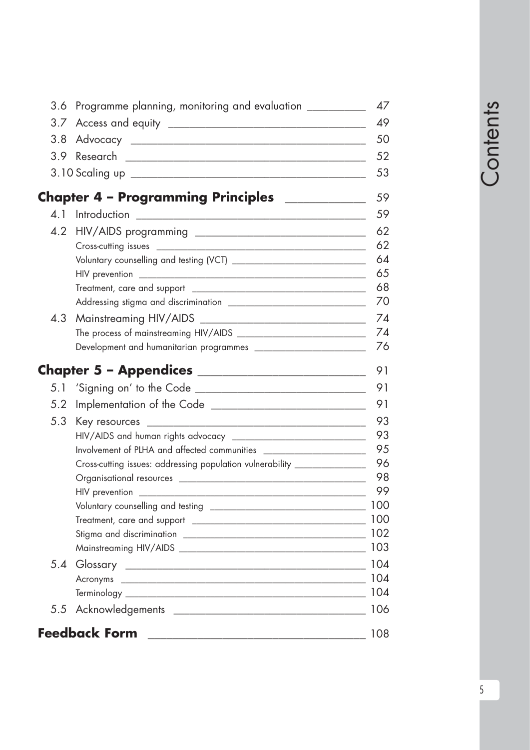3.6 Programme planning, monitoring and evaluation ______ 47
3.7 Access and equity ______ 49
3.8 Advocacy ______ 50
3.9 Research ______ 52
3.10 Scaling up ______ 53

**Chapter 4 – Programming Principles ______ 59**

4.1 Introduction ______ 59
4.2 HIV/AIDS programming ______ 62
- Cross-cutting issues ______ 62
- Voluntary counselling and testing (VCT) ______ 64
- HIV prevention ______ 65
- Treatment, care and support ______ 68
- Addressing stigma and discrimination ______ 70

4.3 Mainstreaming HIV/AIDS ______ 74
- The process of mainstreaming HIV/AIDS ______ 74
- Development and humanitarian programmes ______ 76

**Chapter 5 – Appendices ______ 91**

5.1 'Signing on' to the Code ______ 91
5.2 Implementation of the Code ______ 91
5.3 Key resources ______ 93
- HIV/AIDS and human rights advocacy ______ 93
- Involvement of PLHA and affected communities ______ 95
- Cross-cutting issues: addressing population vulnerability ______ 96
- Organisational resources ______ 98
- HIV prevention ______ 99
- Voluntary counselling and testing ______ 100
- Treatment, care and support ______ 100
- Stigma and discrimination ______ 102
- Mainstreaming HIV/AIDS ______ 103

5.4 Glossary ______ 104
- Acronyms ______ 104
- Terminology ______ 104

5.5 Acknowledgements ______ 106

**Feedback Form ______ 108**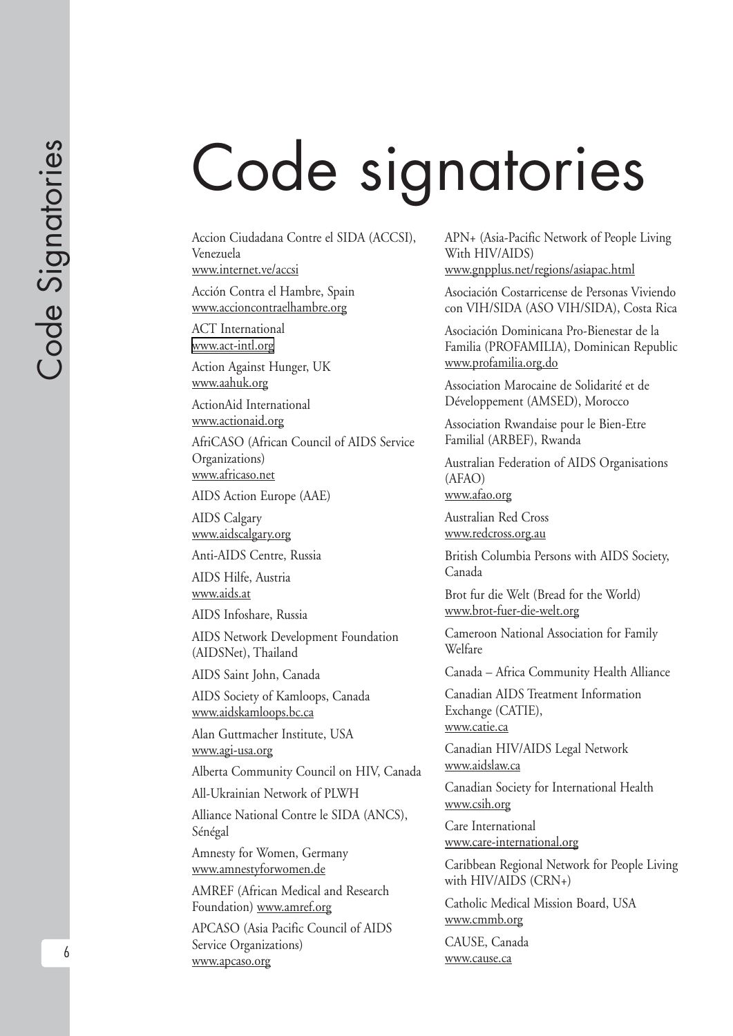# Code signatories

Accion Ciudadana Contre el SIDA (ACCSI), Venezuela
www.internet.ve/accsi

Acción Contra el Hambre, Spain
www.accioncontraelhambre.org

ACT International
www.act-intl.org

Action Against Hunger, UK
www.aahuk.org

ActionAid International
www.actionaid.org

AfriCASO (African Council of AIDS Service Organizations)
www.africaso.net

AIDS Action Europe (AAE)

AIDS Calgary
www.aidscalgary.org

Anti-AIDS Centre, Russia

AIDS Hilfe, Austria
www.aids.at

AIDS Infoshare, Russia

AIDS Network Development Foundation (AIDSNet), Thailand

AIDS Saint John, Canada

AIDS Society of Kamloops, Canada
www.aidskamloops.bc.ca

Alan Guttmacher Institute, USA
www.agi-usa.org

Alberta Community Council on HIV, Canada

All-Ukrainian Network of PLWH

Alliance National Contre le SIDA (ANCS), Sénégal

Amnesty for Women, Germany
www.amnestyforwomen.de

AMREF (African Medical and Research Foundation) www.amref.org

APCASO (Asia Pacific Council of AIDS Service Organizations)
www.apcaso.org

APN+ (Asia-Pacific Network of People Living With HIV/AIDS)
www.gnpplus.net/regions/asiapac.html

Asociación Costarricense de Personas Viviendo con VIH/SIDA (ASO VIH/SIDA), Costa Rica

Asociación Dominicana Pro-Bienestar de la Familia (PROFAMILIA), Dominican Republic
www.profamilia.org.do

Association Marocaine de Solidarité et de Développement (AMSED), Morocco

Association Rwandaise pour le Bien-Etre Familial (ARBEF), Rwanda

Australian Federation of AIDS Organisations (AFAO)
www.afao.org

Australian Red Cross
www.redcross.org.au

British Columbia Persons with AIDS Society, Canada

Brot fur die Welt (Bread for the World)
www.brot-fuer-die-welt.org

Cameroon National Association for Family Welfare

Canada – Africa Community Health Alliance

Canadian AIDS Treatment Information Exchange (CATIE),
www.catie.ca

Canadian HIV/AIDS Legal Network
www.aidslaw.ca

Canadian Society for International Health
www.csih.org

Care International
www.care-international.org

Caribbean Regional Network for People Living with HIV/AIDS (CRN+)

Catholic Medical Mission Board, USA
www.cmmb.org

CAUSE, Canada
www.cause.ca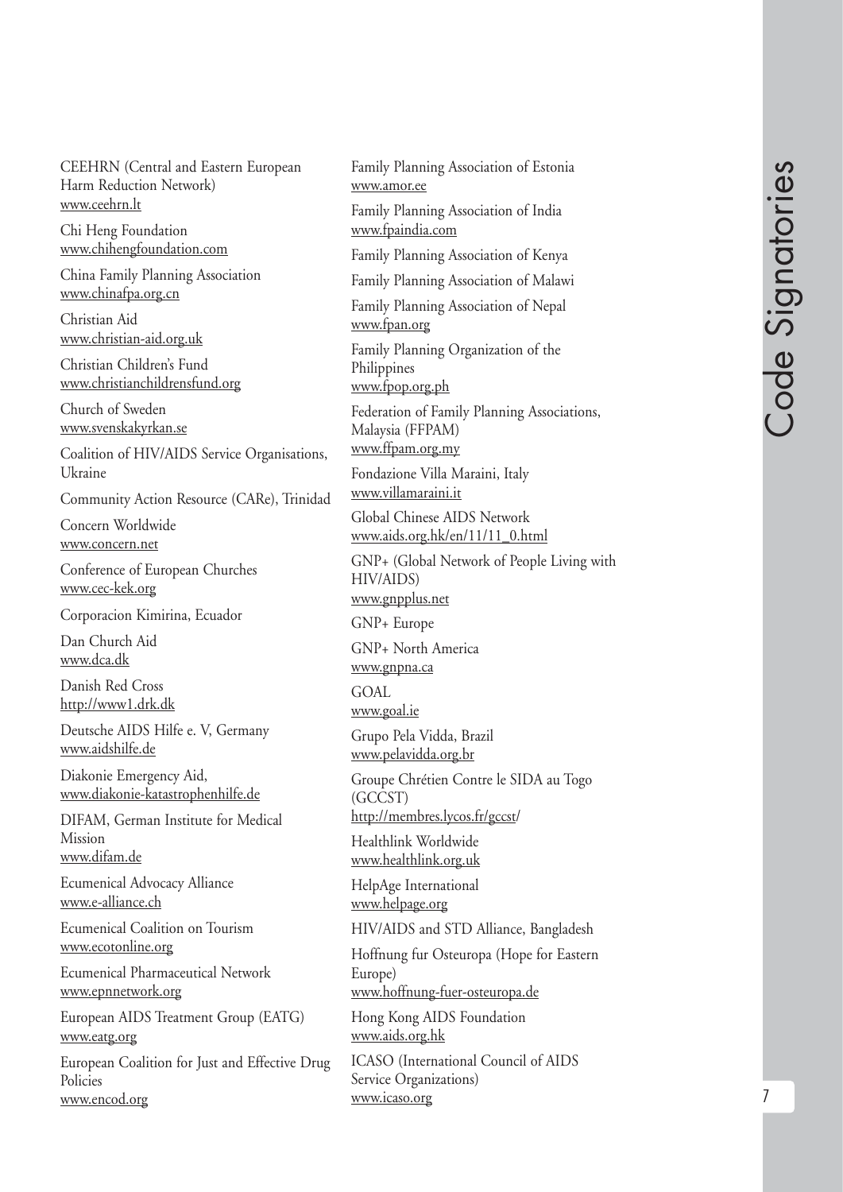CEEHRN (Central and Eastern European Harm Reduction Network)
www.ceehrn.lt

Chi Heng Foundation
www.chihengfoundation.com

China Family Planning Association
www.chinafpa.org.cn

Christian Aid
www.christian-aid.org.uk

Christian Children's Fund
www.christianchildrensfund.org

Church of Sweden
www.svenskakyrkan.se

Coalition of HIV/AIDS Service Organisations, Ukraine

Community Action Resource (CARe), Trinidad

Concern Worldwide
www.concern.net

Conference of European Churches
www.cec-kek.org

Corporacion Kimirina, Ecuador

Dan Church Aid
www.dca.dk

Danish Red Cross
http://www1.drk.dk

Deutsche AIDS Hilfe e. V, Germany
www.aidshilfe.de

Diakonie Emergency Aid,
www.diakonie-katastrophenhilfe.de

DIFAM, German Institute for Medical Mission
www.difam.de

Ecumenical Advocacy Alliance
www.e-alliance.ch

Ecumenical Coalition on Tourism
www.ecotonline.org

Ecumenical Pharmaceutical Network
www.epnnetwork.org

European AIDS Treatment Group (EATG)
www.eatg.org

European Coalition for Just and Effective Drug Policies
www.encod.org

Family Planning Association of Estonia
www.amor.ee

Family Planning Association of India
www.fpaindia.com

Family Planning Association of Kenya

Family Planning Association of Malawi

Family Planning Association of Nepal
www.fpan.org

Family Planning Organization of the Philippines
www.fpop.org.ph

Federation of Family Planning Associations, Malaysia (FFPAM)
www.ffpam.org.my

Fondazione Villa Maraini, Italy
www.villamaraini.it

Global Chinese AIDS Network
www.aids.org.hk/en/11/11_0.html

GNP+ (Global Network of People Living with HIV/AIDS)
www.gnpplus.net

GNP+ Europe

GNP+ North America
www.gnpna.ca

GOAL
www.goal.ie

Grupo Pela Vidda, Brazil
www.pelavidda.org.br

Groupe Chrétien Contre le SIDA au Togo (GCCST)
http://membres.lycos.fr/gccst/

Healthlink Worldwide
www.healthlink.org.uk

HelpAge International
www.helpage.org

HIV/AIDS and STD Alliance, Bangladesh

Hoffnung fur Osteuropa (Hope for Eastern Europe)
www.hoffnung-fuer-osteuropa.de

Hong Kong AIDS Foundation
www.aids.org.hk

ICASO (International Council of AIDS Service Organizations)
www.icaso.org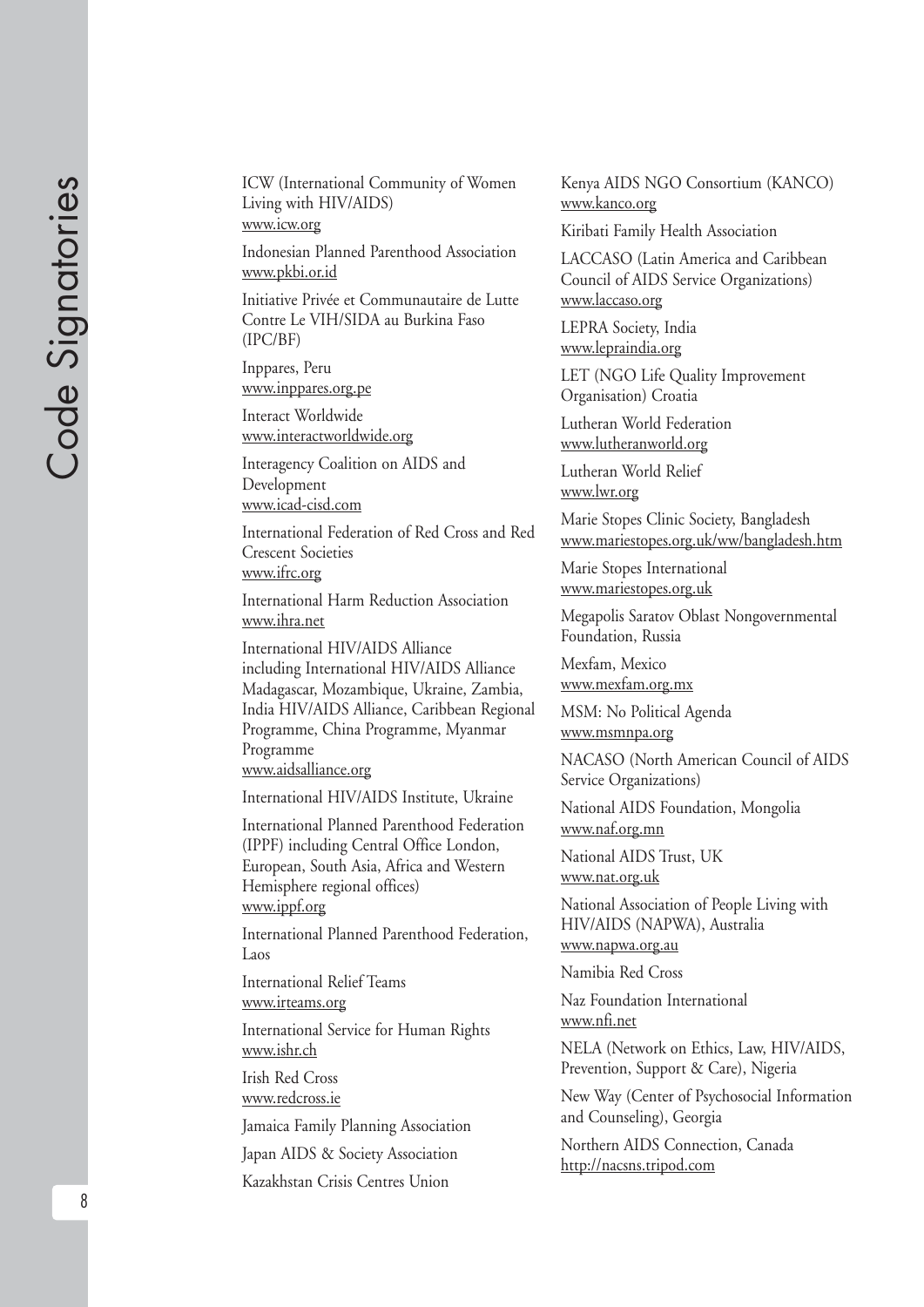ICW (International Community of Women Living with HIV/AIDS)
www.icw.org

Indonesian Planned Parenthood Association
www.pkbi.or.id

Initiative Privée et Communautaire de Lutte Contre Le VIH/SIDA au Burkina Faso (IPC/BF)

Inppares, Peru
www.inppares.org.pe

Interact Worldwide
www.interactworldwide.org

Interagency Coalition on AIDS and Development
www.icad-cisd.com

International Federation of Red Cross and Red Crescent Societies
www.ifrc.org

International Harm Reduction Association
www.ihra.net

International HIV/AIDS Alliance including International HIV/AIDS Alliance Madagascar, Mozambique, Ukraine, Zambia, India HIV/AIDS Alliance, Caribbean Regional Programme, China Programme, Myanmar Programme
www.aidsalliance.org

International HIV/AIDS Institute, Ukraine

International Planned Parenthood Federation (IPPF) including Central Office London, European, South Asia, Africa and Western Hemisphere regional offices)
www.ippf.org

International Planned Parenthood Federation, Laos

International Relief Teams
www.irteams.org

International Service for Human Rights
www.ishr.ch

Irish Red Cross
www.redcross.ie

Jamaica Family Planning Association

Japan AIDS & Society Association

Kazakhstan Crisis Centres Union

Kenya AIDS NGO Consortium (KANCO)
www.kanco.org

Kiribati Family Health Association

LACCASO (Latin America and Caribbean Council of AIDS Service Organizations)
www.laccaso.org

LEPRA Society, India
www.lepraindia.org

LET (NGO Life Quality Improvement Organisation) Croatia

Lutheran World Federation
www.lutheranworld.org

Lutheran World Relief
www.lwr.org

Marie Stopes Clinic Society, Bangladesh
www.mariestopes.org.uk/ww/bangladesh.htm

Marie Stopes International
www.mariestopes.org.uk

Megapolis Saratov Oblast Nongovernmental Foundation, Russia

Mexfam, Mexico
www.mexfam.org.mx

MSM: No Political Agenda
www.msmnpa.org

NACASO (North American Council of AIDS Service Organizations)

National AIDS Foundation, Mongolia
www.naf.org.mn

National AIDS Trust, UK
www.nat.org.uk

National Association of People Living with HIV/AIDS (NAPWA), Australia
www.napwa.org.au

Namibia Red Cross

Naz Foundation International
www.nfi.net

NELA (Network on Ethics, Law, HIV/AIDS, Prevention, Support & Care), Nigeria

New Way (Center of Psychosocial Information and Counseling), Georgia

Northern AIDS Connection, Canada
http://nacsns.tripod.com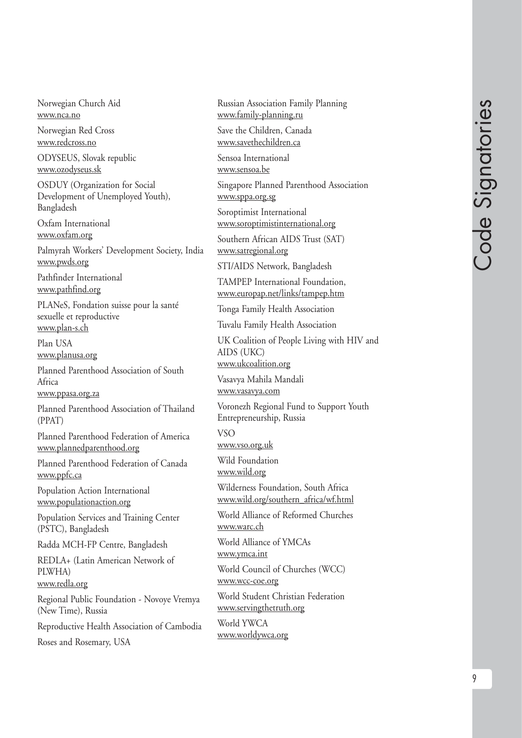Norwegian Church Aid
www.nca.no

Norwegian Red Cross
www.redcross.no

ODYSEUS, Slovak republic
www.ozodyseus.sk

OSDUY (Organization for Social Development of Unemployed Youth), Bangladesh

Oxfam International
www.oxfam.org

Palmyrah Workers' Development Society, India
www.pwds.org

Pathfinder International
www.pathfind.org

PLANeS, Fondation suisse pour la santé sexuelle et reproductive
www.plan-s.ch

Plan USA
www.planusa.org

Planned Parenthood Association of South Africa
www.ppasa.org.za

Planned Parenthood Association of Thailand (PPAT)

Planned Parenthood Federation of America
www.plannedparenthood.org

Planned Parenthood Federation of Canada
www.ppfc.ca

Population Action International
www.populationaction.org

Population Services and Training Center (PSTC), Bangladesh

Radda MCH-FP Centre, Bangladesh

REDLA+ (Latin American Network of PLWHA)
www.redla.org

Regional Public Foundation - Novoye Vremya (New Time), Russia

Reproductive Health Association of Cambodia

Roses and Rosemary, USA

Russian Association Family Planning
www.family-planning.ru

Save the Children, Canada
www.savethechildren.ca

Sensoa International
www.sensoa.be

Singapore Planned Parenthood Association
www.sppa.org.sg

Soroptimist International
www.soroptimistinternational.org

Southern African AIDS Trust (SAT)
www.satregional.org

STI/AIDS Network, Bangladesh

TAMPEP International Foundation,
www.europap.net/links/tampep.htm

Tonga Family Health Association

Tuvalu Family Health Association

UK Coalition of People Living with HIV and AIDS (UKC)
www.ukcoalition.org

Vasavya Mahila Mandali
www.vasavya.com

Voronezh Regional Fund to Support Youth Entrepreneurship, Russia

VSO
www.vso.org.uk

Wild Foundation
www.wild.org

Wilderness Foundation, South Africa
www.wild.org/southern_africa/wf.html

World Alliance of Reformed Churches
www.warc.ch

World Alliance of YMCAs
www.ymca.int

World Council of Churches (WCC)
www.wcc-coe.org

World Student Christian Federation
www.servingthetruth.org

World YWCA
www.worldywca.org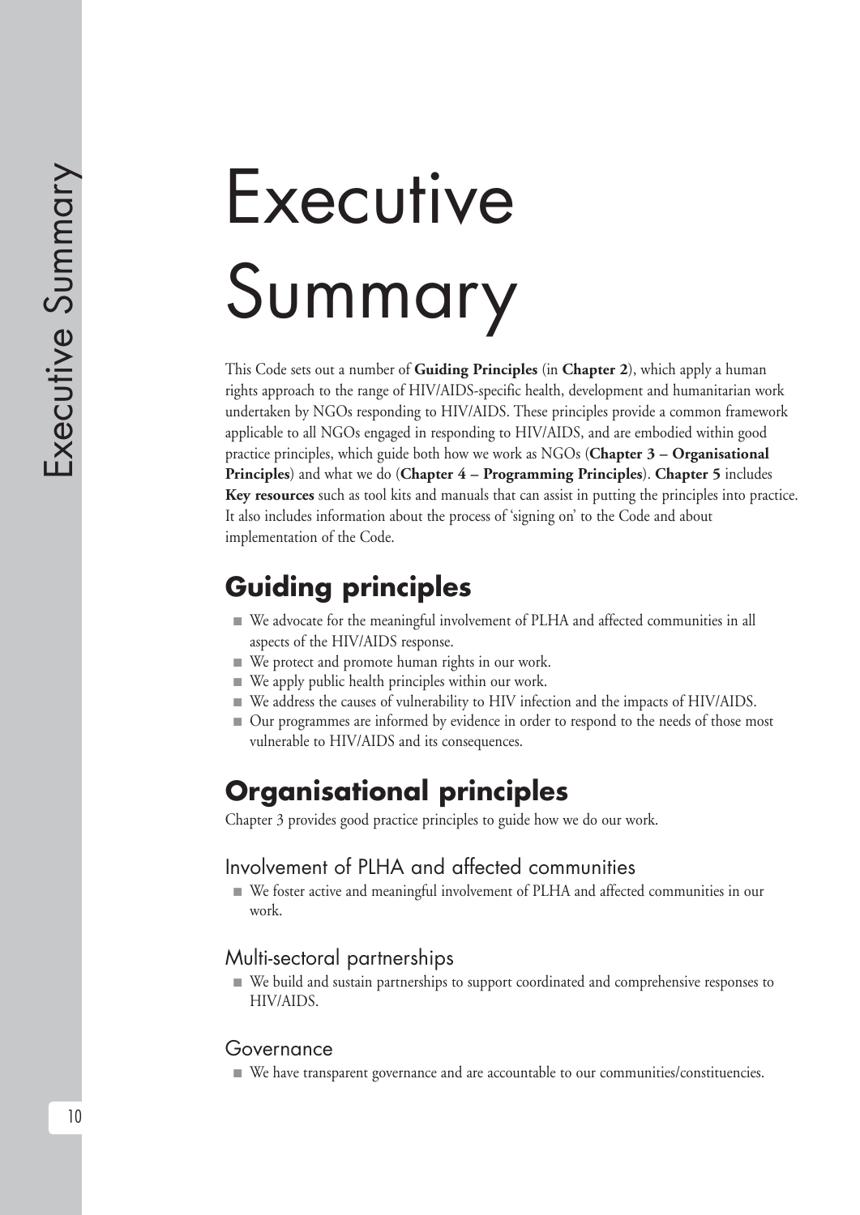# Executive Summary

This Code sets out a number of **Guiding Principles** (in **Chapter 2**), which apply a human rights approach to the range of HIV/AIDS-specific health, development and humanitarian work undertaken by NGOs responding to HIV/AIDS. These principles provide a common framework applicable to all NGOs engaged in responding to HIV/AIDS, and are embodied within good practice principles, which guide both how we work as NGOs (**Chapter 3 – Organisational Principles**) and what we do (**Chapter 4 – Programming Principles**). **Chapter 5** includes **Key resources** such as tool kits and manuals that can assist in putting the principles into practice. It also includes information about the process of 'signing on' to the Code and about implementation of the Code.

## Guiding principles

- We advocate for the meaningful involvement of PLHA and affected communities in all aspects of the HIV/AIDS response.
- We protect and promote human rights in our work.
- We apply public health principles within our work.
- We address the causes of vulnerability to HIV infection and the impacts of HIV/AIDS.
- Our programmes are informed by evidence in order to respond to the needs of those most vulnerable to HIV/AIDS and its consequences.

## Organisational principles

Chapter 3 provides good practice principles to guide how we do our work.

### Involvement of PLHA and affected communities

- We foster active and meaningful involvement of PLHA and affected communities in our work.

### Multi-sectoral partnerships

- We build and sustain partnerships to support coordinated and comprehensive responses to HIV/AIDS.

### Governance

- We have transparent governance and are accountable to our communities/constituencies.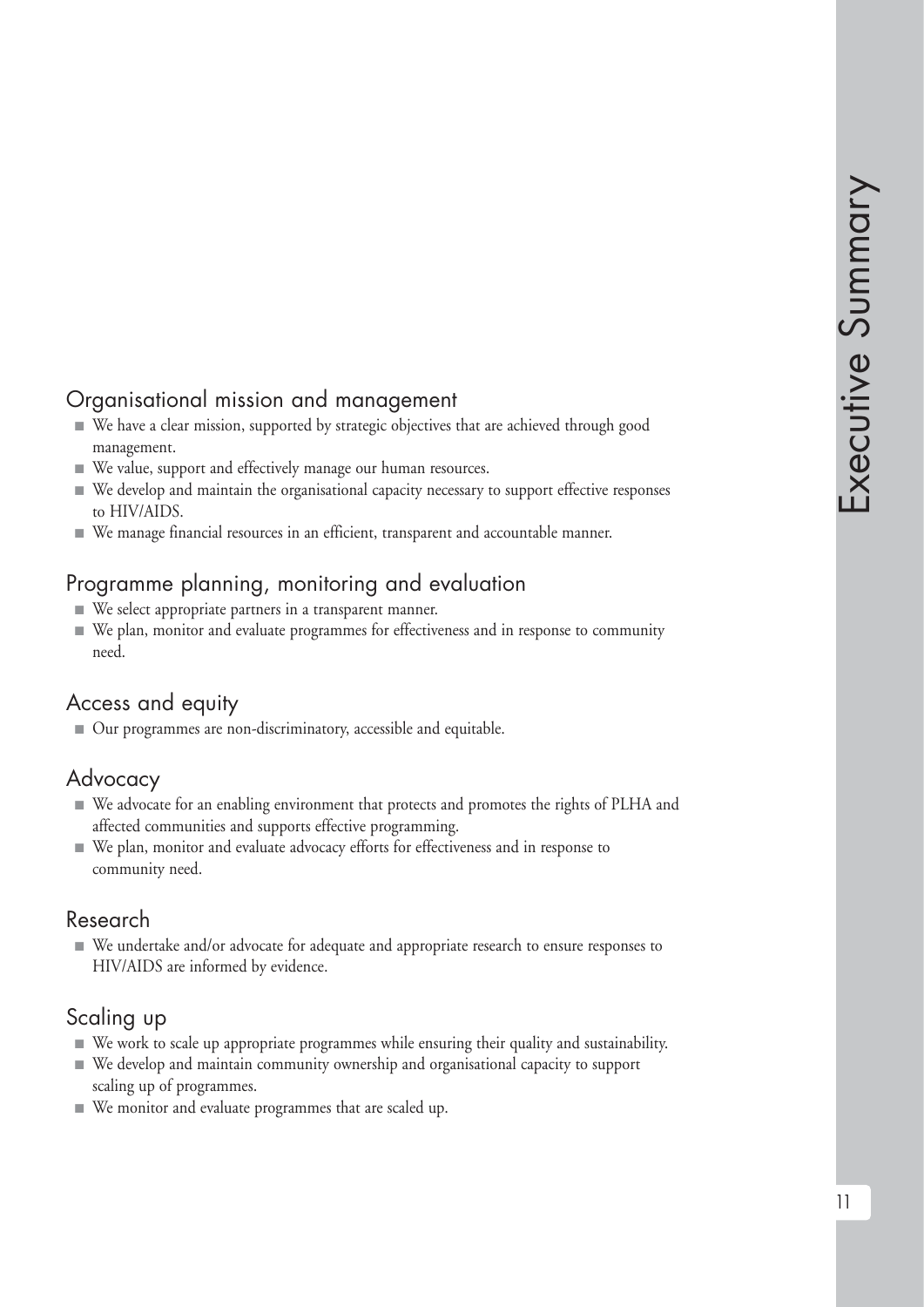## Organisational mission and management

- We have a clear mission, supported by strategic objectives that are achieved through good management.
- We value, support and effectively manage our human resources.
- We develop and maintain the organisational capacity necessary to support effective responses to HIV/AIDS.
- We manage financial resources in an efficient, transparent and accountable manner.

## Programme planning, monitoring and evaluation

- We select appropriate partners in a transparent manner.
- We plan, monitor and evaluate programmes for effectiveness and in response to community need.

## Access and equity

- Our programmes are non-discriminatory, accessible and equitable.

## Advocacy

- We advocate for an enabling environment that protects and promotes the rights of PLHA and affected communities and supports effective programming.
- We plan, monitor and evaluate advocacy efforts for effectiveness and in response to community need.

## Research

- We undertake and/or advocate for adequate and appropriate research to ensure responses to HIV/AIDS are informed by evidence.

## Scaling up

- We work to scale up appropriate programmes while ensuring their quality and sustainability.
- We develop and maintain community ownership and organisational capacity to support scaling up of programmes.
- We monitor and evaluate programmes that are scaled up.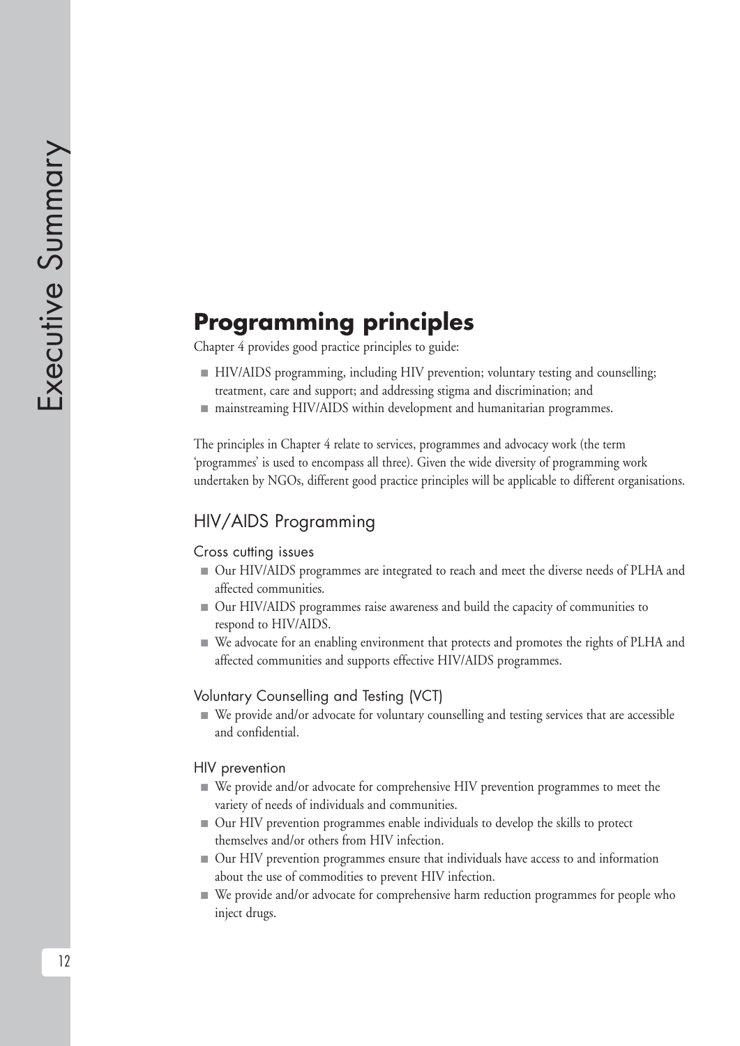## Programming principles

Chapter 4 provides good practice principles to guide:

- HIV/AIDS programming, including HIV prevention; voluntary testing and counselling; treatment, care and support; and addressing stigma and discrimination; and
- mainstreaming HIV/AIDS within development and humanitarian programmes.

The principles in Chapter 4 relate to services, programmes and advocacy work (the term 'programmes' is used to encompass all three). Given the wide diversity of programming work undertaken by NGOs, different good practice principles will be applicable to different organisations.

### HIV/AIDS Programming

#### Cross cutting issues

- Our HIV/AIDS programmes are integrated to reach and meet the diverse needs of PLHA and affected communities.
- Our HIV/AIDS programmes raise awareness and build the capacity of communities to respond to HIV/AIDS.
- We advocate for an enabling environment that protects and promotes the rights of PLHA and affected communities and supports effective HIV/AIDS programmes.

#### Voluntary Counselling and Testing (VCT)

- We provide and/or advocate for voluntary counselling and testing services that are accessible and confidential.

#### HIV prevention

- We provide and/or advocate for comprehensive HIV prevention programmes to meet the variety of needs of individuals and communities.
- Our HIV prevention programmes enable individuals to develop the skills to protect themselves and/or others from HIV infection.
- Our HIV prevention programmes ensure that individuals have access to and information about the use of commodities to prevent HIV infection.
- We provide and/or advocate for comprehensive harm reduction programmes for people who inject drugs.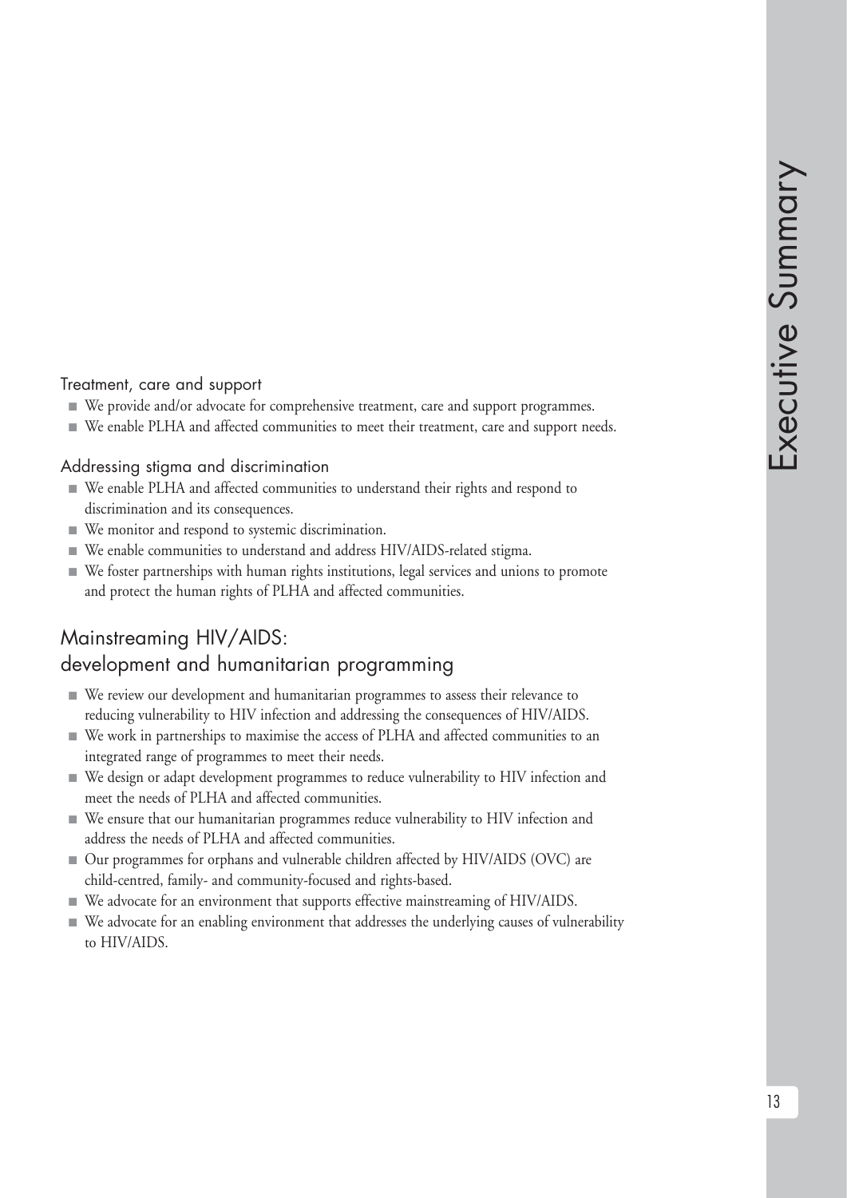### Treatment, care and support

- We provide and/or advocate for comprehensive treatment, care and support programmes.
- We enable PLHA and affected communities to meet their treatment, care and support needs.

### Addressing stigma and discrimination

- We enable PLHA and affected communities to understand their rights and respond to discrimination and its consequences.
- We monitor and respond to systemic discrimination.
- We enable communities to understand and address HIV/AIDS-related stigma.
- We foster partnerships with human rights institutions, legal services and unions to promote and protect the human rights of PLHA and affected communities.

## Mainstreaming HIV/AIDS: development and humanitarian programming

- We review our development and humanitarian programmes to assess their relevance to reducing vulnerability to HIV infection and addressing the consequences of HIV/AIDS.
- We work in partnerships to maximise the access of PLHA and affected communities to an integrated range of programmes to meet their needs.
- We design or adapt development programmes to reduce vulnerability to HIV infection and meet the needs of PLHA and affected communities.
- We ensure that our humanitarian programmes reduce vulnerability to HIV infection and address the needs of PLHA and affected communities.
- Our programmes for orphans and vulnerable children affected by HIV/AIDS (OVC) are child-centred, family- and community-focused and rights-based.
- We advocate for an environment that supports effective mainstreaming of HIV/AIDS.
- We advocate for an enabling environment that addresses the underlying causes of vulnerability to HIV/AIDS.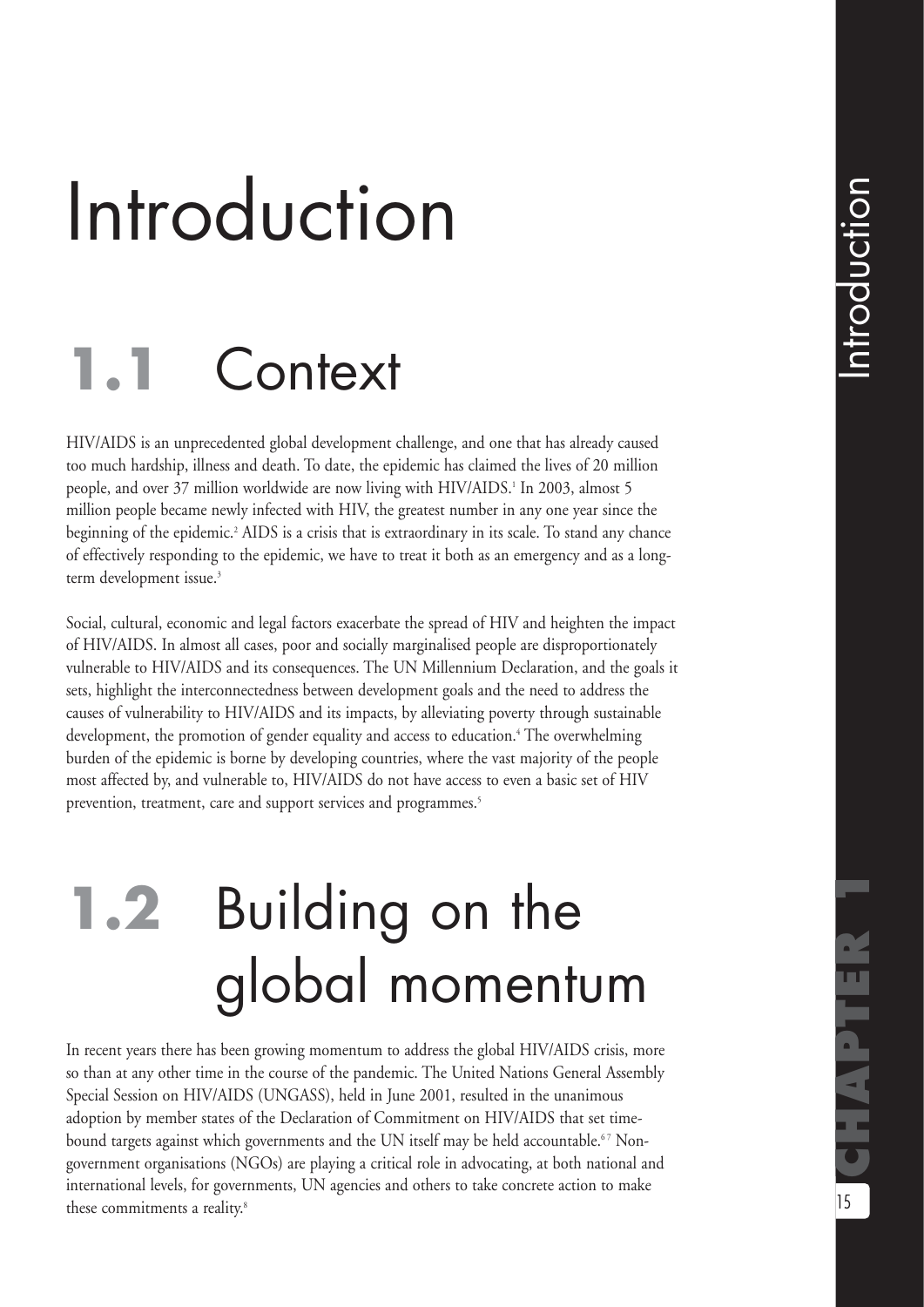# Introduction

## 1.1 Context

HIV/AIDS is an unprecedented global development challenge, and one that has already caused too much hardship, illness and death. To date, the epidemic has claimed the lives of 20 million people, and over 37 million worldwide are now living with HIV/AIDS.[1] In 2003, almost 5 million people became newly infected with HIV, the greatest number in any one year since the beginning of the epidemic.[2] AIDS is a crisis that is extraordinary in its scale. To stand any chance of effectively responding to the epidemic, we have to treat it both as an emergency and as a long-term development issue.[3]

Social, cultural, economic and legal factors exacerbate the spread of HIV and heighten the impact of HIV/AIDS. In almost all cases, poor and socially marginalised people are disproportionately vulnerable to HIV/AIDS and its consequences. The UN Millennium Declaration, and the goals it sets, highlight the interconnectedness between development goals and the need to address the causes of vulnerability to HIV/AIDS and its impacts, by alleviating poverty through sustainable development, the promotion of gender equality and access to education.[4] The overwhelming burden of the epidemic is borne by developing countries, where the vast majority of the people most affected by, and vulnerable to, HIV/AIDS do not have access to even a basic set of HIV prevention, treatment, care and support services and programmes.[5]

## 1.2 Building on the global momentum

In recent years there has been growing momentum to address the global HIV/AIDS crisis, more so than at any other time in the course of the pandemic. The United Nations General Assembly Special Session on HIV/AIDS (UNGASS), held in June 2001, resulted in the unanimous adoption by member states of the Declaration of Commitment on HIV/AIDS that set time-bound targets against which governments and the UN itself may be held accountable.[6,7] Non-government organisations (NGOs) are playing a critical role in advocating, at both national and international levels, for governments, UN agencies and others to take concrete action to make these commitments a reality.[8]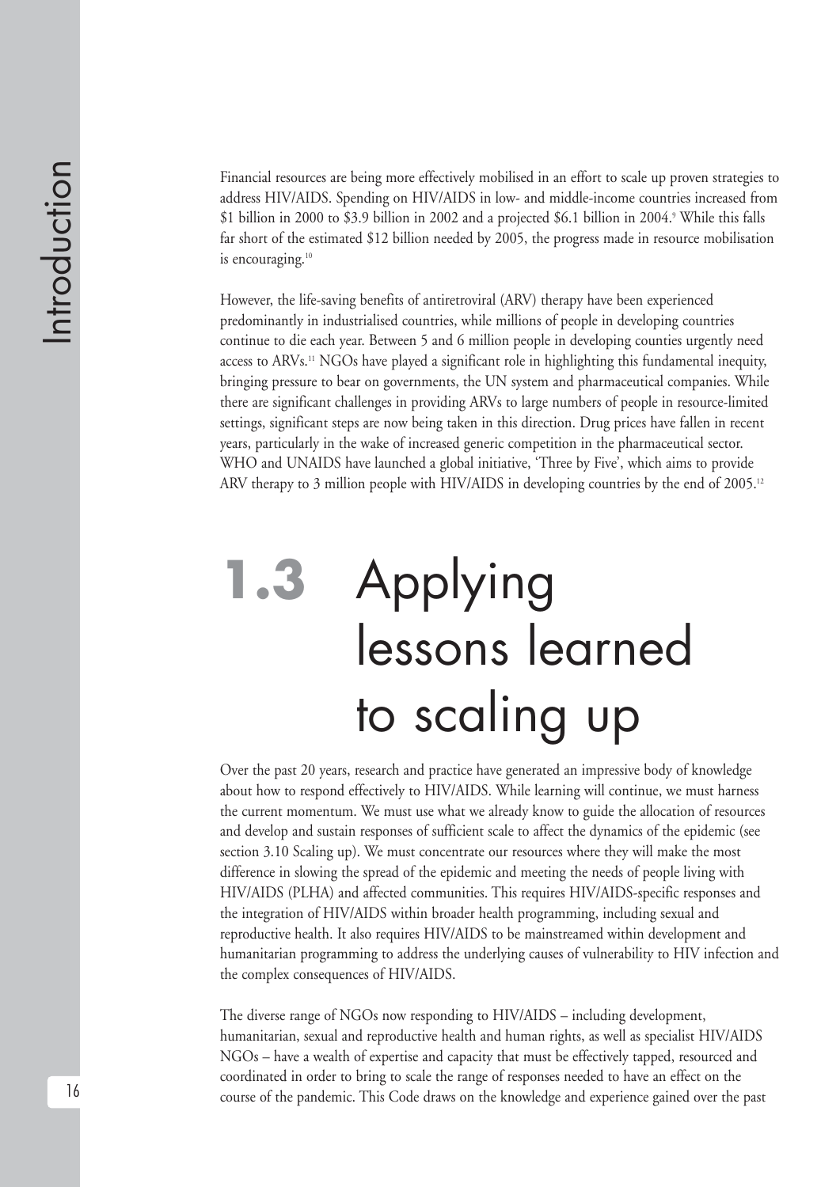Financial resources are being more effectively mobilised in an effort to scale up proven strategies to address HIV/AIDS. Spending on HIV/AIDS in low- and middle-income countries increased from $1 billion in 2000 to $3.9 billion in 2002 and a projected $6.1 billion in 2004.[9] While this falls far short of the estimated $12 billion needed by 2005, the progress made in resource mobilisation is encouraging.[10]

However, the life-saving benefits of antiretroviral (ARV) therapy have been experienced predominantly in industrialised countries, while millions of people in developing countries continue to die each year. Between 5 and 6 million people in developing counties urgently need access to ARVs.[11] NGOs have played a significant role in highlighting this fundamental inequity, bringing pressure to bear on governments, the UN system and pharmaceutical companies. While there are significant challenges in providing ARVs to large numbers of people in resource-limited settings, significant steps are now being taken in this direction. Drug prices have fallen in recent years, particularly in the wake of increased generic competition in the pharmaceutical sector. WHO and UNAIDS have launched a global initiative, 'Three by Five', which aims to provide ARV therapy to 3 million people with HIV/AIDS in developing countries by the end of 2005.[12]

## 1.3 Applying lessons learned to scaling up

Over the past 20 years, research and practice have generated an impressive body of knowledge about how to respond effectively to HIV/AIDS. While learning will continue, we must harness the current momentum. We must use what we already know to guide the allocation of resources and develop and sustain responses of sufficient scale to affect the dynamics of the epidemic (see section 3.10 Scaling up). We must concentrate our resources where they will make the most difference in slowing the spread of the epidemic and meeting the needs of people living with HIV/AIDS (PLHA) and affected communities. This requires HIV/AIDS-specific responses and the integration of HIV/AIDS within broader health programming, including sexual and reproductive health. It also requires HIV/AIDS to be mainstreamed within development and humanitarian programming to address the underlying causes of vulnerability to HIV infection and the complex consequences of HIV/AIDS.

The diverse range of NGOs now responding to HIV/AIDS – including development, humanitarian, sexual and reproductive health and human rights, as well as specialist HIV/AIDS NGOs – have a wealth of expertise and capacity that must be effectively tapped, resourced and coordinated in order to bring to scale the range of responses needed to have an effect on the course of the pandemic. This Code draws on the knowledge and experience gained over the past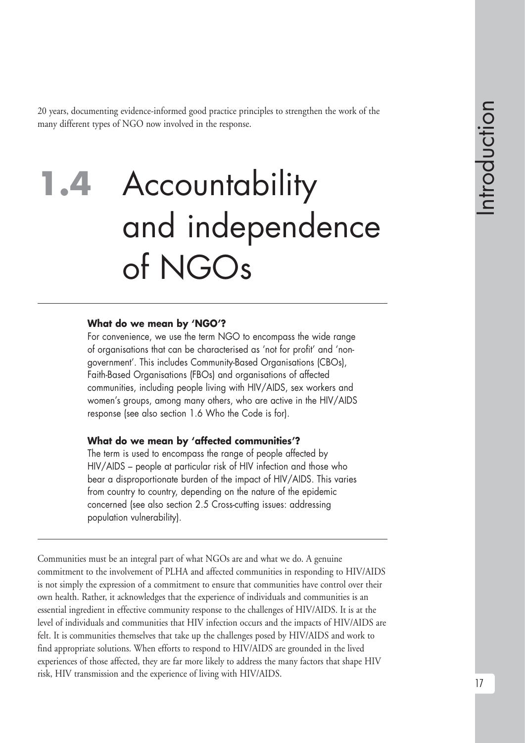20 years, documenting evidence-informed good practice principles to strengthen the work of the many different types of NGO now involved in the response.

# 1.4 Accountability and independence of NGOs

**What do we mean by 'NGO'?**

For convenience, we use the term NGO to encompass the wide range of organisations that can be characterised as 'not for profit' and 'non-government'. This includes Community-Based Organisations (CBOs), Faith-Based Organisations (FBOs) and organisations of affected communities, including people living with HIV/AIDS, sex workers and women's groups, among many others, who are active in the HIV/AIDS response (see also section 1.6 Who the Code is for).

**What do we mean by 'affected communities'?**

The term is used to encompass the range of people affected by HIV/AIDS – people at particular risk of HIV infection and those who bear a disproportionate burden of the impact of HIV/AIDS. This varies from country to country, depending on the nature of the epidemic concerned (see also section 2.5 Cross-cutting issues: addressing population vulnerability).

Communities must be an integral part of what NGOs are and what we do. A genuine commitment to the involvement of PLHA and affected communities in responding to HIV/AIDS is not simply the expression of a commitment to ensure that communities have control over their own health. Rather, it acknowledges that the experience of individuals and communities is an essential ingredient in effective community response to the challenges of HIV/AIDS. It is at the level of individuals and communities that HIV infection occurs and the impacts of HIV/AIDS are felt. It is communities themselves that take up the challenges posed by HIV/AIDS and work to find appropriate solutions. When efforts to respond to HIV/AIDS are grounded in the lived experiences of those affected, they are far more likely to address the many factors that shape HIV risk, HIV transmission and the experience of living with HIV/AIDS.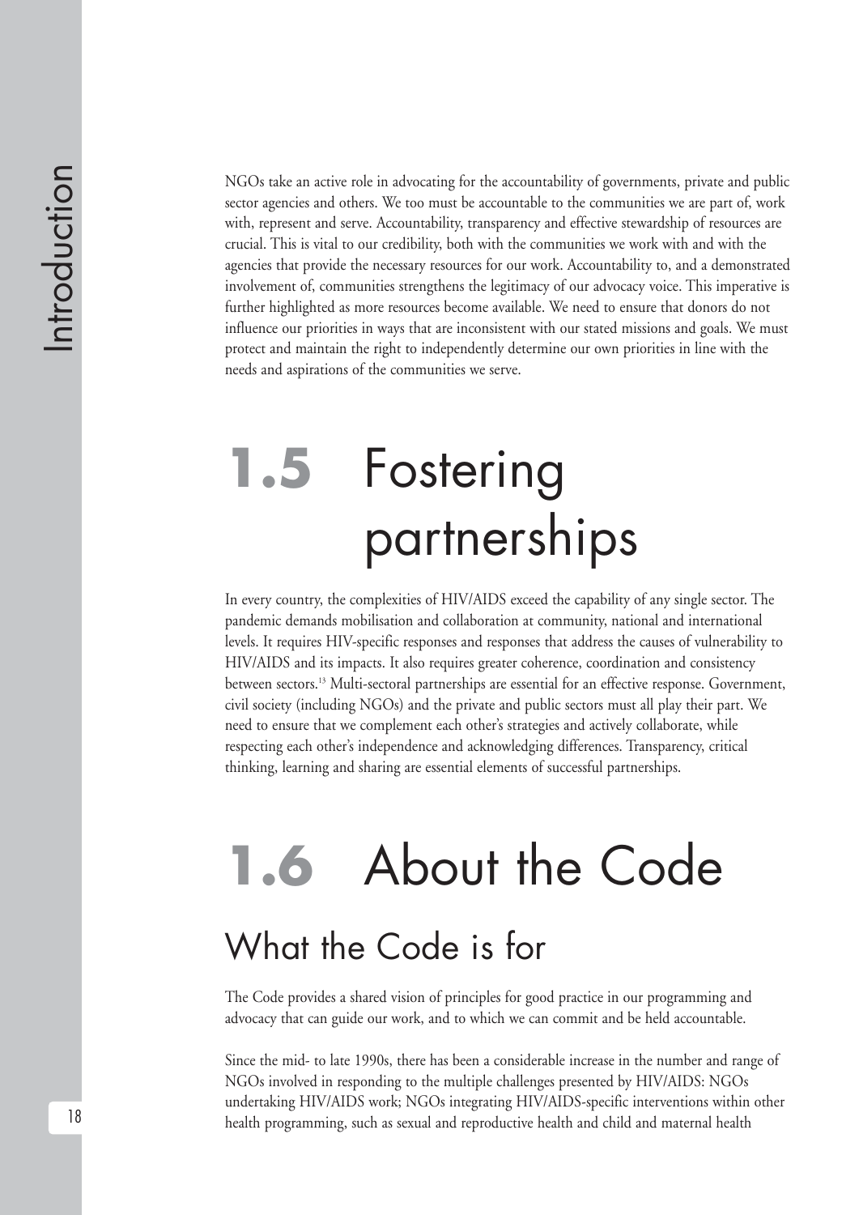NGOs take an active role in advocating for the accountability of governments, private and public sector agencies and others. We too must be accountable to the communities we are part of, work with, represent and serve. Accountability, transparency and effective stewardship of resources are crucial. This is vital to our credibility, both with the communities we work with and with the agencies that provide the necessary resources for our work. Accountability to, and a demonstrated involvement of, communities strengthens the legitimacy of our advocacy voice. This imperative is further highlighted as more resources become available. We need to ensure that donors do not influence our priorities in ways that are inconsistent with our stated missions and goals. We must protect and maintain the right to independently determine our own priorities in line with the needs and aspirations of the communities we serve.

# 1.5 Fostering partnerships

In every country, the complexities of HIV/AIDS exceed the capability of any single sector. The pandemic demands mobilisation and collaboration at community, national and international levels. It requires HIV-specific responses and responses that address the causes of vulnerability to HIV/AIDS and its impacts. It also requires greater coherence, coordination and consistency between sectors.[13] Multi-sectoral partnerships are essential for an effective response. Government, civil society (including NGOs) and the private and public sectors must all play their part. We need to ensure that we complement each other's strategies and actively collaborate, while respecting each other's independence and acknowledging differences. Transparency, critical thinking, learning and sharing are essential elements of successful partnerships.

# 1.6 About the Code

## What the Code is for

The Code provides a shared vision of principles for good practice in our programming and advocacy that can guide our work, and to which we can commit and be held accountable.

Since the mid- to late 1990s, there has been a considerable increase in the number and range of NGOs involved in responding to the multiple challenges presented by HIV/AIDS: NGOs undertaking HIV/AIDS work; NGOs integrating HIV/AIDS-specific interventions within other health programming, such as sexual and reproductive health and child and maternal health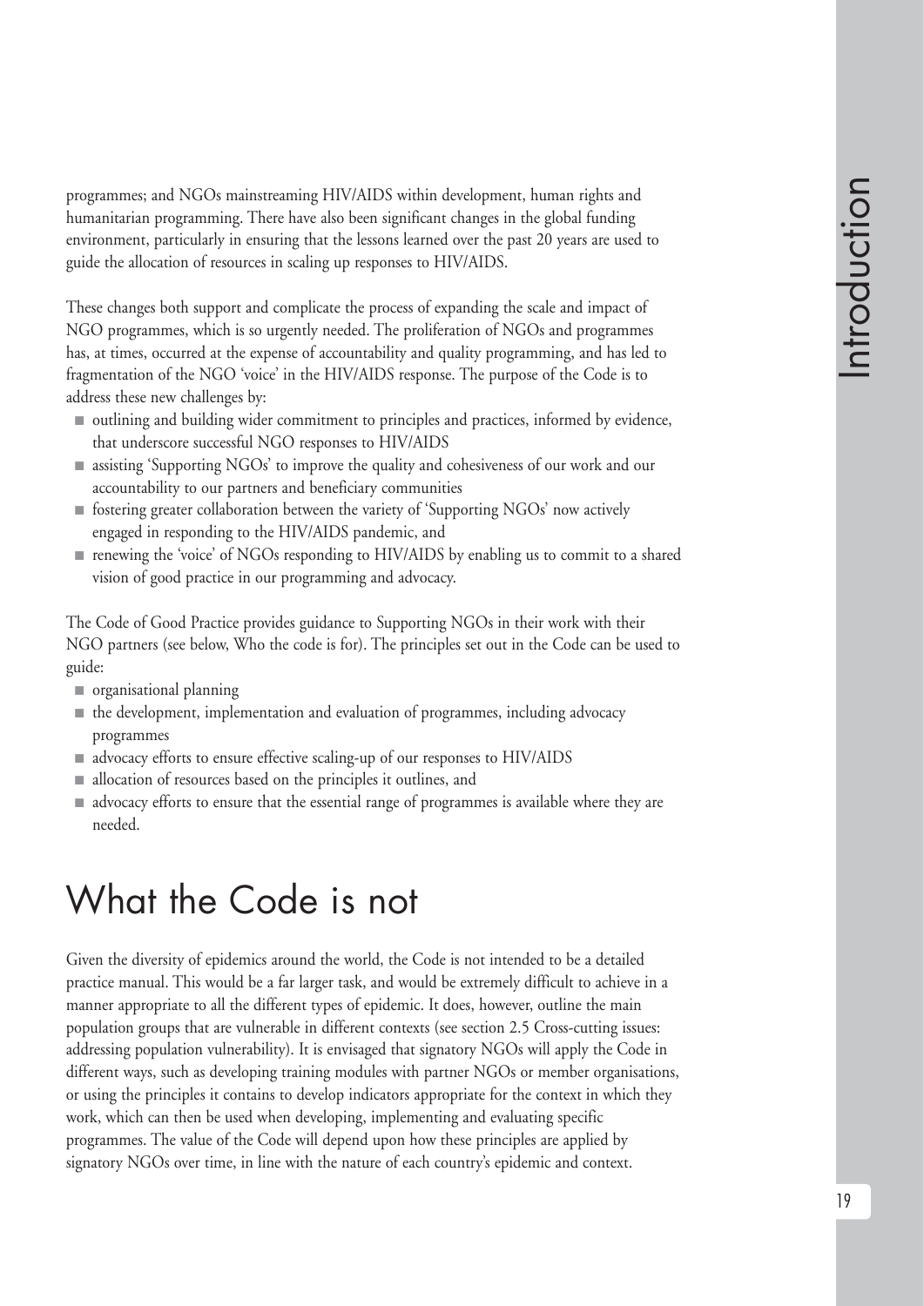programmes; and NGOs mainstreaming HIV/AIDS within development, human rights and humanitarian programming. There have also been significant changes in the global funding environment, particularly in ensuring that the lessons learned over the past 20 years are used to guide the allocation of resources in scaling up responses to HIV/AIDS.

These changes both support and complicate the process of expanding the scale and impact of NGO programmes, which is so urgently needed. The proliferation of NGOs and programmes has, at times, occurred at the expense of accountability and quality programming, and has led to fragmentation of the NGO 'voice' in the HIV/AIDS response. The purpose of the Code is to address these new challenges by:

- outlining and building wider commitment to principles and practices, informed by evidence, that underscore successful NGO responses to HIV/AIDS
- assisting 'Supporting NGOs' to improve the quality and cohesiveness of our work and our accountability to our partners and beneficiary communities
- fostering greater collaboration between the variety of 'Supporting NGOs' now actively engaged in responding to the HIV/AIDS pandemic, and
- renewing the 'voice' of NGOs responding to HIV/AIDS by enabling us to commit to a shared vision of good practice in our programming and advocacy.

The Code of Good Practice provides guidance to Supporting NGOs in their work with their NGO partners (see below, Who the code is for). The principles set out in the Code can be used to guide:

- organisational planning
- the development, implementation and evaluation of programmes, including advocacy programmes
- advocacy efforts to ensure effective scaling-up of our responses to HIV/AIDS
- allocation of resources based on the principles it outlines, and
- advocacy efforts to ensure that the essential range of programmes is available where they are needed.

# What the Code is not

Given the diversity of epidemics around the world, the Code is not intended to be a detailed practice manual. This would be a far larger task, and would be extremely difficult to achieve in a manner appropriate to all the different types of epidemic. It does, however, outline the main population groups that are vulnerable in different contexts (see section 2.5 Cross-cutting issues: addressing population vulnerability). It is envisaged that signatory NGOs will apply the Code in different ways, such as developing training modules with partner NGOs or member organisations, or using the principles it contains to develop indicators appropriate for the context in which they work, which can then be used when developing, implementing and evaluating specific programmes. The value of the Code will depend upon how these principles are applied by signatory NGOs over time, in line with the nature of each country's epidemic and context.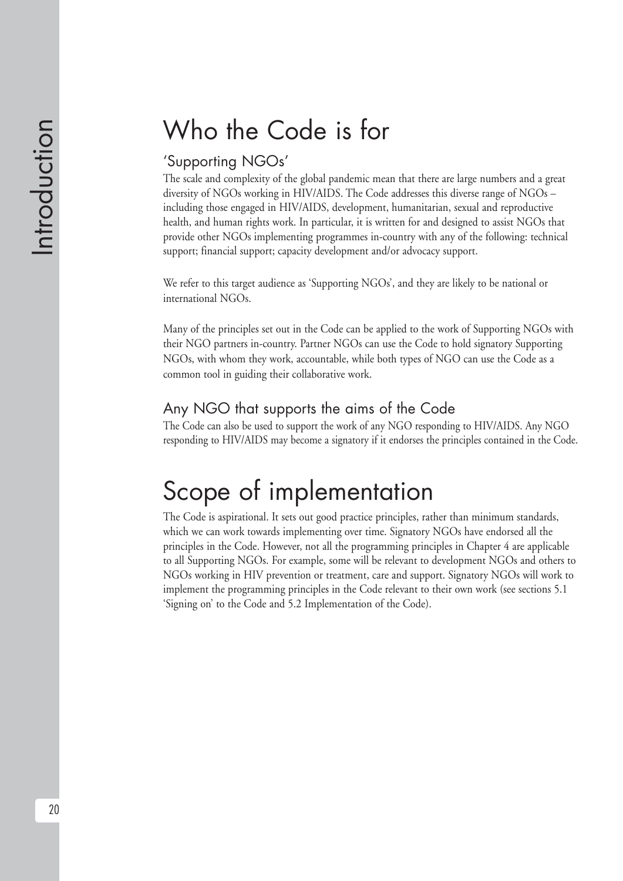# Who the Code is for

## 'Supporting NGOs'

The scale and complexity of the global pandemic mean that there are large numbers and a great diversity of NGOs working in HIV/AIDS. The Code addresses this diverse range of NGOs – including those engaged in HIV/AIDS, development, humanitarian, sexual and reproductive health, and human rights work. In particular, it is written for and designed to assist NGOs that provide other NGOs implementing programmes in-country with any of the following: technical support; financial support; capacity development and/or advocacy support.

We refer to this target audience as 'Supporting NGOs', and they are likely to be national or international NGOs.

Many of the principles set out in the Code can be applied to the work of Supporting NGOs with their NGO partners in-country. Partner NGOs can use the Code to hold signatory Supporting NGOs, with whom they work, accountable, while both types of NGO can use the Code as a common tool in guiding their collaborative work.

## Any NGO that supports the aims of the Code

The Code can also be used to support the work of any NGO responding to HIV/AIDS. Any NGO responding to HIV/AIDS may become a signatory if it endorses the principles contained in the Code.

# Scope of implementation

The Code is aspirational. It sets out good practice principles, rather than minimum standards, which we can work towards implementing over time. Signatory NGOs have endorsed all the principles in the Code. However, not all the programming principles in Chapter 4 are applicable to all Supporting NGOs. For example, some will be relevant to development NGOs and others to NGOs working in HIV prevention or treatment, care and support. Signatory NGOs will work to implement the programming principles in the Code relevant to their own work (see sections 5.1 'Signing on' to the Code and 5.2 Implementation of the Code).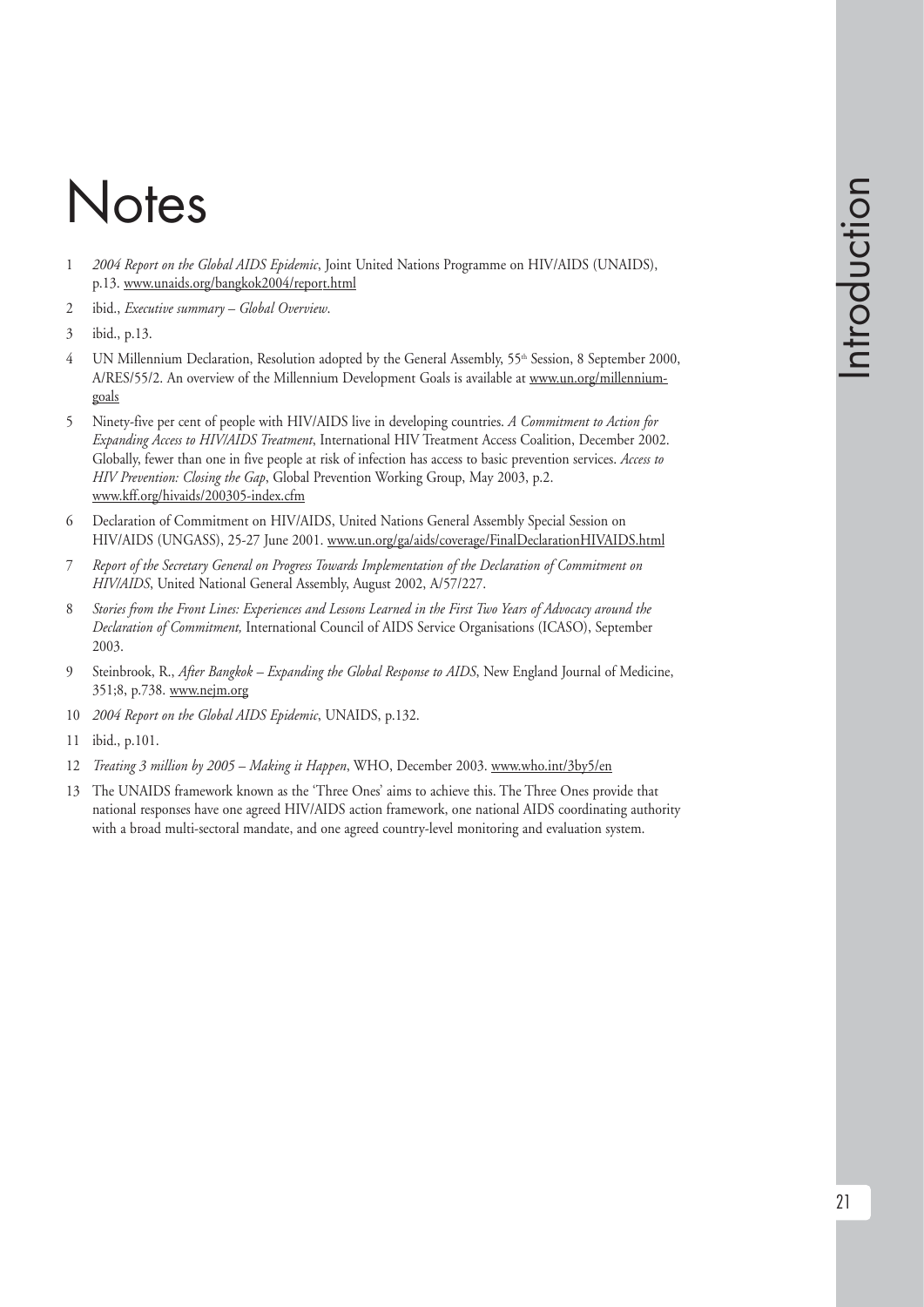# Notes

1. *2004 Report on the Global AIDS Epidemic*, Joint United Nations Programme on HIV/AIDS (UNAIDS), p.13. www.unaids.org/bangkok2004/report.html
2. ibid., *Executive summary – Global Overview*.
3. ibid., p.13.
4. UN Millennium Declaration, Resolution adopted by the General Assembly, 55th Session, 8 September 2000, A/RES/55/2. An overview of the Millennium Development Goals is available at www.un.org/millenniumgoals
5. Ninety-five per cent of people with HIV/AIDS live in developing countries. *A Commitment to Action for Expanding Access to HIV/AIDS Treatment*, International HIV Treatment Access Coalition, December 2002. Globally, fewer than one in five people at risk of infection has access to basic prevention services. *Access to HIV Prevention: Closing the Gap*, Global Prevention Working Group, May 2003, p.2. www.kff.org/hivaids/200305-index.cfm
6. Declaration of Commitment on HIV/AIDS, United Nations General Assembly Special Session on HIV/AIDS (UNGASS), 25-27 June 2001. www.un.org/ga/aids/coverage/FinalDeclarationHIVAIDS.html
7. *Report of the Secretary General on Progress Towards Implementation of the Declaration of Commitment on HIV/AIDS*, United National General Assembly, August 2002, A/57/227.
8. *Stories from the Front Lines: Experiences and Lessons Learned in the First Two Years of Advocacy around the Declaration of Commitment,* International Council of AIDS Service Organisations (ICASO), September 2003.
9. Steinbrook, R., *After Bangkok – Expanding the Global Response to AIDS*, New England Journal of Medicine, 351;8, p.738. www.nejm.org
10. *2004 Report on the Global AIDS Epidemic*, UNAIDS, p.132.
11. ibid., p.101.
12. *Treating 3 million by 2005 – Making it Happen*, WHO, December 2003. www.who.int/3by5/en
13. The UNAIDS framework known as the 'Three Ones' aims to achieve this. The Three Ones provide that national responses have one agreed HIV/AIDS action framework, one national AIDS coordinating authority with a broad multi-sectoral mandate, and one agreed country-level monitoring and evaluation system.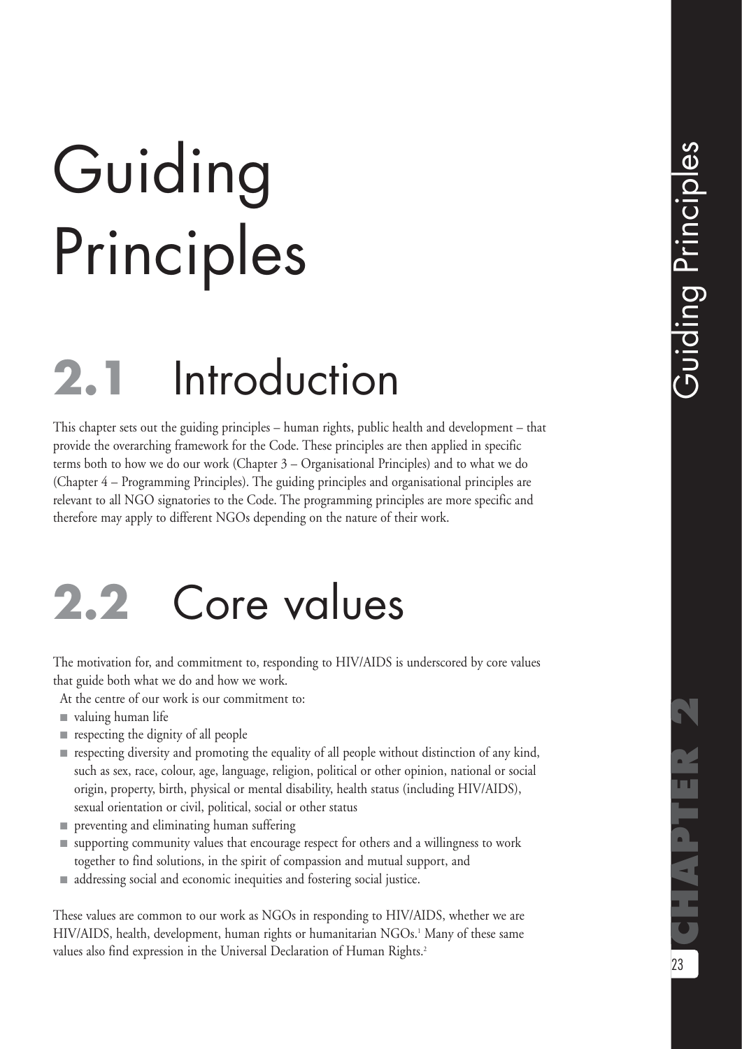# Guiding Principles

## 2.1 Introduction

This chapter sets out the guiding principles – human rights, public health and development – that provide the overarching framework for the Code. These principles are then applied in specific terms both to how we do our work (Chapter 3 – Organisational Principles) and to what we do (Chapter 4 – Programming Principles). The guiding principles and organisational principles are relevant to all NGO signatories to the Code. The programming principles are more specific and therefore may apply to different NGOs depending on the nature of their work.

## 2.2 Core values

The motivation for, and commitment to, responding to HIV/AIDS is underscored by core values that guide both what we do and how we work.

At the centre of our work is our commitment to:

- valuing human life
- respecting the dignity of all people
- respecting diversity and promoting the equality of all people without distinction of any kind, such as sex, race, colour, age, language, religion, political or other opinion, national or social origin, property, birth, physical or mental disability, health status (including HIV/AIDS), sexual orientation or civil, political, social or other status
- preventing and eliminating human suffering
- supporting community values that encourage respect for others and a willingness to work together to find solutions, in the spirit of compassion and mutual support, and
- addressing social and economic inequities and fostering social justice.

These values are common to our work as NGOs in responding to HIV/AIDS, whether we are HIV/AIDS, health, development, human rights or humanitarian NGOs.[1] Many of these same values also find expression in the Universal Declaration of Human Rights.[2]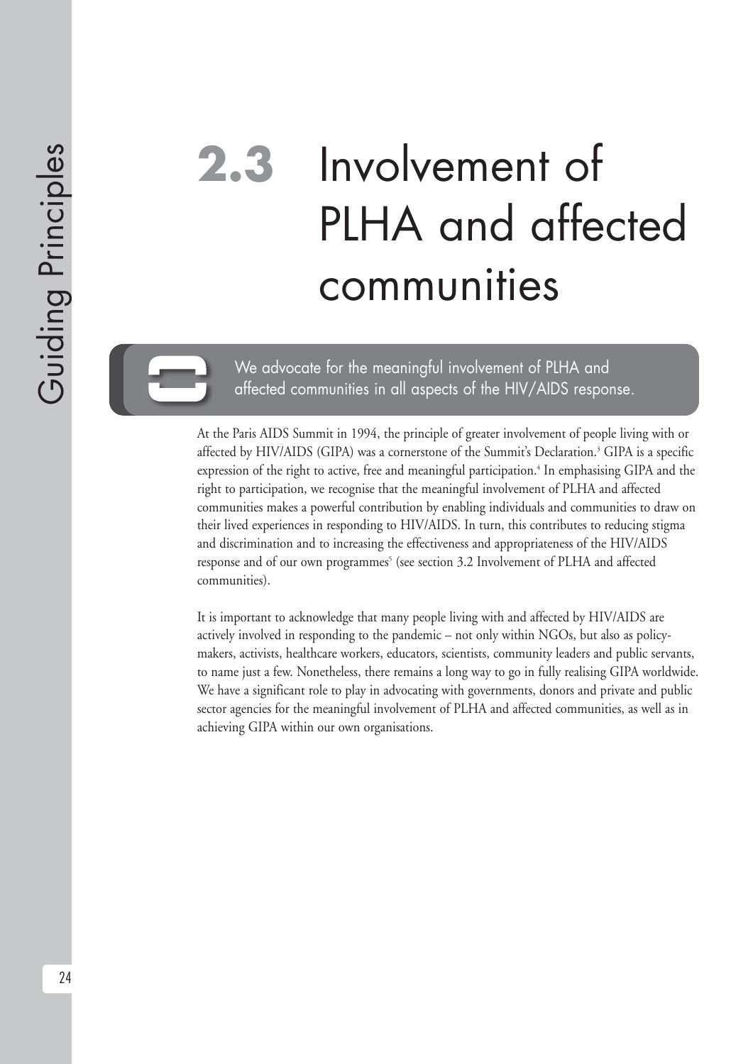# 2.3 Involvement of PLHA and affected communities

We advocate for the meaningful involvement of PLHA and affected communities in all aspects of the HIV/AIDS response.

At the Paris AIDS Summit in 1994, the principle of greater involvement of people living with or affected by HIV/AIDS (GIPA) was a cornerstone of the Summit's Declaration.[3] GIPA is a specific expression of the right to active, free and meaningful participation.[4] In emphasising GIPA and the right to participation, we recognise that the meaningful involvement of PLHA and affected communities makes a powerful contribution by enabling individuals and communities to draw on their lived experiences in responding to HIV/AIDS. In turn, this contributes to reducing stigma and discrimination and to increasing the effectiveness and appropriateness of the HIV/AIDS response and of our own programmes[5] (see section 3.2 Involvement of PLHA and affected communities).

It is important to acknowledge that many people living with and affected by HIV/AIDS are actively involved in responding to the pandemic – not only within NGOs, but also as policy-makers, activists, healthcare workers, educators, scientists, community leaders and public servants, to name just a few. Nonetheless, there remains a long way to go in fully realising GIPA worldwide. We have a significant role to play in advocating with governments, donors and private and public sector agencies for the meaningful involvement of PLHA and affected communities, as well as in achieving GIPA within our own organisations.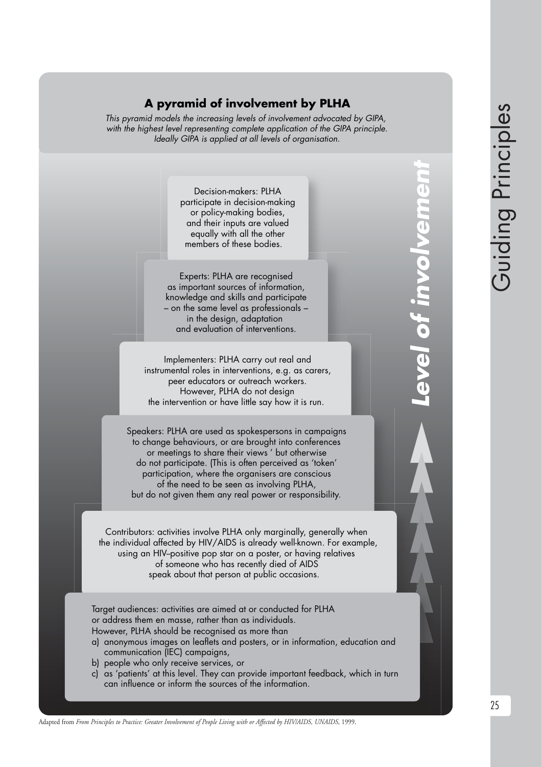## A pyramid of involvement by PLHA

*This pyramid models the increasing levels of involvement advocated by GIPA, with the highest level representing complete application of the GIPA principle. Ideally GIPA is applied at all levels of organisation.*

***Level of involvement***

Decision-makers: PLHA participate in decision-making or policy-making bodies, and their inputs are valued equally with all the other members of these bodies.

Experts: PLHA are recognised as important sources of information, knowledge and skills and participate – on the same level as professionals – in the design, adaptation and evaluation of interventions.

Implementers: PLHA carry out real and instrumental roles in interventions, e.g. as carers, peer educators or outreach workers. However, PLHA do not design the intervention or have little say how it is run.

Speakers: PLHA are used as spokespersons in campaigns to change behaviours, or are brought into conferences or meetings to share their views ' but otherwise do not participate. (This is often perceived as 'token' participation, where the organisers are conscious of the need to be seen as involving PLHA, but do not given them any real power or responsibility.

Contributors: activities involve PLHA only marginally, generally when the individual affected by HIV/AIDS is already well-known. For example, using an HIV–positive pop star on a poster, or having relatives of someone who has recently died of AIDS speak about that person at public occasions.

Target audiences: activities are aimed at or conducted for PLHA or address them en masse, rather than as individuals.
However, PLHA should be recognised as more than
a) anonymous images on leaflets and posters, or in information, education and communication (IEC) campaigns,
b) people who only receive services, or
c) as 'patients' at this level. They can provide important feedback, which in turn can influence or inform the sources of the information.

Adapted from *From Principles to Practice: Greater Involvement of People Living with or Affected by HIV/AIDS, UNAIDS*, 1999.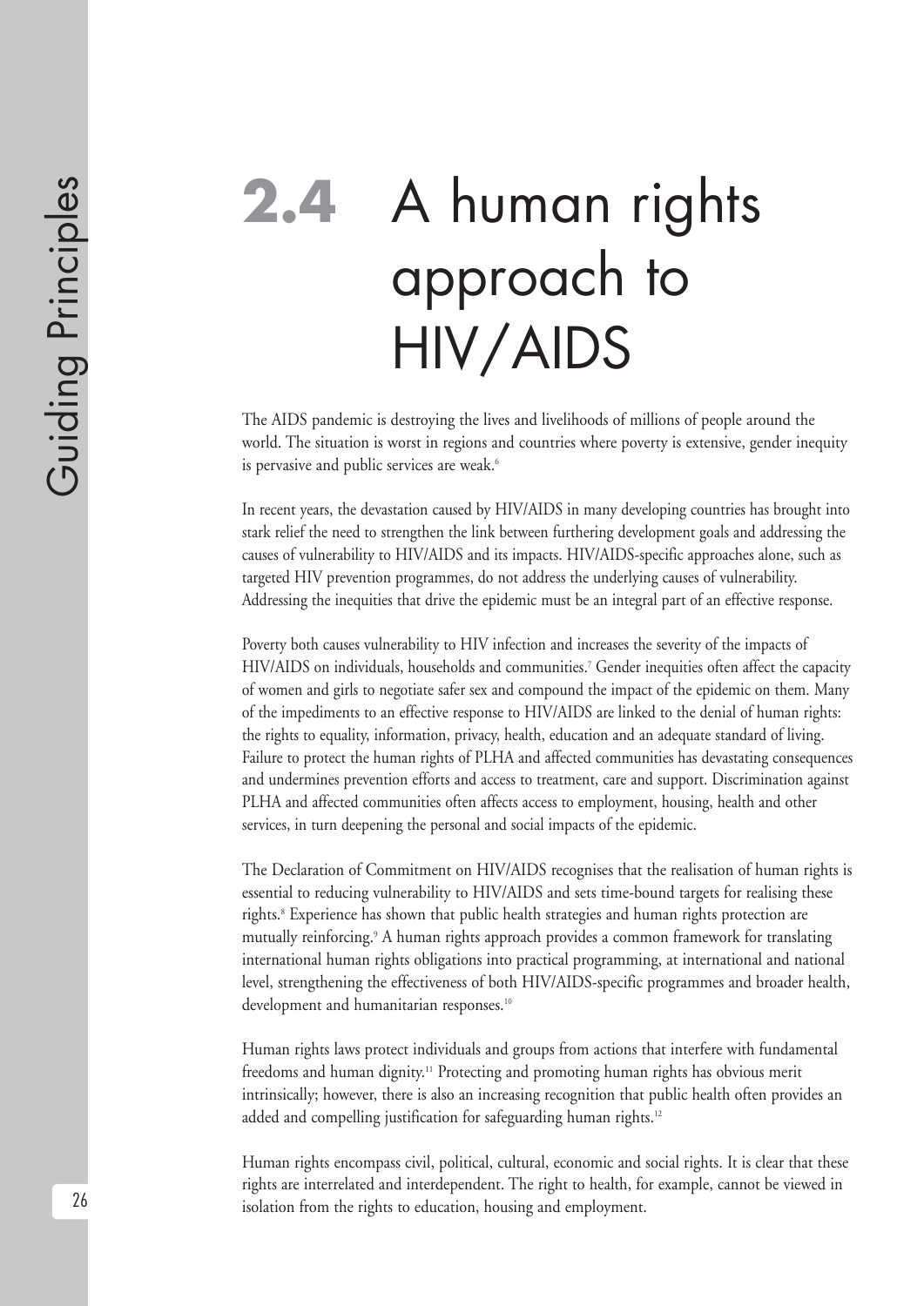# 2.4 A human rights approach to HIV/AIDS

The AIDS pandemic is destroying the lives and livelihoods of millions of people around the world. The situation is worst in regions and countries where poverty is extensive, gender inequity is pervasive and public services are weak.[6]

In recent years, the devastation caused by HIV/AIDS in many developing countries has brought into stark relief the need to strengthen the link between furthering development goals and addressing the causes of vulnerability to HIV/AIDS and its impacts. HIV/AIDS-specific approaches alone, such as targeted HIV prevention programmes, do not address the underlying causes of vulnerability. Addressing the inequities that drive the epidemic must be an integral part of an effective response.

Poverty both causes vulnerability to HIV infection and increases the severity of the impacts of HIV/AIDS on individuals, households and communities.[7] Gender inequities often affect the capacity of women and girls to negotiate safer sex and compound the impact of the epidemic on them. Many of the impediments to an effective response to HIV/AIDS are linked to the denial of human rights: the rights to equality, information, privacy, health, education and an adequate standard of living. Failure to protect the human rights of PLHA and affected communities has devastating consequences and undermines prevention efforts and access to treatment, care and support. Discrimination against PLHA and affected communities often affects access to employment, housing, health and other services, in turn deepening the personal and social impacts of the epidemic.

The Declaration of Commitment on HIV/AIDS recognises that the realisation of human rights is essential to reducing vulnerability to HIV/AIDS and sets time-bound targets for realising these rights.[8] Experience has shown that public health strategies and human rights protection are mutually reinforcing.[9] A human rights approach provides a common framework for translating international human rights obligations into practical programming, at international and national level, strengthening the effectiveness of both HIV/AIDS-specific programmes and broader health, development and humanitarian responses.[10]

Human rights laws protect individuals and groups from actions that interfere with fundamental freedoms and human dignity.[11] Protecting and promoting human rights has obvious merit intrinsically; however, there is also an increasing recognition that public health often provides an added and compelling justification for safeguarding human rights.[12]

Human rights encompass civil, political, cultural, economic and social rights. It is clear that these rights are interrelated and interdependent. The right to health, for example, cannot be viewed in isolation from the rights to education, housing and employment.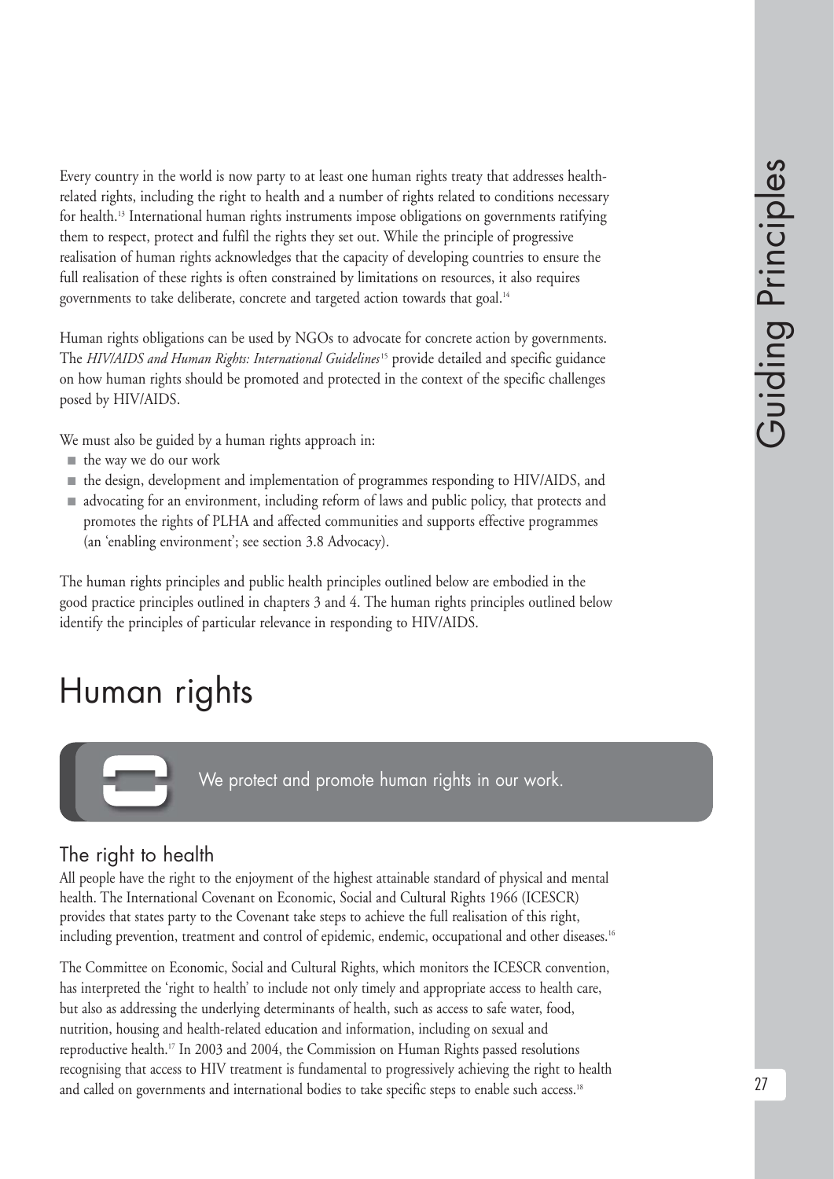Every country in the world is now party to at least one human rights treaty that addresses health-related rights, including the right to health and a number of rights related to conditions necessary for health.[13] International human rights instruments impose obligations on governments ratifying them to respect, protect and fulfil the rights they set out. While the principle of progressive realisation of human rights acknowledges that the capacity of developing countries to ensure the full realisation of these rights is often constrained by limitations on resources, it also requires governments to take deliberate, concrete and targeted action towards that goal.[14]

Human rights obligations can be used by NGOs to advocate for concrete action by governments. The *HIV/AIDS and Human Rights: International Guidelines*[15] provide detailed and specific guidance on how human rights should be promoted and protected in the context of the specific challenges posed by HIV/AIDS.

We must also be guided by a human rights approach in:

- the way we do our work
- the design, development and implementation of programmes responding to HIV/AIDS, and
- advocating for an environment, including reform of laws and public policy, that protects and promotes the rights of PLHA and affected communities and supports effective programmes (an 'enabling environment'; see section 3.8 Advocacy).

The human rights principles and public health principles outlined below are embodied in the good practice principles outlined in chapters 3 and 4. The human rights principles outlined below identify the principles of particular relevance in responding to HIV/AIDS.

# Human rights

We protect and promote human rights in our work.

## The right to health

All people have the right to the enjoyment of the highest attainable standard of physical and mental health. The International Covenant on Economic, Social and Cultural Rights 1966 (ICESCR) provides that states party to the Covenant take steps to achieve the full realisation of this right, including prevention, treatment and control of epidemic, endemic, occupational and other diseases.[16]

The Committee on Economic, Social and Cultural Rights, which monitors the ICESCR convention, has interpreted the 'right to health' to include not only timely and appropriate access to health care, but also as addressing the underlying determinants of health, such as access to safe water, food, nutrition, housing and health-related education and information, including on sexual and reproductive health.[17] In 2003 and 2004, the Commission on Human Rights passed resolutions recognising that access to HIV treatment is fundamental to progressively achieving the right to health and called on governments and international bodies to take specific steps to enable such access.[18]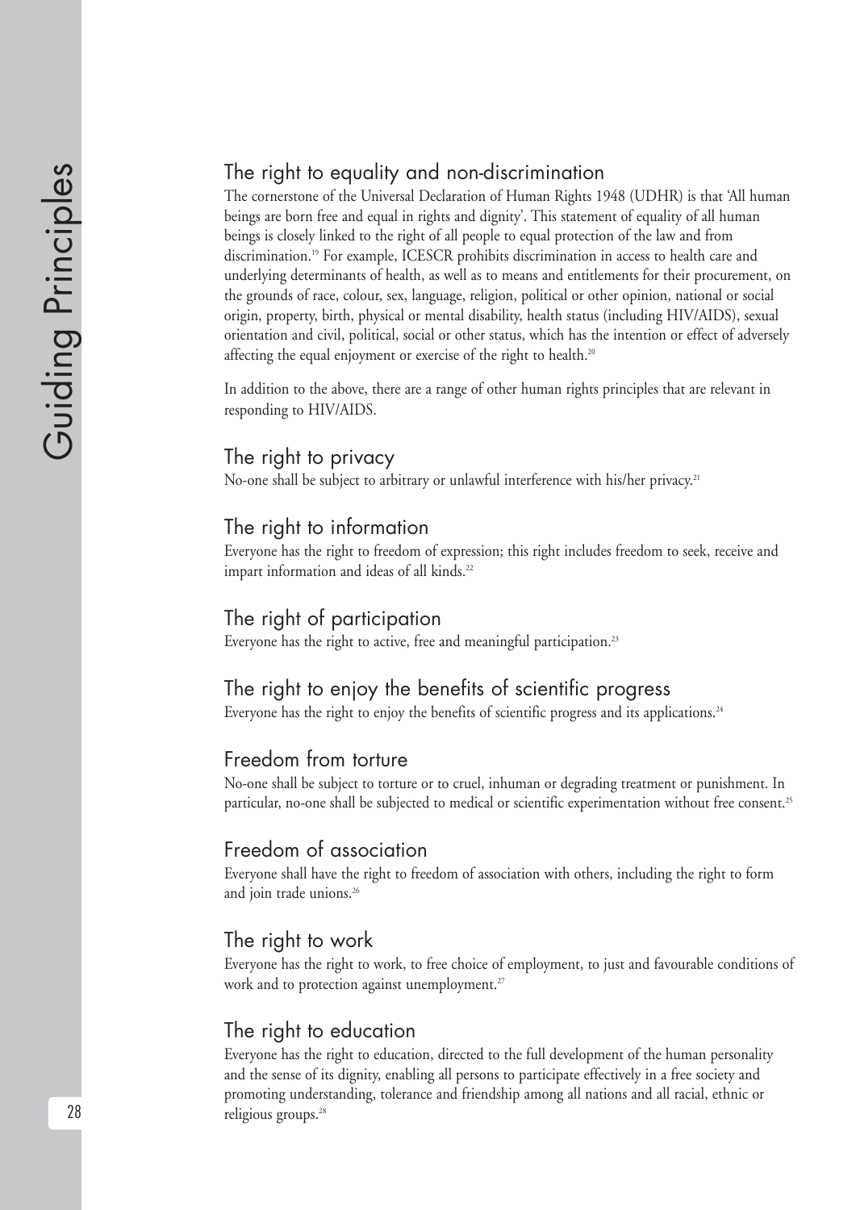## The right to equality and non-discrimination

The cornerstone of the Universal Declaration of Human Rights 1948 (UDHR) is that 'All human beings are born free and equal in rights and dignity'. This statement of equality of all human beings is closely linked to the right of all people to equal protection of the law and from discrimination.[19] For example, ICESCR prohibits discrimination in access to health care and underlying determinants of health, as well as to means and entitlements for their procurement, on the grounds of race, colour, sex, language, religion, political or other opinion, national or social origin, property, birth, physical or mental disability, health status (including HIV/AIDS), sexual orientation and civil, political, social or other status, which has the intention or effect of adversely affecting the equal enjoyment or exercise of the right to health.[20]

In addition to the above, there are a range of other human rights principles that are relevant in responding to HIV/AIDS.

## The right to privacy

No-one shall be subject to arbitrary or unlawful interference with his/her privacy.[21]

## The right to information

Everyone has the right to freedom of expression; this right includes freedom to seek, receive and impart information and ideas of all kinds.[22]

## The right of participation

Everyone has the right to active, free and meaningful participation.[23]

## The right to enjoy the benefits of scientific progress

Everyone has the right to enjoy the benefits of scientific progress and its applications.[24]

## Freedom from torture

No-one shall be subject to torture or to cruel, inhuman or degrading treatment or punishment. In particular, no-one shall be subjected to medical or scientific experimentation without free consent.[25]

## Freedom of association

Everyone shall have the right to freedom of association with others, including the right to form and join trade unions.[26]

## The right to work

Everyone has the right to work, to free choice of employment, to just and favourable conditions of work and to protection against unemployment.[27]

## The right to education

Everyone has the right to education, directed to the full development of the human personality and the sense of its dignity, enabling all persons to participate effectively in a free society and promoting understanding, tolerance and friendship among all nations and all racial, ethnic or religious groups.[28]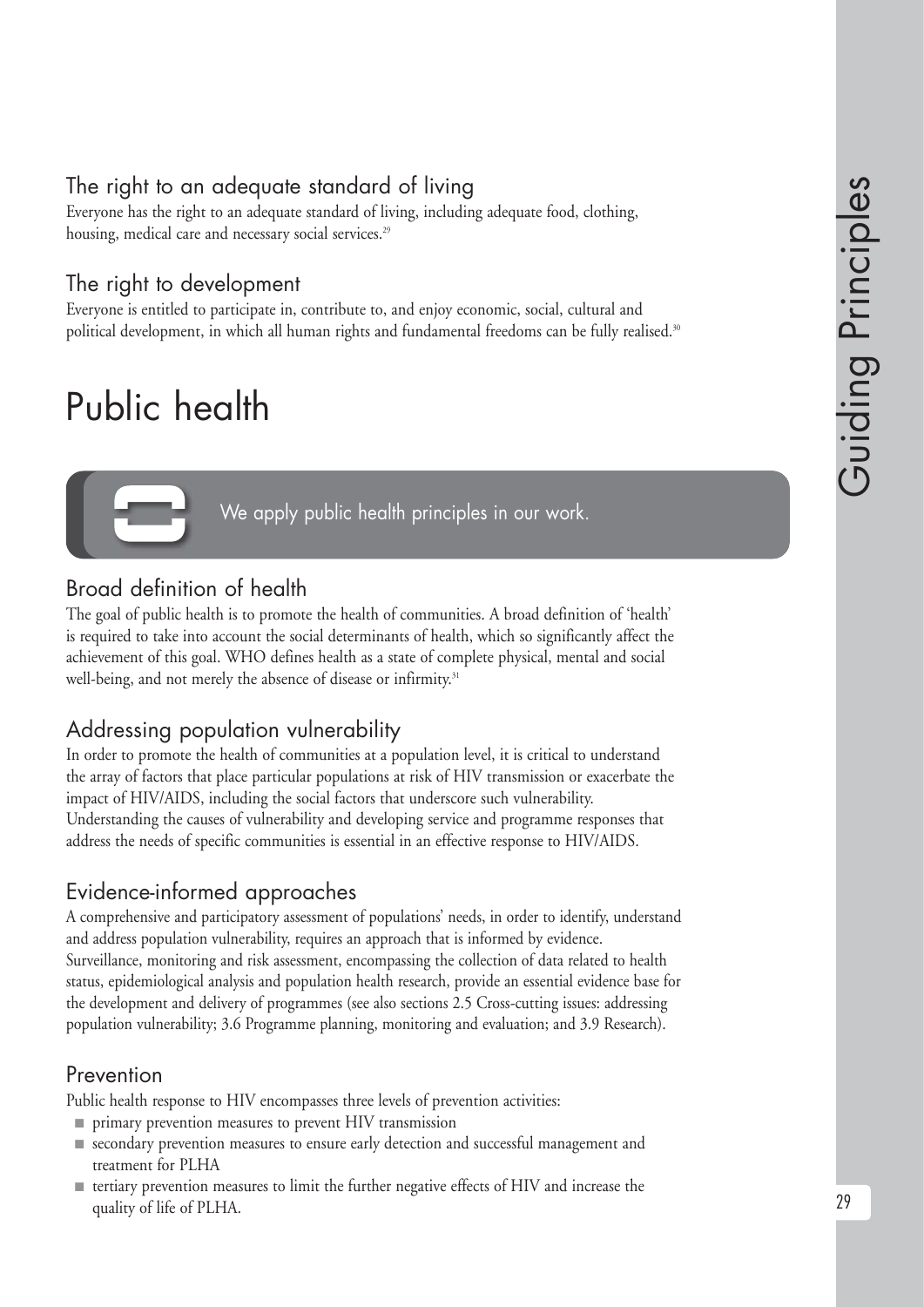### The right to an adequate standard of living

Everyone has the right to an adequate standard of living, including adequate food, clothing, housing, medical care and necessary social services.[29]

### The right to development

Everyone is entitled to participate in, contribute to, and enjoy economic, social, cultural and political development, in which all human rights and fundamental freedoms can be fully realised.[30]

# Public health

We apply public health principles in our work.

### Broad definition of health

The goal of public health is to promote the health of communities. A broad definition of 'health' is required to take into account the social determinants of health, which so significantly affect the achievement of this goal. WHO defines health as a state of complete physical, mental and social well-being, and not merely the absence of disease or infirmity.[31]

### Addressing population vulnerability

In order to promote the health of communities at a population level, it is critical to understand the array of factors that place particular populations at risk of HIV transmission or exacerbate the impact of HIV/AIDS, including the social factors that underscore such vulnerability. Understanding the causes of vulnerability and developing service and programme responses that address the needs of specific communities is essential in an effective response to HIV/AIDS.

### Evidence-informed approaches

A comprehensive and participatory assessment of populations' needs, in order to identify, understand and address population vulnerability, requires an approach that is informed by evidence. Surveillance, monitoring and risk assessment, encompassing the collection of data related to health status, epidemiological analysis and population health research, provide an essential evidence base for the development and delivery of programmes (see also sections 2.5 Cross-cutting issues: addressing population vulnerability; 3.6 Programme planning, monitoring and evaluation; and 3.9 Research).

### Prevention

Public health response to HIV encompasses three levels of prevention activities:

- primary prevention measures to prevent HIV transmission
- secondary prevention measures to ensure early detection and successful management and treatment for PLHA
- tertiary prevention measures to limit the further negative effects of HIV and increase the quality of life of PLHA.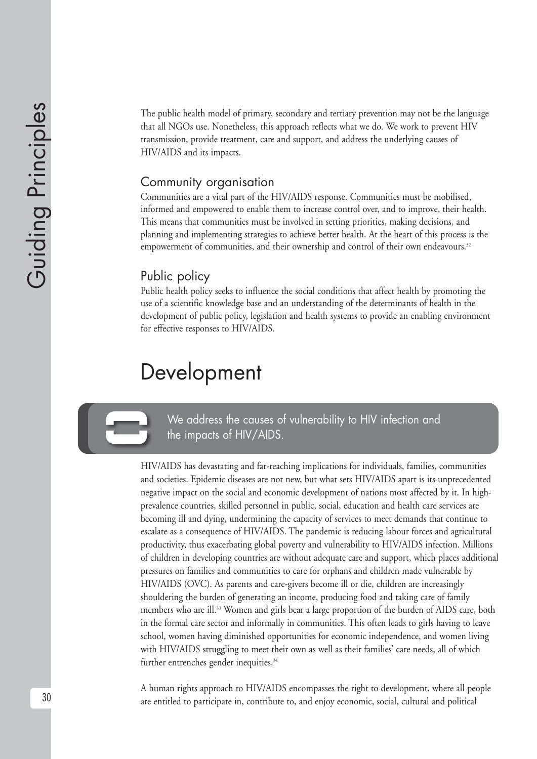The public health model of primary, secondary and tertiary prevention may not be the language that all NGOs use. Nonetheless, this approach reflects what we do. We work to prevent HIV transmission, provide treatment, care and support, and address the underlying causes of HIV/AIDS and its impacts.

### Community organisation

Communities are a vital part of the HIV/AIDS response. Communities must be mobilised, informed and empowered to enable them to increase control over, and to improve, their health. This means that communities must be involved in setting priorities, making decisions, and planning and implementing strategies to achieve better health. At the heart of this process is the empowerment of communities, and their ownership and control of their own endeavours.[32]

### Public policy

Public health policy seeks to influence the social conditions that affect health by promoting the use of a scientific knowledge base and an understanding of the determinants of health in the development of public policy, legislation and health systems to provide an enabling environment for effective responses to HIV/AIDS.

## Development

**We address the causes of vulnerability to HIV infection and the impacts of HIV/AIDS.**

HIV/AIDS has devastating and far-reaching implications for individuals, families, communities and societies. Epidemic diseases are not new, but what sets HIV/AIDS apart is its unprecedented negative impact on the social and economic development of nations most affected by it. In high-prevalence countries, skilled personnel in public, social, education and health care services are becoming ill and dying, undermining the capacity of services to meet demands that continue to escalate as a consequence of HIV/AIDS. The pandemic is reducing labour forces and agricultural productivity, thus exacerbating global poverty and vulnerability to HIV/AIDS infection. Millions of children in developing countries are without adequate care and support, which places additional pressures on families and communities to care for orphans and children made vulnerable by HIV/AIDS (OVC). As parents and care-givers become ill or die, children are increasingly shouldering the burden of generating an income, producing food and taking care of family members who are ill.[33] Women and girls bear a large proportion of the burden of AIDS care, both in the formal care sector and informally in communities. This often leads to girls having to leave school, women having diminished opportunities for economic independence, and women living with HIV/AIDS struggling to meet their own as well as their families' care needs, all of which further entrenches gender inequities.[34]

A human rights approach to HIV/AIDS encompasses the right to development, where all people are entitled to participate in, contribute to, and enjoy economic, social, cultural and political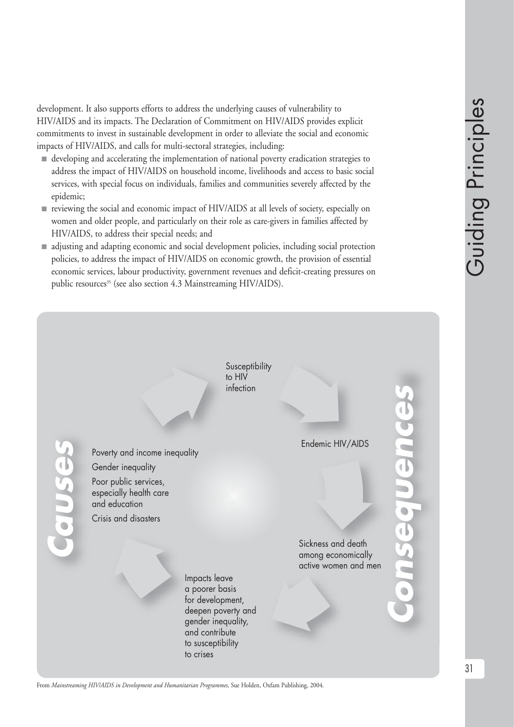development. It also supports efforts to address the underlying causes of vulnerability to HIV/AIDS and its impacts. The Declaration of Commitment on HIV/AIDS provides explicit commitments to invest in sustainable development in order to alleviate the social and economic impacts of HIV/AIDS, and calls for multi-sectoral strategies, including:

- developing and accelerating the implementation of national poverty eradication strategies to address the impact of HIV/AIDS on household income, livelihoods and access to basic social services, with special focus on individuals, families and communities severely affected by the epidemic;
- reviewing the social and economic impact of HIV/AIDS at all levels of society, especially on women and older people, and particularly on their role as care-givers in families affected by HIV/AIDS, to address their special needs; and
- adjusting and adapting economic and social development policies, including social protection policies, to address the impact of HIV/AIDS on economic growth, the provision of essential economic services, labour productivity, government revenues and deficit-creating pressures on public resources[35] (see also section 4.3 Mainstreaming HIV/AIDS).

**Causes**

Poverty and income inequality
Gender inequality
Poor public services, especially health care and education
Crisis and disasters

Susceptibility to HIV infection

Endemic HIV/AIDS

**Consequences**

Sickness and death among economically active women and men

Impacts leave a poorer basis for development, deepen poverty and gender inequality, and contribute to susceptibility to crises

From *Mainstreaming HIV/AIDS in Development and Humanitarian Programmes,* Sue Holden, Oxfam Publishing, 2004.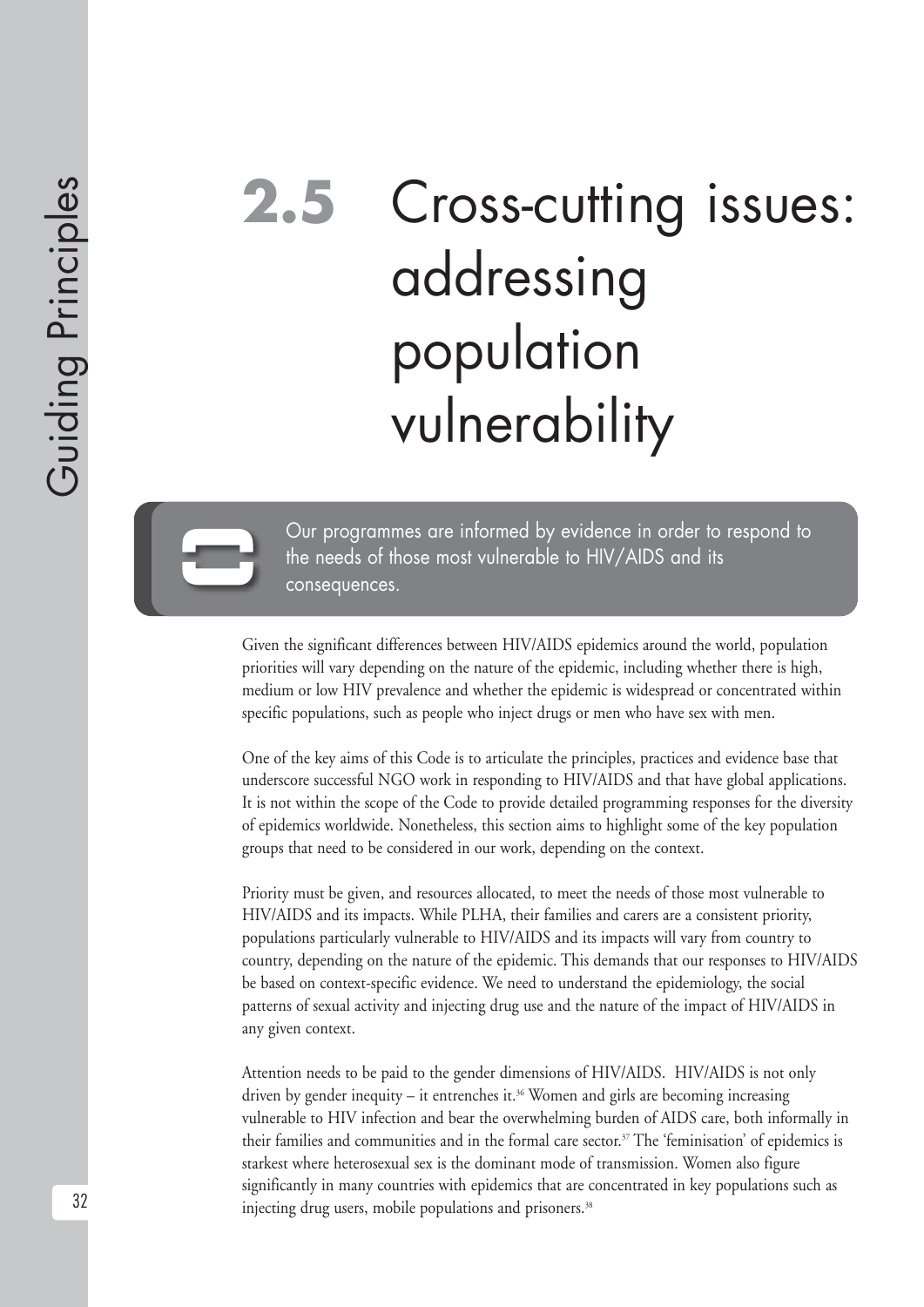# 2.5 Cross-cutting issues: addressing population vulnerability

> Our programmes are informed by evidence in order to respond to the needs of those most vulnerable to HIV/AIDS and its consequences.

Given the significant differences between HIV/AIDS epidemics around the world, population priorities will vary depending on the nature of the epidemic, including whether there is high, medium or low HIV prevalence and whether the epidemic is widespread or concentrated within specific populations, such as people who inject drugs or men who have sex with men.

One of the key aims of this Code is to articulate the principles, practices and evidence base that underscore successful NGO work in responding to HIV/AIDS and that have global applications. It is not within the scope of the Code to provide detailed programming responses for the diversity of epidemics worldwide. Nonetheless, this section aims to highlight some of the key population groups that need to be considered in our work, depending on the context.

Priority must be given, and resources allocated, to meet the needs of those most vulnerable to HIV/AIDS and its impacts. While PLHA, their families and carers are a consistent priority, populations particularly vulnerable to HIV/AIDS and its impacts will vary from country to country, depending on the nature of the epidemic. This demands that our responses to HIV/AIDS be based on context-specific evidence. We need to understand the epidemiology, the social patterns of sexual activity and injecting drug use and the nature of the impact of HIV/AIDS in any given context.

Attention needs to be paid to the gender dimensions of HIV/AIDS. HIV/AIDS is not only driven by gender inequity – it entrenches it.[36] Women and girls are becoming increasing vulnerable to HIV infection and bear the overwhelming burden of AIDS care, both informally in their families and communities and in the formal care sector.[37] The 'feminisation' of epidemics is starkest where heterosexual sex is the dominant mode of transmission. Women also figure significantly in many countries with epidemics that are concentrated in key populations such as injecting drug users, mobile populations and prisoners.[38]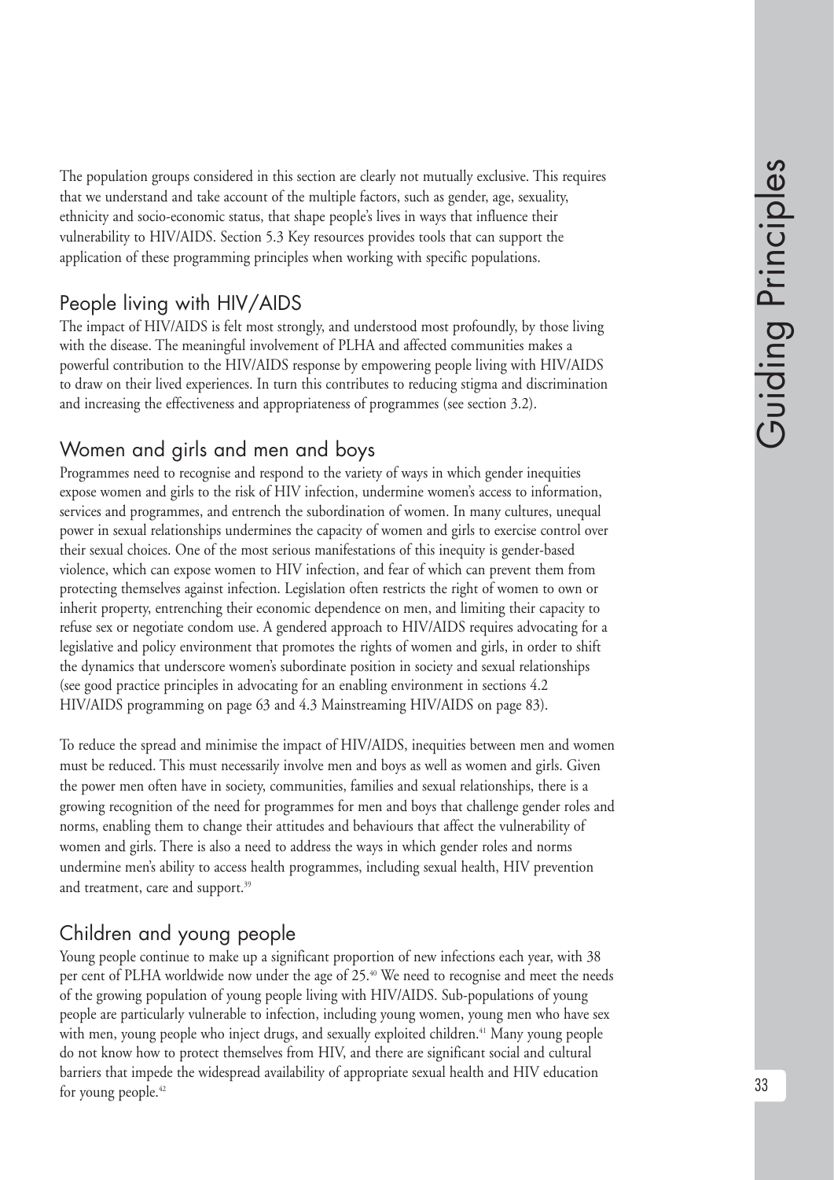The population groups considered in this section are clearly not mutually exclusive. This requires that we understand and take account of the multiple factors, such as gender, age, sexuality, ethnicity and socio-economic status, that shape people's lives in ways that influence their vulnerability to HIV/AIDS. Section 5.3 Key resources provides tools that can support the application of these programming principles when working with specific populations.

## People living with HIV/AIDS

The impact of HIV/AIDS is felt most strongly, and understood most profoundly, by those living with the disease. The meaningful involvement of PLHA and affected communities makes a powerful contribution to the HIV/AIDS response by empowering people living with HIV/AIDS to draw on their lived experiences. In turn this contributes to reducing stigma and discrimination and increasing the effectiveness and appropriateness of programmes (see section 3.2).

## Women and girls and men and boys

Programmes need to recognise and respond to the variety of ways in which gender inequities expose women and girls to the risk of HIV infection, undermine women's access to information, services and programmes, and entrench the subordination of women. In many cultures, unequal power in sexual relationships undermines the capacity of women and girls to exercise control over their sexual choices. One of the most serious manifestations of this inequity is gender-based violence, which can expose women to HIV infection, and fear of which can prevent them from protecting themselves against infection. Legislation often restricts the right of women to own or inherit property, entrenching their economic dependence on men, and limiting their capacity to refuse sex or negotiate condom use. A gendered approach to HIV/AIDS requires advocating for a legislative and policy environment that promotes the rights of women and girls, in order to shift the dynamics that underscore women's subordinate position in society and sexual relationships (see good practice principles in advocating for an enabling environment in sections 4.2 HIV/AIDS programming on page 63 and 4.3 Mainstreaming HIV/AIDS on page 83).

To reduce the spread and minimise the impact of HIV/AIDS, inequities between men and women must be reduced. This must necessarily involve men and boys as well as women and girls. Given the power men often have in society, communities, families and sexual relationships, there is a growing recognition of the need for programmes for men and boys that challenge gender roles and norms, enabling them to change their attitudes and behaviours that affect the vulnerability of women and girls. There is also a need to address the ways in which gender roles and norms undermine men's ability to access health programmes, including sexual health, HIV prevention and treatment, care and support.[39]

## Children and young people

Young people continue to make up a significant proportion of new infections each year, with 38 per cent of PLHA worldwide now under the age of 25.[40] We need to recognise and meet the needs of the growing population of young people living with HIV/AIDS. Sub-populations of young people are particularly vulnerable to infection, including young women, young men who have sex with men, young people who inject drugs, and sexually exploited children.[41] Many young people do not know how to protect themselves from HIV, and there are significant social and cultural barriers that impede the widespread availability of appropriate sexual health and HIV education for young people.[42]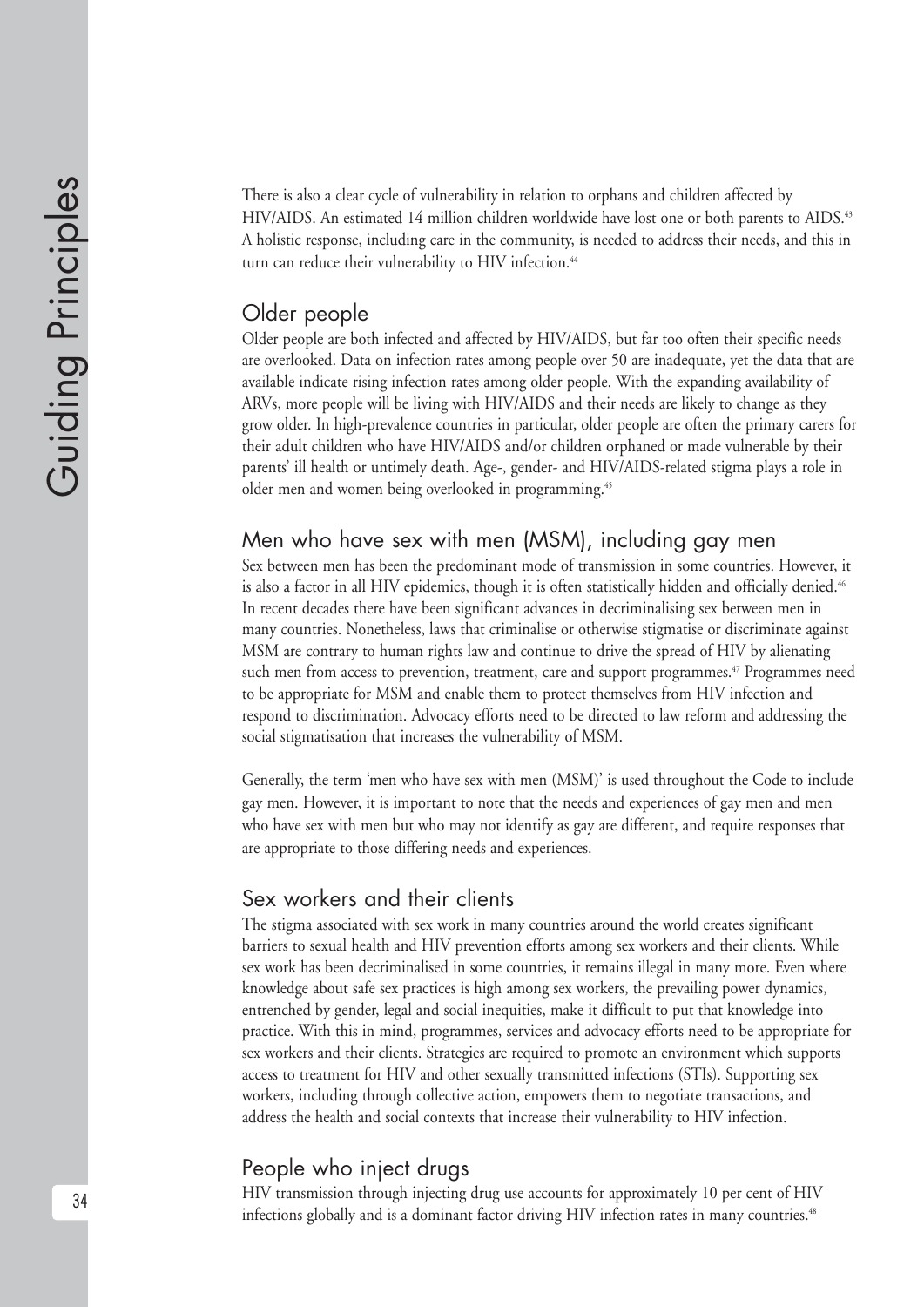There is also a clear cycle of vulnerability in relation to orphans and children affected by HIV/AIDS. An estimated 14 million children worldwide have lost one or both parents to AIDS.[43] A holistic response, including care in the community, is needed to address their needs, and this in turn can reduce their vulnerability to HIV infection.[44]

## Older people

Older people are both infected and affected by HIV/AIDS, but far too often their specific needs are overlooked. Data on infection rates among people over 50 are inadequate, yet the data that are available indicate rising infection rates among older people. With the expanding availability of ARVs, more people will be living with HIV/AIDS and their needs are likely to change as they grow older. In high-prevalence countries in particular, older people are often the primary carers for their adult children who have HIV/AIDS and/or children orphaned or made vulnerable by their parents' ill health or untimely death. Age-, gender- and HIV/AIDS-related stigma plays a role in older men and women being overlooked in programming.[45]

## Men who have sex with men (MSM), including gay men

Sex between men has been the predominant mode of transmission in some countries. However, it is also a factor in all HIV epidemics, though it is often statistically hidden and officially denied.[46] In recent decades there have been significant advances in decriminalising sex between men in many countries. Nonetheless, laws that criminalise or otherwise stigmatise or discriminate against MSM are contrary to human rights law and continue to drive the spread of HIV by alienating such men from access to prevention, treatment, care and support programmes.[47] Programmes need to be appropriate for MSM and enable them to protect themselves from HIV infection and respond to discrimination. Advocacy efforts need to be directed to law reform and addressing the social stigmatisation that increases the vulnerability of MSM.

Generally, the term 'men who have sex with men (MSM)' is used throughout the Code to include gay men. However, it is important to note that the needs and experiences of gay men and men who have sex with men but who may not identify as gay are different, and require responses that are appropriate to those differing needs and experiences.

## Sex workers and their clients

The stigma associated with sex work in many countries around the world creates significant barriers to sexual health and HIV prevention efforts among sex workers and their clients. While sex work has been decriminalised in some countries, it remains illegal in many more. Even where knowledge about safe sex practices is high among sex workers, the prevailing power dynamics, entrenched by gender, legal and social inequities, make it difficult to put that knowledge into practice. With this in mind, programmes, services and advocacy efforts need to be appropriate for sex workers and their clients. Strategies are required to promote an environment which supports access to treatment for HIV and other sexually transmitted infections (STIs). Supporting sex workers, including through collective action, empowers them to negotiate transactions, and address the health and social contexts that increase their vulnerability to HIV infection.

## People who inject drugs

HIV transmission through injecting drug use accounts for approximately 10 per cent of HIV infections globally and is a dominant factor driving HIV infection rates in many countries.[48]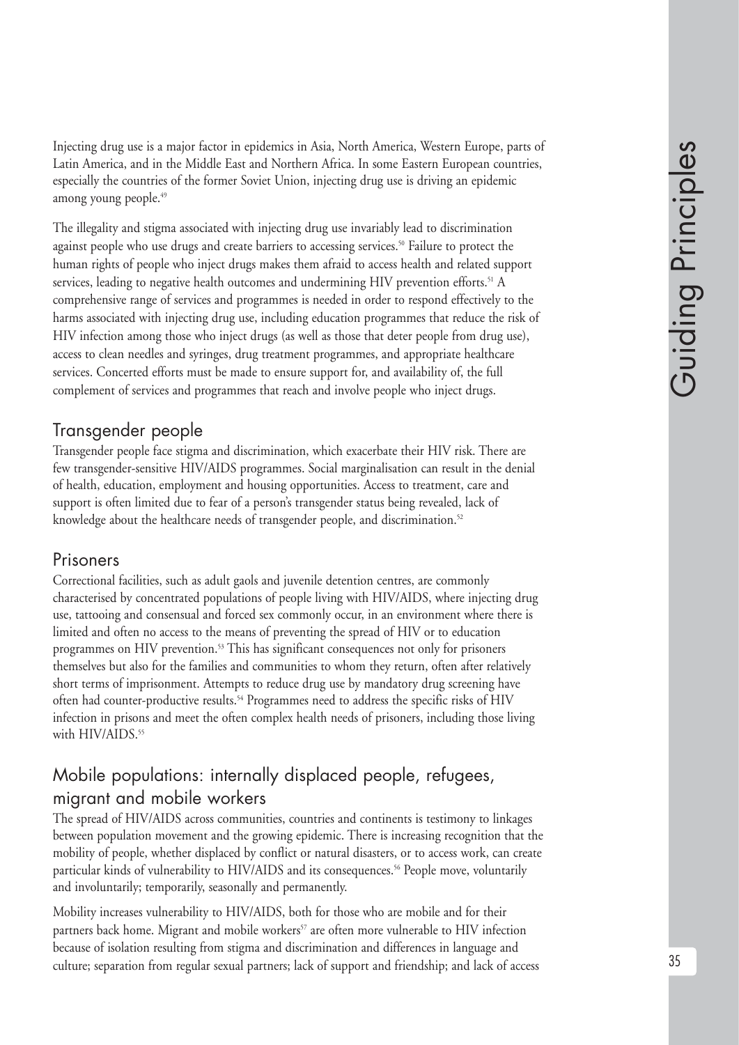Injecting drug use is a major factor in epidemics in Asia, North America, Western Europe, parts of Latin America, and in the Middle East and Northern Africa. In some Eastern European countries, especially the countries of the former Soviet Union, injecting drug use is driving an epidemic among young people.[49]

The illegality and stigma associated with injecting drug use invariably lead to discrimination against people who use drugs and create barriers to accessing services.[50] Failure to protect the human rights of people who inject drugs makes them afraid to access health and related support services, leading to negative health outcomes and undermining HIV prevention efforts.[51] A comprehensive range of services and programmes is needed in order to respond effectively to the harms associated with injecting drug use, including education programmes that reduce the risk of HIV infection among those who inject drugs (as well as those that deter people from drug use), access to clean needles and syringes, drug treatment programmes, and appropriate healthcare services. Concerted efforts must be made to ensure support for, and availability of, the full complement of services and programmes that reach and involve people who inject drugs.

## Transgender people

Transgender people face stigma and discrimination, which exacerbate their HIV risk. There are few transgender-sensitive HIV/AIDS programmes. Social marginalisation can result in the denial of health, education, employment and housing opportunities. Access to treatment, care and support is often limited due to fear of a person's transgender status being revealed, lack of knowledge about the healthcare needs of transgender people, and discrimination.[52]

## Prisoners

Correctional facilities, such as adult gaols and juvenile detention centres, are commonly characterised by concentrated populations of people living with HIV/AIDS, where injecting drug use, tattooing and consensual and forced sex commonly occur, in an environment where there is limited and often no access to the means of preventing the spread of HIV or to education programmes on HIV prevention.[53] This has significant consequences not only for prisoners themselves but also for the families and communities to whom they return, often after relatively short terms of imprisonment. Attempts to reduce drug use by mandatory drug screening have often had counter-productive results.[54] Programmes need to address the specific risks of HIV infection in prisons and meet the often complex health needs of prisoners, including those living with HIV/AIDS.[55]

## Mobile populations: internally displaced people, refugees, migrant and mobile workers

The spread of HIV/AIDS across communities, countries and continents is testimony to linkages between population movement and the growing epidemic. There is increasing recognition that the mobility of people, whether displaced by conflict or natural disasters, or to access work, can create particular kinds of vulnerability to HIV/AIDS and its consequences.[56] People move, voluntarily and involuntarily; temporarily, seasonally and permanently.

Mobility increases vulnerability to HIV/AIDS, both for those who are mobile and for their partners back home. Migrant and mobile workers[57] are often more vulnerable to HIV infection because of isolation resulting from stigma and discrimination and differences in language and culture; separation from regular sexual partners; lack of support and friendship; and lack of access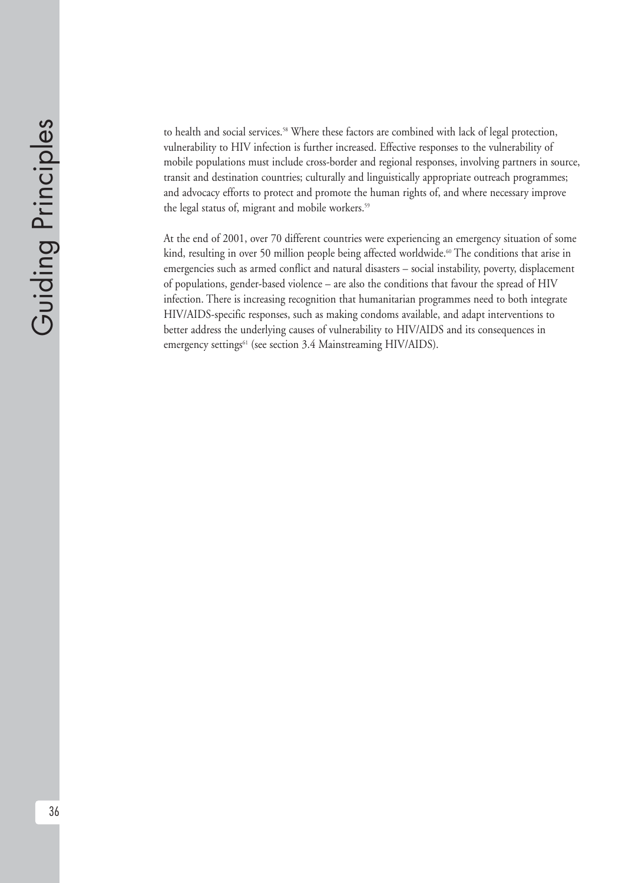to health and social services.[58] Where these factors are combined with lack of legal protection, vulnerability to HIV infection is further increased. Effective responses to the vulnerability of mobile populations must include cross-border and regional responses, involving partners in source, transit and destination countries; culturally and linguistically appropriate outreach programmes; and advocacy efforts to protect and promote the human rights of, and where necessary improve the legal status of, migrant and mobile workers.[59]

At the end of 2001, over 70 different countries were experiencing an emergency situation of some kind, resulting in over 50 million people being affected worldwide.[60] The conditions that arise in emergencies such as armed conflict and natural disasters – social instability, poverty, displacement of populations, gender-based violence – are also the conditions that favour the spread of HIV infection. There is increasing recognition that humanitarian programmes need to both integrate HIV/AIDS-specific responses, such as making condoms available, and adapt interventions to better address the underlying causes of vulnerability to HIV/AIDS and its consequences in emergency settings[61] (see section 3.4 Mainstreaming HIV/AIDS).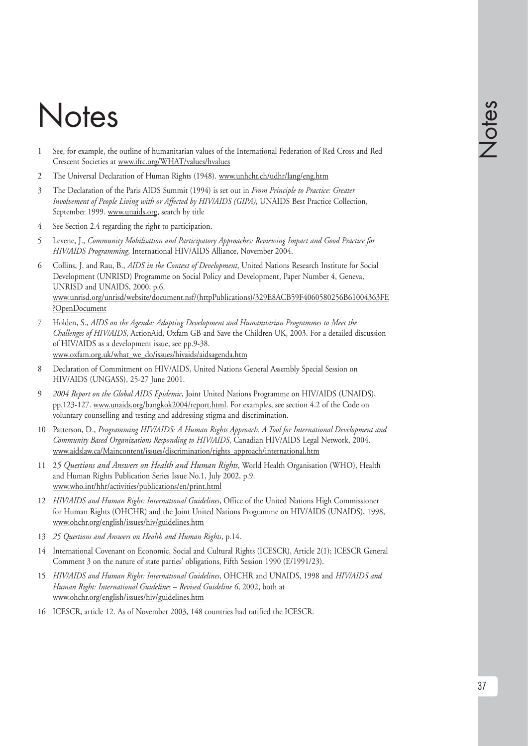# Notes

1. See, for example, the outline of humanitarian values of the International Federation of Red Cross and Red Crescent Societies at www.ifrc.org/WHAT/values/hvalues
2. The Universal Declaration of Human Rights (1948). www.unhchr.ch/udhr/lang/eng.htm
3. The Declaration of the Paris AIDS Summit (1994) is set out in *From Principle to Practice: Greater Involvement of People Living with or Affected by HIV/AIDS (GIPA)*, UNAIDS Best Practice Collection, September 1999. www.unaids.org, search by title
4. See Section 2.4 regarding the right to participation.
5. Levene, J., *Community Mobilisation and Participatory Approaches: Reviewing Impact and Good Practice for HIV/AIDS Programming*, International HIV/AIDS Alliance, November 2004.
6. Collins, J. and Rau, B., *AIDS in the Context of Development*, United Nations Research Institute for Social Development (UNRISD) Programme on Social Policy and Development, Paper Number 4, Geneva, UNRISD and UNAIDS, 2000, p.6. www.unrisd.org/unrisd/website/document.nsf/(httpPublications)/329E8ACB59F4060580256B61004363FE?OpenDocument
7. Holden, S., *AIDS on the Agenda: Adapting Development and Humanitarian Programmes to Meet the Challenges of HIV/AIDS*, ActionAid, Oxfam GB and Save the Children UK, 2003. For a detailed discussion of HIV/AIDS as a development issue, see pp.9-38. www.oxfam.org.uk/what_we_do/issues/hivaids/aidsagenda.htm
8. Declaration of Commitment on HIV/AIDS, United Nations General Assembly Special Session on HIV/AIDS (UNGASS), 25-27 June 2001.
9. *2004 Report on the Global AIDS Epidemic*, Joint United Nations Programme on HIV/AIDS (UNAIDS), pp.123-127. www.unaids.org/bangkok2004/report.html. For examples, see section 4.2 of the Code on voluntary counselling and testing and addressing stigma and discrimination.
10. Patterson, D., *Programming HIV/AIDS: A Human Rights Approach. A Tool for International Development and Community Based Organizations Responding to HIV/AIDS*, Canadian HIV/AIDS Legal Network, 2004. www.aidslaw.ca/Maincontent/issues/discrimination/rights_approach/international.htm
11. *25 Questions and Answers on Health and Human Rights*, World Health Organisation (WHO), Health and Human Rights Publication Series Issue No.1, July 2002, p.9. www.who.int/hhr/activities/publications/en/print.html
12. *HIV/AIDS and Human Right: International Guidelines*, Office of the United Nations High Commissioner for Human Rights (OHCHR) and the Joint United Nations Programme on HIV/AIDS (UNAIDS), 1998, www.ohchr.org/english/issues/hiv/guidelines.htm
13. *25 Questions and Answers on Health and Human Rights*, p.14.
14. International Covenant on Economic, Social and Cultural Rights (ICESCR), Article 2(1); ICESCR General Comment 3 on the nature of state parties' obligations, Fifth Session 1990 (E/1991/23).
15. *HIV/AIDS and Human Right: International Guidelines*, OHCHR and UNAIDS, 1998 and *HIV/AIDS and Human Right: International Guidelines – Revised Guideline 6*, 2002, both at www.ohchr.org/english/issues/hiv/guidelines.htm
16. ICESCR, article 12. As of November 2003, 148 countries had ratified the ICESCR.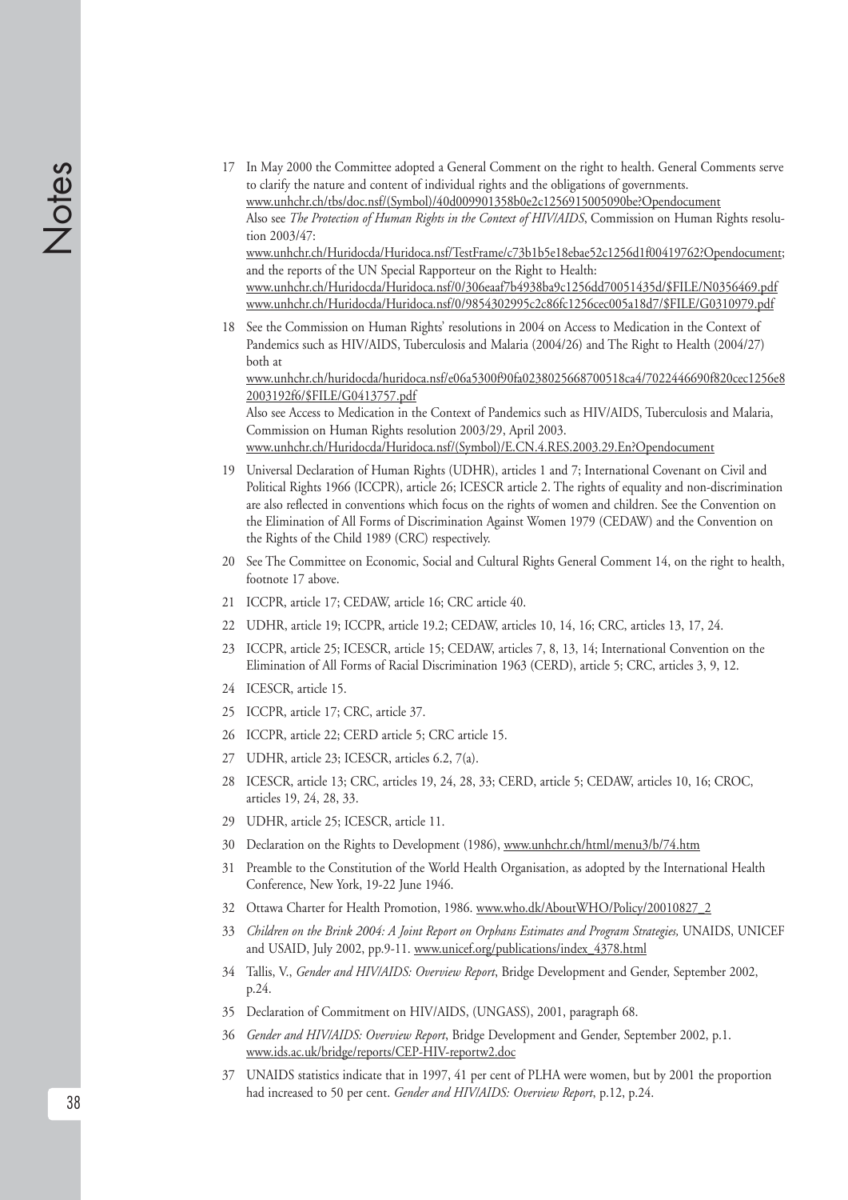17 In May 2000 the Committee adopted a General Comment on the right to health. General Comments serve to clarify the nature and content of individual rights and the obligations of governments.
www.unhchr.ch/tbs/doc.nsf/(Symbol)/40d009901358b0e2c1256915005090be?Opendocument
Also see *The Protection of Human Rights in the Context of HIV/AIDS*, Commission on Human Rights resolution 2003/47:
www.unhchr.ch/Huridocda/Huridoca.nsf/TestFrame/c73b1b5e18ebae52c1256d1f00419762?Opendocument; and the reports of the UN Special Rapporteur on the Right to Health:
www.unhchr.ch/Huridocda/Huridoca.nsf/0/306eaaf7b4938ba9c1256dd70051435d/$FILE/N0356469.pdf
www.unhchr.ch/Huridocda/Huridoca.nsf/0/9854302995c2c86fc1256cec005a18d7/$FILE/G0310979.pdf

18 See the Commission on Human Rights' resolutions in 2004 on Access to Medication in the Context of Pandemics such as HIV/AIDS, Tuberculosis and Malaria (2004/26) and The Right to Health (2004/27) both at
www.unhchr.ch/huridocda/huridoca.nsf/e06a5300f90fa0238025668700518ca4/7022446690f820cec1256e82003192f6/$FILE/G0413757.pdf
Also see Access to Medication in the Context of Pandemics such as HIV/AIDS, Tuberculosis and Malaria, Commission on Human Rights resolution 2003/29, April 2003.
www.unhchr.ch/Huridocda/Huridoca.nsf/(Symbol)/E.CN.4.RES.2003.29.En?Opendocument

19 Universal Declaration of Human Rights (UDHR), articles 1 and 7; International Covenant on Civil and Political Rights 1966 (ICCPR), article 26; ICESCR article 2. The rights of equality and non-discrimination are also reflected in conventions which focus on the rights of women and children. See the Convention on the Elimination of All Forms of Discrimination Against Women 1979 (CEDAW) and the Convention on the Rights of the Child 1989 (CRC) respectively.

20 See The Committee on Economic, Social and Cultural Rights General Comment 14, on the right to health, footnote 17 above.

21 ICCPR, article 17; CEDAW, article 16; CRC article 40.

22 UDHR, article 19; ICCPR, article 19.2; CEDAW, articles 10, 14, 16; CRC, articles 13, 17, 24.

23 ICCPR, article 25; ICESCR, article 15; CEDAW, articles 7, 8, 13, 14; International Convention on the Elimination of All Forms of Racial Discrimination 1963 (CERD), article 5; CRC, articles 3, 9, 12.

24 ICESCR, article 15.

25 ICCPR, article 17; CRC, article 37.

26 ICCPR, article 22; CERD article 5; CRC article 15.

27 UDHR, article 23; ICESCR, articles 6.2, 7(a).

28 ICESCR, article 13; CRC, articles 19, 24, 28, 33; CERD, article 5; CEDAW, articles 10, 16; CROC, articles 19, 24, 28, 33.

29 UDHR, article 25; ICESCR, article 11.

30 Declaration on the Rights to Development (1986), www.unhchr.ch/html/menu3/b/74.htm

31 Preamble to the Constitution of the World Health Organisation, as adopted by the International Health Conference, New York, 19-22 June 1946.

32 Ottawa Charter for Health Promotion, 1986. www.who.dk/AboutWHO/Policy/20010827_2

33 *Children on the Brink 2004: A Joint Report on Orphans Estimates and Program Strategies,* UNAIDS, UNICEF and USAID, July 2002, pp.9-11. www.unicef.org/publications/index_4378.html

34 Tallis, V., *Gender and HIV/AIDS: Overview Report*, Bridge Development and Gender, September 2002, p.24.

35 Declaration of Commitment on HIV/AIDS, (UNGASS), 2001, paragraph 68.

36 *Gender and HIV/AIDS: Overview Report*, Bridge Development and Gender, September 2002, p.1. www.ids.ac.uk/bridge/reports/CEP-HIV-reportw2.doc

37 UNAIDS statistics indicate that in 1997, 41 per cent of PLHA were women, but by 2001 the proportion had increased to 50 per cent. *Gender and HIV/AIDS: Overview Report*, p.12, p.24.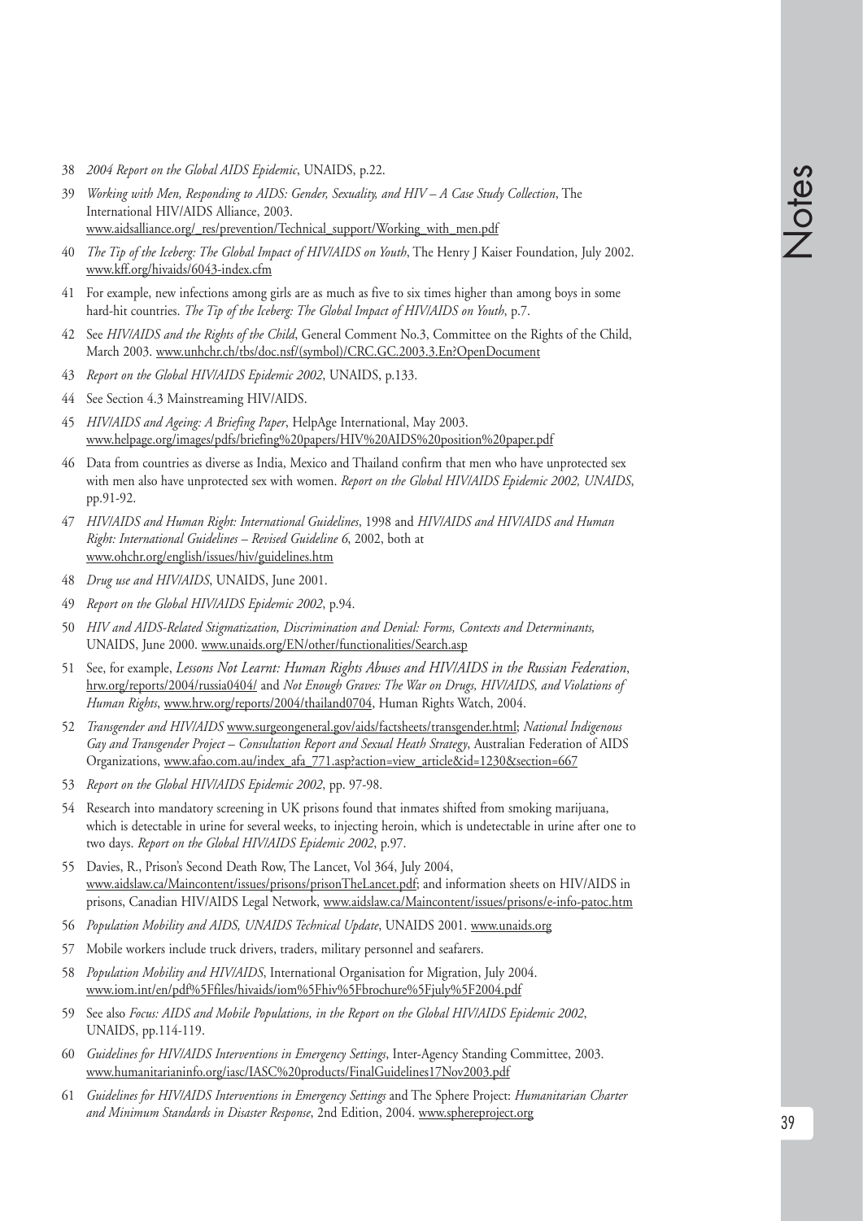38 *2004 Report on the Global AIDS Epidemic*, UNAIDS, p.22.

39 *Working with Men, Responding to AIDS: Gender, Sexuality, and HIV – A Case Study Collection*, The International HIV/AIDS Alliance, 2003. www.aidsalliance.org/_res/prevention/Technical_support/Working_with_men.pdf

40 *The Tip of the Iceberg: The Global Impact of HIV/AIDS on Youth*, The Henry J Kaiser Foundation, July 2002. www.kff.org/hivaids/6043-index.cfm

41 For example, new infections among girls are as much as five to six times higher than among boys in some hard-hit countries. *The Tip of the Iceberg: The Global Impact of HIV/AIDS on Youth*, p.7.

42 See *HIV/AIDS and the Rights of the Child*, General Comment No.3, Committee on the Rights of the Child, March 2003. www.unhchr.ch/tbs/doc.nsf/(symbol)/CRC.GC.2003.3.En?OpenDocument

43 *Report on the Global HIV/AIDS Epidemic 2002*, UNAIDS, p.133.

44 See Section 4.3 Mainstreaming HIV/AIDS.

45 *HIV/AIDS and Ageing: A Briefing Paper*, HelpAge International, May 2003. www.helpage.org/images/pdfs/briefing%20papers/HIV%20AIDS%20position%20paper.pdf

46 Data from countries as diverse as India, Mexico and Thailand confirm that men who have unprotected sex with men also have unprotected sex with women. *Report on the Global HIV/AIDS Epidemic 2002, UNAIDS*, pp.91-92.

47 *HIV/AIDS and Human Right: International Guidelines*, 1998 and *HIV/AIDS and HIV/AIDS and Human Right: International Guidelines – Revised Guideline 6*, 2002, both at www.ohchr.org/english/issues/hiv/guidelines.htm

48 *Drug use and HIV/AIDS*, UNAIDS, June 2001.

49 *Report on the Global HIV/AIDS Epidemic 2002*, p.94.

50 *HIV and AIDS-Related Stigmatization, Discrimination and Denial: Forms, Contexts and Determinants,* UNAIDS, June 2000. www.unaids.org/EN/other/functionalities/Search.asp

51 See, for example, *Lessons Not Learnt: Human Rights Abuses and HIV/AIDS in the Russian Federation*, hrw.org/reports/2004/russia0404/ and *Not Enough Graves: The War on Drugs, HIV/AIDS, and Violations of Human Rights*, www.hrw.org/reports/2004/thailand0704, Human Rights Watch, 2004.

52 *Transgender and HIV/AIDS* www.surgeongeneral.gov/aids/factsheets/transgender.html; *National Indigenous Gay and Transgender Project – Consultation Report and Sexual Heath Strategy*, Australian Federation of AIDS Organizations, www.afao.com.au/index_afa_771.asp?action=view_article&id=1230&section=667

53 *Report on the Global HIV/AIDS Epidemic 2002*, pp. 97-98.

54 Research into mandatory screening in UK prisons found that inmates shifted from smoking marijuana, which is detectable in urine for several weeks, to injecting heroin, which is undetectable in urine after one to two days. *Report on the Global HIV/AIDS Epidemic 2002*, p.97.

55 Davies, R., Prison's Second Death Row, The Lancet, Vol 364, July 2004, www.aidslaw.ca/Maincontent/issues/prisons/prisonTheLancet.pdf; and information sheets on HIV/AIDS in prisons, Canadian HIV/AIDS Legal Network, www.aidslaw.ca/Maincontent/issues/prisons/e-info-patoc.htm

56 *Population Mobility and AIDS, UNAIDS Technical Update*, UNAIDS 2001. www.unaids.org

57 Mobile workers include truck drivers, traders, military personnel and seafarers.

58 *Population Mobility and HIV/AIDS*, International Organisation for Migration, July 2004. www.iom.int/en/pdf%5Ffiles/hivaids/iom%5Fhiv%5Fbrochure%5Fjuly%5F2004.pdf

59 See also *Focus: AIDS and Mobile Populations, in the Report on the Global HIV/AIDS Epidemic 2002*, UNAIDS, pp.114-119.

60 *Guidelines for HIV/AIDS Interventions in Emergency Settings*, Inter-Agency Standing Committee, 2003. www.humanitarianinfo.org/iasc/IASC%20products/FinalGuidelines17Nov2003.pdf

61 *Guidelines for HIV/AIDS Interventions in Emergency Settings* and The Sphere Project: *Humanitarian Charter and Minimum Standards in Disaster Response*, 2nd Edition, 2004. www.sphereproject.org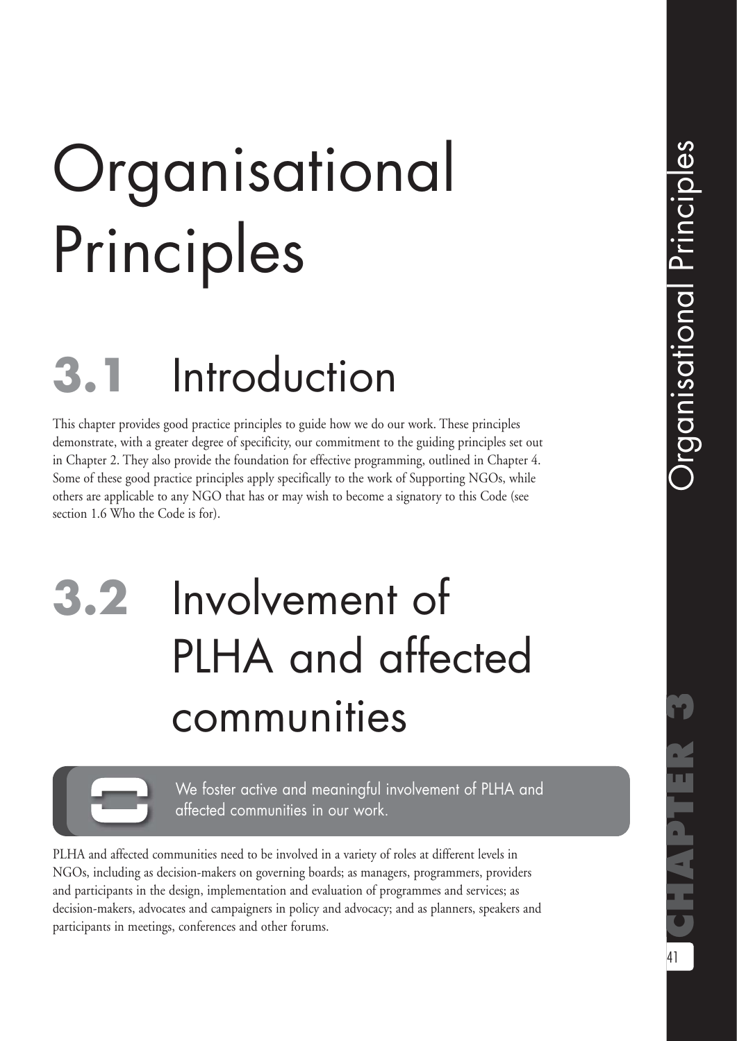# Organisational Principles

## 3.1 Introduction

This chapter provides good practice principles to guide how we do our work. These principles demonstrate, with a greater degree of specificity, our commitment to the guiding principles set out in Chapter 2. They also provide the foundation for effective programming, outlined in Chapter 4. Some of these good practice principles apply specifically to the work of Supporting NGOs, while others are applicable to any NGO that has or may wish to become a signatory to this Code (see section 1.6 Who the Code is for).

## 3.2 Involvement of PLHA and affected communities

We foster active and meaningful involvement of PLHA and affected communities in our work.

PLHA and affected communities need to be involved in a variety of roles at different levels in NGOs, including as decision-makers on governing boards; as managers, programmers, providers and participants in the design, implementation and evaluation of programmes and services; as decision-makers, advocates and campaigners in policy and advocacy; and as planners, speakers and participants in meetings, conferences and other forums.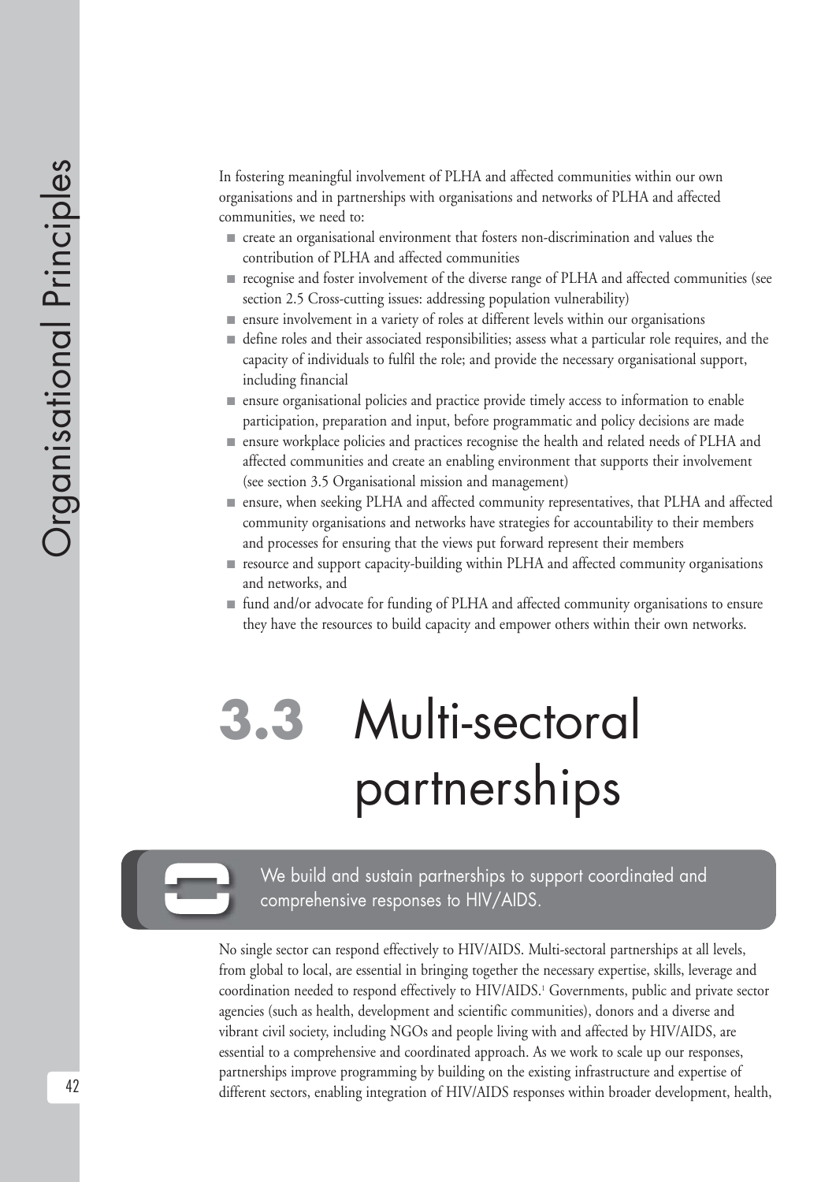In fostering meaningful involvement of PLHA and affected communities within our own organisations and in partnerships with organisations and networks of PLHA and affected communities, we need to:

- create an organisational environment that fosters non-discrimination and values the contribution of PLHA and affected communities
- recognise and foster involvement of the diverse range of PLHA and affected communities (see section 2.5 Cross-cutting issues: addressing population vulnerability)
- ensure involvement in a variety of roles at different levels within our organisations
- define roles and their associated responsibilities; assess what a particular role requires, and the capacity of individuals to fulfil the role; and provide the necessary organisational support, including financial
- ensure organisational policies and practice provide timely access to information to enable participation, preparation and input, before programmatic and policy decisions are made
- ensure workplace policies and practices recognise the health and related needs of PLHA and affected communities and create an enabling environment that supports their involvement (see section 3.5 Organisational mission and management)
- ensure, when seeking PLHA and affected community representatives, that PLHA and affected community organisations and networks have strategies for accountability to their members and processes for ensuring that the views put forward represent their members
- resource and support capacity-building within PLHA and affected community organisations and networks, and
- fund and/or advocate for funding of PLHA and affected community organisations to ensure they have the resources to build capacity and empower others within their own networks.

# 3.3 Multi-sectoral partnerships

> We build and sustain partnerships to support coordinated and comprehensive responses to HIV/AIDS.

No single sector can respond effectively to HIV/AIDS. Multi-sectoral partnerships at all levels, from global to local, are essential in bringing together the necessary expertise, skills, leverage and coordination needed to respond effectively to HIV/AIDS.[1] Governments, public and private sector agencies (such as health, development and scientific communities), donors and a diverse and vibrant civil society, including NGOs and people living with and affected by HIV/AIDS, are essential to a comprehensive and coordinated approach. As we work to scale up our responses, partnerships improve programming by building on the existing infrastructure and expertise of different sectors, enabling integration of HIV/AIDS responses within broader development, health,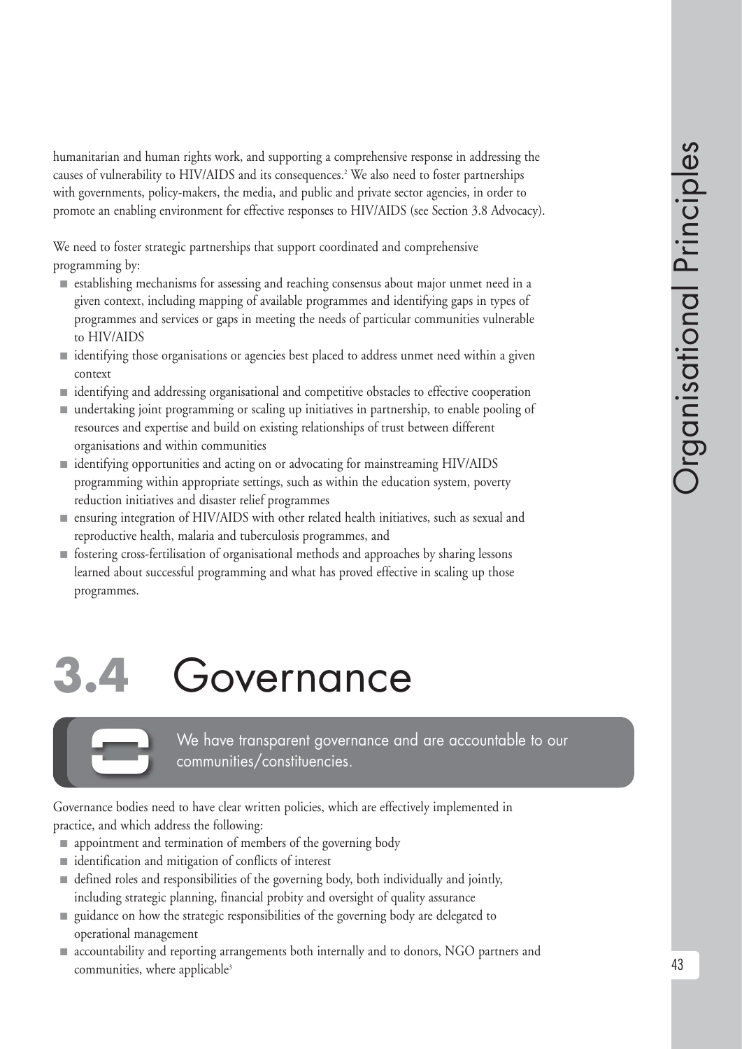humanitarian and human rights work, and supporting a comprehensive response in addressing the causes of vulnerability to HIV/AIDS and its consequences.[2] We also need to foster partnerships with governments, policy-makers, the media, and public and private sector agencies, in order to promote an enabling environment for effective responses to HIV/AIDS (see Section 3.8 Advocacy).

We need to foster strategic partnerships that support coordinated and comprehensive programming by:

- establishing mechanisms for assessing and reaching consensus about major unmet need in a given context, including mapping of available programmes and identifying gaps in types of programmes and services or gaps in meeting the needs of particular communities vulnerable to HIV/AIDS
- identifying those organisations or agencies best placed to address unmet need within a given context
- identifying and addressing organisational and competitive obstacles to effective cooperation
- undertaking joint programming or scaling up initiatives in partnership, to enable pooling of resources and expertise and build on existing relationships of trust between different organisations and within communities
- identifying opportunities and acting on or advocating for mainstreaming HIV/AIDS programming within appropriate settings, such as within the education system, poverty reduction initiatives and disaster relief programmes
- ensuring integration of HIV/AIDS with other related health initiatives, such as sexual and reproductive health, malaria and tuberculosis programmes, and
- fostering cross-fertilisation of organisational methods and approaches by sharing lessons learned about successful programming and what has proved effective in scaling up those programmes.

## 3.4 Governance

**We have transparent governance and are accountable to our communities/constituencies.**

Governance bodies need to have clear written policies, which are effectively implemented in practice, and which address the following:

- appointment and termination of members of the governing body
- identification and mitigation of conflicts of interest
- defined roles and responsibilities of the governing body, both individually and jointly, including strategic planning, financial probity and oversight of quality assurance
- guidance on how the strategic responsibilities of the governing body are delegated to operational management
- accountability and reporting arrangements both internally and to donors, NGO partners and communities, where applicable[3]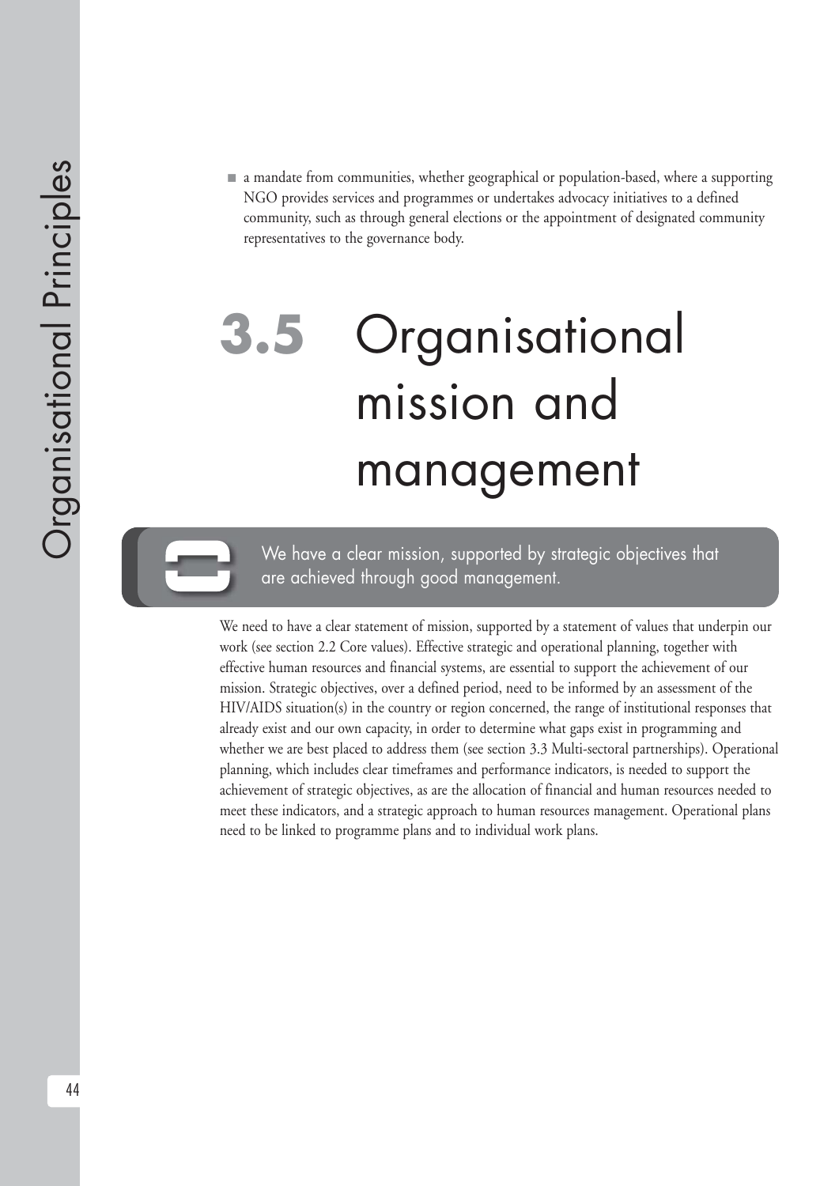- a mandate from communities, whether geographical or population-based, where a supporting NGO provides services and programmes or undertakes advocacy initiatives to a defined community, such as through general elections or the appointment of designated community representatives to the governance body.

# 3.5 Organisational mission and management

**We have a clear mission, supported by strategic objectives that are achieved through good management.**

We need to have a clear statement of mission, supported by a statement of values that underpin our work (see section 2.2 Core values). Effective strategic and operational planning, together with effective human resources and financial systems, are essential to support the achievement of our mission. Strategic objectives, over a defined period, need to be informed by an assessment of the HIV/AIDS situation(s) in the country or region concerned, the range of institutional responses that already exist and our own capacity, in order to determine what gaps exist in programming and whether we are best placed to address them (see section 3.3 Multi-sectoral partnerships). Operational planning, which includes clear timeframes and performance indicators, is needed to support the achievement of strategic objectives, as are the allocation of financial and human resources needed to meet these indicators, and a strategic approach to human resources management. Operational plans need to be linked to programme plans and to individual work plans.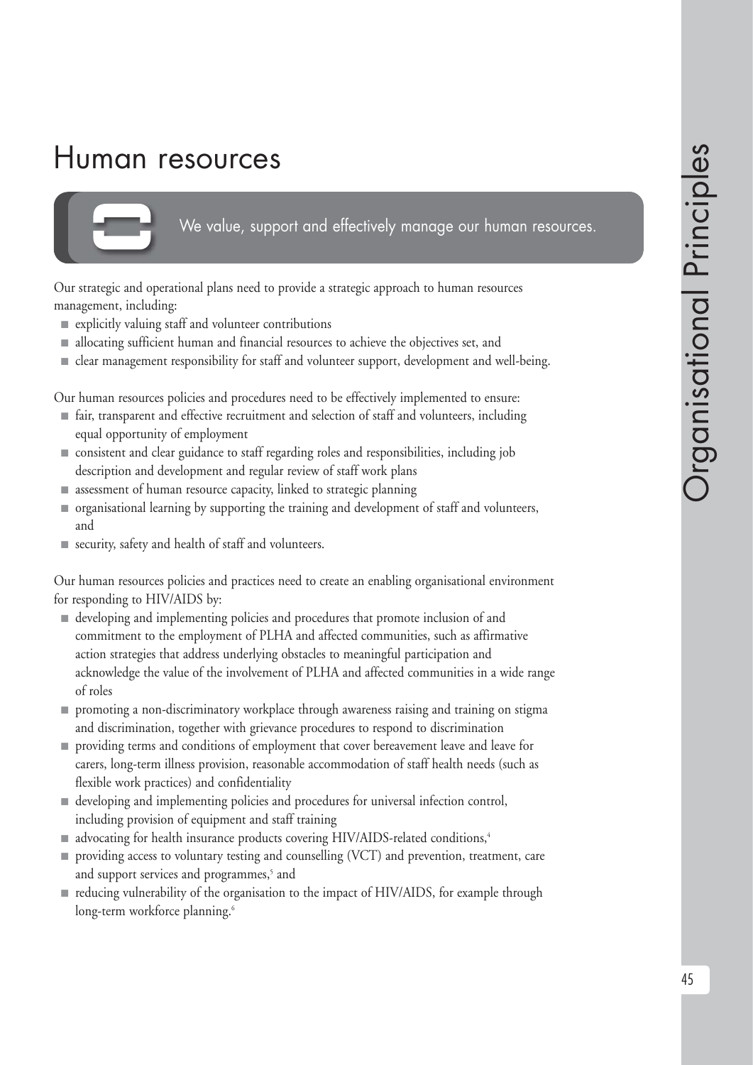# Human resources

We value, support and effectively manage our human resources.

Our strategic and operational plans need to provide a strategic approach to human resources management, including:

- explicitly valuing staff and volunteer contributions
- allocating sufficient human and financial resources to achieve the objectives set, and
- clear management responsibility for staff and volunteer support, development and well-being.

Our human resources policies and procedures need to be effectively implemented to ensure:

- fair, transparent and effective recruitment and selection of staff and volunteers, including equal opportunity of employment
- consistent and clear guidance to staff regarding roles and responsibilities, including job description and development and regular review of staff work plans
- assessment of human resource capacity, linked to strategic planning
- organisational learning by supporting the training and development of staff and volunteers, and
- security, safety and health of staff and volunteers.

Our human resources policies and practices need to create an enabling organisational environment for responding to HIV/AIDS by:

- developing and implementing policies and procedures that promote inclusion of and commitment to the employment of PLHA and affected communities, such as affirmative action strategies that address underlying obstacles to meaningful participation and acknowledge the value of the involvement of PLHA and affected communities in a wide range of roles
- promoting a non-discriminatory workplace through awareness raising and training on stigma and discrimination, together with grievance procedures to respond to discrimination
- providing terms and conditions of employment that cover bereavement leave and leave for carers, long-term illness provision, reasonable accommodation of staff health needs (such as flexible work practices) and confidentiality
- developing and implementing policies and procedures for universal infection control, including provision of equipment and staff training
- advocating for health insurance products covering HIV/AIDS-related conditions,[4]
- providing access to voluntary testing and counselling (VCT) and prevention, treatment, care and support services and programmes,[5] and
- reducing vulnerability of the organisation to the impact of HIV/AIDS, for example through long-term workforce planning.[6]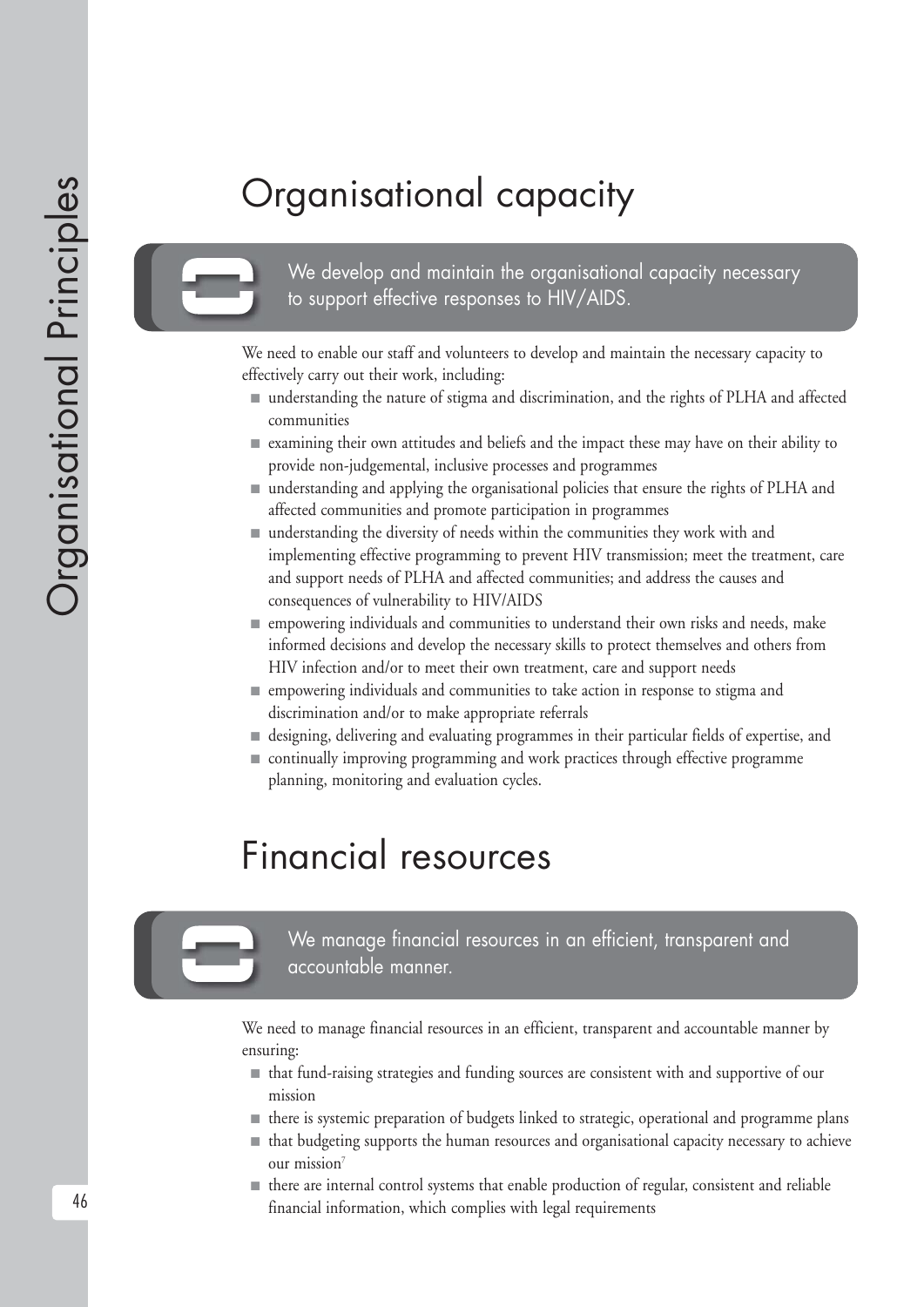# Organisational capacity

> We develop and maintain the organisational capacity necessary to support effective responses to HIV/AIDS.

We need to enable our staff and volunteers to develop and maintain the necessary capacity to effectively carry out their work, including:

- understanding the nature of stigma and discrimination, and the rights of PLHA and affected communities
- examining their own attitudes and beliefs and the impact these may have on their ability to provide non-judgemental, inclusive processes and programmes
- understanding and applying the organisational policies that ensure the rights of PLHA and affected communities and promote participation in programmes
- understanding the diversity of needs within the communities they work with and implementing effective programming to prevent HIV transmission; meet the treatment, care and support needs of PLHA and affected communities; and address the causes and consequences of vulnerability to HIV/AIDS
- empowering individuals and communities to understand their own risks and needs, make informed decisions and develop the necessary skills to protect themselves and others from HIV infection and/or to meet their own treatment, care and support needs
- empowering individuals and communities to take action in response to stigma and discrimination and/or to make appropriate referrals
- designing, delivering and evaluating programmes in their particular fields of expertise, and
- continually improving programming and work practices through effective programme planning, monitoring and evaluation cycles.

# Financial resources

> We manage financial resources in an efficient, transparent and accountable manner.

We need to manage financial resources in an efficient, transparent and accountable manner by ensuring:

- that fund-raising strategies and funding sources are consistent with and supportive of our mission
- there is systemic preparation of budgets linked to strategic, operational and programme plans
- that budgeting supports the human resources and organisational capacity necessary to achieve our mission[7]
- there are internal control systems that enable production of regular, consistent and reliable financial information, which complies with legal requirements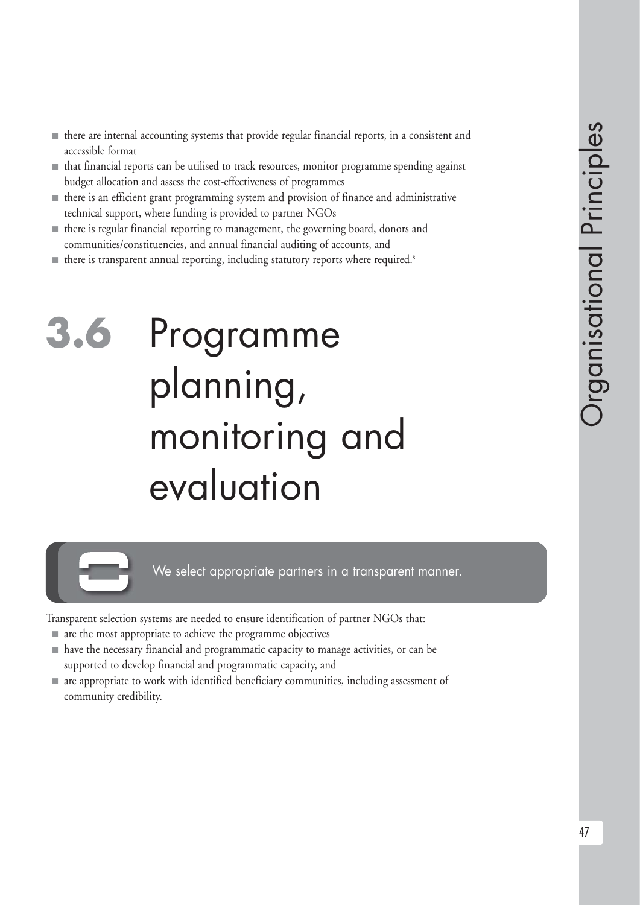- there are internal accounting systems that provide regular financial reports, in a consistent and accessible format
- that financial reports can be utilised to track resources, monitor programme spending against budget allocation and assess the cost-effectiveness of programmes
- there is an efficient grant programming system and provision of finance and administrative technical support, where funding is provided to partner NGOs
- there is regular financial reporting to management, the governing board, donors and communities/constituencies, and annual financial auditing of accounts, and
- there is transparent annual reporting, including statutory reports where required.[8]

# 3.6 Programme planning, monitoring and evaluation

**We select appropriate partners in a transparent manner.**

Transparent selection systems are needed to ensure identification of partner NGOs that:

- are the most appropriate to achieve the programme objectives
- have the necessary financial and programmatic capacity to manage activities, or can be supported to develop financial and programmatic capacity, and
- are appropriate to work with identified beneficiary communities, including assessment of community credibility.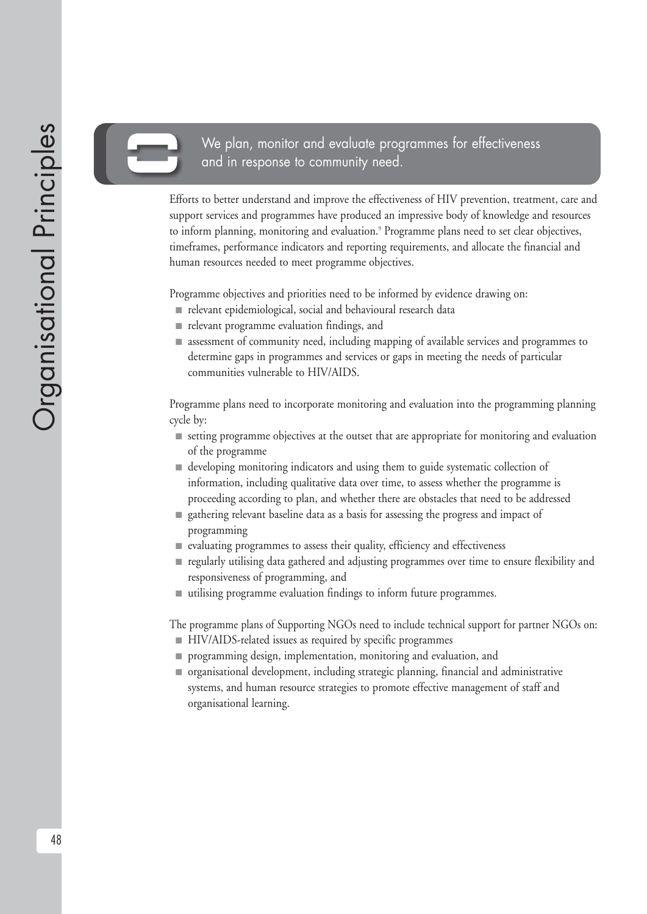## We plan, monitor and evaluate programmes for effectiveness and in response to community need.

Efforts to better understand and improve the effectiveness of HIV prevention, treatment, care and support services and programmes have produced an impressive body of knowledge and resources to inform planning, monitoring and evaluation.[9] Programme plans need to set clear objectives, timeframes, performance indicators and reporting requirements, and allocate the financial and human resources needed to meet programme objectives.

Programme objectives and priorities need to be informed by evidence drawing on:

- relevant epidemiological, social and behavioural research data
- relevant programme evaluation findings, and
- assessment of community need, including mapping of available services and programmes to determine gaps in programmes and services or gaps in meeting the needs of particular communities vulnerable to HIV/AIDS.

Programme plans need to incorporate monitoring and evaluation into the programming planning cycle by:

- setting programme objectives at the outset that are appropriate for monitoring and evaluation of the programme
- developing monitoring indicators and using them to guide systematic collection of information, including qualitative data over time, to assess whether the programme is proceeding according to plan, and whether there are obstacles that need to be addressed
- gathering relevant baseline data as a basis for assessing the progress and impact of programming
- evaluating programmes to assess their quality, efficiency and effectiveness
- regularly utilising data gathered and adjusting programmes over time to ensure flexibility and responsiveness of programming, and
- utilising programme evaluation findings to inform future programmes.

The programme plans of Supporting NGOs need to include technical support for partner NGOs on:

- HIV/AIDS-related issues as required by specific programmes
- programming design, implementation, monitoring and evaluation, and
- organisational development, including strategic planning, financial and administrative systems, and human resource strategies to promote effective management of staff and organisational learning.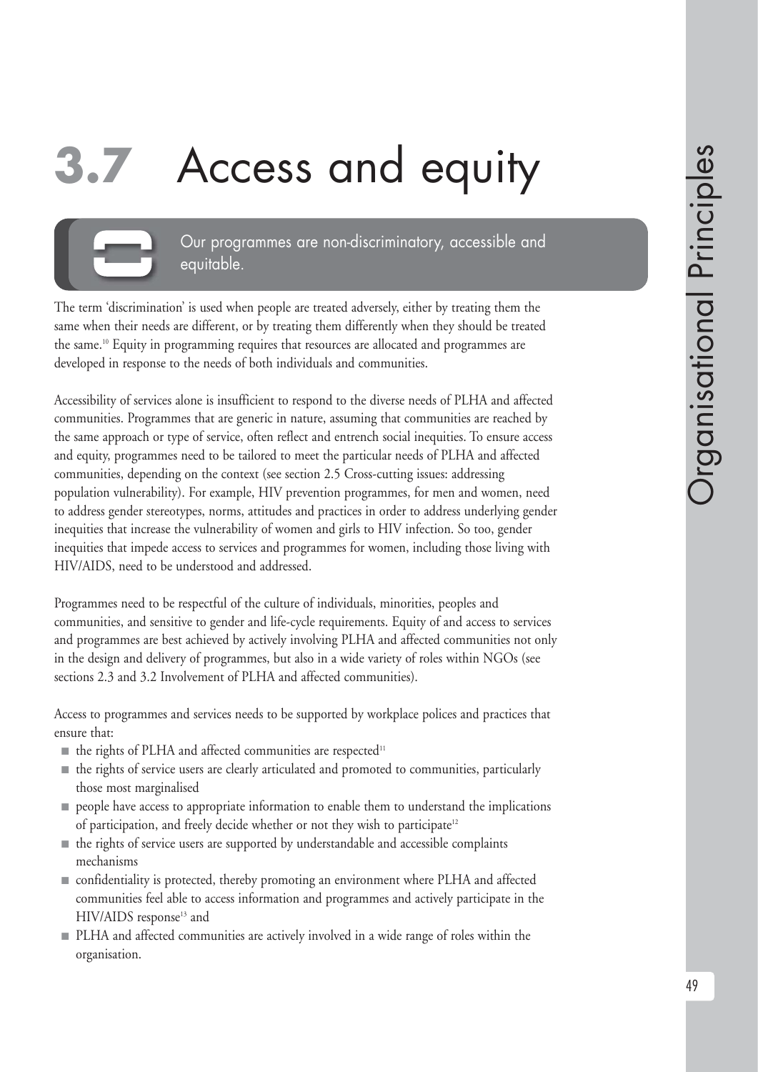# 3.7 Access and equity

Our programmes are non-discriminatory, accessible and equitable.

The term 'discrimination' is used when people are treated adversely, either by treating them the same when their needs are different, or by treating them differently when they should be treated the same.[10] Equity in programming requires that resources are allocated and programmes are developed in response to the needs of both individuals and communities.

Accessibility of services alone is insufficient to respond to the diverse needs of PLHA and affected communities. Programmes that are generic in nature, assuming that communities are reached by the same approach or type of service, often reflect and entrench social inequities. To ensure access and equity, programmes need to be tailored to meet the particular needs of PLHA and affected communities, depending on the context (see section 2.5 Cross-cutting issues: addressing population vulnerability). For example, HIV prevention programmes, for men and women, need to address gender stereotypes, norms, attitudes and practices in order to address underlying gender inequities that increase the vulnerability of women and girls to HIV infection. So too, gender inequities that impede access to services and programmes for women, including those living with HIV/AIDS, need to be understood and addressed.

Programmes need to be respectful of the culture of individuals, minorities, peoples and communities, and sensitive to gender and life-cycle requirements. Equity of and access to services and programmes are best achieved by actively involving PLHA and affected communities not only in the design and delivery of programmes, but also in a wide variety of roles within NGOs (see sections 2.3 and 3.2 Involvement of PLHA and affected communities).

Access to programmes and services needs to be supported by workplace polices and practices that ensure that:

- the rights of PLHA and affected communities are respected[11]
- the rights of service users are clearly articulated and promoted to communities, particularly those most marginalised
- people have access to appropriate information to enable them to understand the implications of participation, and freely decide whether or not they wish to participate[12]
- the rights of service users are supported by understandable and accessible complaints mechanisms
- confidentiality is protected, thereby promoting an environment where PLHA and affected communities feel able to access information and programmes and actively participate in the HIV/AIDS response[13] and
- PLHA and affected communities are actively involved in a wide range of roles within the organisation.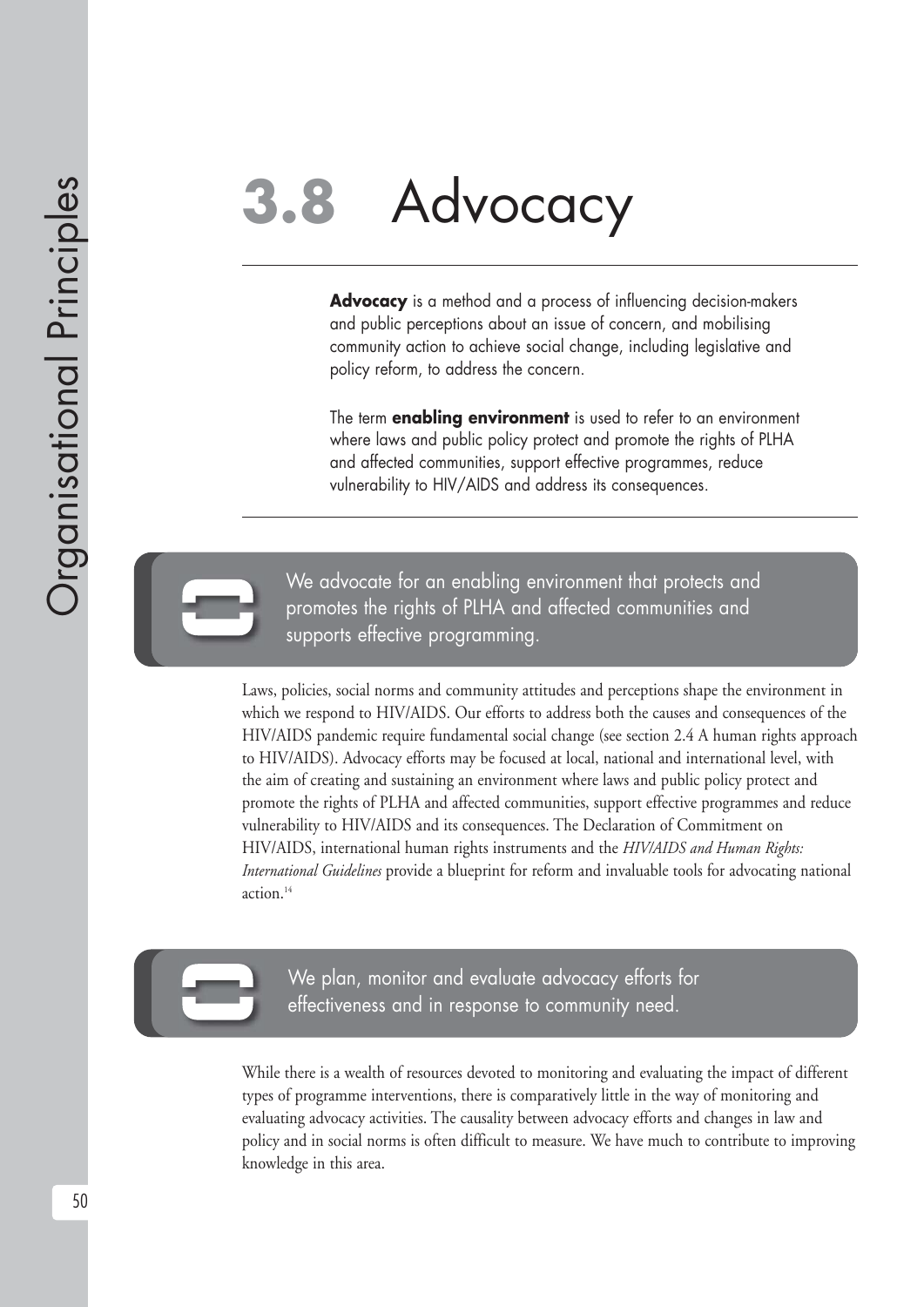# 3.8 Advocacy

**Advocacy** is a method and a process of influencing decision-makers and public perceptions about an issue of concern, and mobilising community action to achieve social change, including legislative and policy reform, to address the concern.

The term **enabling environment** is used to refer to an environment where laws and public policy protect and promote the rights of PLHA and affected communities, support effective programmes, reduce vulnerability to HIV/AIDS and address its consequences.

---

> We advocate for an enabling environment that protects and promotes the rights of PLHA and affected communities and supports effective programming.

Laws, policies, social norms and community attitudes and perceptions shape the environment in which we respond to HIV/AIDS. Our efforts to address both the causes and consequences of the HIV/AIDS pandemic require fundamental social change (see section 2.4 A human rights approach to HIV/AIDS). Advocacy efforts may be focused at local, national and international level, with the aim of creating and sustaining an environment where laws and public policy protect and promote the rights of PLHA and affected communities, support effective programmes and reduce vulnerability to HIV/AIDS and its consequences. The Declaration of Commitment on HIV/AIDS, international human rights instruments and the *HIV/AIDS and Human Rights: International Guidelines* provide a blueprint for reform and invaluable tools for advocating national action.[14]

> We plan, monitor and evaluate advocacy efforts for effectiveness and in response to community need.

While there is a wealth of resources devoted to monitoring and evaluating the impact of different types of programme interventions, there is comparatively little in the way of monitoring and evaluating advocacy activities. The causality between advocacy efforts and changes in law and policy and in social norms is often difficult to measure. We have much to contribute to improving knowledge in this area.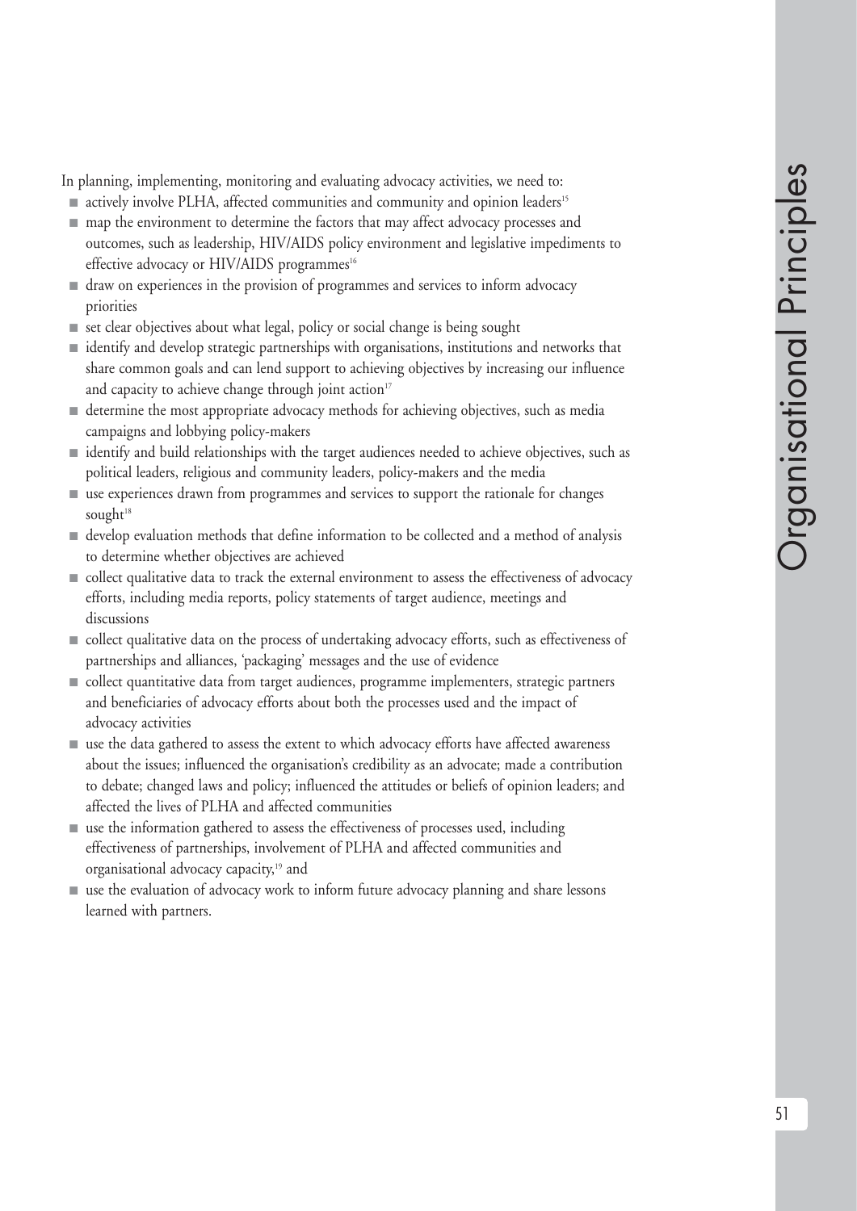In planning, implementing, monitoring and evaluating advocacy activities, we need to:

- actively involve PLHA, affected communities and community and opinion leaders[15]
- map the environment to determine the factors that may affect advocacy processes and outcomes, such as leadership, HIV/AIDS policy environment and legislative impediments to effective advocacy or HIV/AIDS programmes[16]
- draw on experiences in the provision of programmes and services to inform advocacy priorities
- set clear objectives about what legal, policy or social change is being sought
- identify and develop strategic partnerships with organisations, institutions and networks that share common goals and can lend support to achieving objectives by increasing our influence and capacity to achieve change through joint action[17]
- determine the most appropriate advocacy methods for achieving objectives, such as media campaigns and lobbying policy-makers
- identify and build relationships with the target audiences needed to achieve objectives, such as political leaders, religious and community leaders, policy-makers and the media
- use experiences drawn from programmes and services to support the rationale for changes sought[18]
- develop evaluation methods that define information to be collected and a method of analysis to determine whether objectives are achieved
- collect qualitative data to track the external environment to assess the effectiveness of advocacy efforts, including media reports, policy statements of target audience, meetings and discussions
- collect qualitative data on the process of undertaking advocacy efforts, such as effectiveness of partnerships and alliances, 'packaging' messages and the use of evidence
- collect quantitative data from target audiences, programme implementers, strategic partners and beneficiaries of advocacy efforts about both the processes used and the impact of advocacy activities
- use the data gathered to assess the extent to which advocacy efforts have affected awareness about the issues; influenced the organisation's credibility as an advocate; made a contribution to debate; changed laws and policy; influenced the attitudes or beliefs of opinion leaders; and affected the lives of PLHA and affected communities
- use the information gathered to assess the effectiveness of processes used, including effectiveness of partnerships, involvement of PLHA and affected communities and organisational advocacy capacity,[19] and
- use the evaluation of advocacy work to inform future advocacy planning and share lessons learned with partners.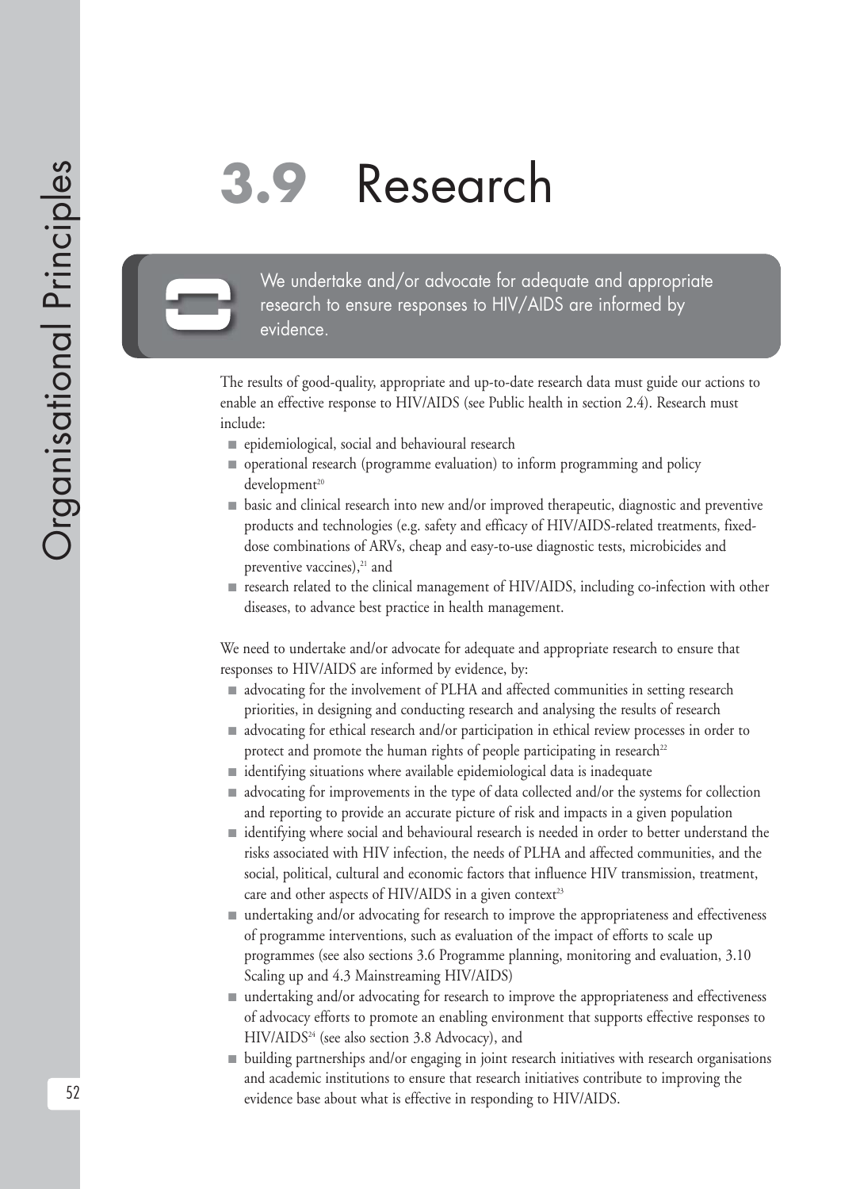# 3.9 Research

> We undertake and/or advocate for adequate and appropriate research to ensure responses to HIV/AIDS are informed by evidence.

The results of good-quality, appropriate and up-to-date research data must guide our actions to enable an effective response to HIV/AIDS (see Public health in section 2.4). Research must include:

- epidemiological, social and behavioural research
- operational research (programme evaluation) to inform programming and policy development[20]
- basic and clinical research into new and/or improved therapeutic, diagnostic and preventive products and technologies (e.g. safety and efficacy of HIV/AIDS-related treatments, fixed-dose combinations of ARVs, cheap and easy-to-use diagnostic tests, microbicides and preventive vaccines),[21] and
- research related to the clinical management of HIV/AIDS, including co-infection with other diseases, to advance best practice in health management.

We need to undertake and/or advocate for adequate and appropriate research to ensure that responses to HIV/AIDS are informed by evidence, by:

- advocating for the involvement of PLHA and affected communities in setting research priorities, in designing and conducting research and analysing the results of research
- advocating for ethical research and/or participation in ethical review processes in order to protect and promote the human rights of people participating in research[22]
- identifying situations where available epidemiological data is inadequate
- advocating for improvements in the type of data collected and/or the systems for collection and reporting to provide an accurate picture of risk and impacts in a given population
- identifying where social and behavioural research is needed in order to better understand the risks associated with HIV infection, the needs of PLHA and affected communities, and the social, political, cultural and economic factors that influence HIV transmission, treatment, care and other aspects of HIV/AIDS in a given context[23]
- undertaking and/or advocating for research to improve the appropriateness and effectiveness of programme interventions, such as evaluation of the impact of efforts to scale up programmes (see also sections 3.6 Programme planning, monitoring and evaluation, 3.10 Scaling up and 4.3 Mainstreaming HIV/AIDS)
- undertaking and/or advocating for research to improve the appropriateness and effectiveness of advocacy efforts to promote an enabling environment that supports effective responses to HIV/AIDS[24] (see also section 3.8 Advocacy), and
- building partnerships and/or engaging in joint research initiatives with research organisations and academic institutions to ensure that research initiatives contribute to improving the evidence base about what is effective in responding to HIV/AIDS.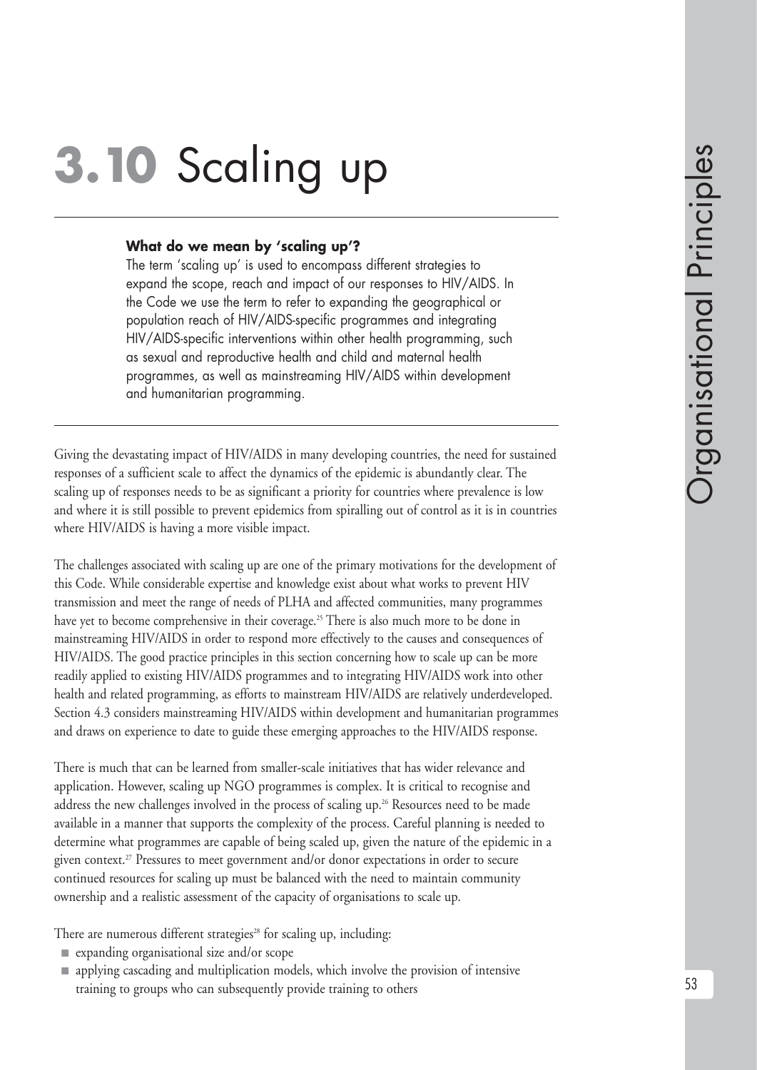# 3.10 Scaling up

**What do we mean by 'scaling up'?**

The term 'scaling up' is used to encompass different strategies to expand the scope, reach and impact of our responses to HIV/AIDS. In the Code we use the term to refer to expanding the geographical or population reach of HIV/AIDS-specific programmes and integrating HIV/AIDS-specific interventions within other health programming, such as sexual and reproductive health and child and maternal health programmes, as well as mainstreaming HIV/AIDS within development and humanitarian programming.

Giving the devastating impact of HIV/AIDS in many developing countries, the need for sustained responses of a sufficient scale to affect the dynamics of the epidemic is abundantly clear. The scaling up of responses needs to be as significant a priority for countries where prevalence is low and where it is still possible to prevent epidemics from spiralling out of control as it is in countries where HIV/AIDS is having a more visible impact.

The challenges associated with scaling up are one of the primary motivations for the development of this Code. While considerable expertise and knowledge exist about what works to prevent HIV transmission and meet the range of needs of PLHA and affected communities, many programmes have yet to become comprehensive in their coverage.[25] There is also much more to be done in mainstreaming HIV/AIDS in order to respond more effectively to the causes and consequences of HIV/AIDS. The good practice principles in this section concerning how to scale up can be more readily applied to existing HIV/AIDS programmes and to integrating HIV/AIDS work into other health and related programming, as efforts to mainstream HIV/AIDS are relatively underdeveloped. Section 4.3 considers mainstreaming HIV/AIDS within development and humanitarian programmes and draws on experience to date to guide these emerging approaches to the HIV/AIDS response.

There is much that can be learned from smaller-scale initiatives that has wider relevance and application. However, scaling up NGO programmes is complex. It is critical to recognise and address the new challenges involved in the process of scaling up.[26] Resources need to be made available in a manner that supports the complexity of the process. Careful planning is needed to determine what programmes are capable of being scaled up, given the nature of the epidemic in a given context.[27] Pressures to meet government and/or donor expectations in order to secure continued resources for scaling up must be balanced with the need to maintain community ownership and a realistic assessment of the capacity of organisations to scale up.

There are numerous different strategies[28] for scaling up, including:

- expanding organisational size and/or scope
- applying cascading and multiplication models, which involve the provision of intensive training to groups who can subsequently provide training to others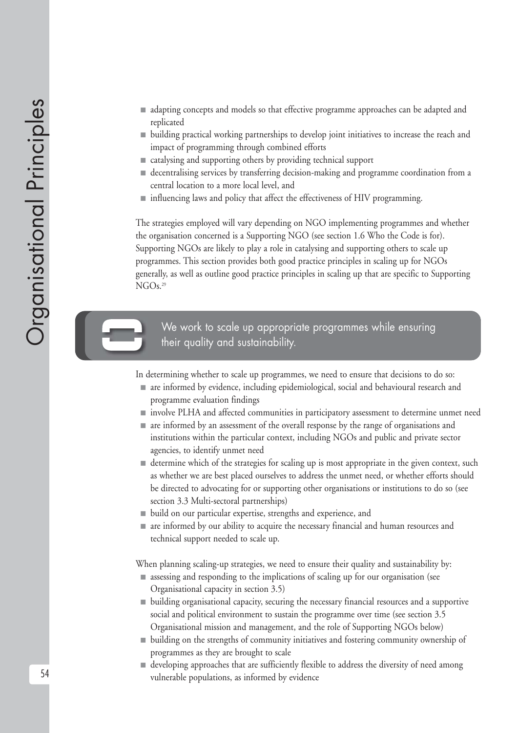- adapting concepts and models so that effective programme approaches can be adapted and replicated
- building practical working partnerships to develop joint initiatives to increase the reach and impact of programming through combined efforts
- catalysing and supporting others by providing technical support
- decentralising services by transferring decision-making and programme coordination from a central location to a more local level, and
- influencing laws and policy that affect the effectiveness of HIV programming.

The strategies employed will vary depending on NGO implementing programmes and whether the organisation concerned is a Supporting NGO (see section 1.6 Who the Code is for). Supporting NGOs are likely to play a role in catalysing and supporting others to scale up programmes. This section provides both good practice principles in scaling up for NGOs generally, as well as outline good practice principles in scaling up that are specific to Supporting NGOs.[29]

**We work to scale up appropriate programmes while ensuring their quality and sustainability.**

In determining whether to scale up programmes, we need to ensure that decisions to do so:

- are informed by evidence, including epidemiological, social and behavioural research and programme evaluation findings
- involve PLHA and affected communities in participatory assessment to determine unmet need
- are informed by an assessment of the overall response by the range of organisations and institutions within the particular context, including NGOs and public and private sector agencies, to identify unmet need
- determine which of the strategies for scaling up is most appropriate in the given context, such as whether we are best placed ourselves to address the unmet need, or whether efforts should be directed to advocating for or supporting other organisations or institutions to do so (see section 3.3 Multi-sectoral partnerships)
- build on our particular expertise, strengths and experience, and
- are informed by our ability to acquire the necessary financial and human resources and technical support needed to scale up.

When planning scaling-up strategies, we need to ensure their quality and sustainability by:

- assessing and responding to the implications of scaling up for our organisation (see Organisational capacity in section 3.5)
- building organisational capacity, securing the necessary financial resources and a supportive social and political environment to sustain the programme over time (see section 3.5 Organisational mission and management, and the role of Supporting NGOs below)
- building on the strengths of community initiatives and fostering community ownership of programmes as they are brought to scale
- developing approaches that are sufficiently flexible to address the diversity of need among vulnerable populations, as informed by evidence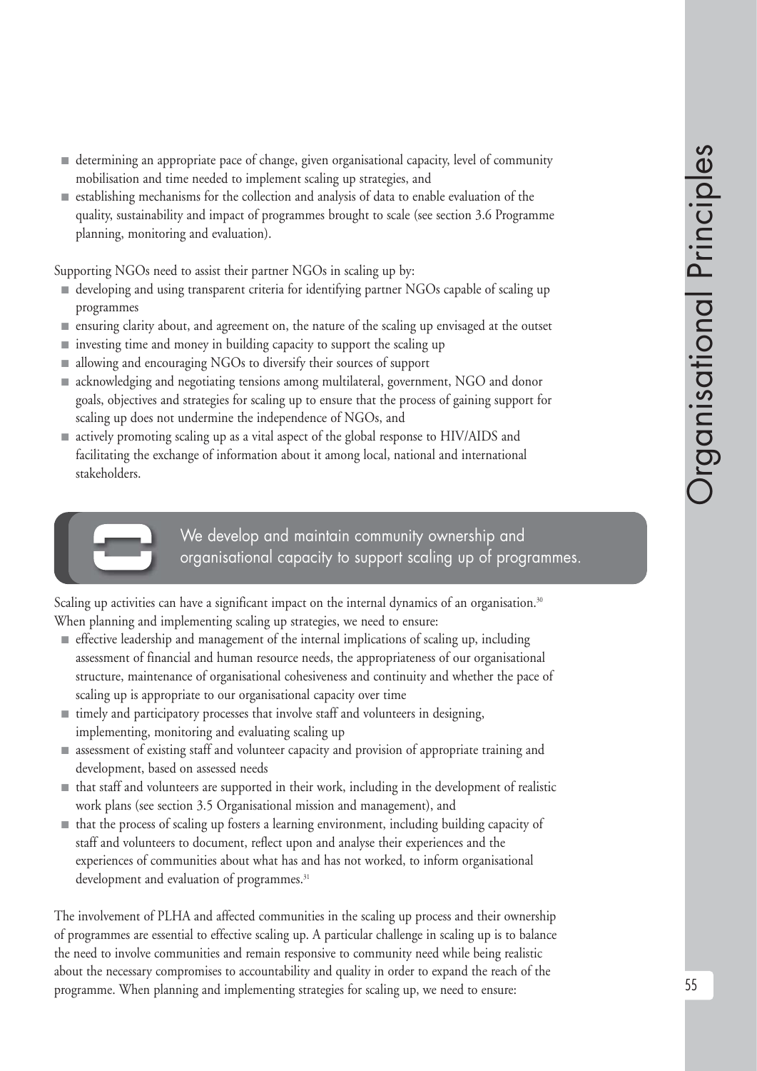- determining an appropriate pace of change, given organisational capacity, level of community mobilisation and time needed to implement scaling up strategies, and
- establishing mechanisms for the collection and analysis of data to enable evaluation of the quality, sustainability and impact of programmes brought to scale (see section 3.6 Programme planning, monitoring and evaluation).

Supporting NGOs need to assist their partner NGOs in scaling up by:

- developing and using transparent criteria for identifying partner NGOs capable of scaling up programmes
- ensuring clarity about, and agreement on, the nature of the scaling up envisaged at the outset
- investing time and money in building capacity to support the scaling up
- allowing and encouraging NGOs to diversify their sources of support
- acknowledging and negotiating tensions among multilateral, government, NGO and donor goals, objectives and strategies for scaling up to ensure that the process of gaining support for scaling up does not undermine the independence of NGOs, and
- actively promoting scaling up as a vital aspect of the global response to HIV/AIDS and facilitating the exchange of information about it among local, national and international stakeholders.

### We develop and maintain community ownership and organisational capacity to support scaling up of programmes.

Scaling up activities can have a significant impact on the internal dynamics of an organisation.[30] When planning and implementing scaling up strategies, we need to ensure:

- effective leadership and management of the internal implications of scaling up, including assessment of financial and human resource needs, the appropriateness of our organisational structure, maintenance of organisational cohesiveness and continuity and whether the pace of scaling up is appropriate to our organisational capacity over time
- timely and participatory processes that involve staff and volunteers in designing, implementing, monitoring and evaluating scaling up
- assessment of existing staff and volunteer capacity and provision of appropriate training and development, based on assessed needs
- that staff and volunteers are supported in their work, including in the development of realistic work plans (see section 3.5 Organisational mission and management), and
- that the process of scaling up fosters a learning environment, including building capacity of staff and volunteers to document, reflect upon and analyse their experiences and the experiences of communities about what has and has not worked, to inform organisational development and evaluation of programmes.[31]

The involvement of PLHA and affected communities in the scaling up process and their ownership of programmes are essential to effective scaling up. A particular challenge in scaling up is to balance the need to involve communities and remain responsive to community need while being realistic about the necessary compromises to accountability and quality in order to expand the reach of the programme. When planning and implementing strategies for scaling up, we need to ensure: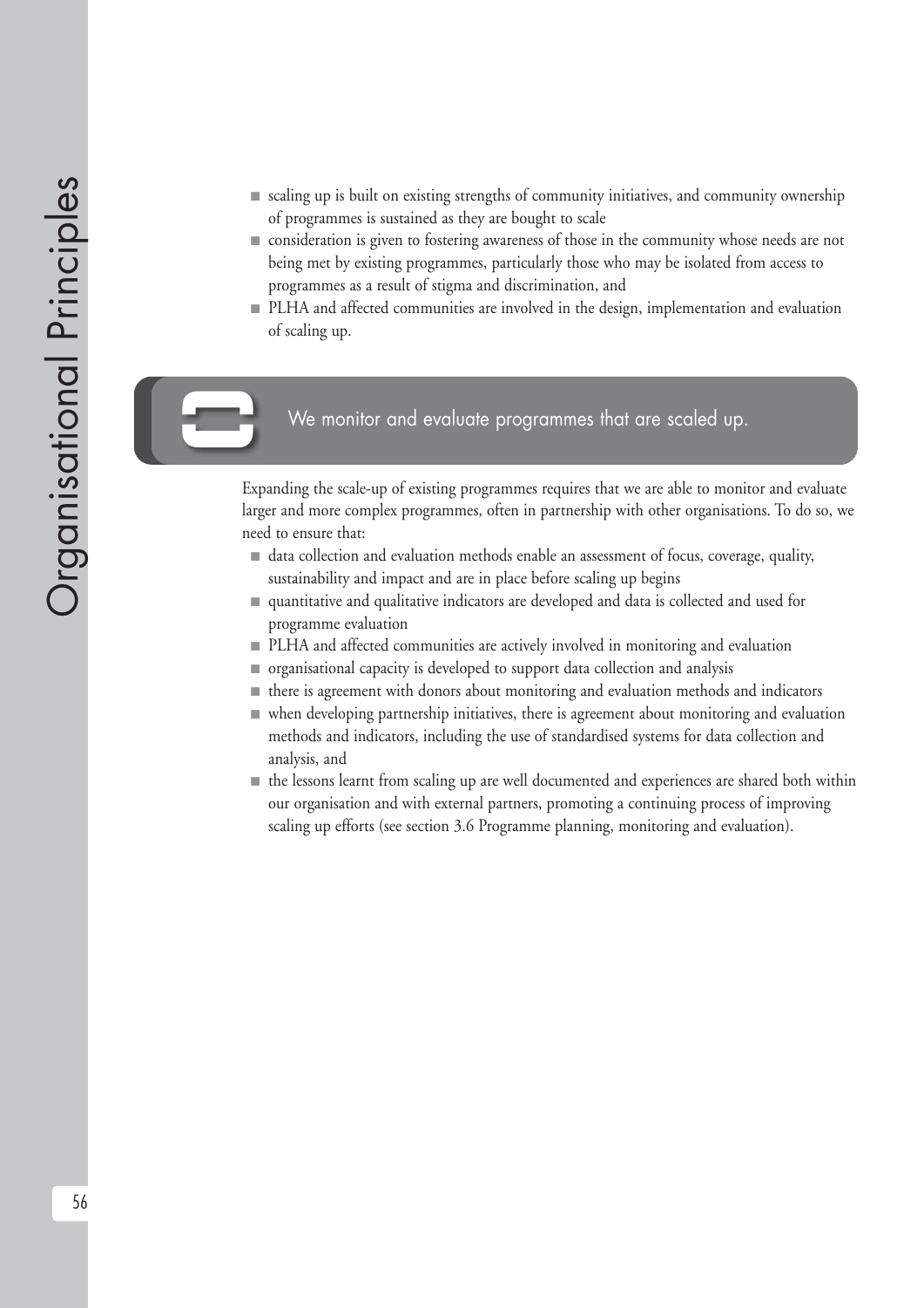- scaling up is built on existing strengths of community initiatives, and community ownership of programmes is sustained as they are bought to scale
- consideration is given to fostering awareness of those in the community whose needs are not being met by existing programmes, particularly those who may be isolated from access to programmes as a result of stigma and discrimination, and
- PLHA and affected communities are involved in the design, implementation and evaluation of scaling up.

## We monitor and evaluate programmes that are scaled up.

Expanding the scale-up of existing programmes requires that we are able to monitor and evaluate larger and more complex programmes, often in partnership with other organisations. To do so, we need to ensure that:

- data collection and evaluation methods enable an assessment of focus, coverage, quality, sustainability and impact and are in place before scaling up begins
- quantitative and qualitative indicators are developed and data is collected and used for programme evaluation
- PLHA and affected communities are actively involved in monitoring and evaluation
- organisational capacity is developed to support data collection and analysis
- there is agreement with donors about monitoring and evaluation methods and indicators
- when developing partnership initiatives, there is agreement about monitoring and evaluation methods and indicators, including the use of standardised systems for data collection and analysis, and
- the lessons learnt from scaling up are well documented and experiences are shared both within our organisation and with external partners, promoting a continuing process of improving scaling up efforts (see section 3.6 Programme planning, monitoring and evaluation).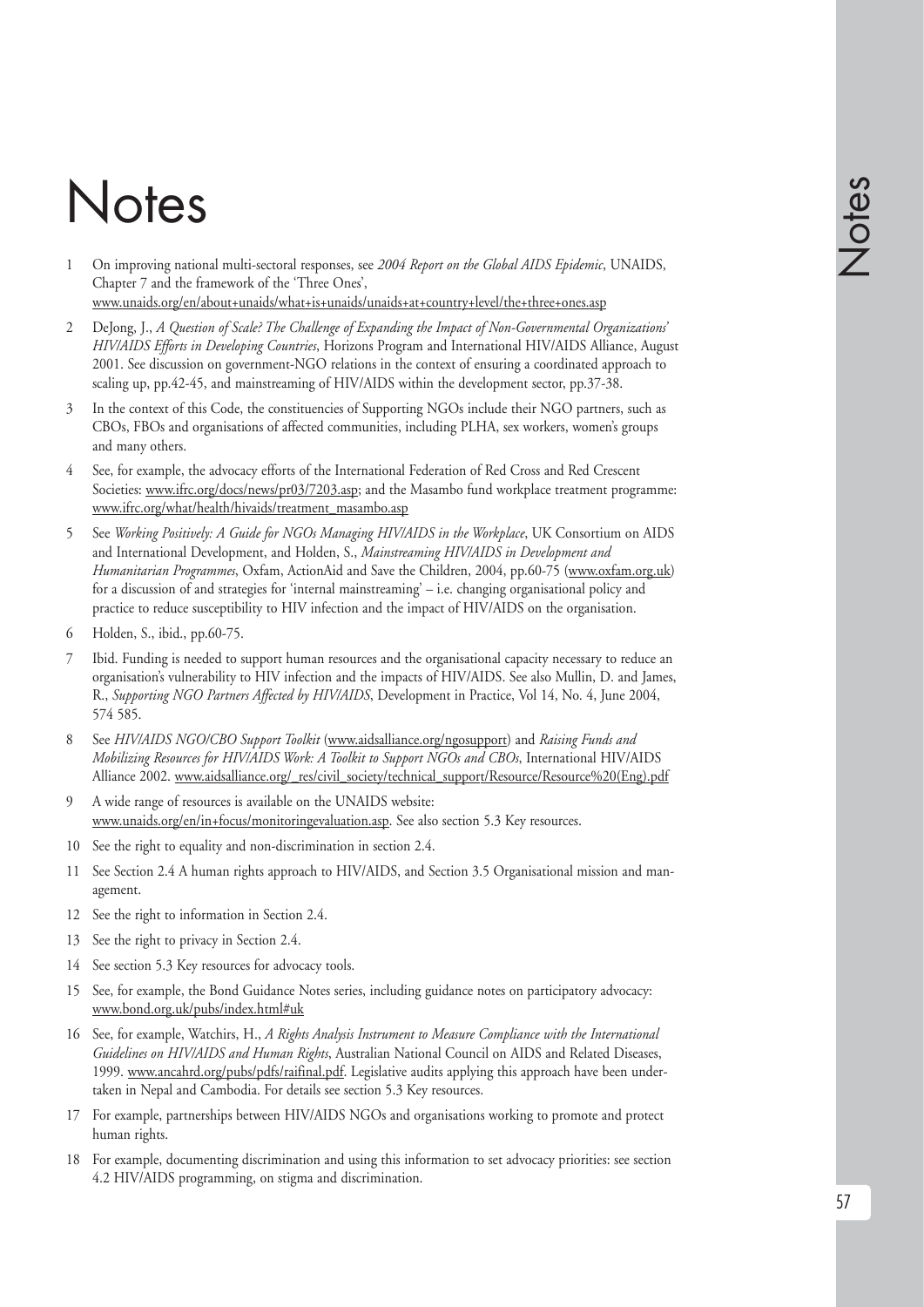# Notes

1. On improving national multi-sectoral responses, see *2004 Report on the Global AIDS Epidemic*, UNAIDS, Chapter 7 and the framework of the 'Three Ones', www.unaids.org/en/about+unaids/what+is+unaids/unaids+at+country+level/the+three+ones.asp

2. DeJong, J., *A Question of Scale? The Challenge of Expanding the Impact of Non-Governmental Organizations' HIV/AIDS Efforts in Developing Countries*, Horizons Program and International HIV/AIDS Alliance, August 2001. See discussion on government-NGO relations in the context of ensuring a coordinated approach to scaling up, pp.42-45, and mainstreaming of HIV/AIDS within the development sector, pp.37-38.

3. In the context of this Code, the constituencies of Supporting NGOs include their NGO partners, such as CBOs, FBOs and organisations of affected communities, including PLHA, sex workers, women's groups and many others.

4. See, for example, the advocacy efforts of the International Federation of Red Cross and Red Crescent Societies: www.ifrc.org/docs/news/pr03/7203.asp; and the Masambo fund workplace treatment programme: www.ifrc.org/what/health/hivaids/treatment_masambo.asp

5. See *Working Positively: A Guide for NGOs Managing HIV/AIDS in the Workplace*, UK Consortium on AIDS and International Development, and Holden, S., *Mainstreaming HIV/AIDS in Development and Humanitarian Programmes*, Oxfam, ActionAid and Save the Children, 2004, pp.60-75 (www.oxfam.org.uk) for a discussion of and strategies for 'internal mainstreaming' – i.e. changing organisational policy and practice to reduce susceptibility to HIV infection and the impact of HIV/AIDS on the organisation.

6. Holden, S., ibid., pp.60-75.

7. Ibid. Funding is needed to support human resources and the organisational capacity necessary to reduce an organisation's vulnerability to HIV infection and the impacts of HIV/AIDS. See also Mullin, D. and James, R., *Supporting NGO Partners Affected by HIV/AIDS*, Development in Practice, Vol 14, No. 4, June 2004, 574 585.

8. See *HIV/AIDS NGO/CBO Support Toolkit* (www.aidsalliance.org/ngosupport) and *Raising Funds and Mobilizing Resources for HIV/AIDS Work: A Toolkit to Support NGOs and CBOs*, International HIV/AIDS Alliance 2002. www.aidsalliance.org/_res/civil_society/technical_support/Resource/Resource%20(Eng).pdf

9. A wide range of resources is available on the UNAIDS website: www.unaids.org/en/in+focus/monitoringevaluation.asp. See also section 5.3 Key resources.

10. See the right to equality and non-discrimination in section 2.4.

11. See Section 2.4 A human rights approach to HIV/AIDS, and Section 3.5 Organisational mission and management.

12. See the right to information in Section 2.4.

13. See the right to privacy in Section 2.4.

14. See section 5.3 Key resources for advocacy tools.

15. See, for example, the Bond Guidance Notes series, including guidance notes on participatory advocacy: www.bond.org.uk/pubs/index.html#uk

16. See, for example, Watchirs, H., *A Rights Analysis Instrument to Measure Compliance with the International Guidelines on HIV/AIDS and Human Rights*, Australian National Council on AIDS and Related Diseases, 1999. www.ancahrd.org/pubs/pdfs/raifinal.pdf. Legislative audits applying this approach have been undertaken in Nepal and Cambodia. For details see section 5.3 Key resources.

17. For example, partnerships between HIV/AIDS NGOs and organisations working to promote and protect human rights.

18. For example, documenting discrimination and using this information to set advocacy priorities: see section 4.2 HIV/AIDS programming, on stigma and discrimination.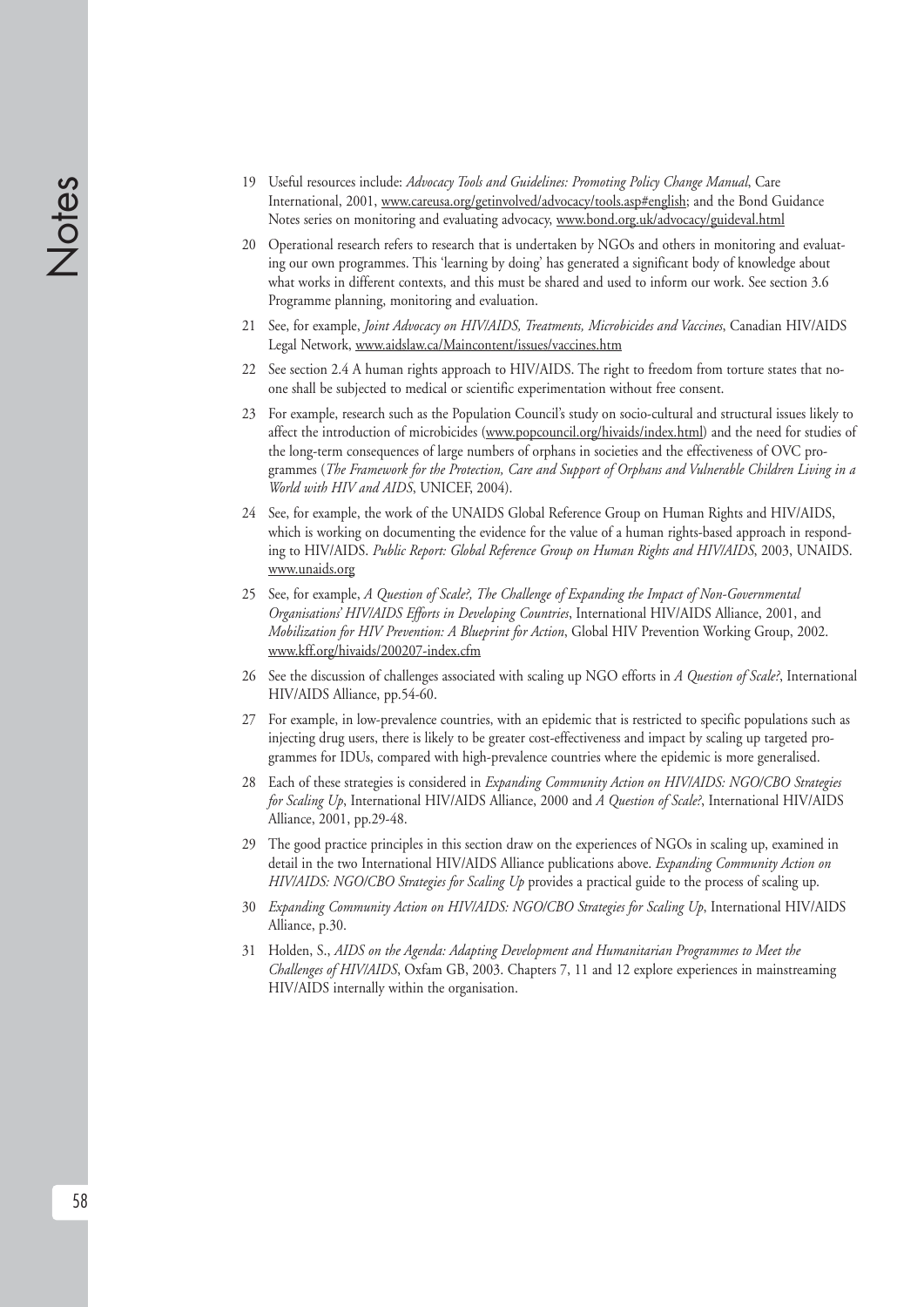19 Useful resources include: *Advocacy Tools and Guidelines: Promoting Policy Change Manual*, Care International, 2001, www.careusa.org/getinvolved/advocacy/tools.asp#english; and the Bond Guidance Notes series on monitoring and evaluating advocacy, www.bond.org.uk/advocacy/guideval.html

20 Operational research refers to research that is undertaken by NGOs and others in monitoring and evaluating our own programmes. This 'learning by doing' has generated a significant body of knowledge about what works in different contexts, and this must be shared and used to inform our work. See section 3.6 Programme planning, monitoring and evaluation.

21 See, for example, *Joint Advocacy on HIV/AIDS, Treatments, Microbicides and Vaccines*, Canadian HIV/AIDS Legal Network, www.aidslaw.ca/Maincontent/issues/vaccines.htm

22 See section 2.4 A human rights approach to HIV/AIDS. The right to freedom from torture states that no-one shall be subjected to medical or scientific experimentation without free consent.

23 For example, research such as the Population Council's study on socio-cultural and structural issues likely to affect the introduction of microbicides (www.popcouncil.org/hivaids/index.html) and the need for studies of the long-term consequences of large numbers of orphans in societies and the effectiveness of OVC programmes (*The Framework for the Protection, Care and Support of Orphans and Vulnerable Children Living in a World with HIV and AIDS*, UNICEF, 2004).

24 See, for example, the work of the UNAIDS Global Reference Group on Human Rights and HIV/AIDS, which is working on documenting the evidence for the value of a human rights-based approach in responding to HIV/AIDS. *Public Report: Global Reference Group on Human Rights and HIV/AIDS*, 2003, UNAIDS. www.unaids.org

25 See, for example, *A Question of Scale?, The Challenge of Expanding the Impact of Non-Governmental Organisations' HIV/AIDS Efforts in Developing Countries*, International HIV/AIDS Alliance, 2001, and *Mobilization for HIV Prevention: A Blueprint for Action*, Global HIV Prevention Working Group, 2002. www.kff.org/hivaids/200207-index.cfm

26 See the discussion of challenges associated with scaling up NGO efforts in *A Question of Scale?*, International HIV/AIDS Alliance, pp.54-60.

27 For example, in low-prevalence countries, with an epidemic that is restricted to specific populations such as injecting drug users, there is likely to be greater cost-effectiveness and impact by scaling up targeted programmes for IDUs, compared with high-prevalence countries where the epidemic is more generalised.

28 Each of these strategies is considered in *Expanding Community Action on HIV/AIDS: NGO/CBO Strategies for Scaling Up*, International HIV/AIDS Alliance, 2000 and *A Question of Scale?*, International HIV/AIDS Alliance, 2001, pp.29-48.

29 The good practice principles in this section draw on the experiences of NGOs in scaling up, examined in detail in the two International HIV/AIDS Alliance publications above. *Expanding Community Action on HIV/AIDS: NGO/CBO Strategies for Scaling Up* provides a practical guide to the process of scaling up.

30 *Expanding Community Action on HIV/AIDS: NGO/CBO Strategies for Scaling Up*, International HIV/AIDS Alliance, p.30.

31 Holden, S., *AIDS on the Agenda: Adapting Development and Humanitarian Programmes to Meet the Challenges of HIV/AIDS*, Oxfam GB, 2003. Chapters 7, 11 and 12 explore experiences in mainstreaming HIV/AIDS internally within the organisation.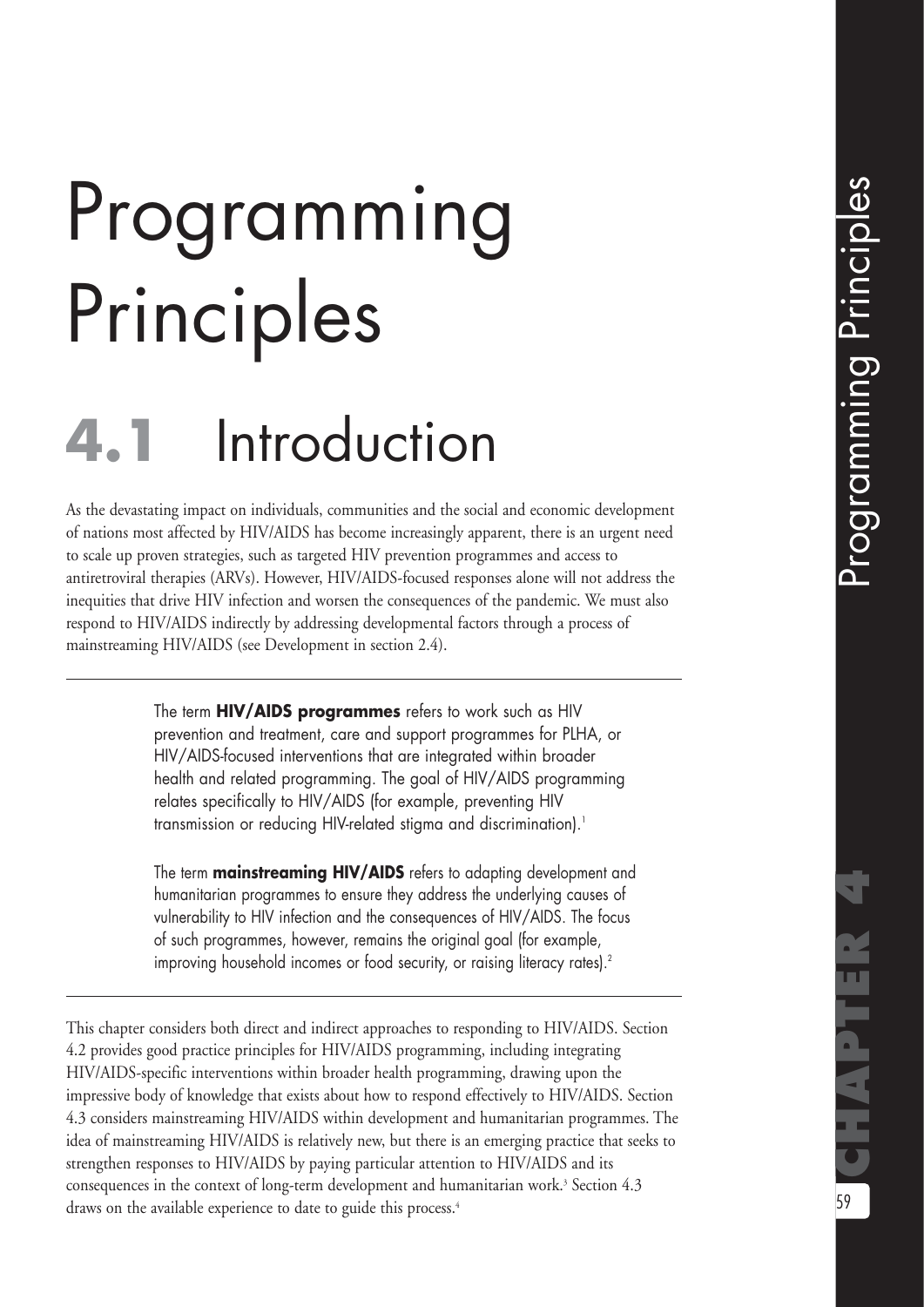# Programming Principles

## 4.1 Introduction

As the devastating impact on individuals, communities and the social and economic development of nations most affected by HIV/AIDS has become increasingly apparent, there is an urgent need to scale up proven strategies, such as targeted HIV prevention programmes and access to antiretroviral therapies (ARVs). However, HIV/AIDS-focused responses alone will not address the inequities that drive HIV infection and worsen the consequences of the pandemic. We must also respond to HIV/AIDS indirectly by addressing developmental factors through a process of mainstreaming HIV/AIDS (see Development in section 2.4).

---

The term **HIV/AIDS programmes** refers to work such as HIV prevention and treatment, care and support programmes for PLHA, or HIV/AIDS-focused interventions that are integrated within broader health and related programming. The goal of HIV/AIDS programming relates specifically to HIV/AIDS (for example, preventing HIV transmission or reducing HIV-related stigma and discrimination).[1]

The term **mainstreaming HIV/AIDS** refers to adapting development and humanitarian programmes to ensure they address the underlying causes of vulnerability to HIV infection and the consequences of HIV/AIDS. The focus of such programmes, however, remains the original goal (for example, improving household incomes or food security, or raising literacy rates).[2]

---

This chapter considers both direct and indirect approaches to responding to HIV/AIDS. Section 4.2 provides good practice principles for HIV/AIDS programming, including integrating HIV/AIDS-specific interventions within broader health programming, drawing upon the impressive body of knowledge that exists about how to respond effectively to HIV/AIDS. Section 4.3 considers mainstreaming HIV/AIDS within development and humanitarian programmes. The idea of mainstreaming HIV/AIDS is relatively new, but there is an emerging practice that seeks to strengthen responses to HIV/AIDS by paying particular attention to HIV/AIDS and its consequences in the context of long-term development and humanitarian work.[3] Section 4.3 draws on the available experience to date to guide this process.[4]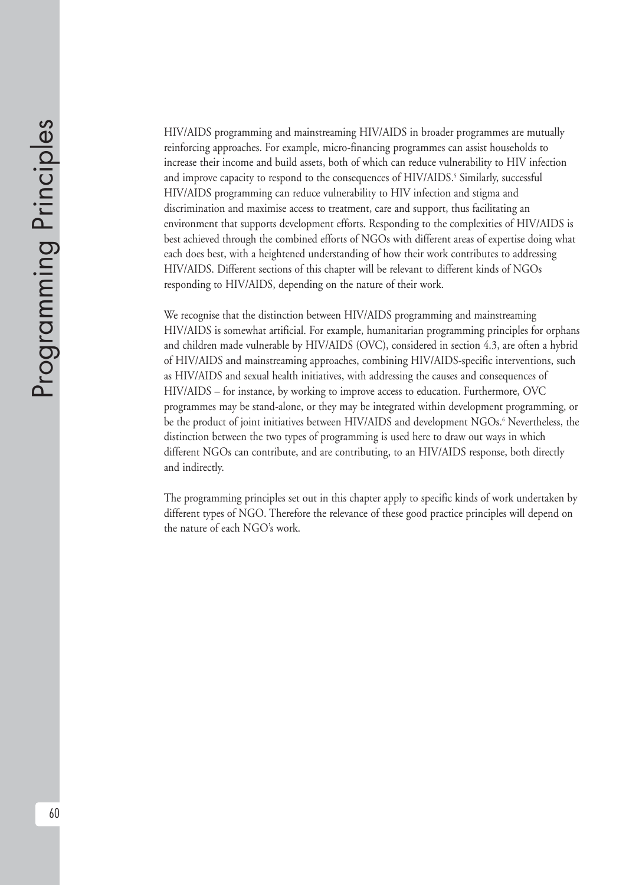HIV/AIDS programming and mainstreaming HIV/AIDS in broader programmes are mutually reinforcing approaches. For example, micro-financing programmes can assist households to increase their income and build assets, both of which can reduce vulnerability to HIV infection and improve capacity to respond to the consequences of HIV/AIDS.[5] Similarly, successful HIV/AIDS programming can reduce vulnerability to HIV infection and stigma and discrimination and maximise access to treatment, care and support, thus facilitating an environment that supports development efforts. Responding to the complexities of HIV/AIDS is best achieved through the combined efforts of NGOs with different areas of expertise doing what each does best, with a heightened understanding of how their work contributes to addressing HIV/AIDS. Different sections of this chapter will be relevant to different kinds of NGOs responding to HIV/AIDS, depending on the nature of their work.

We recognise that the distinction between HIV/AIDS programming and mainstreaming HIV/AIDS is somewhat artificial. For example, humanitarian programming principles for orphans and children made vulnerable by HIV/AIDS (OVC), considered in section 4.3, are often a hybrid of HIV/AIDS and mainstreaming approaches, combining HIV/AIDS-specific interventions, such as HIV/AIDS and sexual health initiatives, with addressing the causes and consequences of HIV/AIDS – for instance, by working to improve access to education. Furthermore, OVC programmes may be stand-alone, or they may be integrated within development programming, or be the product of joint initiatives between HIV/AIDS and development NGOs.[6] Nevertheless, the distinction between the two types of programming is used here to draw out ways in which different NGOs can contribute, and are contributing, to an HIV/AIDS response, both directly and indirectly.

The programming principles set out in this chapter apply to specific kinds of work undertaken by different types of NGO. Therefore the relevance of these good practice principles will depend on the nature of each NGO's work.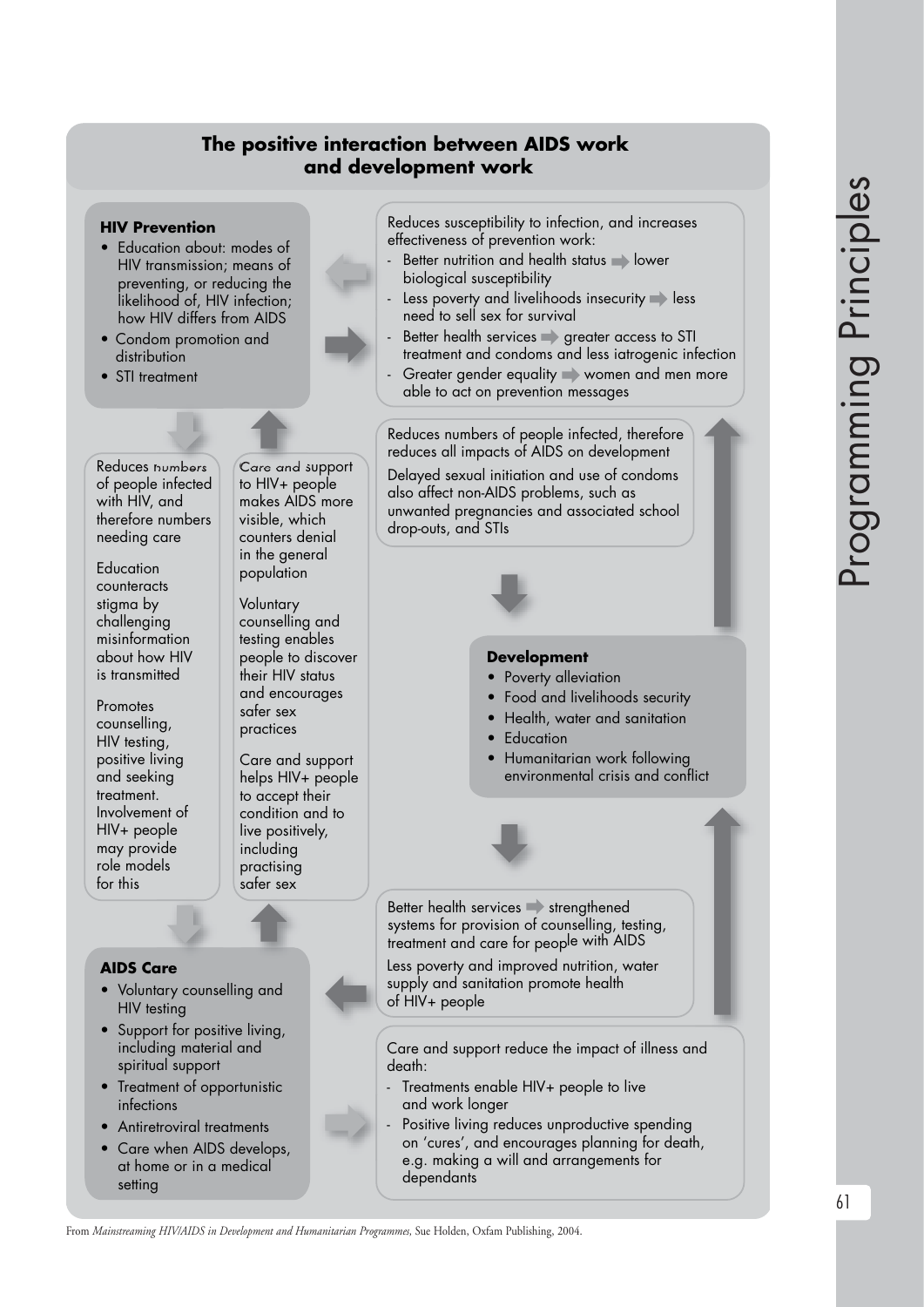## The positive interaction between AIDS work and development work

**HIV Prevention**

- Education about: modes of HIV transmission; means of preventing, or reducing the likelihood of, HIV infection; how HIV differs from AIDS
- Condom promotion and distribution
- STI treatment

Reduces susceptibility to infection, and increases effectiveness of prevention work:

- Better nutrition and health status ➡ lower biological susceptibility
- Less poverty and livelihoods insecurity ➡ less need to sell sex for survival
- Better health services ➡ greater access to STI treatment and condoms and less iatrogenic infection
- Greater gender equality ➡ women and men more able to act on prevention messages

Reduces numbers of people infected with HIV, and therefore numbers needing care

Education counteracts stigma by challenging misinformation about how HIV is transmitted

Promotes counselling, HIV testing, positive living and seeking treatment. Involvement of HIV+ people may provide role models for this

Care and support to HIV+ people makes AIDS more visible, which counters denial in the general population

Voluntary counselling and testing enables people to discover their HIV status and encourages safer sex practices

Care and support helps HIV+ people to accept their condition and to live positively, including practising safer sex

Reduces numbers of people infected, therefore reduces all impacts of AIDS on development

Delayed sexual initiation and use of condoms also affect non-AIDS problems, such as unwanted pregnancies and associated school drop-outs, and STIs

**Development**

- Poverty alleviation
- Food and livelihoods security
- Health, water and sanitation
- Education
- Humanitarian work following environmental crisis and conflict

Better health services ➡ strengthened systems for provision of counselling, testing, treatment and care for people with AIDS

Less poverty and improved nutrition, water supply and sanitation promote health of HIV+ people

**AIDS Care**

- Voluntary counselling and HIV testing
- Support for positive living, including material and spiritual support
- Treatment of opportunistic infections
- Antiretroviral treatments
- Care when AIDS develops, at home or in a medical setting

Care and support reduce the impact of illness and death:

- Treatments enable HIV+ people to live and work longer
- Positive living reduces unproductive spending on 'cures', and encourages planning for death, e.g. making a will and arrangements for dependants

From *Mainstreaming HIV/AIDS in Development and Humanitarian Programmes*, Sue Holden, Oxfam Publishing, 2004.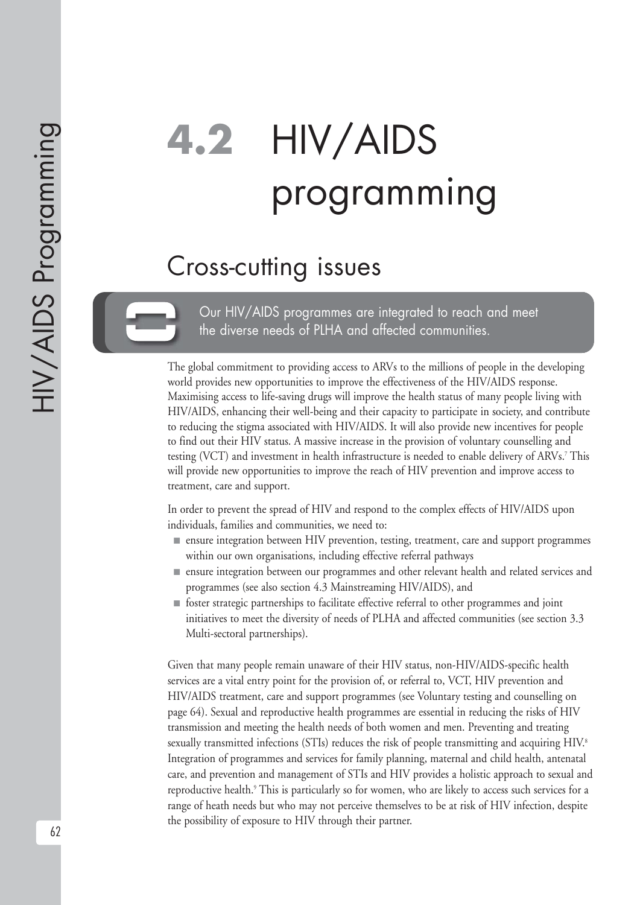# 4.2 HIV/AIDS programming

## Cross-cutting issues

Our HIV/AIDS programmes are integrated to reach and meet the diverse needs of PLHA and affected communities.

The global commitment to providing access to ARVs to the millions of people in the developing world provides new opportunities to improve the effectiveness of the HIV/AIDS response. Maximising access to life-saving drugs will improve the health status of many people living with HIV/AIDS, enhancing their well-being and their capacity to participate in society, and contribute to reducing the stigma associated with HIV/AIDS. It will also provide new incentives for people to find out their HIV status. A massive increase in the provision of voluntary counselling and testing (VCT) and investment in health infrastructure is needed to enable delivery of ARVs.[7] This will provide new opportunities to improve the reach of HIV prevention and improve access to treatment, care and support.

In order to prevent the spread of HIV and respond to the complex effects of HIV/AIDS upon individuals, families and communities, we need to:

- ensure integration between HIV prevention, testing, treatment, care and support programmes within our own organisations, including effective referral pathways
- ensure integration between our programmes and other relevant health and related services and programmes (see also section 4.3 Mainstreaming HIV/AIDS), and
- foster strategic partnerships to facilitate effective referral to other programmes and joint initiatives to meet the diversity of needs of PLHA and affected communities (see section 3.3 Multi-sectoral partnerships).

Given that many people remain unaware of their HIV status, non-HIV/AIDS-specific health services are a vital entry point for the provision of, or referral to, VCT, HIV prevention and HIV/AIDS treatment, care and support programmes (see Voluntary testing and counselling on page 64). Sexual and reproductive health programmes are essential in reducing the risks of HIV transmission and meeting the health needs of both women and men. Preventing and treating sexually transmitted infections (STIs) reduces the risk of people transmitting and acquiring HIV.[8] Integration of programmes and services for family planning, maternal and child health, antenatal care, and prevention and management of STIs and HIV provides a holistic approach to sexual and reproductive health.[9] This is particularly so for women, who are likely to access such services for a range of heath needs but who may not perceive themselves to be at risk of HIV infection, despite the possibility of exposure to HIV through their partner.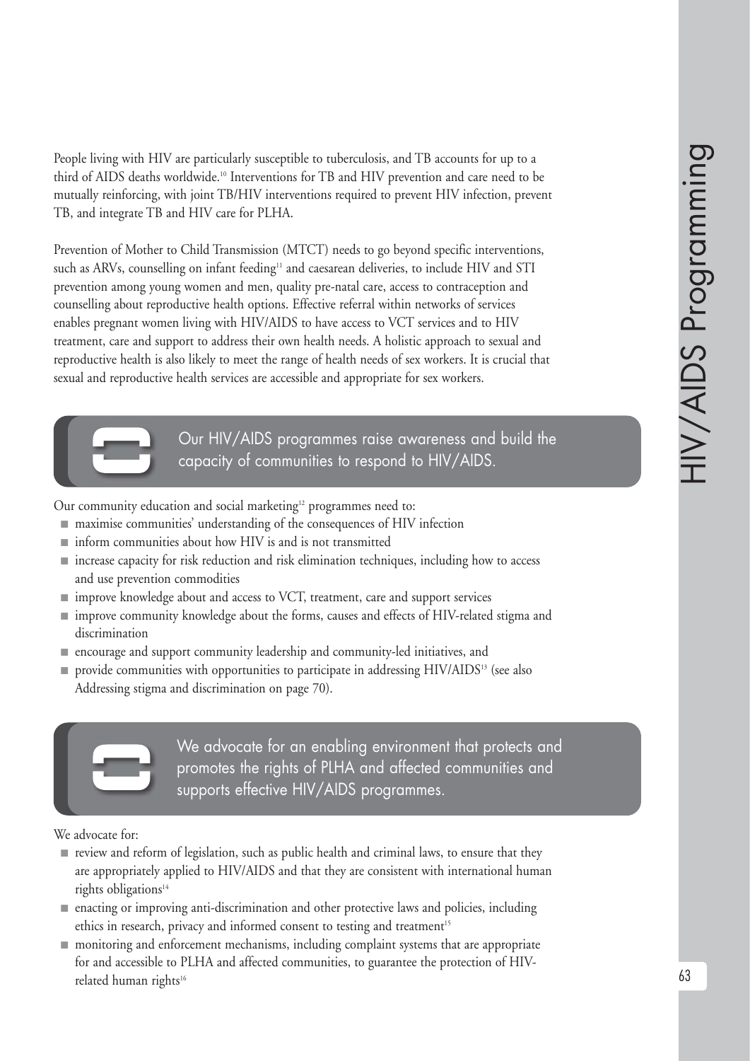People living with HIV are particularly susceptible to tuberculosis, and TB accounts for up to a third of AIDS deaths worldwide.[10] Interventions for TB and HIV prevention and care need to be mutually reinforcing, with joint TB/HIV interventions required to prevent HIV infection, prevent TB, and integrate TB and HIV care for PLHA.

Prevention of Mother to Child Transmission (MTCT) needs to go beyond specific interventions, such as ARVs, counselling on infant feeding[11] and caesarean deliveries, to include HIV and STI prevention among young women and men, quality pre-natal care, access to contraception and counselling about reproductive health options. Effective referral within networks of services enables pregnant women living with HIV/AIDS to have access to VCT services and to HIV treatment, care and support to address their own health needs. A holistic approach to sexual and reproductive health is also likely to meet the range of health needs of sex workers. It is crucial that sexual and reproductive health services are accessible and appropriate for sex workers.

## Our HIV/AIDS programmes raise awareness and build the capacity of communities to respond to HIV/AIDS.

Our community education and social marketing[12] programmes need to:

- maximise communities' understanding of the consequences of HIV infection
- inform communities about how HIV is and is not transmitted
- increase capacity for risk reduction and risk elimination techniques, including how to access and use prevention commodities
- improve knowledge about and access to VCT, treatment, care and support services
- improve community knowledge about the forms, causes and effects of HIV-related stigma and discrimination
- encourage and support community leadership and community-led initiatives, and
- provide communities with opportunities to participate in addressing HIV/AIDS[13] (see also Addressing stigma and discrimination on page 70).

## We advocate for an enabling environment that protects and promotes the rights of PLHA and affected communities and supports effective HIV/AIDS programmes.

We advocate for:

- review and reform of legislation, such as public health and criminal laws, to ensure that they are appropriately applied to HIV/AIDS and that they are consistent with international human rights obligations[14]
- enacting or improving anti-discrimination and other protective laws and policies, including ethics in research, privacy and informed consent to testing and treatment[15]
- monitoring and enforcement mechanisms, including complaint systems that are appropriate for and accessible to PLHA and affected communities, to guarantee the protection of HIV-related human rights[16]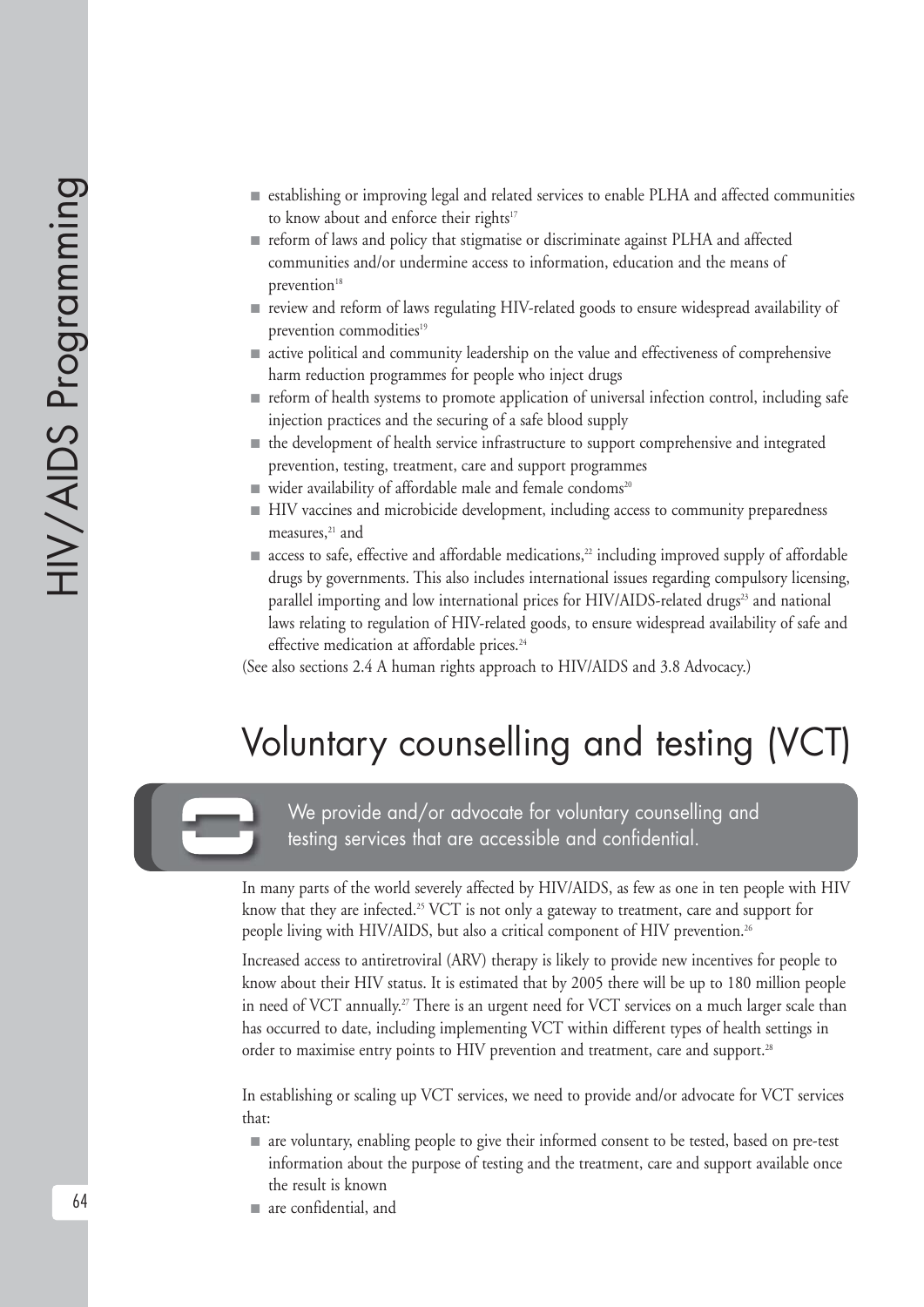- establishing or improving legal and related services to enable PLHA and affected communities to know about and enforce their rights[17]
- reform of laws and policy that stigmatise or discriminate against PLHA and affected communities and/or undermine access to information, education and the means of prevention[18]
- review and reform of laws regulating HIV-related goods to ensure widespread availability of prevention commodities[19]
- active political and community leadership on the value and effectiveness of comprehensive harm reduction programmes for people who inject drugs
- reform of health systems to promote application of universal infection control, including safe injection practices and the securing of a safe blood supply
- the development of health service infrastructure to support comprehensive and integrated prevention, testing, treatment, care and support programmes
- wider availability of affordable male and female condoms[20]
- HIV vaccines and microbicide development, including access to community preparedness measures,[21] and
- access to safe, effective and affordable medications,[22] including improved supply of affordable drugs by governments. This also includes international issues regarding compulsory licensing, parallel importing and low international prices for HIV/AIDS-related drugs[23] and national laws relating to regulation of HIV-related goods, to ensure widespread availability of safe and effective medication at affordable prices.[24]

(See also sections 2.4 A human rights approach to HIV/AIDS and 3.8 Advocacy.)

# Voluntary counselling and testing (VCT)

> We provide and/or advocate for voluntary counselling and testing services that are accessible and confidential.

In many parts of the world severely affected by HIV/AIDS, as few as one in ten people with HIV know that they are infected.[25] VCT is not only a gateway to treatment, care and support for people living with HIV/AIDS, but also a critical component of HIV prevention.[26]

Increased access to antiretroviral (ARV) therapy is likely to provide new incentives for people to know about their HIV status. It is estimated that by 2005 there will be up to 180 million people in need of VCT annually.[27] There is an urgent need for VCT services on a much larger scale than has occurred to date, including implementing VCT within different types of health settings in order to maximise entry points to HIV prevention and treatment, care and support.[28]

In establishing or scaling up VCT services, we need to provide and/or advocate for VCT services that:

- are voluntary, enabling people to give their informed consent to be tested, based on pre-test information about the purpose of testing and the treatment, care and support available once the result is known
- are confidential, and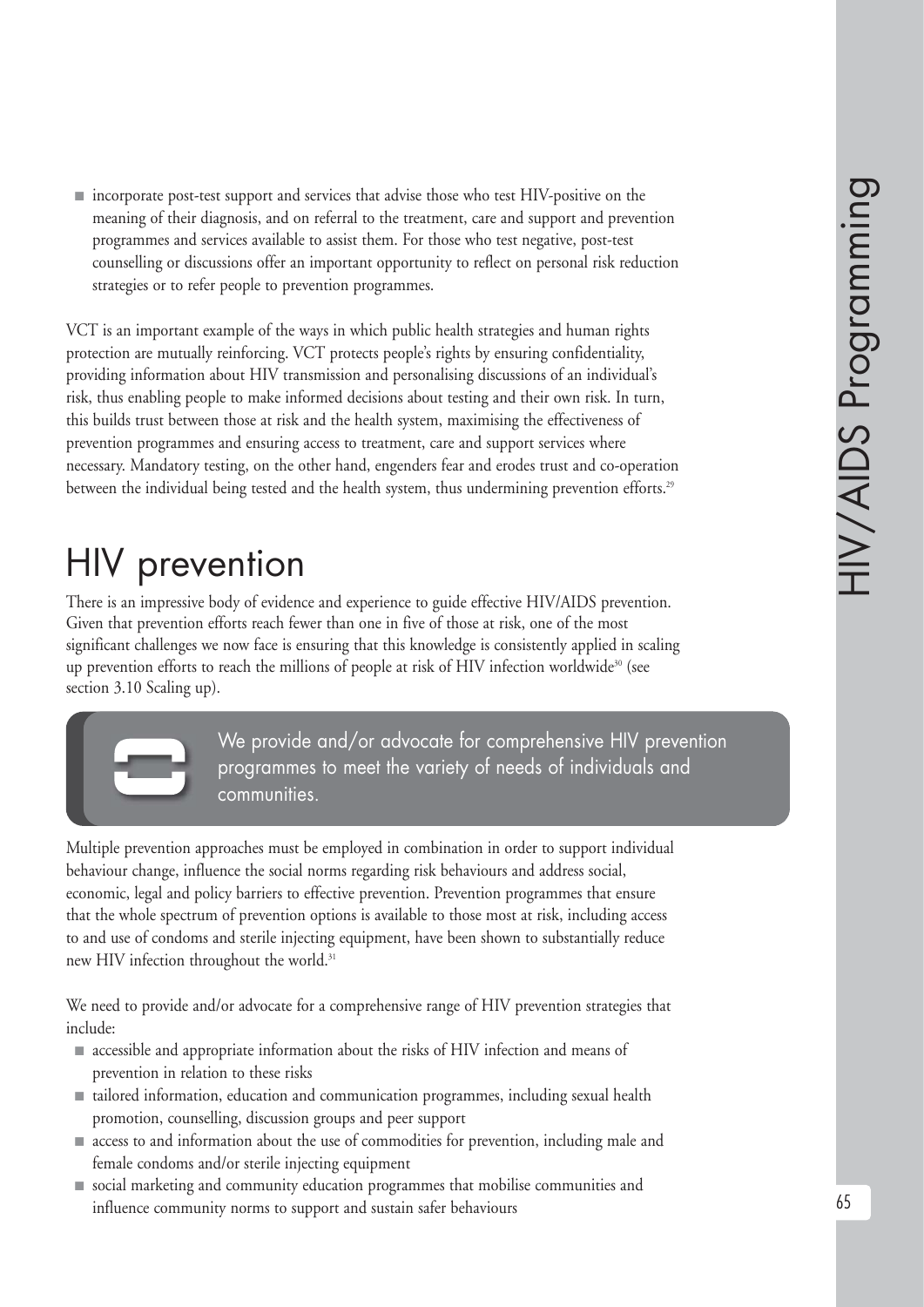- incorporate post-test support and services that advise those who test HIV-positive on the meaning of their diagnosis, and on referral to the treatment, care and support and prevention programmes and services available to assist them. For those who test negative, post-test counselling or discussions offer an important opportunity to reflect on personal risk reduction strategies or to refer people to prevention programmes.

VCT is an important example of the ways in which public health strategies and human rights protection are mutually reinforcing. VCT protects people's rights by ensuring confidentiality, providing information about HIV transmission and personalising discussions of an individual's risk, thus enabling people to make informed decisions about testing and their own risk. In turn, this builds trust between those at risk and the health system, maximising the effectiveness of prevention programmes and ensuring access to treatment, care and support services where necessary. Mandatory testing, on the other hand, engenders fear and erodes trust and co-operation between the individual being tested and the health system, thus undermining prevention efforts.[29]

# HIV prevention

There is an impressive body of evidence and experience to guide effective HIV/AIDS prevention. Given that prevention efforts reach fewer than one in five of those at risk, one of the most significant challenges we now face is ensuring that this knowledge is consistently applied in scaling up prevention efforts to reach the millions of people at risk of HIV infection worldwide[30] (see section 3.10 Scaling up).

> We provide and/or advocate for comprehensive HIV prevention programmes to meet the variety of needs of individuals and communities.

Multiple prevention approaches must be employed in combination in order to support individual behaviour change, influence the social norms regarding risk behaviours and address social, economic, legal and policy barriers to effective prevention. Prevention programmes that ensure that the whole spectrum of prevention options is available to those most at risk, including access to and use of condoms and sterile injecting equipment, have been shown to substantially reduce new HIV infection throughout the world.[31]

We need to provide and/or advocate for a comprehensive range of HIV prevention strategies that include:

- accessible and appropriate information about the risks of HIV infection and means of prevention in relation to these risks
- tailored information, education and communication programmes, including sexual health promotion, counselling, discussion groups and peer support
- access to and information about the use of commodities for prevention, including male and female condoms and/or sterile injecting equipment
- social marketing and community education programmes that mobilise communities and influence community norms to support and sustain safer behaviours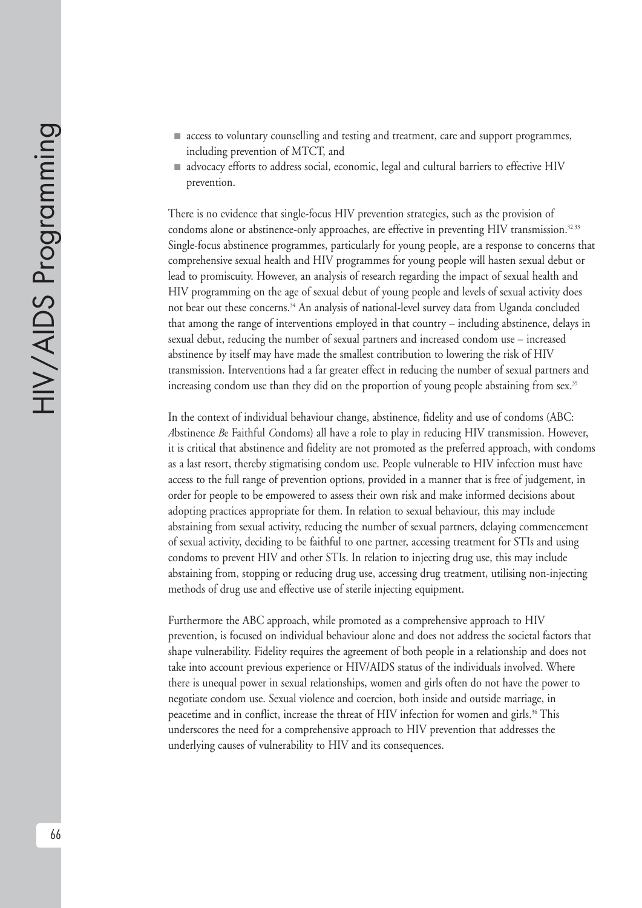- access to voluntary counselling and testing and treatment, care and support programmes, including prevention of MTCT, and
- advocacy efforts to address social, economic, legal and cultural barriers to effective HIV prevention.

There is no evidence that single-focus HIV prevention strategies, such as the provision of condoms alone or abstinence-only approaches, are effective in preventing HIV transmission.[32 33] Single-focus abstinence programmes, particularly for young people, are a response to concerns that comprehensive sexual health and HIV programmes for young people will hasten sexual debut or lead to promiscuity. However, an analysis of research regarding the impact of sexual health and HIV programming on the age of sexual debut of young people and levels of sexual activity does not bear out these concerns.[34] An analysis of national-level survey data from Uganda concluded that among the range of interventions employed in that country – including abstinence, delays in sexual debut, reducing the number of sexual partners and increased condom use – increased abstinence by itself may have made the smallest contribution to lowering the risk of HIV transmission. Interventions had a far greater effect in reducing the number of sexual partners and increasing condom use than they did on the proportion of young people abstaining from sex.[35]

In the context of individual behaviour change, abstinence, fidelity and use of condoms (ABC: *A*bstinence *B*e Faithful *C*ondoms) all have a role to play in reducing HIV transmission. However, it is critical that abstinence and fidelity are not promoted as the preferred approach, with condoms as a last resort, thereby stigmatising condom use. People vulnerable to HIV infection must have access to the full range of prevention options, provided in a manner that is free of judgement, in order for people to be empowered to assess their own risk and make informed decisions about adopting practices appropriate for them. In relation to sexual behaviour, this may include abstaining from sexual activity, reducing the number of sexual partners, delaying commencement of sexual activity, deciding to be faithful to one partner, accessing treatment for STIs and using condoms to prevent HIV and other STIs. In relation to injecting drug use, this may include abstaining from, stopping or reducing drug use, accessing drug treatment, utilising non-injecting methods of drug use and effective use of sterile injecting equipment.

Furthermore the ABC approach, while promoted as a comprehensive approach to HIV prevention, is focused on individual behaviour alone and does not address the societal factors that shape vulnerability. Fidelity requires the agreement of both people in a relationship and does not take into account previous experience or HIV/AIDS status of the individuals involved. Where there is unequal power in sexual relationships, women and girls often do not have the power to negotiate condom use. Sexual violence and coercion, both inside and outside marriage, in peacetime and in conflict, increase the threat of HIV infection for women and girls.[36] This underscores the need for a comprehensive approach to HIV prevention that addresses the underlying causes of vulnerability to HIV and its consequences.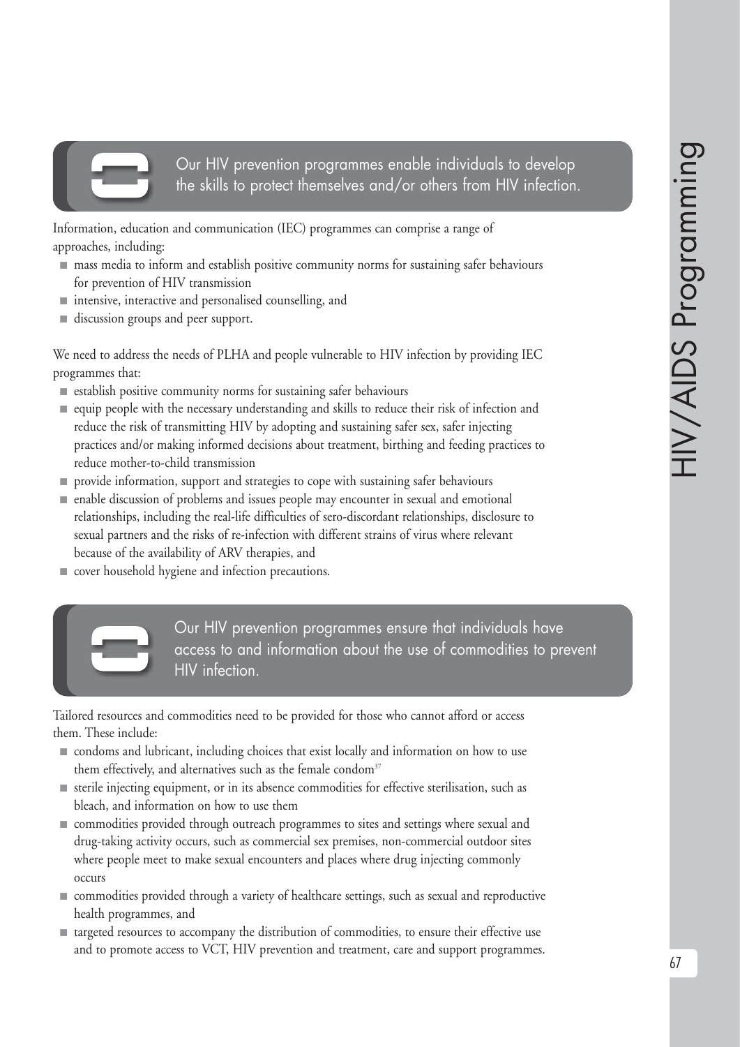**Our HIV prevention programmes enable individuals to develop the skills to protect themselves and/or others from HIV infection.**

Information, education and communication (IEC) programmes can comprise a range of approaches, including:

- mass media to inform and establish positive community norms for sustaining safer behaviours for prevention of HIV transmission
- intensive, interactive and personalised counselling, and
- discussion groups and peer support.

We need to address the needs of PLHA and people vulnerable to HIV infection by providing IEC programmes that:

- establish positive community norms for sustaining safer behaviours
- equip people with the necessary understanding and skills to reduce their risk of infection and reduce the risk of transmitting HIV by adopting and sustaining safer sex, safer injecting practices and/or making informed decisions about treatment, birthing and feeding practices to reduce mother-to-child transmission
- provide information, support and strategies to cope with sustaining safer behaviours
- enable discussion of problems and issues people may encounter in sexual and emotional relationships, including the real-life difficulties of sero-discordant relationships, disclosure to sexual partners and the risks of re-infection with different strains of virus where relevant because of the availability of ARV therapies, and
- cover household hygiene and infection precautions.

**Our HIV prevention programmes ensure that individuals have access to and information about the use of commodities to prevent HIV infection.**

Tailored resources and commodities need to be provided for those who cannot afford or access them. These include:

- condoms and lubricant, including choices that exist locally and information on how to use them effectively, and alternatives such as the female condom[37]
- sterile injecting equipment, or in its absence commodities for effective sterilisation, such as bleach, and information on how to use them
- commodities provided through outreach programmes to sites and settings where sexual and drug-taking activity occurs, such as commercial sex premises, non-commercial outdoor sites where people meet to make sexual encounters and places where drug injecting commonly occurs
- commodities provided through a variety of healthcare settings, such as sexual and reproductive health programmes, and
- targeted resources to accompany the distribution of commodities, to ensure their effective use and to promote access to VCT, HIV prevention and treatment, care and support programmes.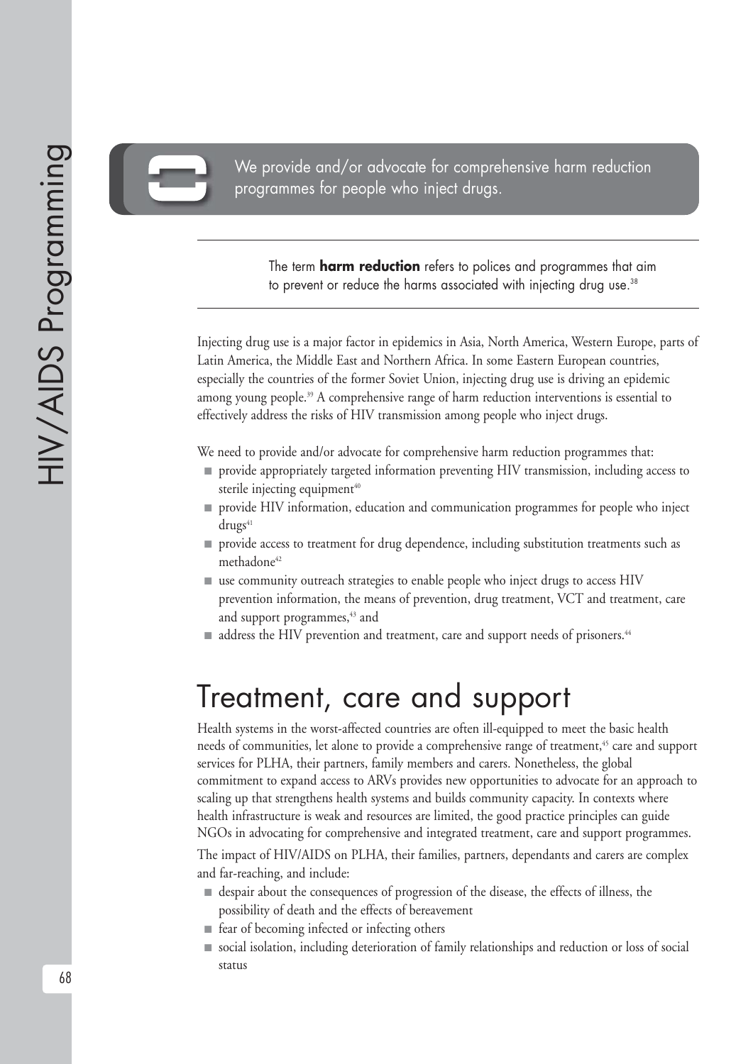We provide and/or advocate for comprehensive harm reduction programmes for people who inject drugs.

---

The term **harm reduction** refers to polices and programmes that aim to prevent or reduce the harms associated with injecting drug use.[38]

---

Injecting drug use is a major factor in epidemics in Asia, North America, Western Europe, parts of Latin America, the Middle East and Northern Africa. In some Eastern European countries, especially the countries of the former Soviet Union, injecting drug use is driving an epidemic among young people.[39] A comprehensive range of harm reduction interventions is essential to effectively address the risks of HIV transmission among people who inject drugs.

We need to provide and/or advocate for comprehensive harm reduction programmes that:

- provide appropriately targeted information preventing HIV transmission, including access to sterile injecting equipment[40]
- provide HIV information, education and communication programmes for people who inject drugs[41]
- provide access to treatment for drug dependence, including substitution treatments such as methadone[42]
- use community outreach strategies to enable people who inject drugs to access HIV prevention information, the means of prevention, drug treatment, VCT and treatment, care and support programmes,[43] and
- address the HIV prevention and treatment, care and support needs of prisoners.[44]

# Treatment, care and support

Health systems in the worst-affected countries are often ill-equipped to meet the basic health needs of communities, let alone to provide a comprehensive range of treatment,[45] care and support services for PLHA, their partners, family members and carers. Nonetheless, the global commitment to expand access to ARVs provides new opportunities to advocate for an approach to scaling up that strengthens health systems and builds community capacity. In contexts where health infrastructure is weak and resources are limited, the good practice principles can guide NGOs in advocating for comprehensive and integrated treatment, care and support programmes.

The impact of HIV/AIDS on PLHA, their families, partners, dependants and carers are complex and far-reaching, and include:

- despair about the consequences of progression of the disease, the effects of illness, the possibility of death and the effects of bereavement
- fear of becoming infected or infecting others
- social isolation, including deterioration of family relationships and reduction or loss of social status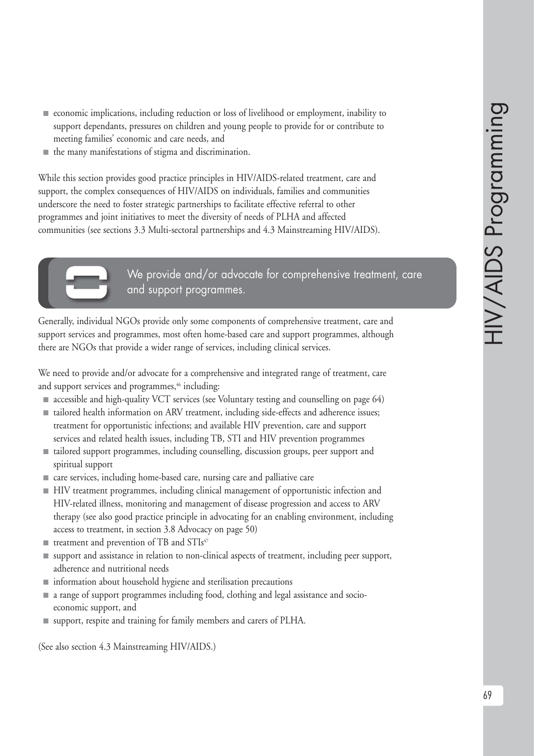- economic implications, including reduction or loss of livelihood or employment, inability to support dependants, pressures on children and young people to provide for or contribute to meeting families' economic and care needs, and
- the many manifestations of stigma and discrimination.

While this section provides good practice principles in HIV/AIDS-related treatment, care and support, the complex consequences of HIV/AIDS on individuals, families and communities underscore the need to foster strategic partnerships to facilitate effective referral to other programmes and joint initiatives to meet the diversity of needs of PLHA and affected communities (see sections 3.3 Multi-sectoral partnerships and 4.3 Mainstreaming HIV/AIDS).

### We provide and/or advocate for comprehensive treatment, care and support programmes.

Generally, individual NGOs provide only some components of comprehensive treatment, care and support services and programmes, most often home-based care and support programmes, although there are NGOs that provide a wider range of services, including clinical services.

We need to provide and/or advocate for a comprehensive and integrated range of treatment, care and support services and programmes,[46] including:

- accessible and high-quality VCT services (see Voluntary testing and counselling on page 64)
- tailored health information on ARV treatment, including side-effects and adherence issues; treatment for opportunistic infections; and available HIV prevention, care and support services and related health issues, including TB, STI and HIV prevention programmes
- tailored support programmes, including counselling, discussion groups, peer support and spiritual support
- care services, including home-based care, nursing care and palliative care
- HIV treatment programmes, including clinical management of opportunistic infection and HIV-related illness, monitoring and management of disease progression and access to ARV therapy (see also good practice principle in advocating for an enabling environment, including access to treatment, in section 3.8 Advocacy on page 50)
- treatment and prevention of TB and STIs[47]
- support and assistance in relation to non-clinical aspects of treatment, including peer support, adherence and nutritional needs
- information about household hygiene and sterilisation precautions
- a range of support programmes including food, clothing and legal assistance and socio-economic support, and
- support, respite and training for family members and carers of PLHA.

(See also section 4.3 Mainstreaming HIV/AIDS.)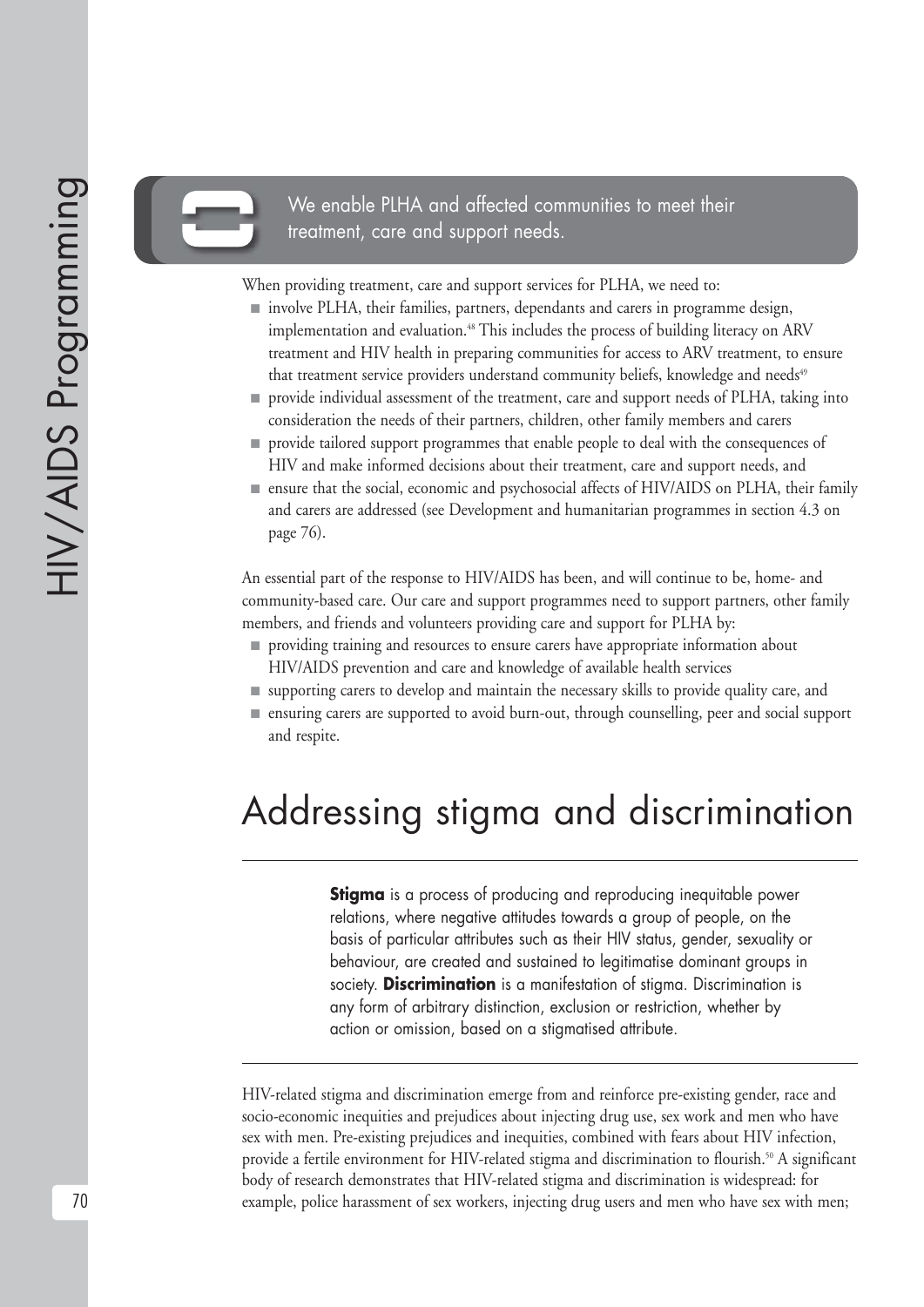We enable PLHA and affected communities to meet their treatment, care and support needs.

When providing treatment, care and support services for PLHA, we need to:

- involve PLHA, their families, partners, dependants and carers in programme design, implementation and evaluation.[48] This includes the process of building literacy on ARV treatment and HIV health in preparing communities for access to ARV treatment, to ensure that treatment service providers understand community beliefs, knowledge and needs[49]
- provide individual assessment of the treatment, care and support needs of PLHA, taking into consideration the needs of their partners, children, other family members and carers
- provide tailored support programmes that enable people to deal with the consequences of HIV and make informed decisions about their treatment, care and support needs, and
- ensure that the social, economic and psychosocial affects of HIV/AIDS on PLHA, their family and carers are addressed (see Development and humanitarian programmes in section 4.3 on page 76).

An essential part of the response to HIV/AIDS has been, and will continue to be, home- and community-based care. Our care and support programmes need to support partners, other family members, and friends and volunteers providing care and support for PLHA by:

- providing training and resources to ensure carers have appropriate information about HIV/AIDS prevention and care and knowledge of available health services
- supporting carers to develop and maintain the necessary skills to provide quality care, and
- ensuring carers are supported to avoid burn-out, through counselling, peer and social support and respite.

# Addressing stigma and discrimination

**Stigma** is a process of producing and reproducing inequitable power relations, where negative attitudes towards a group of people, on the basis of particular attributes such as their HIV status, gender, sexuality or behaviour, are created and sustained to legitimatise dominant groups in society. **Discrimination** is a manifestation of stigma. Discrimination is any form of arbitrary distinction, exclusion or restriction, whether by action or omission, based on a stigmatised attribute.

HIV-related stigma and discrimination emerge from and reinforce pre-existing gender, race and socio-economic inequities and prejudices about injecting drug use, sex work and men who have sex with men. Pre-existing prejudices and inequities, combined with fears about HIV infection, provide a fertile environment for HIV-related stigma and discrimination to flourish.[50] A significant body of research demonstrates that HIV-related stigma and discrimination is widespread: for example, police harassment of sex workers, injecting drug users and men who have sex with men;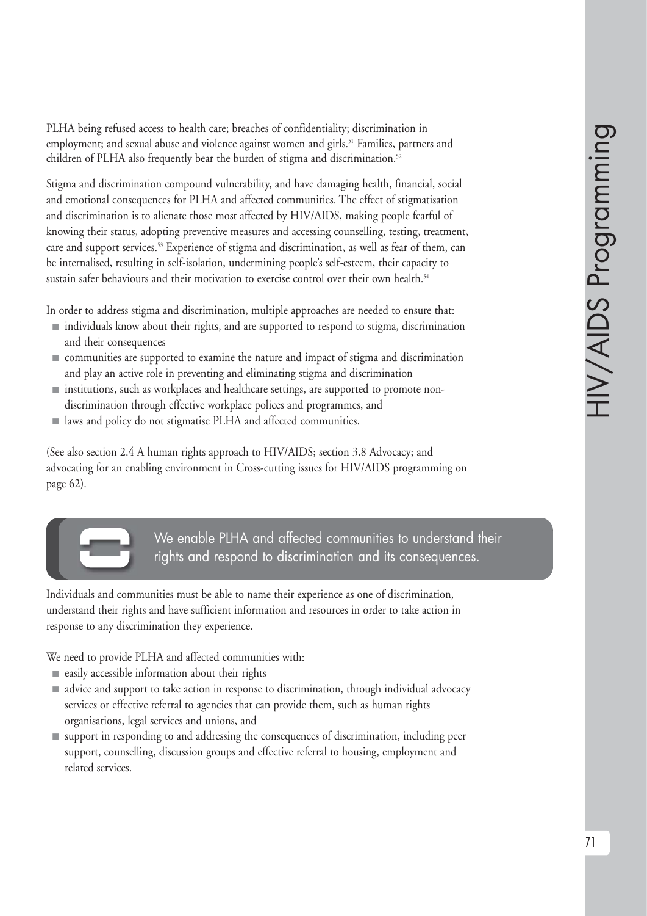PLHA being refused access to health care; breaches of confidentiality; discrimination in employment; and sexual abuse and violence against women and girls.[51] Families, partners and children of PLHA also frequently bear the burden of stigma and discrimination.[52]

Stigma and discrimination compound vulnerability, and have damaging health, financial, social and emotional consequences for PLHA and affected communities. The effect of stigmatisation and discrimination is to alienate those most affected by HIV/AIDS, making people fearful of knowing their status, adopting preventive measures and accessing counselling, testing, treatment, care and support services.[53] Experience of stigma and discrimination, as well as fear of them, can be internalised, resulting in self-isolation, undermining people's self-esteem, their capacity to sustain safer behaviours and their motivation to exercise control over their own health.[54]

In order to address stigma and discrimination, multiple approaches are needed to ensure that:

- individuals know about their rights, and are supported to respond to stigma, discrimination and their consequences
- communities are supported to examine the nature and impact of stigma and discrimination and play an active role in preventing and eliminating stigma and discrimination
- institutions, such as workplaces and healthcare settings, are supported to promote non-discrimination through effective workplace polices and programmes, and
- laws and policy do not stigmatise PLHA and affected communities.

(See also section 2.4 A human rights approach to HIV/AIDS; section 3.8 Advocacy; and advocating for an enabling environment in Cross-cutting issues for HIV/AIDS programming on page 62).

## We enable PLHA and affected communities to understand their rights and respond to discrimination and its consequences.

Individuals and communities must be able to name their experience as one of discrimination, understand their rights and have sufficient information and resources in order to take action in response to any discrimination they experience.

We need to provide PLHA and affected communities with:

- easily accessible information about their rights
- advice and support to take action in response to discrimination, through individual advocacy services or effective referral to agencies that can provide them, such as human rights organisations, legal services and unions, and
- support in responding to and addressing the consequences of discrimination, including peer support, counselling, discussion groups and effective referral to housing, employment and related services.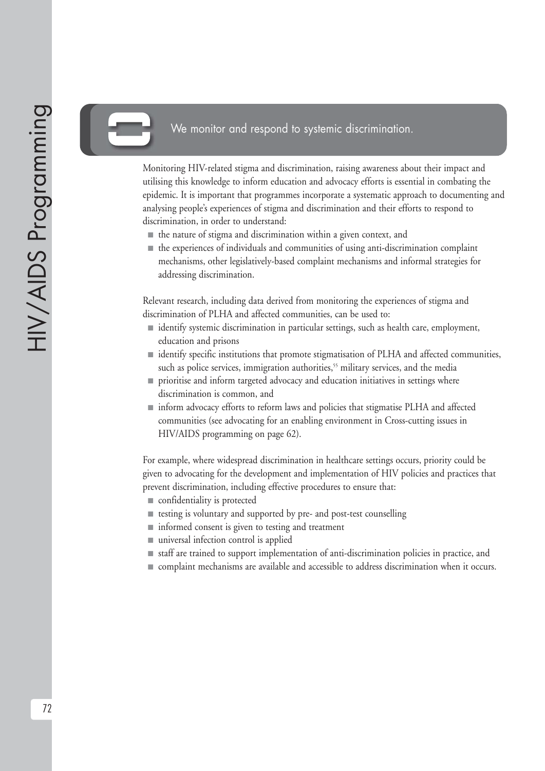## We monitor and respond to systemic discrimination.

Monitoring HIV-related stigma and discrimination, raising awareness about their impact and utilising this knowledge to inform education and advocacy efforts is essential in combating the epidemic. It is important that programmes incorporate a systematic approach to documenting and analysing people's experiences of stigma and discrimination and their efforts to respond to discrimination, in order to understand:

- the nature of stigma and discrimination within a given context, and
- the experiences of individuals and communities of using anti-discrimination complaint mechanisms, other legislatively-based complaint mechanisms and informal strategies for addressing discrimination.

Relevant research, including data derived from monitoring the experiences of stigma and discrimination of PLHA and affected communities, can be used to:

- identify systemic discrimination in particular settings, such as health care, employment, education and prisons
- identify specific institutions that promote stigmatisation of PLHA and affected communities, such as police services, immigration authorities,[55] military services, and the media
- prioritise and inform targeted advocacy and education initiatives in settings where discrimination is common, and
- inform advocacy efforts to reform laws and policies that stigmatise PLHA and affected communities (see advocating for an enabling environment in Cross-cutting issues in HIV/AIDS programming on page 62).

For example, where widespread discrimination in healthcare settings occurs, priority could be given to advocating for the development and implementation of HIV policies and practices that prevent discrimination, including effective procedures to ensure that:

- confidentiality is protected
- testing is voluntary and supported by pre- and post-test counselling
- informed consent is given to testing and treatment
- universal infection control is applied
- staff are trained to support implementation of anti-discrimination policies in practice, and
- complaint mechanisms are available and accessible to address discrimination when it occurs.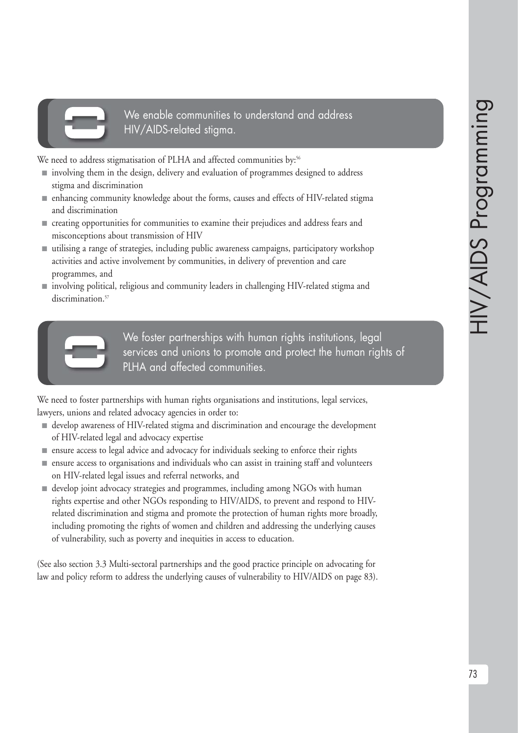**We enable communities to understand and address HIV/AIDS-related stigma.**

We need to address stigmatisation of PLHA and affected communities by:[56]

- involving them in the design, delivery and evaluation of programmes designed to address stigma and discrimination
- enhancing community knowledge about the forms, causes and effects of HIV-related stigma and discrimination
- creating opportunities for communities to examine their prejudices and address fears and misconceptions about transmission of HIV
- utilising a range of strategies, including public awareness campaigns, participatory workshop activities and active involvement by communities, in delivery of prevention and care programmes, and
- involving political, religious and community leaders in challenging HIV-related stigma and discrimination.[57]

**We foster partnerships with human rights institutions, legal services and unions to promote and protect the human rights of PLHA and affected communities.**

We need to foster partnerships with human rights organisations and institutions, legal services, lawyers, unions and related advocacy agencies in order to:

- develop awareness of HIV-related stigma and discrimination and encourage the development of HIV-related legal and advocacy expertise
- ensure access to legal advice and advocacy for individuals seeking to enforce their rights
- ensure access to organisations and individuals who can assist in training staff and volunteers on HIV-related legal issues and referral networks, and
- develop joint advocacy strategies and programmes, including among NGOs with human rights expertise and other NGOs responding to HIV/AIDS, to prevent and respond to HIV-related discrimination and stigma and promote the protection of human rights more broadly, including promoting the rights of women and children and addressing the underlying causes of vulnerability, such as poverty and inequities in access to education.

(See also section 3.3 Multi-sectoral partnerships and the good practice principle on advocating for law and policy reform to address the underlying causes of vulnerability to HIV/AIDS on page 83).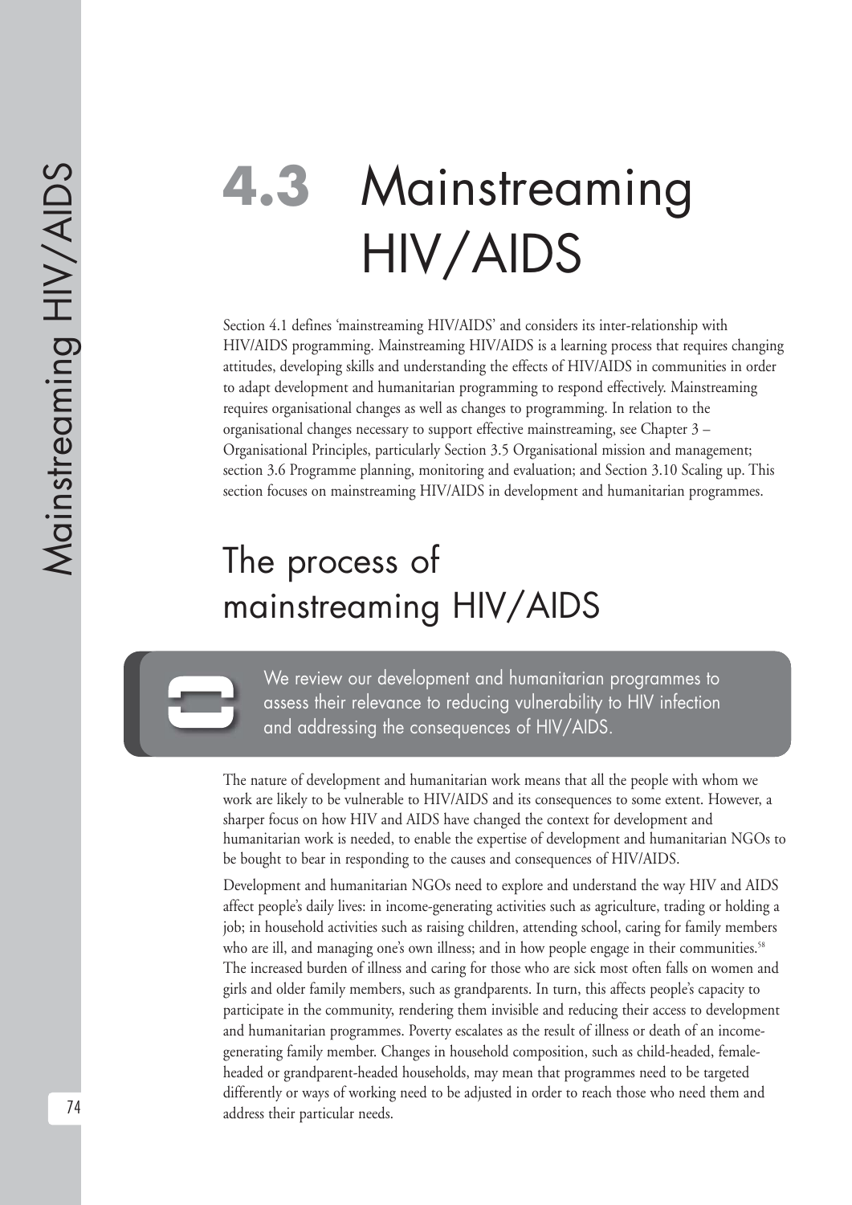# 4.3 Mainstreaming HIV/AIDS

Section 4.1 defines 'mainstreaming HIV/AIDS' and considers its inter-relationship with HIV/AIDS programming. Mainstreaming HIV/AIDS is a learning process that requires changing attitudes, developing skills and understanding the effects of HIV/AIDS in communities in order to adapt development and humanitarian programming to respond effectively. Mainstreaming requires organisational changes as well as changes to programming. In relation to the organisational changes necessary to support effective mainstreaming, see Chapter 3 – Organisational Principles, particularly Section 3.5 Organisational mission and management; section 3.6 Programme planning, monitoring and evaluation; and Section 3.10 Scaling up. This section focuses on mainstreaming HIV/AIDS in development and humanitarian programmes.

## The process of mainstreaming HIV/AIDS

> We review our development and humanitarian programmes to assess their relevance to reducing vulnerability to HIV infection and addressing the consequences of HIV/AIDS.

The nature of development and humanitarian work means that all the people with whom we work are likely to be vulnerable to HIV/AIDS and its consequences to some extent. However, a sharper focus on how HIV and AIDS have changed the context for development and humanitarian work is needed, to enable the expertise of development and humanitarian NGOs to be bought to bear in responding to the causes and consequences of HIV/AIDS.

Development and humanitarian NGOs need to explore and understand the way HIV and AIDS affect people's daily lives: in income-generating activities such as agriculture, trading or holding a job; in household activities such as raising children, attending school, caring for family members who are ill, and managing one's own illness; and in how people engage in their communities.[58] The increased burden of illness and caring for those who are sick most often falls on women and girls and older family members, such as grandparents. In turn, this affects people's capacity to participate in the community, rendering them invisible and reducing their access to development and humanitarian programmes. Poverty escalates as the result of illness or death of an income-generating family member. Changes in household composition, such as child-headed, female-headed or grandparent-headed households, may mean that programmes need to be targeted differently or ways of working need to be adjusted in order to reach those who need them and address their particular needs.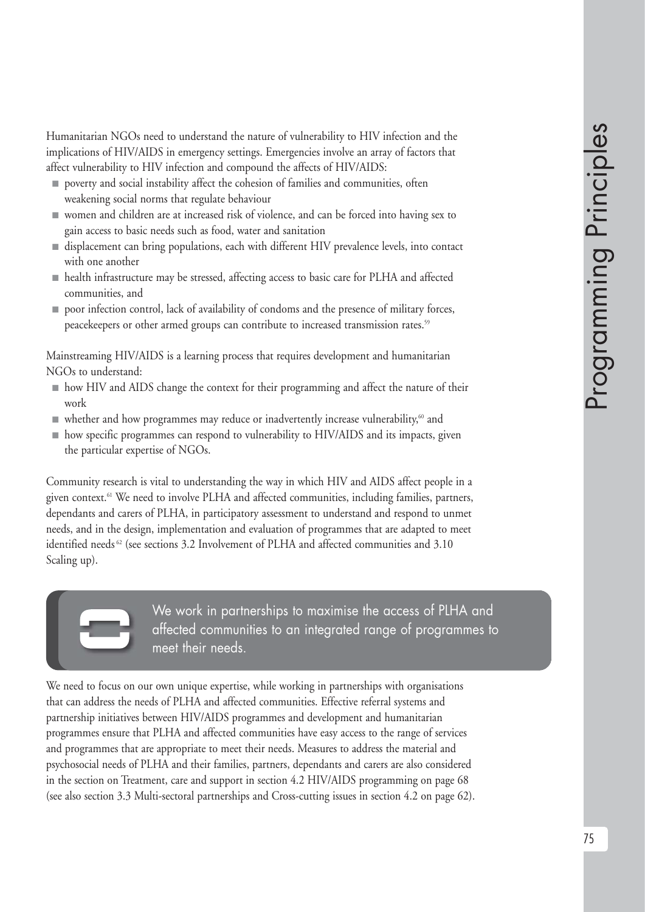Humanitarian NGOs need to understand the nature of vulnerability to HIV infection and the implications of HIV/AIDS in emergency settings. Emergencies involve an array of factors that affect vulnerability to HIV infection and compound the affects of HIV/AIDS:

- poverty and social instability affect the cohesion of families and communities, often weakening social norms that regulate behaviour
- women and children are at increased risk of violence, and can be forced into having sex to gain access to basic needs such as food, water and sanitation
- displacement can bring populations, each with different HIV prevalence levels, into contact with one another
- health infrastructure may be stressed, affecting access to basic care for PLHA and affected communities, and
- poor infection control, lack of availability of condoms and the presence of military forces, peacekeepers or other armed groups can contribute to increased transmission rates.[59]

Mainstreaming HIV/AIDS is a learning process that requires development and humanitarian NGOs to understand:

- how HIV and AIDS change the context for their programming and affect the nature of their work
- whether and how programmes may reduce or inadvertently increase vulnerability,[60] and
- how specific programmes can respond to vulnerability to HIV/AIDS and its impacts, given the particular expertise of NGOs.

Community research is vital to understanding the way in which HIV and AIDS affect people in a given context.[61] We need to involve PLHA and affected communities, including families, partners, dependants and carers of PLHA, in participatory assessment to understand and respond to unmet needs, and in the design, implementation and evaluation of programmes that are adapted to meet identified needs[62] (see sections 3.2 Involvement of PLHA and affected communities and 3.10 Scaling up).

> We work in partnerships to maximise the access of PLHA and affected communities to an integrated range of programmes to meet their needs.

We need to focus on our own unique expertise, while working in partnerships with organisations that can address the needs of PLHA and affected communities. Effective referral systems and partnership initiatives between HIV/AIDS programmes and development and humanitarian programmes ensure that PLHA and affected communities have easy access to the range of services and programmes that are appropriate to meet their needs. Measures to address the material and psychosocial needs of PLHA and their families, partners, dependants and carers are also considered in the section on Treatment, care and support in section 4.2 HIV/AIDS programming on page 68 (see also section 3.3 Multi-sectoral partnerships and Cross-cutting issues in section 4.2 on page 62).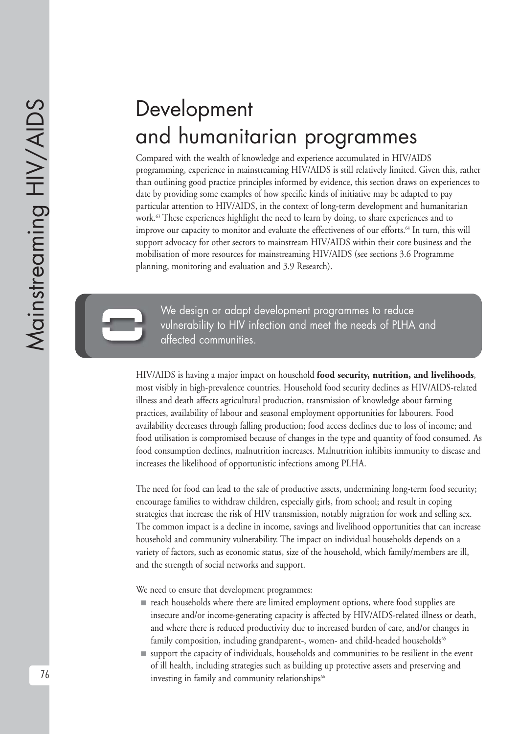# Development and humanitarian programmes

Compared with the wealth of knowledge and experience accumulated in HIV/AIDS programming, experience in mainstreaming HIV/AIDS is still relatively limited. Given this, rather than outlining good practice principles informed by evidence, this section draws on experiences to date by providing some examples of how specific kinds of initiative may be adapted to pay particular attention to HIV/AIDS, in the context of long-term development and humanitarian work.[63] These experiences highlight the need to learn by doing, to share experiences and to improve our capacity to monitor and evaluate the effectiveness of our efforts.[64] In turn, this will support advocacy for other sectors to mainstream HIV/AIDS within their core business and the mobilisation of more resources for mainstreaming HIV/AIDS (see sections 3.6 Programme planning, monitoring and evaluation and 3.9 Research).

> We design or adapt development programmes to reduce vulnerability to HIV infection and meet the needs of PLHA and affected communities.

HIV/AIDS is having a major impact on household **food security, nutrition, and livelihoods**, most visibly in high-prevalence countries. Household food security declines as HIV/AIDS-related illness and death affects agricultural production, transmission of knowledge about farming practices, availability of labour and seasonal employment opportunities for labourers. Food availability decreases through falling production; food access declines due to loss of income; and food utilisation is compromised because of changes in the type and quantity of food consumed. As food consumption declines, malnutrition increases. Malnutrition inhibits immunity to disease and increases the likelihood of opportunistic infections among PLHA.

The need for food can lead to the sale of productive assets, undermining long-term food security; encourage families to withdraw children, especially girls, from school; and result in coping strategies that increase the risk of HIV transmission, notably migration for work and selling sex. The common impact is a decline in income, savings and livelihood opportunities that can increase household and community vulnerability. The impact on individual households depends on a variety of factors, such as economic status, size of the household, which family/members are ill, and the strength of social networks and support.

We need to ensure that development programmes:

- reach households where there are limited employment options, where food supplies are insecure and/or income-generating capacity is affected by HIV/AIDS-related illness or death, and where there is reduced productivity due to increased burden of care, and/or changes in family composition, including grandparent-, women- and child-headed households[65]
- support the capacity of individuals, households and communities to be resilient in the event of ill health, including strategies such as building up protective assets and preserving and investing in family and community relationships[66]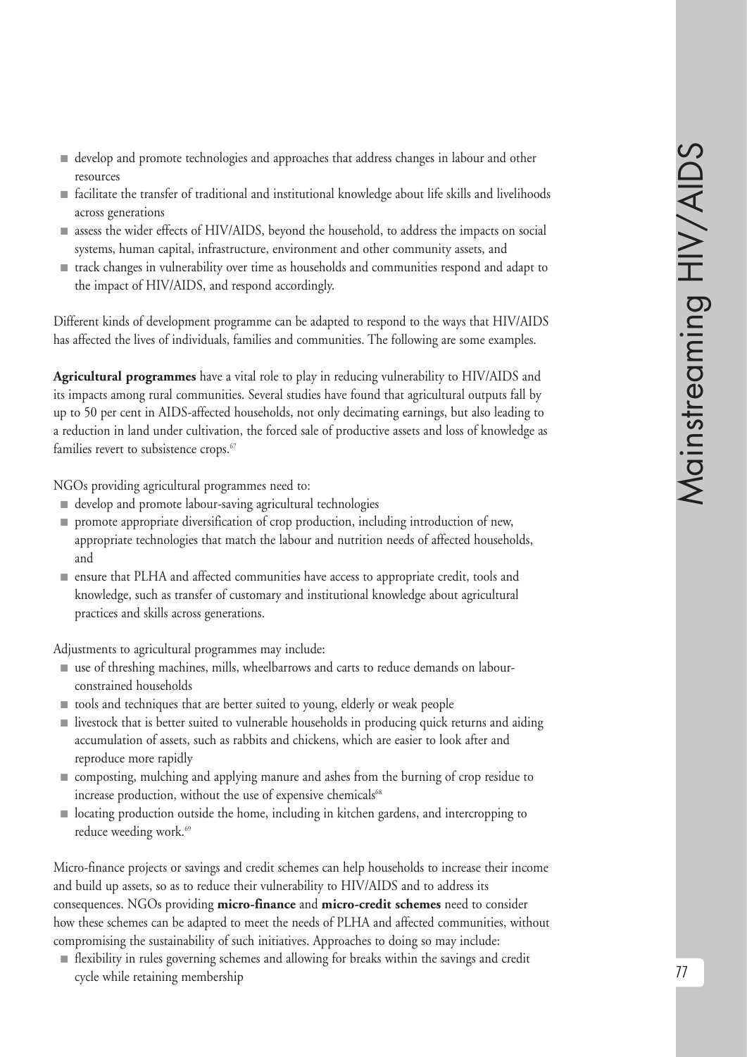- develop and promote technologies and approaches that address changes in labour and other resources
- facilitate the transfer of traditional and institutional knowledge about life skills and livelihoods across generations
- assess the wider effects of HIV/AIDS, beyond the household, to address the impacts on social systems, human capital, infrastructure, environment and other community assets, and
- track changes in vulnerability over time as households and communities respond and adapt to the impact of HIV/AIDS, and respond accordingly.

Different kinds of development programme can be adapted to respond to the ways that HIV/AIDS has affected the lives of individuals, families and communities. The following are some examples.

**Agricultural programmes** have a vital role to play in reducing vulnerability to HIV/AIDS and its impacts among rural communities. Several studies have found that agricultural outputs fall by up to 50 per cent in AIDS-affected households, not only decimating earnings, but also leading to a reduction in land under cultivation, the forced sale of productive assets and loss of knowledge as families revert to subsistence crops.[67]

NGOs providing agricultural programmes need to:

- develop and promote labour-saving agricultural technologies
- promote appropriate diversification of crop production, including introduction of new, appropriate technologies that match the labour and nutrition needs of affected households, and
- ensure that PLHA and affected communities have access to appropriate credit, tools and knowledge, such as transfer of customary and institutional knowledge about agricultural practices and skills across generations.

Adjustments to agricultural programmes may include:

- use of threshing machines, mills, wheelbarrows and carts to reduce demands on labour-constrained households
- tools and techniques that are better suited to young, elderly or weak people
- livestock that is better suited to vulnerable households in producing quick returns and aiding accumulation of assets, such as rabbits and chickens, which are easier to look after and reproduce more rapidly
- composting, mulching and applying manure and ashes from the burning of crop residue to increase production, without the use of expensive chemicals[68]
- locating production outside the home, including in kitchen gardens, and intercropping to reduce weeding work.[69]

Micro-finance projects or savings and credit schemes can help households to increase their income and build up assets, so as to reduce their vulnerability to HIV/AIDS and to address its consequences. NGOs providing **micro-finance** and **micro-credit schemes** need to consider how these schemes can be adapted to meet the needs of PLHA and affected communities, without compromising the sustainability of such initiatives. Approaches to doing so may include:

- flexibility in rules governing schemes and allowing for breaks within the savings and credit cycle while retaining membership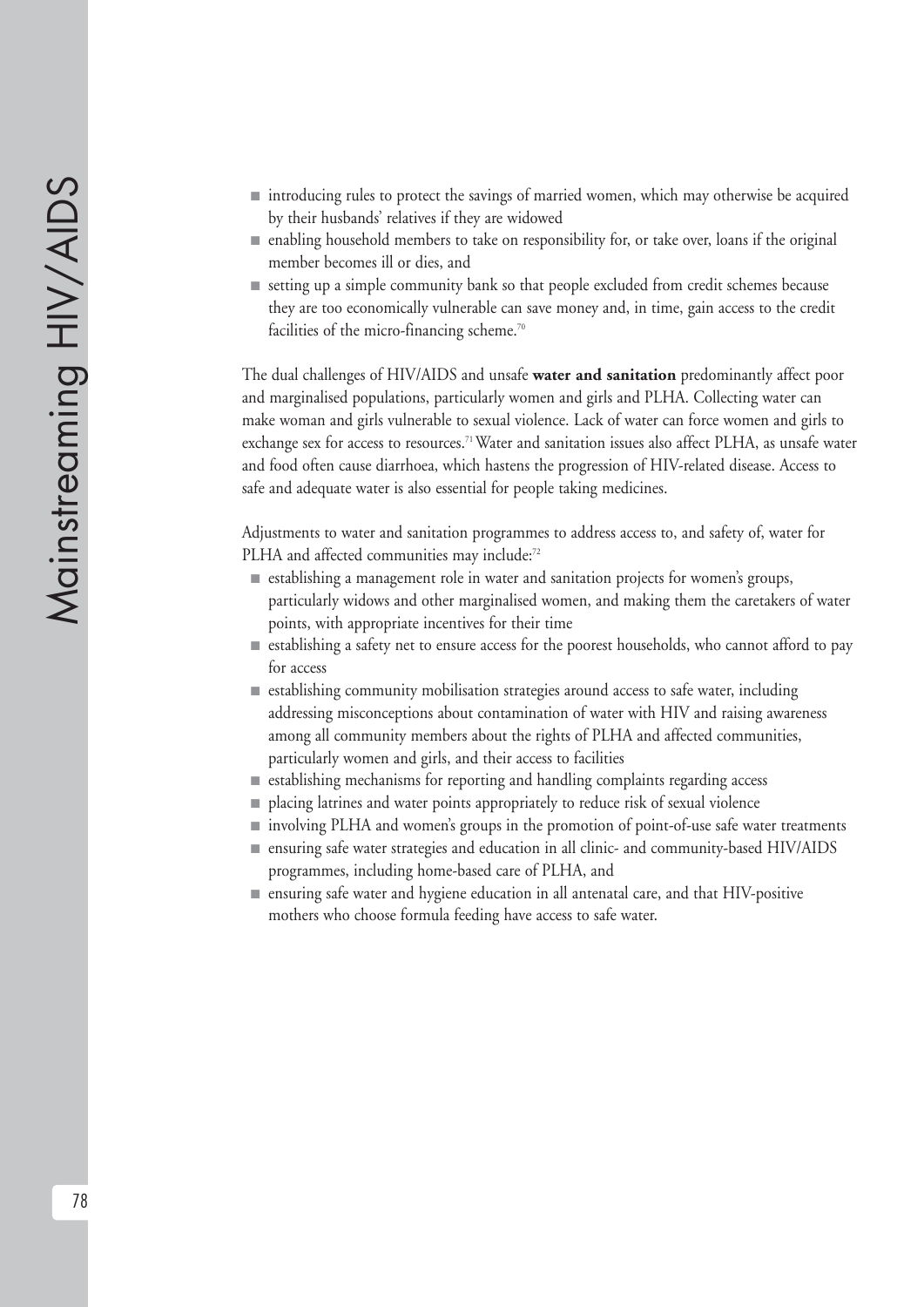- introducing rules to protect the savings of married women, which may otherwise be acquired by their husbands' relatives if they are widowed
- enabling household members to take on responsibility for, or take over, loans if the original member becomes ill or dies, and
- setting up a simple community bank so that people excluded from credit schemes because they are too economically vulnerable can save money and, in time, gain access to the credit facilities of the micro-financing scheme.[70]

The dual challenges of HIV/AIDS and unsafe **water and sanitation** predominantly affect poor and marginalised populations, particularly women and girls and PLHA. Collecting water can make woman and girls vulnerable to sexual violence. Lack of water can force women and girls to exchange sex for access to resources.[71] Water and sanitation issues also affect PLHA, as unsafe water and food often cause diarrhoea, which hastens the progression of HIV-related disease. Access to safe and adequate water is also essential for people taking medicines.

Adjustments to water and sanitation programmes to address access to, and safety of, water for PLHA and affected communities may include:[72]

- establishing a management role in water and sanitation projects for women's groups, particularly widows and other marginalised women, and making them the caretakers of water points, with appropriate incentives for their time
- establishing a safety net to ensure access for the poorest households, who cannot afford to pay for access
- establishing community mobilisation strategies around access to safe water, including addressing misconceptions about contamination of water with HIV and raising awareness among all community members about the rights of PLHA and affected communities, particularly women and girls, and their access to facilities
- establishing mechanisms for reporting and handling complaints regarding access
- placing latrines and water points appropriately to reduce risk of sexual violence
- involving PLHA and women's groups in the promotion of point-of-use safe water treatments
- ensuring safe water strategies and education in all clinic- and community-based HIV/AIDS programmes, including home-based care of PLHA, and
- ensuring safe water and hygiene education in all antenatal care, and that HIV-positive mothers who choose formula feeding have access to safe water.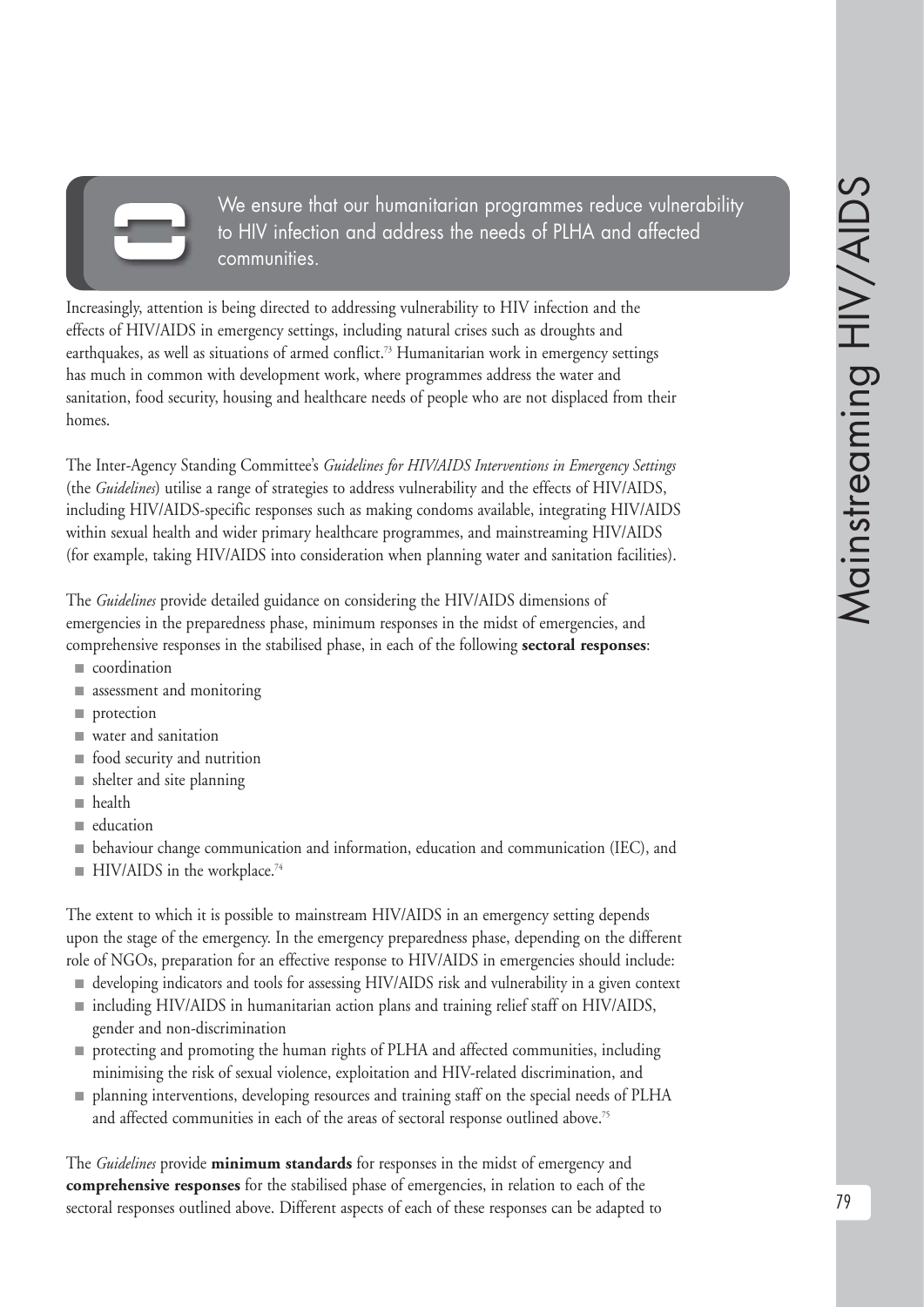We ensure that our humanitarian programmes reduce vulnerability to HIV infection and address the needs of PLHA and affected communities.

Increasingly, attention is being directed to addressing vulnerability to HIV infection and the effects of HIV/AIDS in emergency settings, including natural crises such as droughts and earthquakes, as well as situations of armed conflict.[73] Humanitarian work in emergency settings has much in common with development work, where programmes address the water and sanitation, food security, housing and healthcare needs of people who are not displaced from their homes.

The Inter-Agency Standing Committee's *Guidelines for HIV/AIDS Interventions in Emergency Settings* (the *Guidelines*) utilise a range of strategies to address vulnerability and the effects of HIV/AIDS, including HIV/AIDS-specific responses such as making condoms available, integrating HIV/AIDS within sexual health and wider primary healthcare programmes, and mainstreaming HIV/AIDS (for example, taking HIV/AIDS into consideration when planning water and sanitation facilities).

The *Guidelines* provide detailed guidance on considering the HIV/AIDS dimensions of emergencies in the preparedness phase, minimum responses in the midst of emergencies, and comprehensive responses in the stabilised phase, in each of the following **sectoral responses**:

- coordination
- assessment and monitoring
- protection
- water and sanitation
- food security and nutrition
- shelter and site planning
- health
- education
- behaviour change communication and information, education and communication (IEC), and
- HIV/AIDS in the workplace.[74]

The extent to which it is possible to mainstream HIV/AIDS in an emergency setting depends upon the stage of the emergency. In the emergency preparedness phase, depending on the different role of NGOs, preparation for an effective response to HIV/AIDS in emergencies should include:

- developing indicators and tools for assessing HIV/AIDS risk and vulnerability in a given context
- including HIV/AIDS in humanitarian action plans and training relief staff on HIV/AIDS, gender and non-discrimination
- protecting and promoting the human rights of PLHA and affected communities, including minimising the risk of sexual violence, exploitation and HIV-related discrimination, and
- planning interventions, developing resources and training staff on the special needs of PLHA and affected communities in each of the areas of sectoral response outlined above.[75]

The *Guidelines* provide **minimum standards** for responses in the midst of emergency and **comprehensive responses** for the stabilised phase of emergencies, in relation to each of the sectoral responses outlined above. Different aspects of each of these responses can be adapted to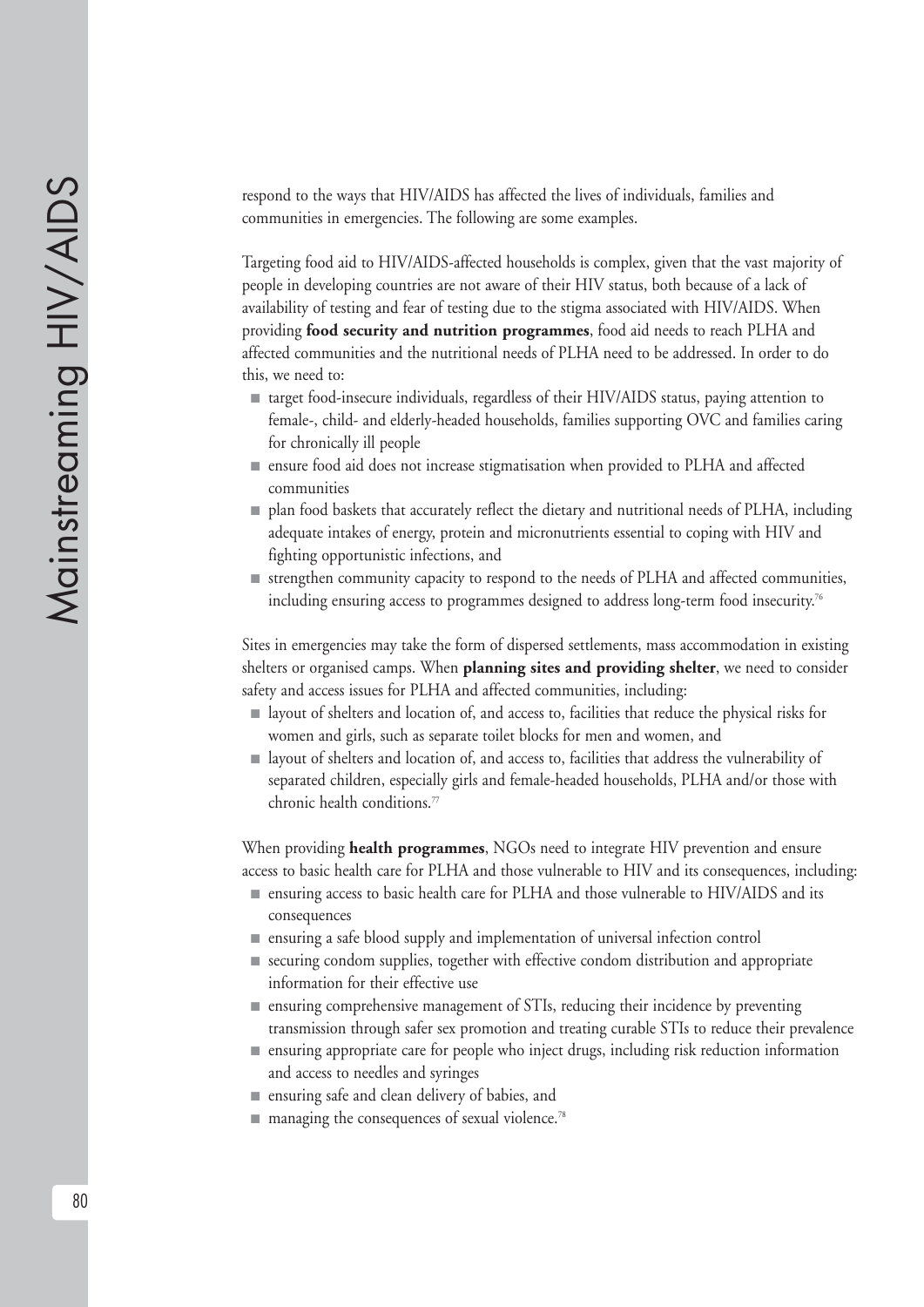respond to the ways that HIV/AIDS has affected the lives of individuals, families and communities in emergencies. The following are some examples.

Targeting food aid to HIV/AIDS-affected households is complex, given that the vast majority of people in developing countries are not aware of their HIV status, both because of a lack of availability of testing and fear of testing due to the stigma associated with HIV/AIDS. When providing **food security and nutrition programmes**, food aid needs to reach PLHA and affected communities and the nutritional needs of PLHA need to be addressed. In order to do this, we need to:

- target food-insecure individuals, regardless of their HIV/AIDS status, paying attention to female-, child- and elderly-headed households, families supporting OVC and families caring for chronically ill people
- ensure food aid does not increase stigmatisation when provided to PLHA and affected communities
- plan food baskets that accurately reflect the dietary and nutritional needs of PLHA, including adequate intakes of energy, protein and micronutrients essential to coping with HIV and fighting opportunistic infections, and
- strengthen community capacity to respond to the needs of PLHA and affected communities, including ensuring access to programmes designed to address long-term food insecurity.[76]

Sites in emergencies may take the form of dispersed settlements, mass accommodation in existing shelters or organised camps. When **planning sites and providing shelter**, we need to consider safety and access issues for PLHA and affected communities, including:

- layout of shelters and location of, and access to, facilities that reduce the physical risks for women and girls, such as separate toilet blocks for men and women, and
- layout of shelters and location of, and access to, facilities that address the vulnerability of separated children, especially girls and female-headed households, PLHA and/or those with chronic health conditions.[77]

When providing **health programmes**, NGOs need to integrate HIV prevention and ensure access to basic health care for PLHA and those vulnerable to HIV and its consequences, including:

- ensuring access to basic health care for PLHA and those vulnerable to HIV/AIDS and its consequences
- ensuring a safe blood supply and implementation of universal infection control
- securing condom supplies, together with effective condom distribution and appropriate information for their effective use
- ensuring comprehensive management of STIs, reducing their incidence by preventing transmission through safer sex promotion and treating curable STIs to reduce their prevalence
- ensuring appropriate care for people who inject drugs, including risk reduction information and access to needles and syringes
- ensuring safe and clean delivery of babies, and
- managing the consequences of sexual violence.[78]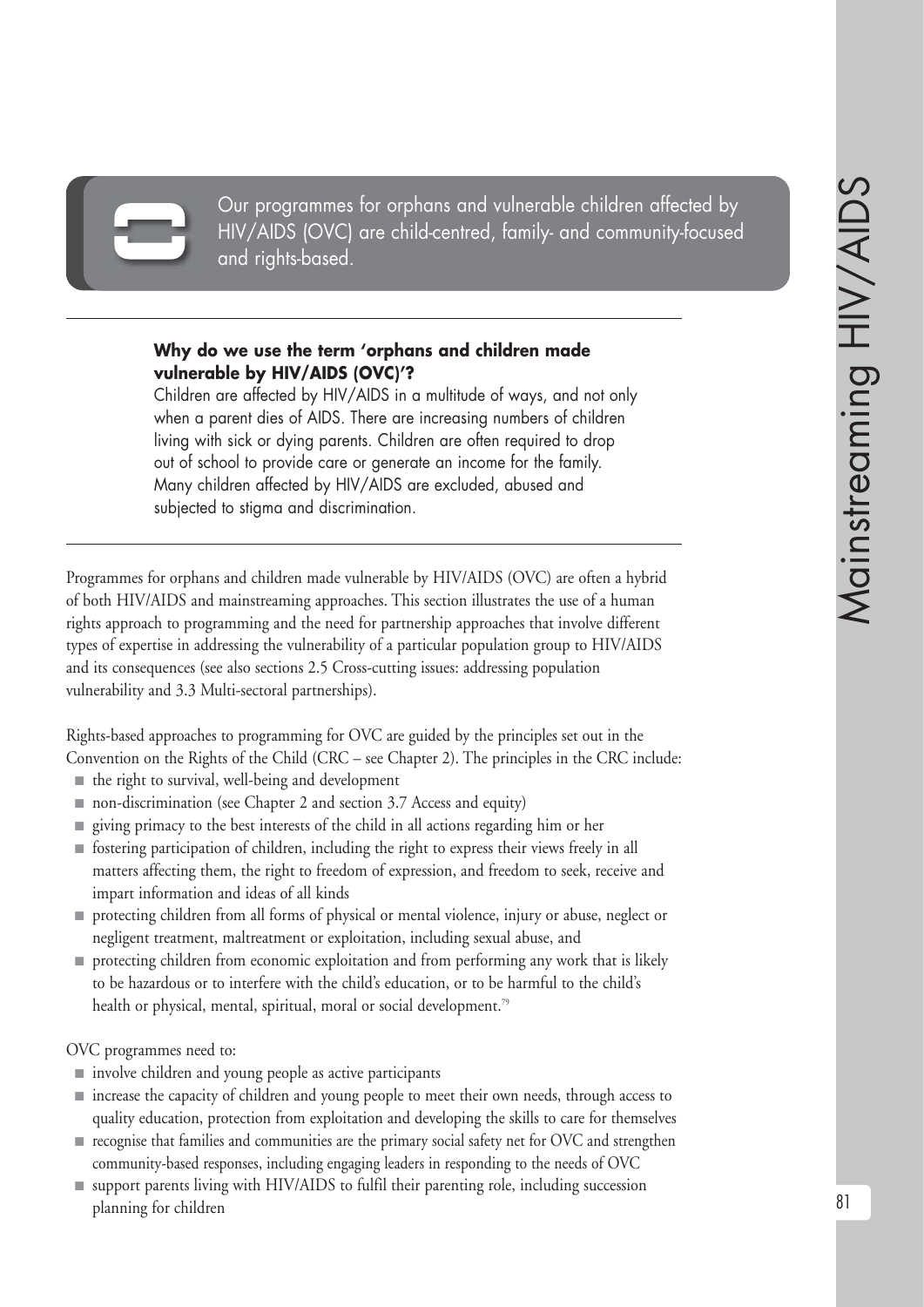Our programmes for orphans and vulnerable children affected by HIV/AIDS (OVC) are child-centred, family- and community-focused and rights-based.

---

**Why do we use the term 'orphans and children made vulnerable by HIV/AIDS (OVC)'?**

Children are affected by HIV/AIDS in a multitude of ways, and not only when a parent dies of AIDS. There are increasing numbers of children living with sick or dying parents. Children are often required to drop out of school to provide care or generate an income for the family. Many children affected by HIV/AIDS are excluded, abused and subjected to stigma and discrimination.

---

Programmes for orphans and children made vulnerable by HIV/AIDS (OVC) are often a hybrid of both HIV/AIDS and mainstreaming approaches. This section illustrates the use of a human rights approach to programming and the need for partnership approaches that involve different types of expertise in addressing the vulnerability of a particular population group to HIV/AIDS and its consequences (see also sections 2.5 Cross-cutting issues: addressing population vulnerability and 3.3 Multi-sectoral partnerships).

Rights-based approaches to programming for OVC are guided by the principles set out in the Convention on the Rights of the Child (CRC – see Chapter 2). The principles in the CRC include:

- the right to survival, well-being and development
- non-discrimination (see Chapter 2 and section 3.7 Access and equity)
- giving primacy to the best interests of the child in all actions regarding him or her
- fostering participation of children, including the right to express their views freely in all matters affecting them, the right to freedom of expression, and freedom to seek, receive and impart information and ideas of all kinds
- protecting children from all forms of physical or mental violence, injury or abuse, neglect or negligent treatment, maltreatment or exploitation, including sexual abuse, and
- protecting children from economic exploitation and from performing any work that is likely to be hazardous or to interfere with the child's education, or to be harmful to the child's health or physical, mental, spiritual, moral or social development.[79]

OVC programmes need to:

- involve children and young people as active participants
- increase the capacity of children and young people to meet their own needs, through access to quality education, protection from exploitation and developing the skills to care for themselves
- recognise that families and communities are the primary social safety net for OVC and strengthen community-based responses, including engaging leaders in responding to the needs of OVC
- support parents living with HIV/AIDS to fulfil their parenting role, including succession planning for children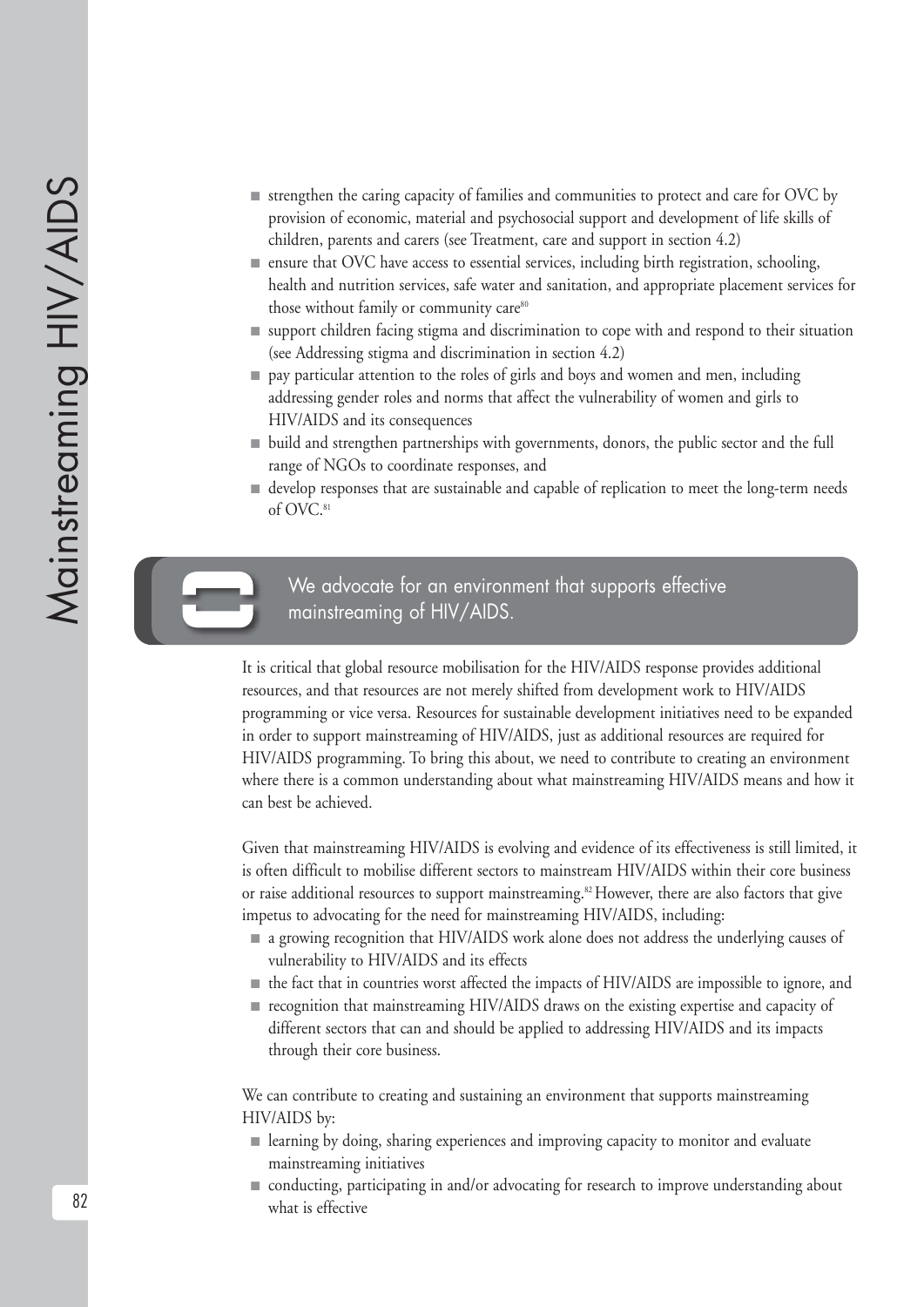- strengthen the caring capacity of families and communities to protect and care for OVC by provision of economic, material and psychosocial support and development of life skills of children, parents and carers (see Treatment, care and support in section 4.2)
- ensure that OVC have access to essential services, including birth registration, schooling, health and nutrition services, safe water and sanitation, and appropriate placement services for those without family or community care[80]
- support children facing stigma and discrimination to cope with and respond to their situation (see Addressing stigma and discrimination in section 4.2)
- pay particular attention to the roles of girls and boys and women and men, including addressing gender roles and norms that affect the vulnerability of women and girls to HIV/AIDS and its consequences
- build and strengthen partnerships with governments, donors, the public sector and the full range of NGOs to coordinate responses, and
- develop responses that are sustainable and capable of replication to meet the long-term needs of OVC.[81]

## We advocate for an environment that supports effective mainstreaming of HIV/AIDS.

It is critical that global resource mobilisation for the HIV/AIDS response provides additional resources, and that resources are not merely shifted from development work to HIV/AIDS programming or vice versa. Resources for sustainable development initiatives need to be expanded in order to support mainstreaming of HIV/AIDS, just as additional resources are required for HIV/AIDS programming. To bring this about, we need to contribute to creating an environment where there is a common understanding about what mainstreaming HIV/AIDS means and how it can best be achieved.

Given that mainstreaming HIV/AIDS is evolving and evidence of its effectiveness is still limited, it is often difficult to mobilise different sectors to mainstream HIV/AIDS within their core business or raise additional resources to support mainstreaming.[82] However, there are also factors that give impetus to advocating for the need for mainstreaming HIV/AIDS, including:

- a growing recognition that HIV/AIDS work alone does not address the underlying causes of vulnerability to HIV/AIDS and its effects
- the fact that in countries worst affected the impacts of HIV/AIDS are impossible to ignore, and
- recognition that mainstreaming HIV/AIDS draws on the existing expertise and capacity of different sectors that can and should be applied to addressing HIV/AIDS and its impacts through their core business.

We can contribute to creating and sustaining an environment that supports mainstreaming HIV/AIDS by:

- learning by doing, sharing experiences and improving capacity to monitor and evaluate mainstreaming initiatives
- conducting, participating in and/or advocating for research to improve understanding about what is effective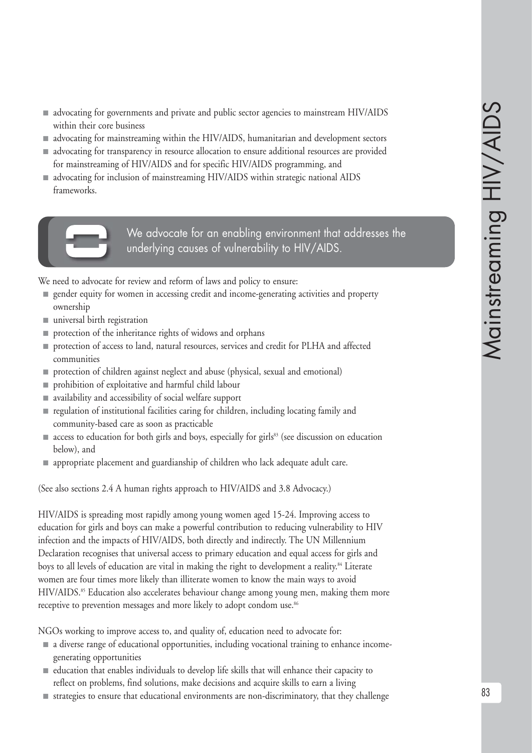- advocating for governments and private and public sector agencies to mainstream HIV/AIDS within their core business
- advocating for mainstreaming within the HIV/AIDS, humanitarian and development sectors
- advocating for transparency in resource allocation to ensure additional resources are provided for mainstreaming of HIV/AIDS and for specific HIV/AIDS programming, and
- advocating for inclusion of mainstreaming HIV/AIDS within strategic national AIDS frameworks.

> We advocate for an enabling environment that addresses the underlying causes of vulnerability to HIV/AIDS.

We need to advocate for review and reform of laws and policy to ensure:

- gender equity for women in accessing credit and income-generating activities and property ownership
- universal birth registration
- protection of the inheritance rights of widows and orphans
- protection of access to land, natural resources, services and credit for PLHA and affected communities
- protection of children against neglect and abuse (physical, sexual and emotional)
- prohibition of exploitative and harmful child labour
- availability and accessibility of social welfare support
- regulation of institutional facilities caring for children, including locating family and community-based care as soon as practicable
- access to education for both girls and boys, especially for girls[83] (see discussion on education below), and
- appropriate placement and guardianship of children who lack adequate adult care.

(See also sections 2.4 A human rights approach to HIV/AIDS and 3.8 Advocacy.)

HIV/AIDS is spreading most rapidly among young women aged 15-24. Improving access to education for girls and boys can make a powerful contribution to reducing vulnerability to HIV infection and the impacts of HIV/AIDS, both directly and indirectly. The UN Millennium Declaration recognises that universal access to primary education and equal access for girls and boys to all levels of education are vital in making the right to development a reality.[84] Literate women are four times more likely than illiterate women to know the main ways to avoid HIV/AIDS.[85] Education also accelerates behaviour change among young men, making them more receptive to prevention messages and more likely to adopt condom use.[86]

NGOs working to improve access to, and quality of, education need to advocate for:

- a diverse range of educational opportunities, including vocational training to enhance income-generating opportunities
- education that enables individuals to develop life skills that will enhance their capacity to reflect on problems, find solutions, make decisions and acquire skills to earn a living
- strategies to ensure that educational environments are non-discriminatory, that they challenge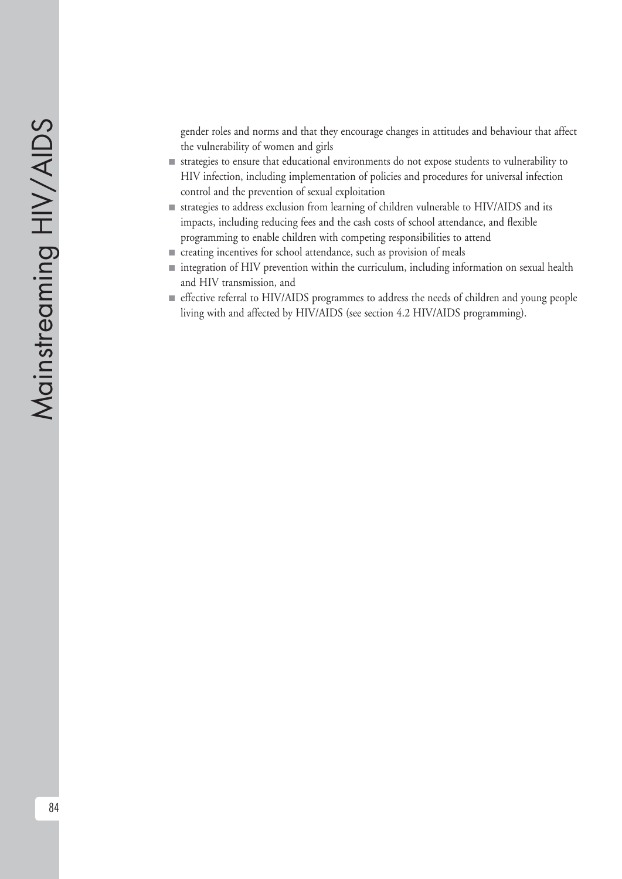gender roles and norms and that they encourage changes in attitudes and behaviour that affect the vulnerability of women and girls

- strategies to ensure that educational environments do not expose students to vulnerability to HIV infection, including implementation of policies and procedures for universal infection control and the prevention of sexual exploitation
- strategies to address exclusion from learning of children vulnerable to HIV/AIDS and its impacts, including reducing fees and the cash costs of school attendance, and flexible programming to enable children with competing responsibilities to attend
- creating incentives for school attendance, such as provision of meals
- integration of HIV prevention within the curriculum, including information on sexual health and HIV transmission, and
- effective referral to HIV/AIDS programmes to address the needs of children and young people living with and affected by HIV/AIDS (see section 4.2 HIV/AIDS programming).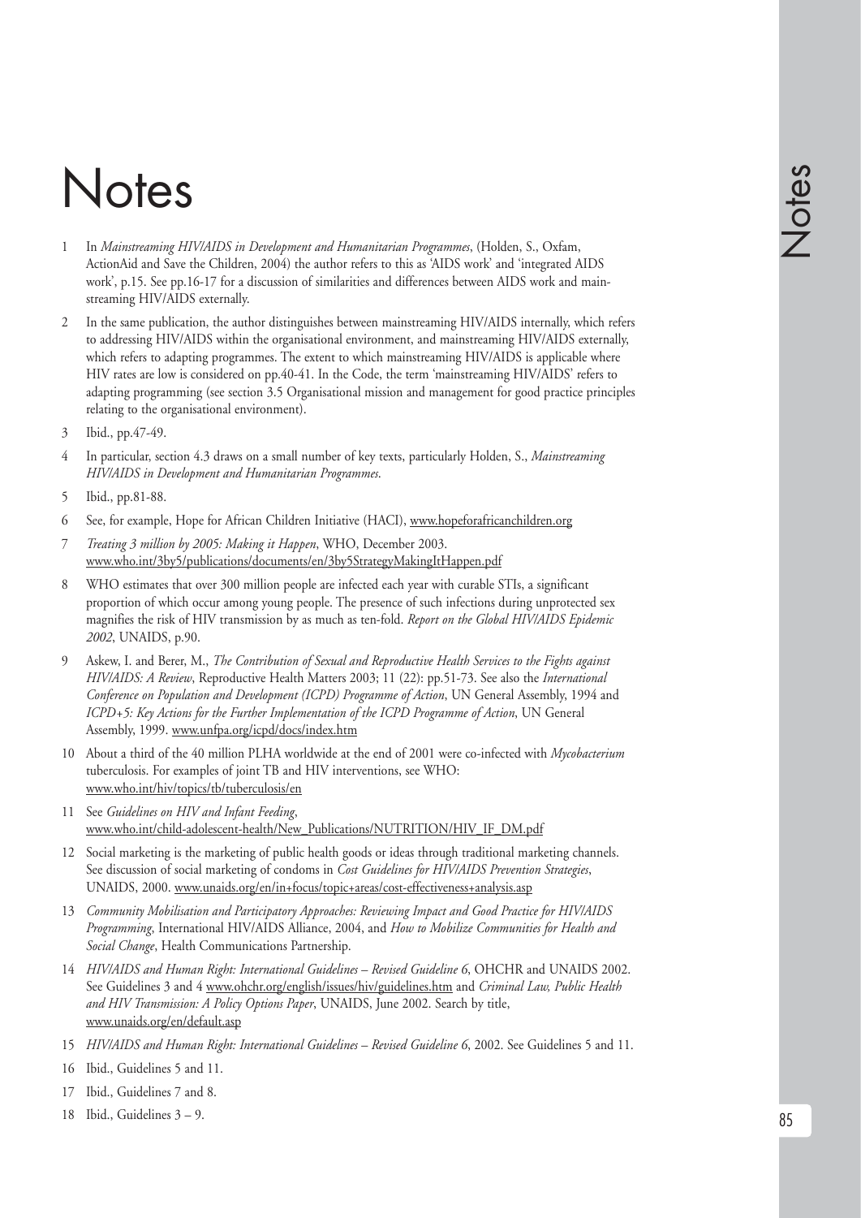# Notes

1. In *Mainstreaming HIV/AIDS in Development and Humanitarian Programmes*, (Holden, S., Oxfam, ActionAid and Save the Children, 2004) the author refers to this as 'AIDS work' and 'integrated AIDS work', p.15. See pp.16-17 for a discussion of similarities and differences between AIDS work and mainstreaming HIV/AIDS externally.
2. In the same publication, the author distinguishes between mainstreaming HIV/AIDS internally, which refers to addressing HIV/AIDS within the organisational environment, and mainstreaming HIV/AIDS externally, which refers to adapting programmes. The extent to which mainstreaming HIV/AIDS is applicable where HIV rates are low is considered on pp.40-41. In the Code, the term 'mainstreaming HIV/AIDS' refers to adapting programming (see section 3.5 Organisational mission and management for good practice principles relating to the organisational environment).
3. Ibid., pp.47-49.
4. In particular, section 4.3 draws on a small number of key texts, particularly Holden, S., *Mainstreaming HIV/AIDS in Development and Humanitarian Programmes*.
5. Ibid., pp.81-88.
6. See, for example, Hope for African Children Initiative (HACI), www.hopeforafricanchildren.org
7. *Treating 3 million by 2005: Making it Happen*, WHO, December 2003. www.who.int/3by5/publications/documents/en/3by5StrategyMakingItHappen.pdf
8. WHO estimates that over 300 million people are infected each year with curable STIs, a significant proportion of which occur among young people. The presence of such infections during unprotected sex magnifies the risk of HIV transmission by as much as ten-fold. *Report on the Global HIV/AIDS Epidemic 2002*, UNAIDS, p.90.
9. Askew, I. and Berer, M., *The Contribution of Sexual and Reproductive Health Services to the Fights against HIV/AIDS: A Review*, Reproductive Health Matters 2003; 11 (22): pp.51-73. See also the *International Conference on Population and Development (ICPD) Programme of Action*, UN General Assembly, 1994 and *ICPD+5: Key Actions for the Further Implementation of the ICPD Programme of Action*, UN General Assembly, 1999. www.unfpa.org/icpd/docs/index.htm
10. About a third of the 40 million PLHA worldwide at the end of 2001 were co-infected with *Mycobacterium* tuberculosis. For examples of joint TB and HIV interventions, see WHO: www.who.int/hiv/topics/tb/tuberculosis/en
11. See *Guidelines on HIV and Infant Feeding*, www.who.int/child-adolescent-health/New_Publications/NUTRITION/HIV_IF_DM.pdf
12. Social marketing is the marketing of public health goods or ideas through traditional marketing channels. See discussion of social marketing of condoms in *Cost Guidelines for HIV/AIDS Prevention Strategies*, UNAIDS, 2000. www.unaids.org/en/in+focus/topic+areas/cost-effectiveness+analysis.asp
13. *Community Mobilisation and Participatory Approaches: Reviewing Impact and Good Practice for HIV/AIDS Programming*, International HIV/AIDS Alliance, 2004, and *How to Mobilize Communities for Health and Social Change*, Health Communications Partnership.
14. *HIV/AIDS and Human Right: International Guidelines – Revised Guideline 6*, OHCHR and UNAIDS 2002. See Guidelines 3 and 4 www.ohchr.org/english/issues/hiv/guidelines.htm and *Criminal Law, Public Health and HIV Transmission: A Policy Options Paper*, UNAIDS, June 2002. Search by title, www.unaids.org/en/default.asp
15. *HIV/AIDS and Human Right: International Guidelines – Revised Guideline 6*, 2002. See Guidelines 5 and 11.
16. Ibid., Guidelines 5 and 11.
17. Ibid., Guidelines 7 and 8.
18. Ibid., Guidelines 3 – 9.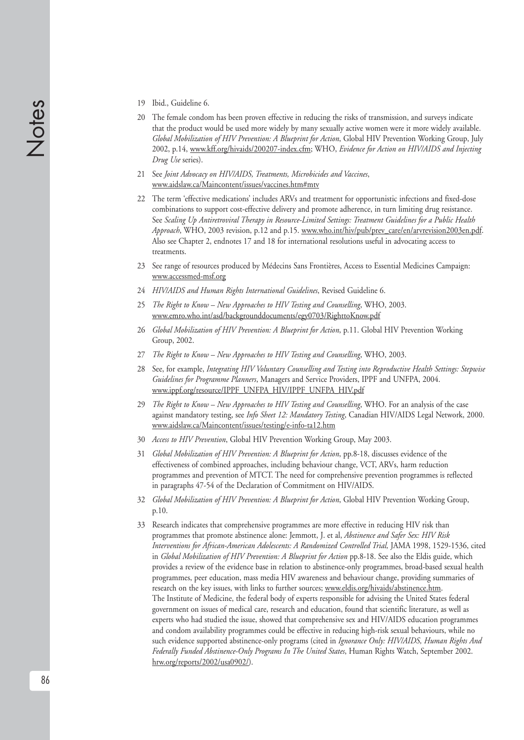19 Ibid., Guideline 6.

20 The female condom has been proven effective in reducing the risks of transmission, and surveys indicate that the product would be used more widely by many sexually active women were it more widely available. *Global Mobilization of HIV Prevention: A Blueprint for Action*, Global HIV Prevention Working Group, July 2002, p.14, www.kff.org/hivaids/200207-index.cfm; WHO, *Evidence for Action on HIV/AIDS and Injecting Drug Use* series).

21 See *Joint Advocacy on HIV/AIDS, Treatments, Microbicides and Vaccines*, www.aidslaw.ca/Maincontent/issues/vaccines.htm#mtv

22 The term 'effective medications' includes ARVs and treatment for opportunistic infections and fixed-dose combinations to support cost-effective delivery and promote adherence, in turn limiting drug resistance. See *Scaling Up Antiretroviral Therapy in Resource-Limited Settings: Treatment Guidelines for a Public Health Approach*, WHO, 2003 revision, p.12 and p.15. www.who.int/hiv/pub/prev_care/en/arvrevision2003en.pdf. Also see Chapter 2, endnotes 17 and 18 for international resolutions useful in advocating access to treatments.

23 See range of resources produced by Médecins Sans Frontières, Access to Essential Medicines Campaign: www.accessmed-msf.org

24 *HIV/AIDS and Human Rights International Guidelines*, Revised Guideline 6.

25 *The Right to Know – New Approaches to HIV Testing and Counselling*, WHO, 2003. www.emro.who.int/asd/backgrounddocuments/egy0703/RighttoKnow.pdf

26 *Global Mobilization of HIV Prevention: A Blueprint for Action*, p.11. Global HIV Prevention Working Group, 2002.

27 *The Right to Know – New Approaches to HIV Testing and Counselling*, WHO, 2003.

28 See, for example, *Integrating HIV Voluntary Counselling and Testing into Reproductive Health Settings: Stepwise Guidelines for Programme Planners*, Managers and Service Providers, IPPF and UNFPA, 2004. www.ippf.org/resource/IPPF_UNFPA_HIV/IPPF_UNFPA_HIV.pdf

29 *The Right to Know – New Approaches to HIV Testing and Counselling*, WHO. For an analysis of the case against mandatory testing, see *Info Sheet 12: Mandatory Testing*, Canadian HIV/AIDS Legal Network, 2000. www.aidslaw.ca/Maincontent/issues/testing/e-info-ta12.htm

30 *Access to HIV Prevention*, Global HIV Prevention Working Group, May 2003.

31 *Global Mobilization of HIV Prevention: A Blueprint for Action*, pp.8-18, discusses evidence of the effectiveness of combined approaches, including behaviour change, VCT, ARVs, harm reduction programmes and prevention of MTCT. The need for comprehensive prevention programmes is reflected in paragraphs 47-54 of the Declaration of Commitment on HIV/AIDS.

32 *Global Mobilization of HIV Prevention: A Blueprint for Action*, Global HIV Prevention Working Group, p.10.

33 Research indicates that comprehensive programmes are more effective in reducing HIV risk than programmes that promote abstinence alone: Jemmott, J. et al, *Abstinence and Safer Sex: HIV Risk Interventions for African-American Adolescents: A Randomized Controlled Trial,* JAMA 1998, 1529-1536, cited in *Global Mobilization of HIV Prevention: A Blueprint for Action* pp.8-18. See also the Eldis guide, which provides a review of the evidence base in relation to abstinence-only programmes, broad-based sexual health programmes, peer education, mass media HIV awareness and behaviour change, providing summaries of research on the key issues, with links to further sources; www.eldis.org/hivaids/abstinence.htm. The Institute of Medicine, the federal body of experts responsible for advising the United States federal government on issues of medical care, research and education, found that scientific literature, as well as experts who had studied the issue, showed that comprehensive sex and HIV/AIDS education programmes and condom availability programmes could be effective in reducing high-risk sexual behaviours, while no such evidence supported abstinence-only programs (cited in *Ignorance Only: HIV/AIDS, Human Rights And Federally Funded Abstinence-Only Programs In The United States*, Human Rights Watch, September 2002. hrw.org/reports/2002/usa0902/).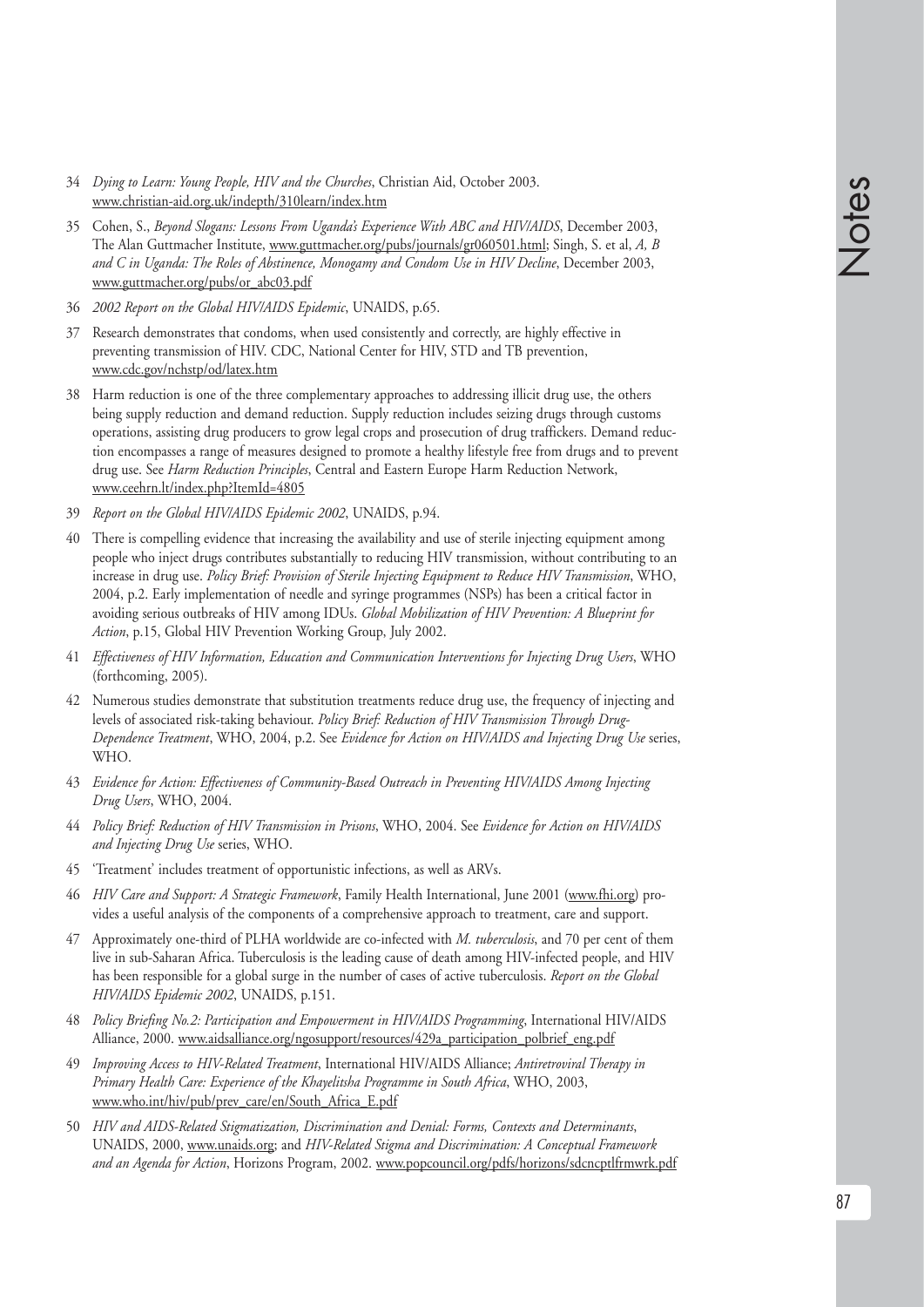34 *Dying to Learn: Young People, HIV and the Churches*, Christian Aid, October 2003. www.christian-aid.org.uk/indepth/310learn/index.htm

35 Cohen, S., *Beyond Slogans: Lessons From Uganda's Experience With ABC and HIV/AIDS*, December 2003, The Alan Guttmacher Institute, www.guttmacher.org/pubs/journals/gr060501.html; Singh, S. et al, *A, B and C in Uganda: The Roles of Abstinence, Monogamy and Condom Use in HIV Decline*, December 2003, www.guttmacher.org/pubs/or_abc03.pdf

36 *2002 Report on the Global HIV/AIDS Epidemic*, UNAIDS, p.65.

37 Research demonstrates that condoms, when used consistently and correctly, are highly effective in preventing transmission of HIV. CDC, National Center for HIV, STD and TB prevention, www.cdc.gov/nchstp/od/latex.htm

38 Harm reduction is one of the three complementary approaches to addressing illicit drug use, the others being supply reduction and demand reduction. Supply reduction includes seizing drugs through customs operations, assisting drug producers to grow legal crops and prosecution of drug traffickers. Demand reduction encompasses a range of measures designed to promote a healthy lifestyle free from drugs and to prevent drug use. See *Harm Reduction Principles*, Central and Eastern Europe Harm Reduction Network, www.ceehrn.lt/index.php?ItemId=4805

39 *Report on the Global HIV/AIDS Epidemic 2002*, UNAIDS, p.94.

40 There is compelling evidence that increasing the availability and use of sterile injecting equipment among people who inject drugs contributes substantially to reducing HIV transmission, without contributing to an increase in drug use. *Policy Brief: Provision of Sterile Injecting Equipment to Reduce HIV Transmission*, WHO, 2004, p.2. Early implementation of needle and syringe programmes (NSPs) has been a critical factor in avoiding serious outbreaks of HIV among IDUs. *Global Mobilization of HIV Prevention: A Blueprint for Action*, p.15, Global HIV Prevention Working Group, July 2002.

41 *Effectiveness of HIV Information, Education and Communication Interventions for Injecting Drug Users*, WHO (forthcoming, 2005).

42 Numerous studies demonstrate that substitution treatments reduce drug use, the frequency of injecting and levels of associated risk-taking behaviour. *Policy Brief: Reduction of HIV Transmission Through Drug-Dependence Treatment*, WHO, 2004, p.2. See *Evidence for Action on HIV/AIDS and Injecting Drug Use* series, WHO.

43 *Evidence for Action: Effectiveness of Community-Based Outreach in Preventing HIV/AIDS Among Injecting Drug Users*, WHO, 2004.

44 *Policy Brief: Reduction of HIV Transmission in Prisons*, WHO, 2004. See *Evidence for Action on HIV/AIDS and Injecting Drug Use* series, WHO.

45 'Treatment' includes treatment of opportunistic infections, as well as ARVs.

46 *HIV Care and Support: A Strategic Framework*, Family Health International, June 2001 (www.fhi.org) provides a useful analysis of the components of a comprehensive approach to treatment, care and support.

47 Approximately one-third of PLHA worldwide are co-infected with *M. tuberculosis*, and 70 per cent of them live in sub-Saharan Africa. Tuberculosis is the leading cause of death among HIV-infected people, and HIV has been responsible for a global surge in the number of cases of active tuberculosis. *Report on the Global HIV/AIDS Epidemic 2002*, UNAIDS, p.151.

48 *Policy Briefing No.2: Participation and Empowerment in HIV/AIDS Programming*, International HIV/AIDS Alliance, 2000. www.aidsalliance.org/ngosupport/resources/429a_participation_polbrief_eng.pdf

49 *Improving Access to HIV-Related Treatment*, International HIV/AIDS Alliance; *Antiretroviral Therapy in Primary Health Care: Experience of the Khayelitsha Programme in South Africa*, WHO, 2003, www.who.int/hiv/pub/prev_care/en/South_Africa_E.pdf

50 *HIV and AIDS-Related Stigmatization, Discrimination and Denial: Forms, Contexts and Determinants*, UNAIDS, 2000, www.unaids.org; and *HIV-Related Stigma and Discrimination: A Conceptual Framework and an Agenda for Action*, Horizons Program, 2002. www.popcouncil.org/pdfs/horizons/sdcncptlfrmwrk.pdf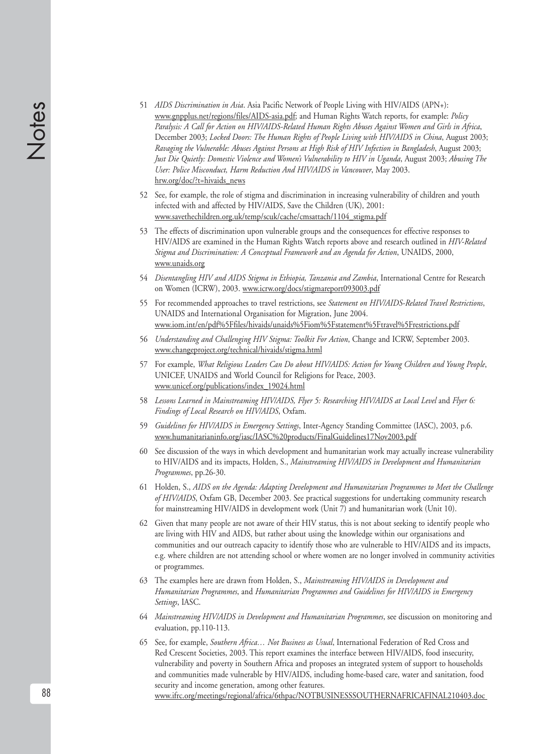51 *AIDS Discrimination in Asia*. Asia Pacific Network of People Living with HIV/AIDS (APN+): www.gnpplus.net/regions/files/AIDS-asia.pdf; and Human Rights Watch reports, for example: *Policy Paralysis: A Call for Action on HIV/AIDS-Related Human Rights Abuses Against Women and Girls in Africa*, December 2003; *Locked Doors: The Human Rights of People Living with HIV/AIDS in China*, August 2003; *Ravaging the Vulnerable: Abuses Against Persons at High Risk of HIV Infection in Bangladesh*, August 2003; *Just Die Quietly: Domestic Violence and Women's Vulnerability to HIV in Uganda*, August 2003; *Abusing The User: Police Misconduct, Harm Reduction And HIV/AIDS in Vancouver*, May 2003. hrw.org/doc/?t=hivaids_news

52 See, for example, the role of stigma and discrimination in increasing vulnerability of children and youth infected with and affected by HIV/AIDS, Save the Children (UK), 2001: www.savethechildren.org.uk/temp/scuk/cache/cmsattach/1104_stigma.pdf

53 The effects of discrimination upon vulnerable groups and the consequences for effective responses to HIV/AIDS are examined in the Human Rights Watch reports above and research outlined in *HIV-Related Stigma and Discrimination: A Conceptual Framework and an Agenda for Action*, UNAIDS, 2000, www.unaids.org

54 *Disentangling HIV and AIDS Stigma in Ethiopia, Tanzania and Zambia*, International Centre for Research on Women (ICRW), 2003. www.icrw.org/docs/stigmareport093003.pdf

55 For recommended approaches to travel restrictions, see *Statement on HIV/AIDS-Related Travel Restrictions*, UNAIDS and International Organisation for Migration, June 2004. www.iom.int/en/pdf%5Ffiles/hivaids/unaids%5Fiom%5Fstatement%5Ftravel%5Frestrictions.pdf

56 *Understanding and Challenging HIV Stigma: Toolkit For Action*, Change and ICRW, September 2003. www.changeproject.org/technical/hivaids/stigma.html

57 For example, *What Religious Leaders Can Do about HIV/AIDS: Action for Young Children and Young People*, UNICEF, UNAIDS and World Council for Religions for Peace, 2003. www.unicef.org/publications/index_19024.html

58 *Lessons Learned in Mainstreaming HIV/AIDS, Flyer 5: Researching HIV/AIDS at Local Level* and *Flyer 6: Findings of Local Research on HIV/AIDS*, Oxfam.

59 *Guidelines for HIV/AIDS in Emergency Settings*, Inter-Agency Standing Committee (IASC), 2003, p.6. www.humanitarianinfo.org/iasc/IASC%20products/FinalGuidelines17Nov2003.pdf

60 See discussion of the ways in which development and humanitarian work may actually increase vulnerability to HIV/AIDS and its impacts, Holden, S., *Mainstreaming HIV/AIDS in Development and Humanitarian Programmes*, pp.26-30.

61 Holden, S., *AIDS on the Agenda: Adapting Development and Humanitarian Programmes to Meet the Challenge of HIV/AIDS*, Oxfam GB, December 2003. See practical suggestions for undertaking community research for mainstreaming HIV/AIDS in development work (Unit 7) and humanitarian work (Unit 10).

62 Given that many people are not aware of their HIV status, this is not about seeking to identify people who are living with HIV and AIDS, but rather about using the knowledge within our organisations and communities and our outreach capacity to identify those who are vulnerable to HIV/AIDS and its impacts, e.g. where children are not attending school or where women are no longer involved in community activities or programmes.

63 The examples here are drawn from Holden, S., *Mainstreaming HIV/AIDS in Development and Humanitarian Programmes*, and *Humanitarian Programmes and Guidelines for HIV/AIDS in Emergency Settings*, IASC.

64 *Mainstreaming HIV/AIDS in Development and Humanitarian Programmes*, see discussion on monitoring and evaluation, pp.110-113.

65 See, for example, *Southern Africa… Not Business as Usual*, International Federation of Red Cross and Red Crescent Societies, 2003. This report examines the interface between HIV/AIDS, food insecurity, vulnerability and poverty in Southern Africa and proposes an integrated system of support to households and communities made vulnerable by HIV/AIDS, including home-based care, water and sanitation, food security and income generation, among other features. www.ifrc.org/meetings/regional/africa/6thpac/NOTBUSINESSSOUTHERNAFRICAFINAL210403.doc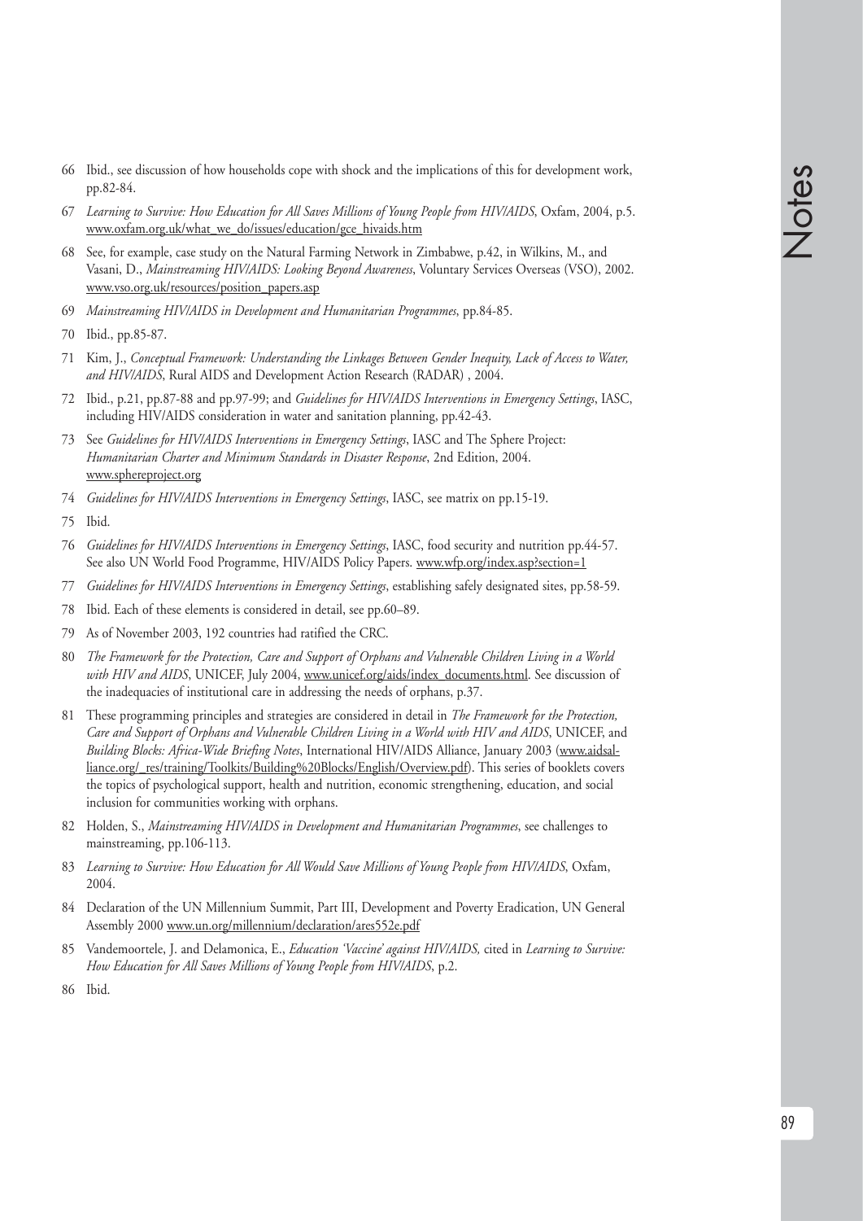66 Ibid., see discussion of how households cope with shock and the implications of this for development work, pp.82-84.

67 *Learning to Survive: How Education for All Saves Millions of Young People from HIV/AIDS*, Oxfam, 2004, p.5. www.oxfam.org.uk/what_we_do/issues/education/gce_hivaids.htm

68 See, for example, case study on the Natural Farming Network in Zimbabwe, p.42, in Wilkins, M., and Vasani, D., *Mainstreaming HIV/AIDS: Looking Beyond Awareness*, Voluntary Services Overseas (VSO), 2002. www.vso.org.uk/resources/position_papers.asp

69 *Mainstreaming HIV/AIDS in Development and Humanitarian Programmes*, pp.84-85.

70 Ibid., pp.85-87.

71 Kim, J., *Conceptual Framework: Understanding the Linkages Between Gender Inequity, Lack of Access to Water, and HIV/AIDS*, Rural AIDS and Development Action Research (RADAR) , 2004.

72 Ibid., p.21, pp.87-88 and pp.97-99; and *Guidelines for HIV/AIDS Interventions in Emergency Settings*, IASC, including HIV/AIDS consideration in water and sanitation planning, pp.42-43.

73 See *Guidelines for HIV/AIDS Interventions in Emergency Settings*, IASC and The Sphere Project: *Humanitarian Charter and Minimum Standards in Disaster Response*, 2nd Edition, 2004. www.sphereproject.org

74 *Guidelines for HIV/AIDS Interventions in Emergency Settings*, IASC, see matrix on pp.15-19.

75 Ibid.

76 *Guidelines for HIV/AIDS Interventions in Emergency Settings*, IASC, food security and nutrition pp.44-57. See also UN World Food Programme, HIV/AIDS Policy Papers. www.wfp.org/index.asp?section=1

77 *Guidelines for HIV/AIDS Interventions in Emergency Settings*, establishing safely designated sites, pp.58-59.

78 Ibid. Each of these elements is considered in detail, see pp.60–89.

79 As of November 2003, 192 countries had ratified the CRC.

80 *The Framework for the Protection, Care and Support of Orphans and Vulnerable Children Living in a World with HIV and AIDS*, UNICEF, July 2004, www.unicef.org/aids/index_documents.html. See discussion of the inadequacies of institutional care in addressing the needs of orphans, p.37.

81 These programming principles and strategies are considered in detail in *The Framework for the Protection, Care and Support of Orphans and Vulnerable Children Living in a World with HIV and AIDS*, UNICEF, and *Building Blocks: Africa-Wide Briefing Notes*, International HIV/AIDS Alliance, January 2003 (www.aidsalliance.org/_res/training/Toolkits/Building%20Blocks/English/Overview.pdf). This series of booklets covers the topics of psychological support, health and nutrition, economic strengthening, education, and social inclusion for communities working with orphans.

82 Holden, S., *Mainstreaming HIV/AIDS in Development and Humanitarian Programmes*, see challenges to mainstreaming, pp.106-113.

83 *Learning to Survive: How Education for All Would Save Millions of Young People from HIV/AIDS*, Oxfam, 2004.

84 Declaration of the UN Millennium Summit, Part III, Development and Poverty Eradication, UN General Assembly 2000 www.un.org/millennium/declaration/ares552e.pdf

85 Vandemoortele, J. and Delamonica, E., *Education 'Vaccine' against HIV/AIDS,* cited in *Learning to Survive: How Education for All Saves Millions of Young People from HIV/AIDS*, p.2.

86 Ibid.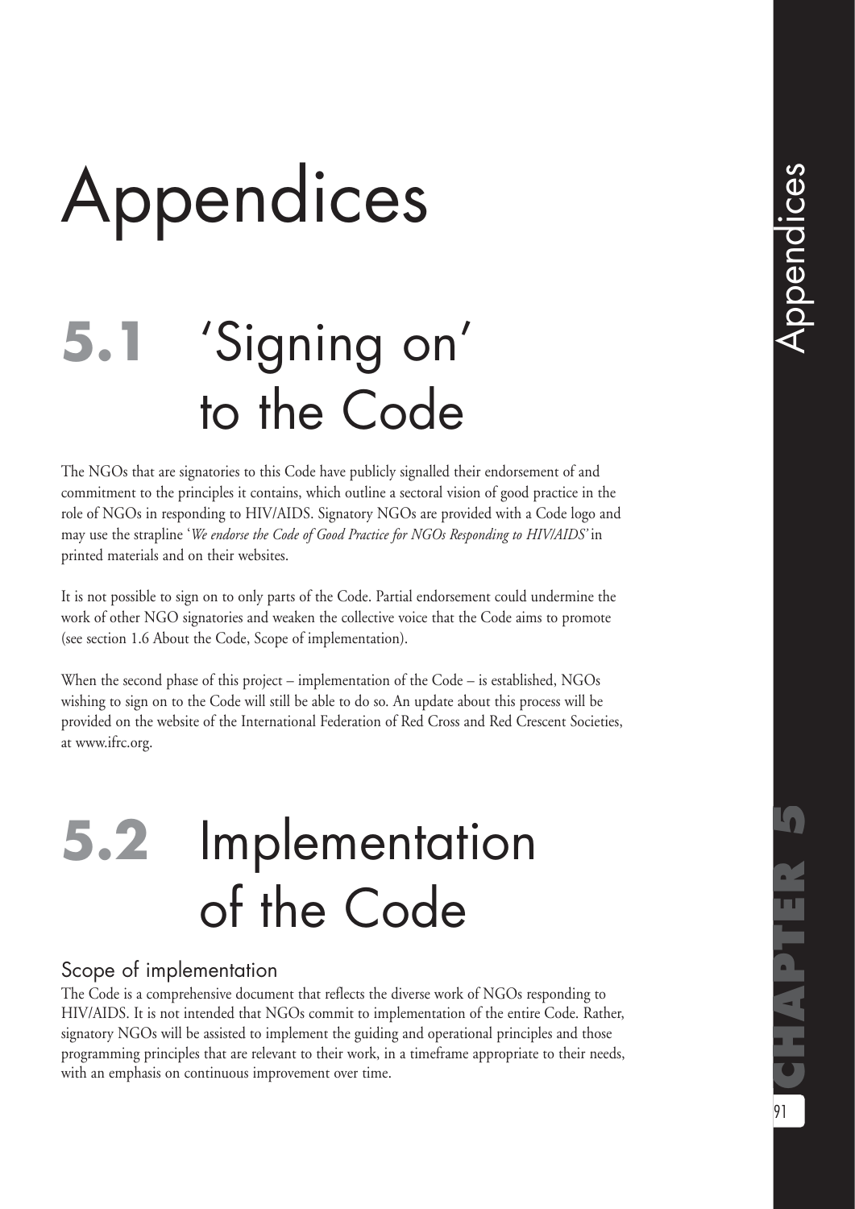# Appendices

## 5.1 'Signing on' to the Code

The NGOs that are signatories to this Code have publicly signalled their endorsement of and commitment to the principles it contains, which outline a sectoral vision of good practice in the role of NGOs in responding to HIV/AIDS. Signatory NGOs are provided with a Code logo and may use the strapline '*We endorse the Code of Good Practice for NGOs Responding to HIV/AIDS*' in printed materials and on their websites.

It is not possible to sign on to only parts of the Code. Partial endorsement could undermine the work of other NGO signatories and weaken the collective voice that the Code aims to promote (see section 1.6 About the Code, Scope of implementation).

When the second phase of this project – implementation of the Code – is established, NGOs wishing to sign on to the Code will still be able to do so. An update about this process will be provided on the website of the International Federation of Red Cross and Red Crescent Societies, at www.ifrc.org.

## 5.2 Implementation of the Code

### Scope of implementation

The Code is a comprehensive document that reflects the diverse work of NGOs responding to HIV/AIDS. It is not intended that NGOs commit to implementation of the entire Code. Rather, signatory NGOs will be assisted to implement the guiding and operational principles and those programming principles that are relevant to their work, in a timeframe appropriate to their needs, with an emphasis on continuous improvement over time.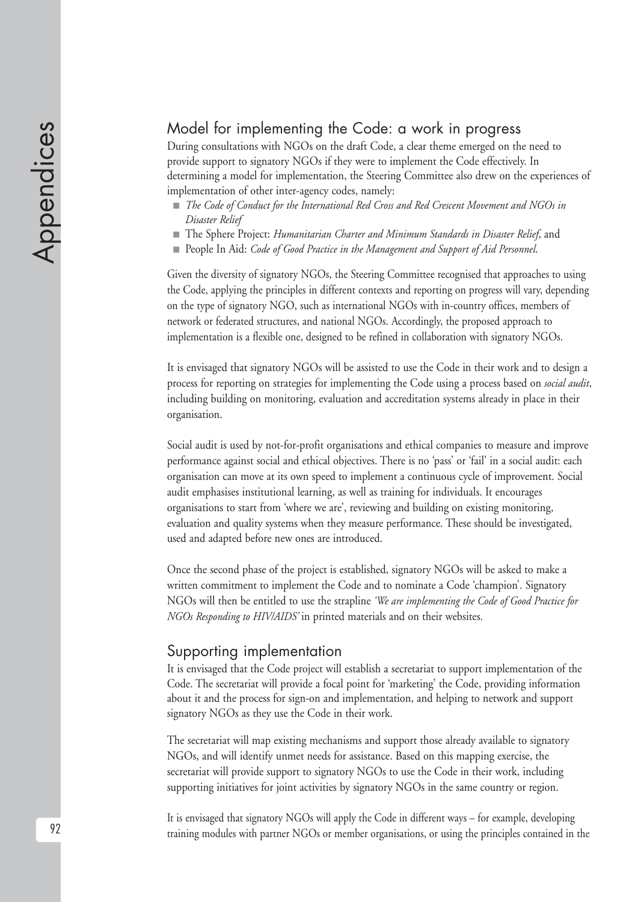## Model for implementing the Code: a work in progress

During consultations with NGOs on the draft Code, a clear theme emerged on the need to provide support to signatory NGOs if they were to implement the Code effectively. In determining a model for implementation, the Steering Committee also drew on the experiences of implementation of other inter-agency codes, namely:

- *The Code of Conduct for the International Red Cross and Red Crescent Movement and NGOs in Disaster Relief*
- The Sphere Project: *Humanitarian Charter and Minimum Standards in Disaster Relief*, and
- People In Aid: *Code of Good Practice in the Management and Support of Aid Personnel*.

Given the diversity of signatory NGOs, the Steering Committee recognised that approaches to using the Code, applying the principles in different contexts and reporting on progress will vary, depending on the type of signatory NGO, such as international NGOs with in-country offices, members of network or federated structures, and national NGOs. Accordingly, the proposed approach to implementation is a flexible one, designed to be refined in collaboration with signatory NGOs.

It is envisaged that signatory NGOs will be assisted to use the Code in their work and to design a process for reporting on strategies for implementing the Code using a process based on *social audit*, including building on monitoring, evaluation and accreditation systems already in place in their organisation.

Social audit is used by not-for-profit organisations and ethical companies to measure and improve performance against social and ethical objectives. There is no 'pass' or 'fail' in a social audit: each organisation can move at its own speed to implement a continuous cycle of improvement. Social audit emphasises institutional learning, as well as training for individuals. It encourages organisations to start from 'where we are', reviewing and building on existing monitoring, evaluation and quality systems when they measure performance. These should be investigated, used and adapted before new ones are introduced.

Once the second phase of the project is established, signatory NGOs will be asked to make a written commitment to implement the Code and to nominate a Code 'champion'. Signatory NGOs will then be entitled to use the strapline *'We are implementing the Code of Good Practice for NGOs Responding to HIV/AIDS'* in printed materials and on their websites.

## Supporting implementation

It is envisaged that the Code project will establish a secretariat to support implementation of the Code. The secretariat will provide a focal point for 'marketing' the Code, providing information about it and the process for sign-on and implementation, and helping to network and support signatory NGOs as they use the Code in their work.

The secretariat will map existing mechanisms and support those already available to signatory NGOs, and will identify unmet needs for assistance. Based on this mapping exercise, the secretariat will provide support to signatory NGOs to use the Code in their work, including supporting initiatives for joint activities by signatory NGOs in the same country or region.

It is envisaged that signatory NGOs will apply the Code in different ways – for example, developing training modules with partner NGOs or member organisations, or using the principles contained in the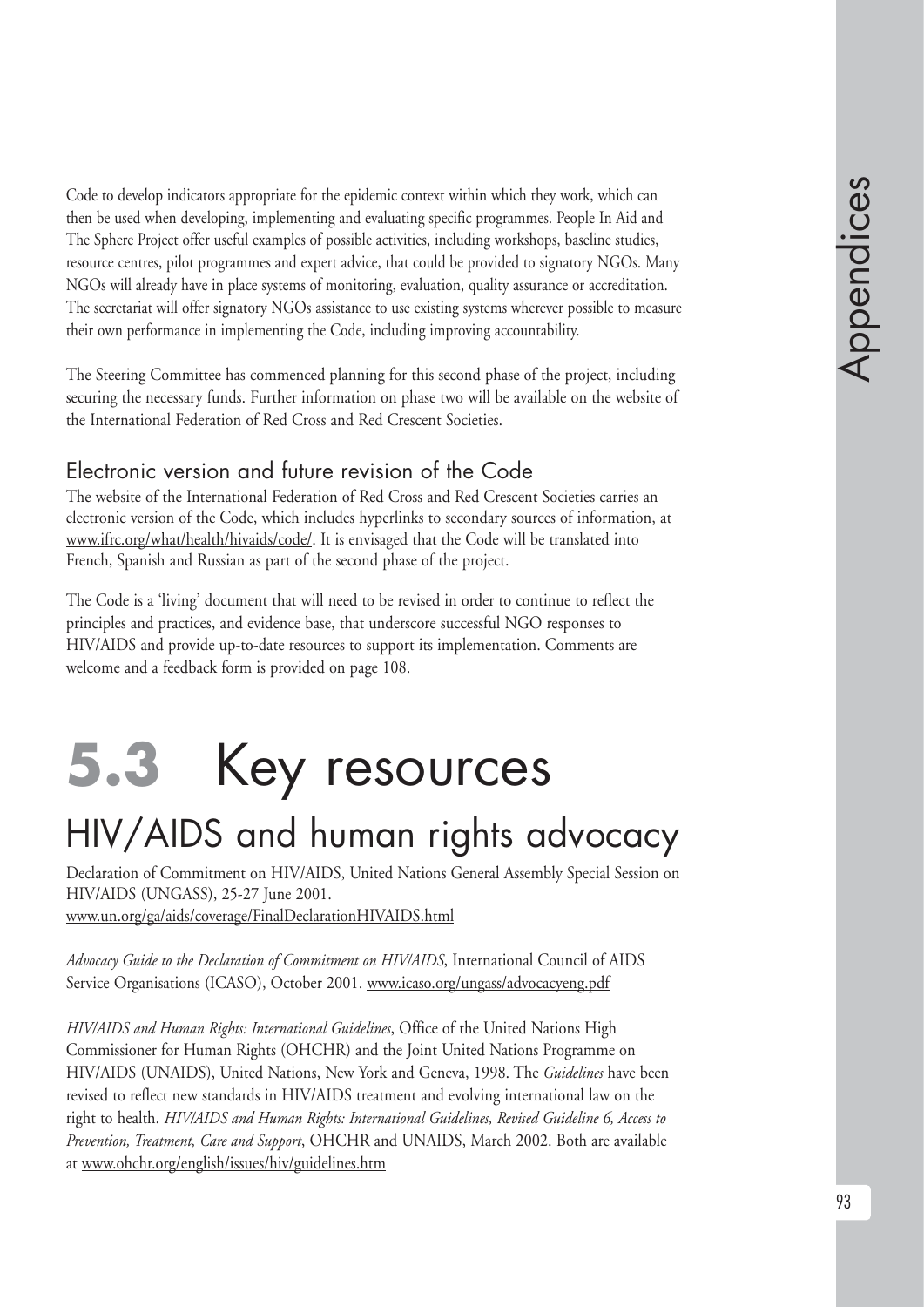Code to develop indicators appropriate for the epidemic context within which they work, which can then be used when developing, implementing and evaluating specific programmes. People In Aid and The Sphere Project offer useful examples of possible activities, including workshops, baseline studies, resource centres, pilot programmes and expert advice, that could be provided to signatory NGOs. Many NGOs will already have in place systems of monitoring, evaluation, quality assurance or accreditation. The secretariat will offer signatory NGOs assistance to use existing systems wherever possible to measure their own performance in implementing the Code, including improving accountability.

The Steering Committee has commenced planning for this second phase of the project, including securing the necessary funds. Further information on phase two will be available on the website of the International Federation of Red Cross and Red Crescent Societies.

### Electronic version and future revision of the Code

The website of the International Federation of Red Cross and Red Crescent Societies carries an electronic version of the Code, which includes hyperlinks to secondary sources of information, at www.ifrc.org/what/health/hivaids/code/. It is envisaged that the Code will be translated into French, Spanish and Russian as part of the second phase of the project.

The Code is a 'living' document that will need to be revised in order to continue to reflect the principles and practices, and evidence base, that underscore successful NGO responses to HIV/AIDS and provide up-to-date resources to support its implementation. Comments are welcome and a feedback form is provided on page 108.

# **5.3** Key resources

## HIV/AIDS and human rights advocacy

Declaration of Commitment on HIV/AIDS, United Nations General Assembly Special Session on HIV/AIDS (UNGASS), 25-27 June 2001.
www.un.org/ga/aids/coverage/FinalDeclarationHIVAIDS.html

*Advocacy Guide to the Declaration of Commitment on HIV/AIDS*, International Council of AIDS Service Organisations (ICASO), October 2001. www.icaso.org/ungass/advocacyeng.pdf

*HIV/AIDS and Human Rights: International Guidelines*, Office of the United Nations High Commissioner for Human Rights (OHCHR) and the Joint United Nations Programme on HIV/AIDS (UNAIDS), United Nations, New York and Geneva, 1998. The *Guidelines* have been revised to reflect new standards in HIV/AIDS treatment and evolving international law on the right to health. *HIV/AIDS and Human Rights: International Guidelines, Revised Guideline 6, Access to Prevention, Treatment, Care and Support*, OHCHR and UNAIDS, March 2002. Both are available at www.ohchr.org/english/issues/hiv/guidelines.htm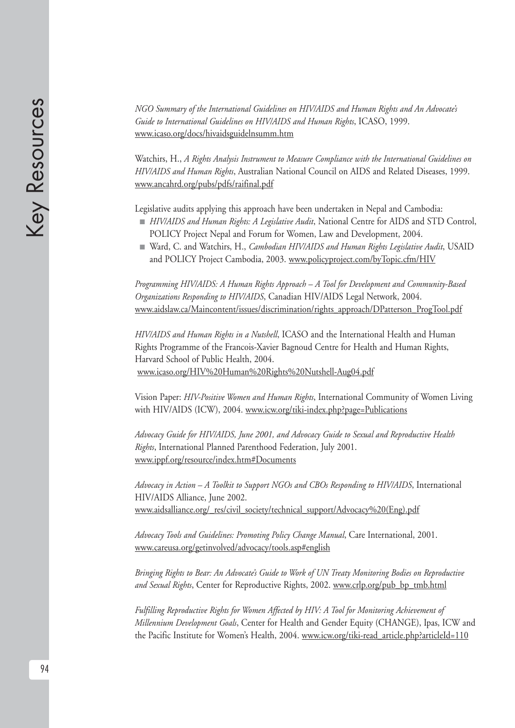*NGO Summary of the International Guidelines on HIV/AIDS and Human Rights and An Advocate's Guide to International Guidelines on HIV/AIDS and Human Rights*, ICASO, 1999. www.icaso.org/docs/hivaidsguidelnsumm.htm

Watchirs, H., *A Rights Analysis Instrument to Measure Compliance with the International Guidelines on HIV/AIDS and Human Rights*, Australian National Council on AIDS and Related Diseases, 1999. www.ancahrd.org/pubs/pdfs/raifinal.pdf

Legislative audits applying this approach have been undertaken in Nepal and Cambodia:

- *HIV/AIDS and Human Rights: A Legislative Audit*, National Centre for AIDS and STD Control, POLICY Project Nepal and Forum for Women, Law and Development, 2004.
- Ward, C. and Watchirs, H., *Cambodian HIV/AIDS and Human Rights Legislative Audit*, USAID and POLICY Project Cambodia, 2003. www.policyproject.com/byTopic.cfm/HIV

*Programming HIV/AIDS: A Human Rights Approach – A Tool for Development and Community-Based Organizations Responding to HIV/AIDS*, Canadian HIV/AIDS Legal Network, 2004. www.aidslaw.ca/Maincontent/issues/discrimination/rights_approach/DPatterson_ProgTool.pdf

*HIV/AIDS and Human Rights in a Nutshell*, ICASO and the International Health and Human Rights Programme of the Francois-Xavier Bagnoud Centre for Health and Human Rights, Harvard School of Public Health, 2004. www.icaso.org/HIV%20Human%20Rights%20Nutshell-Aug04.pdf

Vision Paper: *HIV-Positive Women and Human Rights*, International Community of Women Living with HIV/AIDS (ICW), 2004. www.icw.org/tiki-index.php?page=Publications

*Advocacy Guide for HIV/AIDS, June 2001, and Advocacy Guide to Sexual and Reproductive Health Rights*, International Planned Parenthood Federation, July 2001. www.ippf.org/resource/index.htm#Documents

*Advocacy in Action – A Toolkit to Support NGOs and CBOs Responding to HIV/AIDS*, International HIV/AIDS Alliance, June 2002. www.aidsalliance.org/_res/civil_society/technical_support/Advocacy%20(Eng).pdf

*Advocacy Tools and Guidelines: Promoting Policy Change Manual*, Care International, 2001. www.careusa.org/getinvolved/advocacy/tools.asp#english

*Bringing Rights to Bear: An Advocate's Guide to Work of UN Treaty Monitoring Bodies on Reproductive and Sexual Rights*, Center for Reproductive Rights, 2002. www.crlp.org/pub_bp_tmb.html

*Fulfilling Reproductive Rights for Women Affected by HIV: A Tool for Monitoring Achievement of Millennium Development Goals*, Center for Health and Gender Equity (CHANGE), Ipas, ICW and the Pacific Institute for Women's Health, 2004. www.icw.org/tiki-read_article.php?articleId=110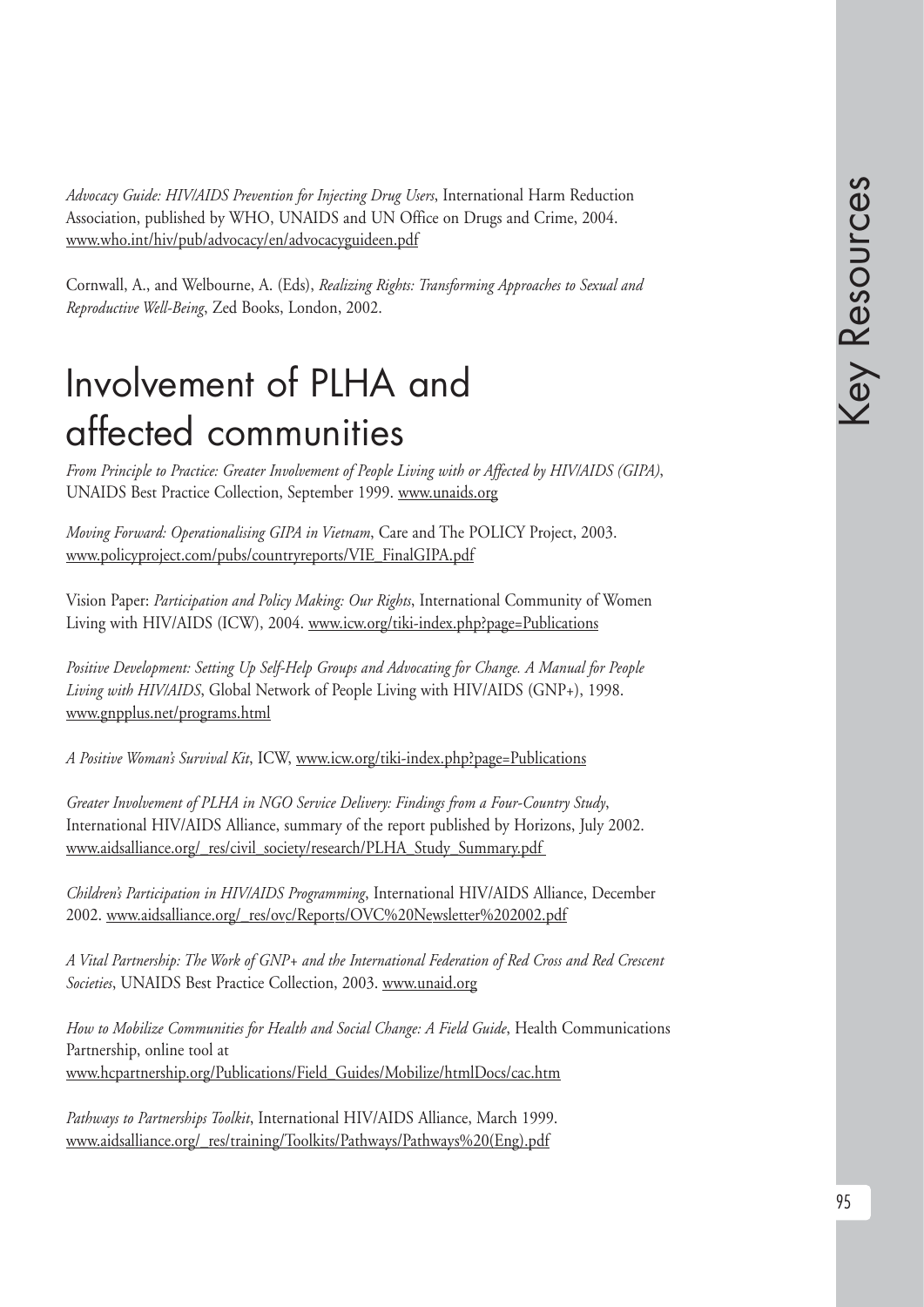*Advocacy Guide: HIV/AIDS Prevention for Injecting Drug Users*, International Harm Reduction Association, published by WHO, UNAIDS and UN Office on Drugs and Crime, 2004. www.who.int/hiv/pub/advocacy/en/advocacyguideen.pdf

Cornwall, A., and Welbourne, A. (Eds), *Realizing Rights: Transforming Approaches to Sexual and Reproductive Well-Being*, Zed Books, London, 2002.

# Involvement of PLHA and affected communities

*From Principle to Practice: Greater Involvement of People Living with or Affected by HIV/AIDS (GIPA)*, UNAIDS Best Practice Collection, September 1999. www.unaids.org

*Moving Forward: Operationalising GIPA in Vietnam*, Care and The POLICY Project, 2003. www.policyproject.com/pubs/countryreports/VIE_FinalGIPA.pdf

Vision Paper: *Participation and Policy Making: Our Rights*, International Community of Women Living with HIV/AIDS (ICW), 2004. www.icw.org/tiki-index.php?page=Publications

*Positive Development: Setting Up Self-Help Groups and Advocating for Change. A Manual for People Living with HIV/AIDS*, Global Network of People Living with HIV/AIDS (GNP+), 1998. www.gnpplus.net/programs.html

*A Positive Woman's Survival Kit*, ICW, www.icw.org/tiki-index.php?page=Publications

*Greater Involvement of PLHA in NGO Service Delivery: Findings from a Four-Country Study*, International HIV/AIDS Alliance, summary of the report published by Horizons, July 2002. www.aidsalliance.org/_res/civil_society/research/PLHA_Study_Summary.pdf

*Children's Participation in HIV/AIDS Programming*, International HIV/AIDS Alliance, December 2002. www.aidsalliance.org/_res/ovc/Reports/OVC%20Newsletter%202002.pdf

*A Vital Partnership: The Work of GNP+ and the International Federation of Red Cross and Red Crescent Societies*, UNAIDS Best Practice Collection, 2003. www.unaid.org

*How to Mobilize Communities for Health and Social Change: A Field Guide*, Health Communications Partnership, online tool at www.hcpartnership.org/Publications/Field_Guides/Mobilize/htmlDocs/cac.htm

*Pathways to Partnerships Toolkit*, International HIV/AIDS Alliance, March 1999. www.aidsalliance.org/_res/training/Toolkits/Pathways/Pathways%20(Eng).pdf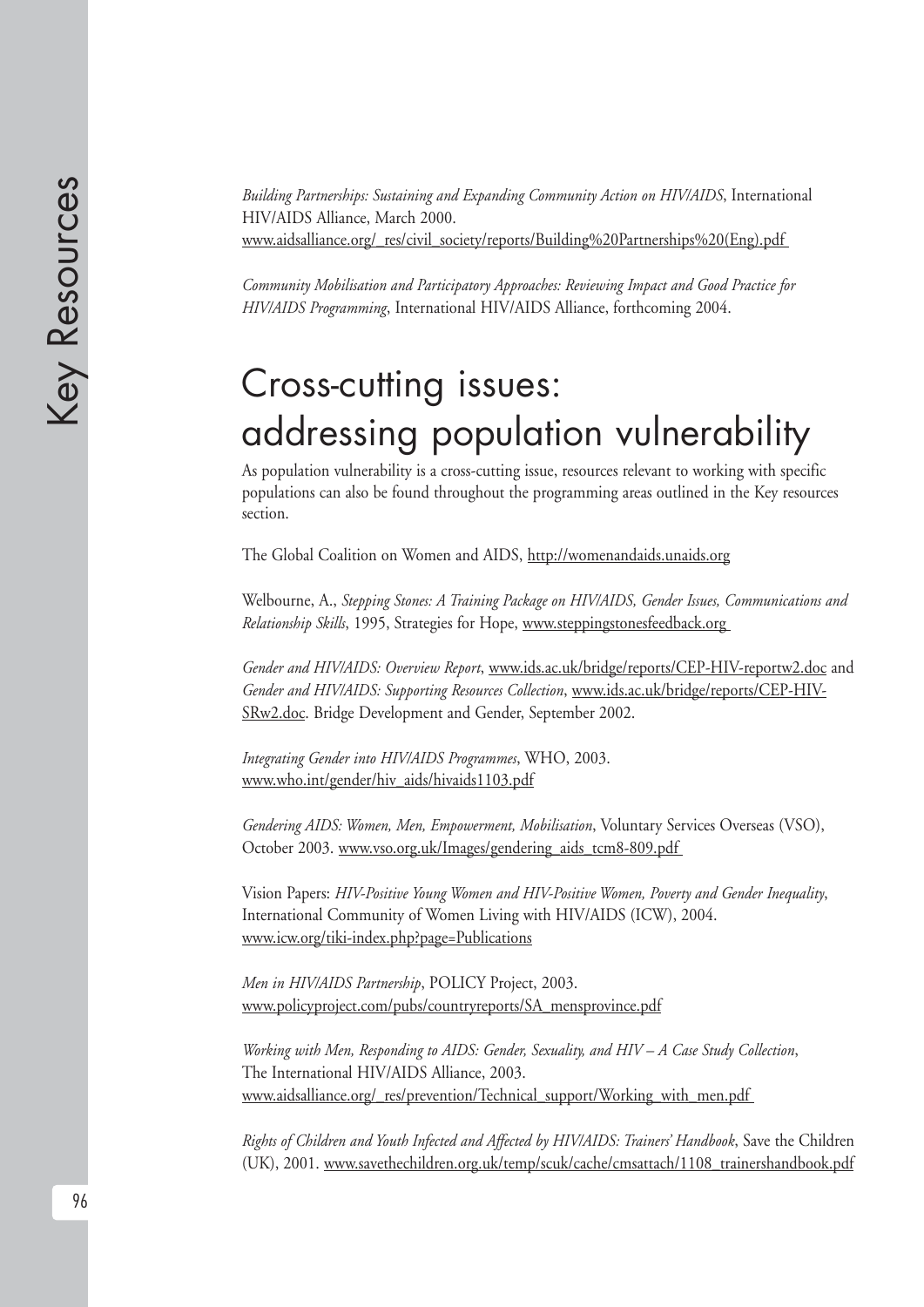*Building Partnerships: Sustaining and Expanding Community Action on HIV/AIDS*, International HIV/AIDS Alliance, March 2000. www.aidsalliance.org/_res/civil_society/reports/Building%20Partnerships%20(Eng).pdf

*Community Mobilisation and Participatory Approaches: Reviewing Impact and Good Practice for HIV/AIDS Programming*, International HIV/AIDS Alliance, forthcoming 2004.

# Cross-cutting issues: addressing population vulnerability

As population vulnerability is a cross-cutting issue, resources relevant to working with specific populations can also be found throughout the programming areas outlined in the Key resources section.

The Global Coalition on Women and AIDS, http://womenandaids.unaids.org

Welbourne, A., *Stepping Stones: A Training Package on HIV/AIDS, Gender Issues, Communications and Relationship Skills*, 1995, Strategies for Hope, www.steppingstonesfeedback.org

*Gender and HIV/AIDS: Overview Report*, www.ids.ac.uk/bridge/reports/CEP-HIV-reportw2.doc and *Gender and HIV/AIDS: Supporting Resources Collection*, www.ids.ac.uk/bridge/reports/CEP-HIV-SRw2.doc. Bridge Development and Gender, September 2002.

*Integrating Gender into HIV/AIDS Programmes*, WHO, 2003. www.who.int/gender/hiv_aids/hivaids1103.pdf

*Gendering AIDS: Women, Men, Empowerment, Mobilisation*, Voluntary Services Overseas (VSO), October 2003. www.vso.org.uk/Images/gendering_aids_tcm8-809.pdf

Vision Papers: *HIV-Positive Young Women and HIV-Positive Women, Poverty and Gender Inequality*, International Community of Women Living with HIV/AIDS (ICW), 2004. www.icw.org/tiki-index.php?page=Publications

*Men in HIV/AIDS Partnership*, POLICY Project, 2003. www.policyproject.com/pubs/countryreports/SA_mensprovince.pdf

*Working with Men, Responding to AIDS: Gender, Sexuality, and HIV – A Case Study Collection*, The International HIV/AIDS Alliance, 2003. www.aidsalliance.org/_res/prevention/Technical_support/Working_with_men.pdf

*Rights of Children and Youth Infected and Affected by HIV/AIDS: Trainers' Handbook*, Save the Children (UK), 2001. www.savethechildren.org.uk/temp/scuk/cache/cmsattach/1108_trainershandbook.pdf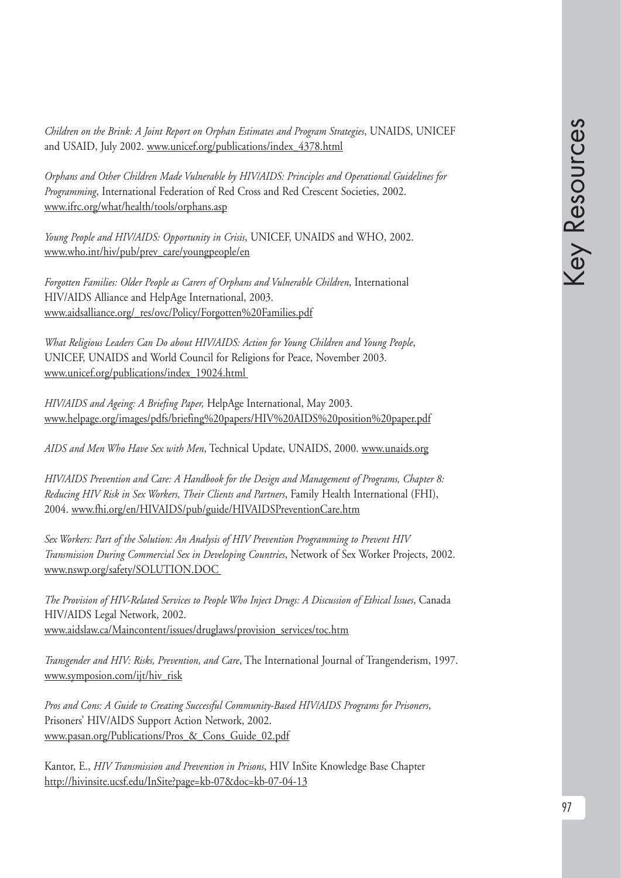*Children on the Brink: A Joint Report on Orphan Estimates and Program Strategies*, UNAIDS, UNICEF and USAID, July 2002. www.unicef.org/publications/index_4378.html

*Orphans and Other Children Made Vulnerable by HIV/AIDS: Principles and Operational Guidelines for Programming*, International Federation of Red Cross and Red Crescent Societies, 2002. www.ifrc.org/what/health/tools/orphans.asp

*Young People and HIV/AIDS: Opportunity in Crisis*, UNICEF, UNAIDS and WHO, 2002. www.who.int/hiv/pub/prev_care/youngpeople/en

*Forgotten Families: Older People as Carers of Orphans and Vulnerable Children*, International HIV/AIDS Alliance and HelpAge International, 2003. www.aidsalliance.org/_res/ovc/Policy/Forgotten%20Families.pdf

*What Religious Leaders Can Do about HIV/AIDS: Action for Young Children and Young People*, UNICEF, UNAIDS and World Council for Religions for Peace, November 2003. www.unicef.org/publications/index_19024.html

*HIV/AIDS and Ageing: A Briefing Paper,* HelpAge International, May 2003. www.helpage.org/images/pdfs/briefing%20papers/HIV%20AIDS%20position%20paper.pdf

*AIDS and Men Who Have Sex with Men*, Technical Update, UNAIDS, 2000. www.unaids.org

*HIV/AIDS Prevention and Care: A Handbook for the Design and Management of Programs, Chapter 8: Reducing HIV Risk in Sex Workers, Their Clients and Partners*, Family Health International (FHI), 2004. www.fhi.org/en/HIVAIDS/pub/guide/HIVAIDSPreventionCare.htm

*Sex Workers: Part of the Solution: An Analysis of HIV Prevention Programming to Prevent HIV Transmission During Commercial Sex in Developing Countries*, Network of Sex Worker Projects, 2002. www.nswp.org/safety/SOLUTION.DOC

*The Provision of HIV-Related Services to People Who Inject Drugs: A Discussion of Ethical Issues*, Canada HIV/AIDS Legal Network, 2002. www.aidslaw.ca/Maincontent/issues/druglaws/provision_services/toc.htm

*Transgender and HIV: Risks, Prevention, and Care*, The International Journal of Trangenderism, 1997. www.symposion.com/ijt/hiv_risk

*Pros and Cons: A Guide to Creating Successful Community-Based HIV/AIDS Programs for Prisoners*, Prisoners' HIV/AIDS Support Action Network, 2002. www.pasan.org/Publications/Pros_&_Cons_Guide_02.pdf

Kantor, E., *HIV Transmission and Prevention in Prisons*, HIV InSite Knowledge Base Chapter http://hivinsite.ucsf.edu/InSite?page=kb-07&doc=kb-07-04-13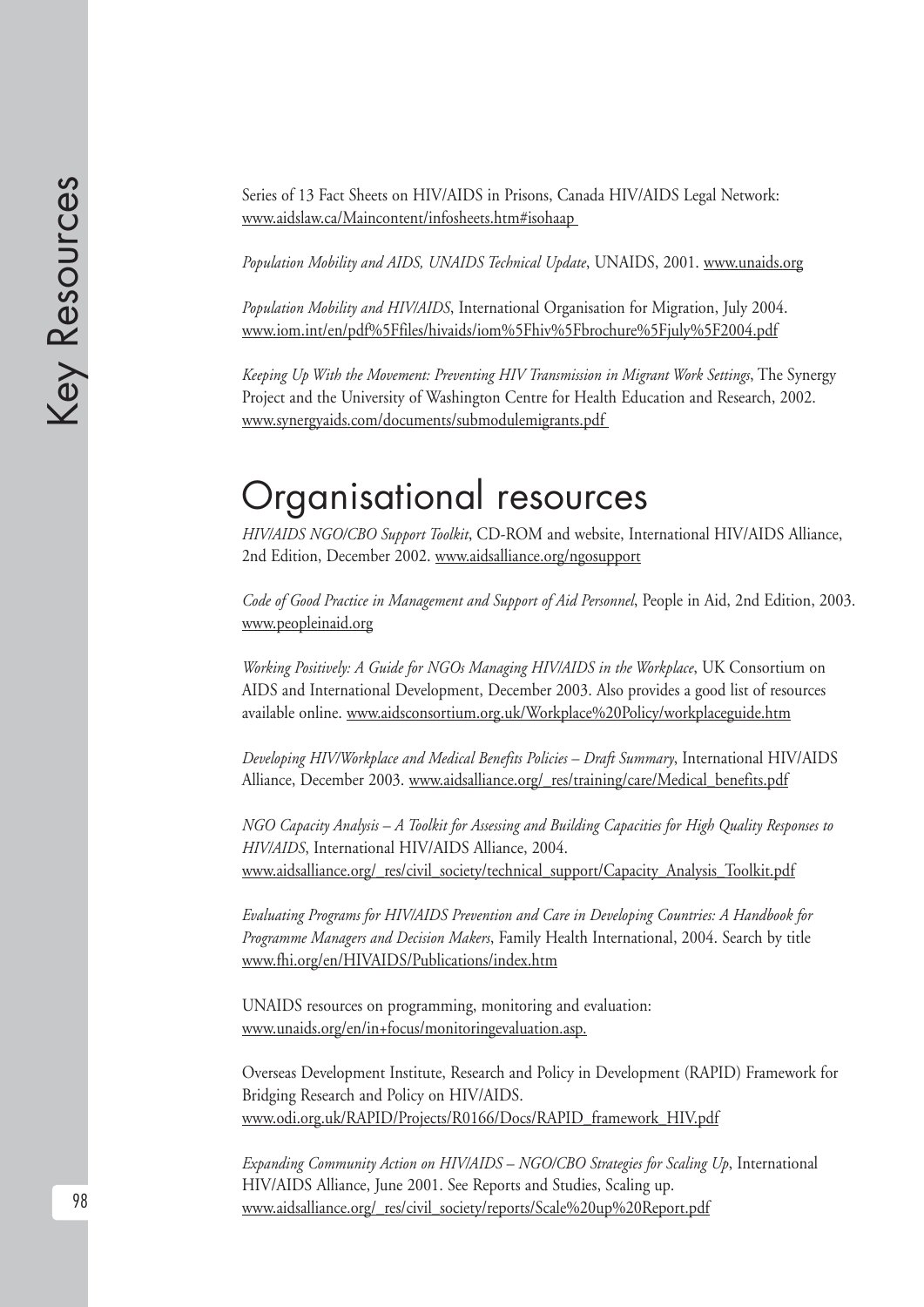Series of 13 Fact Sheets on HIV/AIDS in Prisons, Canada HIV/AIDS Legal Network: www.aidslaw.ca/Maincontent/infosheets.htm#isohaap

*Population Mobility and AIDS, UNAIDS Technical Update*, UNAIDS, 2001. www.unaids.org

*Population Mobility and HIV/AIDS*, International Organisation for Migration, July 2004. www.iom.int/en/pdf%5Ffiles/hivaids/iom%5Fhiv%5Fbrochure%5Fjuly%5F2004.pdf

*Keeping Up With the Movement: Preventing HIV Transmission in Migrant Work Settings*, The Synergy Project and the University of Washington Centre for Health Education and Research, 2002. www.synergyaids.com/documents/submodulemigrants.pdf

# Organisational resources

*HIV/AIDS NGO/CBO Support Toolkit*, CD-ROM and website, International HIV/AIDS Alliance, 2nd Edition, December 2002. www.aidsalliance.org/ngosupport

*Code of Good Practice in Management and Support of Aid Personnel*, People in Aid, 2nd Edition, 2003. www.peopleinaid.org

*Working Positively: A Guide for NGOs Managing HIV/AIDS in the Workplace*, UK Consortium on AIDS and International Development, December 2003. Also provides a good list of resources available online. www.aidsconsortium.org.uk/Workplace%20Policy/workplaceguide.htm

*Developing HIV/Workplace and Medical Benefits Policies – Draft Summary*, International HIV/AIDS Alliance, December 2003. www.aidsalliance.org/_res/training/care/Medical_benefits.pdf

*NGO Capacity Analysis – A Toolkit for Assessing and Building Capacities for High Quality Responses to HIV/AIDS*, International HIV/AIDS Alliance, 2004. www.aidsalliance.org/_res/civil_society/technical_support/Capacity_Analysis_Toolkit.pdf

*Evaluating Programs for HIV/AIDS Prevention and Care in Developing Countries: A Handbook for Programme Managers and Decision Makers*, Family Health International, 2004. Search by title www.fhi.org/en/HIVAIDS/Publications/index.htm

UNAIDS resources on programming, monitoring and evaluation: www.unaids.org/en/in+focus/monitoringevaluation.asp.

Overseas Development Institute, Research and Policy in Development (RAPID) Framework for Bridging Research and Policy on HIV/AIDS. www.odi.org.uk/RAPID/Projects/R0166/Docs/RAPID_framework_HIV.pdf

*Expanding Community Action on HIV/AIDS – NGO/CBO Strategies for Scaling Up*, International HIV/AIDS Alliance, June 2001. See Reports and Studies, Scaling up. www.aidsalliance.org/_res/civil_society/reports/Scale%20up%20Report.pdf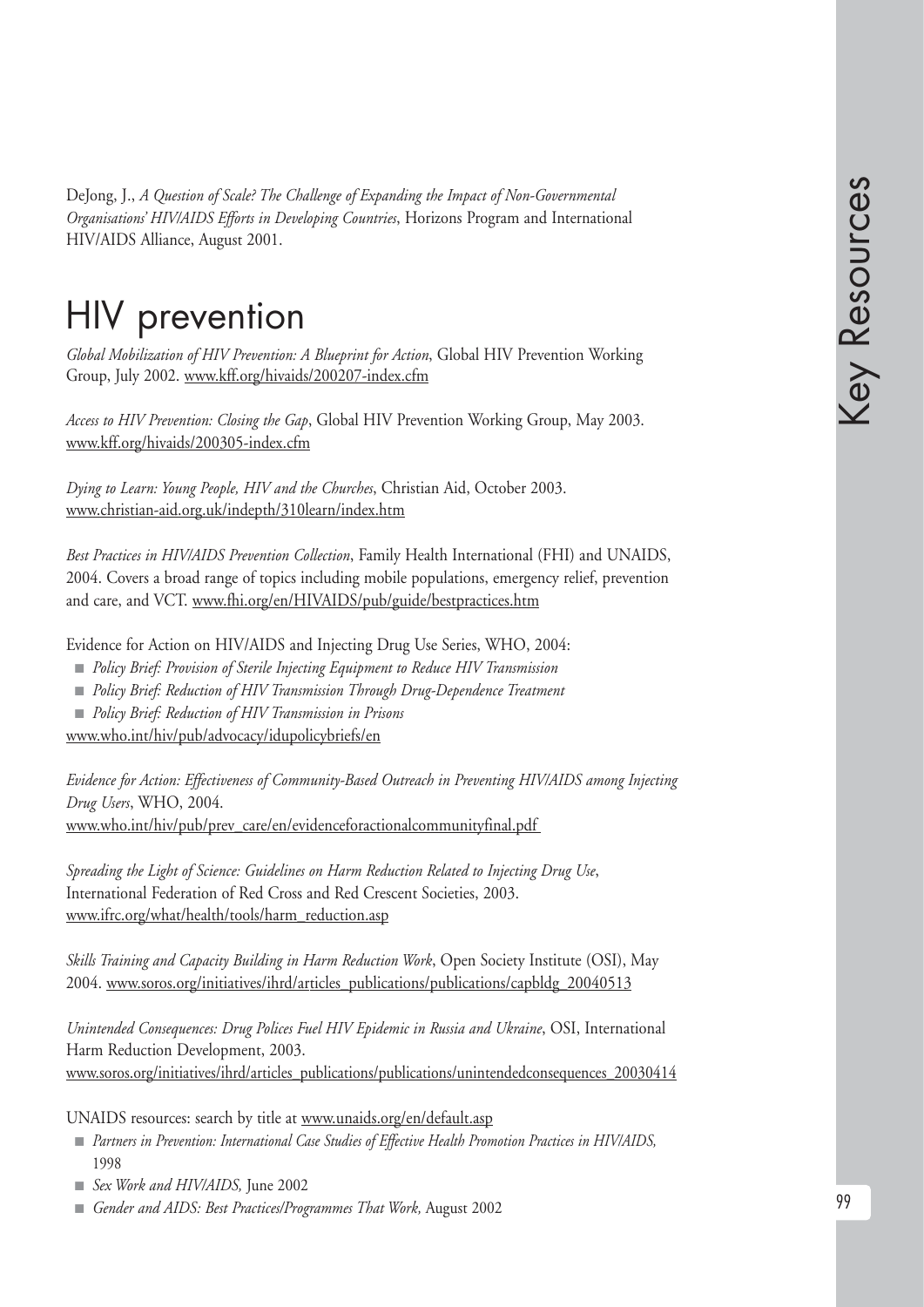DeJong, J., *A Question of Scale? The Challenge of Expanding the Impact of Non-Governmental Organisations' HIV/AIDS Efforts in Developing Countries*, Horizons Program and International HIV/AIDS Alliance, August 2001.

# HIV prevention

*Global Mobilization of HIV Prevention: A Blueprint for Action*, Global HIV Prevention Working Group, July 2002. www.kff.org/hivaids/200207-index.cfm

*Access to HIV Prevention: Closing the Gap*, Global HIV Prevention Working Group, May 2003. www.kff.org/hivaids/200305-index.cfm

*Dying to Learn: Young People, HIV and the Churches*, Christian Aid, October 2003. www.christian-aid.org.uk/indepth/310learn/index.htm

*Best Practices in HIV/AIDS Prevention Collection*, Family Health International (FHI) and UNAIDS, 2004. Covers a broad range of topics including mobile populations, emergency relief, prevention and care, and VCT. www.fhi.org/en/HIVAIDS/pub/guide/bestpractices.htm

Evidence for Action on HIV/AIDS and Injecting Drug Use Series, WHO, 2004:

- *Policy Brief: Provision of Sterile Injecting Equipment to Reduce HIV Transmission*
- *Policy Brief: Reduction of HIV Transmission Through Drug-Dependence Treatment*
- *Policy Brief: Reduction of HIV Transmission in Prisons*

www.who.int/hiv/pub/advocacy/idupolicybriefs/en

*Evidence for Action: Effectiveness of Community-Based Outreach in Preventing HIV/AIDS among Injecting Drug Users*, WHO, 2004.
www.who.int/hiv/pub/prev_care/en/evidenceforactionalcommunityfinal.pdf

*Spreading the Light of Science: Guidelines on Harm Reduction Related to Injecting Drug Use*, International Federation of Red Cross and Red Crescent Societies, 2003.
www.ifrc.org/what/health/tools/harm_reduction.asp

*Skills Training and Capacity Building in Harm Reduction Work*, Open Society Institute (OSI), May 2004. www.soros.org/initiatives/ihrd/articles_publications/publications/capbldg_20040513

*Unintended Consequences: Drug Polices Fuel HIV Epidemic in Russia and Ukraine*, OSI, International Harm Reduction Development, 2003.
www.soros.org/initiatives/ihrd/articles_publications/publications/unintendedconsequences_20030414

UNAIDS resources: search by title at www.unaids.org/en/default.asp

- *Partners in Prevention: International Case Studies of Effective Health Promotion Practices in HIV/AIDS,* 1998
- *Sex Work and HIV/AIDS,* June 2002
- *Gender and AIDS: Best Practices/Programmes That Work,* August 2002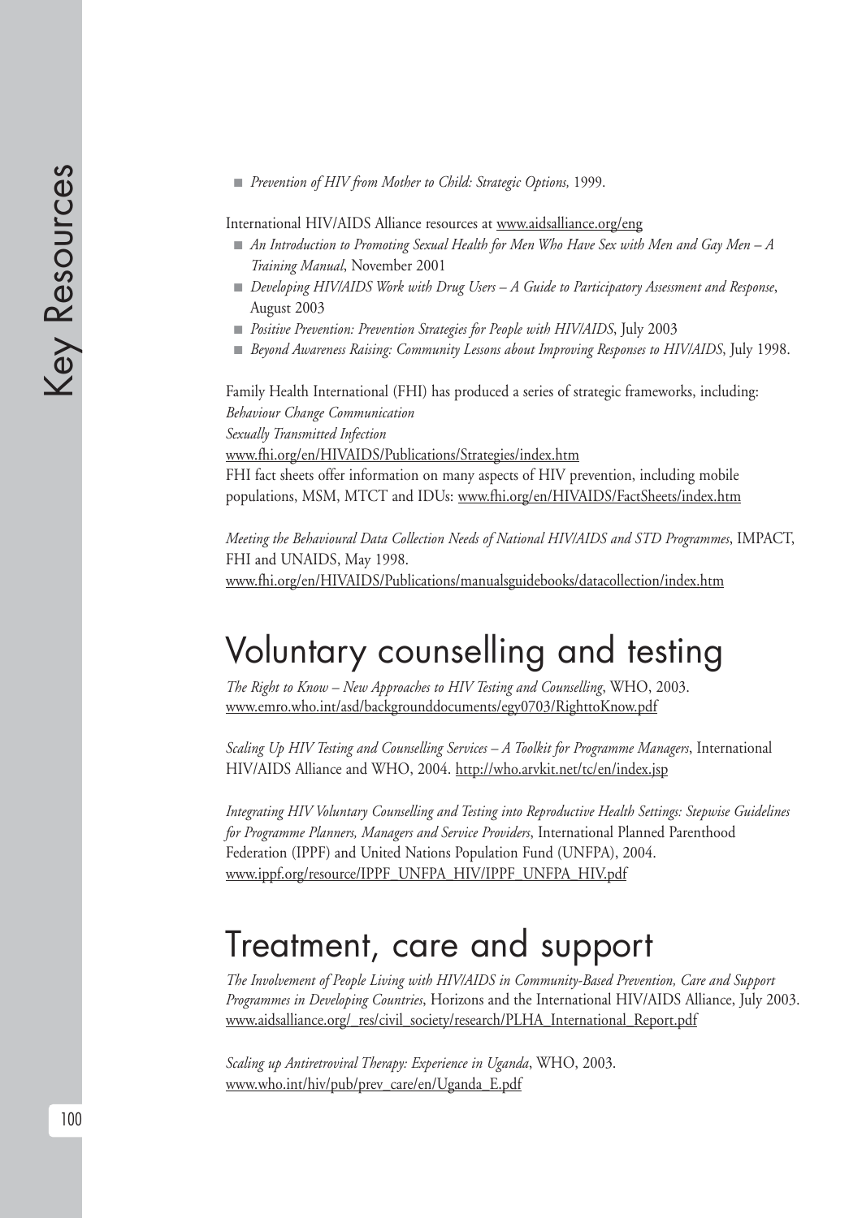- *Prevention of HIV from Mother to Child: Strategic Options,* 1999.

International HIV/AIDS Alliance resources at www.aidsalliance.org/eng

- *An Introduction to Promoting Sexual Health for Men Who Have Sex with Men and Gay Men – A Training Manual*, November 2001
- *Developing HIV/AIDS Work with Drug Users – A Guide to Participatory Assessment and Response*, August 2003
- *Positive Prevention: Prevention Strategies for People with HIV/AIDS*, July 2003
- *Beyond Awareness Raising: Community Lessons about Improving Responses to HIV/AIDS*, July 1998.

Family Health International (FHI) has produced a series of strategic frameworks, including:
*Behaviour Change Communication*
*Sexually Transmitted Infection*
www.fhi.org/en/HIVAIDS/Publications/Strategies/index.htm
FHI fact sheets offer information on many aspects of HIV prevention, including mobile populations, MSM, MTCT and IDUs: www.fhi.org/en/HIVAIDS/FactSheets/index.htm

*Meeting the Behavioural Data Collection Needs of National HIV/AIDS and STD Programmes*, IMPACT, FHI and UNAIDS, May 1998.
www.fhi.org/en/HIVAIDS/Publications/manualsguidebooks/datacollection/index.htm

# Voluntary counselling and testing

*The Right to Know – New Approaches to HIV Testing and Counselling*, WHO, 2003.
www.emro.who.int/asd/backgrounddocuments/egy0703/RighttoKnow.pdf

*Scaling Up HIV Testing and Counselling Services – A Toolkit for Programme Managers*, International HIV/AIDS Alliance and WHO, 2004. http://who.arvkit.net/tc/en/index.jsp

*Integrating HIV Voluntary Counselling and Testing into Reproductive Health Settings: Stepwise Guidelines for Programme Planners, Managers and Service Providers*, International Planned Parenthood Federation (IPPF) and United Nations Population Fund (UNFPA), 2004.
www.ippf.org/resource/IPPF_UNFPA_HIV/IPPF_UNFPA_HIV.pdf

# Treatment, care and support

*The Involvement of People Living with HIV/AIDS in Community-Based Prevention, Care and Support Programmes in Developing Countries*, Horizons and the International HIV/AIDS Alliance, July 2003.
www.aidsalliance.org/_res/civil_society/research/PLHA_International_Report.pdf

*Scaling up Antiretroviral Therapy: Experience in Uganda*, WHO, 2003.
www.who.int/hiv/pub/prev_care/en/Uganda_E.pdf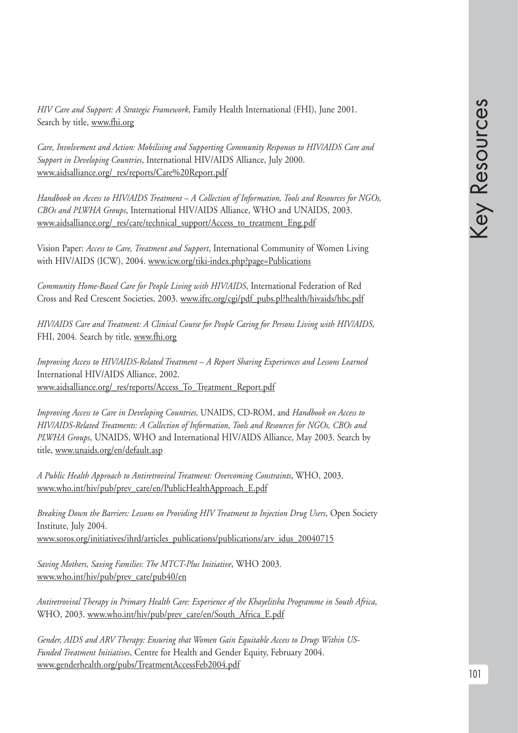*HIV Care and Support: A Strategic Framework*, Family Health International (FHI), June 2001. Search by title, www.fhi.org

*Care, Involvement and Action: Mobilising and Supporting Community Responses to HIV/AIDS Care and Support in Developing Countries*, International HIV/AIDS Alliance, July 2000. www.aidsalliance.org/_res/reports/Care%20Report.pdf

*Handbook on Access to HIV/AIDS Treatment – A Collection of Information, Tools and Resources for NGOs, CBOs and PLWHA Groups*, International HIV/AIDS Alliance, WHO and UNAIDS, 2003. www.aidsalliance.org/_res/care/technical_support/Access_to_treatment_Eng.pdf

Vision Paper: *Access to Care, Treatment and Support*, International Community of Women Living with HIV/AIDS (ICW), 2004. www.icw.org/tiki-index.php?page=Publications

*Community Home-Based Care for People Living with HIV/AIDS*, International Federation of Red Cross and Red Crescent Societies, 2003. www.ifrc.org/cgi/pdf_pubs.pl?health/hivaids/hbc.pdf

*HIV/AIDS Care and Treatment: A Clinical Course for People Caring for Persons Living with HIV/AIDS*, FHI, 2004. Search by title, www.fhi.org

*Improving Access to HIV/AIDS-Related Treatment – A Report Sharing Experiences and Lessons Learned* International HIV/AIDS Alliance, 2002. www.aidsalliance.org/_res/reports/Access_To_Treatment_Report.pdf

*Improving Access to Care in Developing Countries,* UNAIDS, CD-ROM, and *Handbook on Access to HIV/AIDS-Related Treatments: A Collection of Information, Tools and Resources for NGOs, CBOs and PLWHA Groups*, UNAIDS, WHO and International HIV/AIDS Alliance, May 2003. Search by title, www.unaids.org/en/default.asp

*A Public Health Approach to Antiretroviral Treatment: Overcoming Constraints*, WHO, 2003. www.who.int/hiv/pub/prev_care/en/PublicHealthApproach_E.pdf

*Breaking Down the Barriers: Lessons on Providing HIV Treatment to Injection Drug Users*, Open Society Institute, July 2004. www.soros.org/initiatives/ihrd/articles_publications/publications/arv_idus_20040715

*Saving Mothers, Saving Families: The MTCT-Plus Initiative*, WHO 2003. www.who.int/hiv/pub/prev_care/pub40/en

*Antiretroviral Therapy in Primary Health Care: Experience of the Khayelitsha Programme in South Africa*, WHO, 2003. www.who.int/hiv/pub/prev_care/en/South_Africa_E.pdf

*Gender, AIDS and ARV Therapy: Ensuring that Women Gain Equitable Access to Drugs Within US-Funded Treatment Initiatives*, Centre for Health and Gender Equity, February 2004. www.genderhealth.org/pubs/TreatmentAccessFeb2004.pdf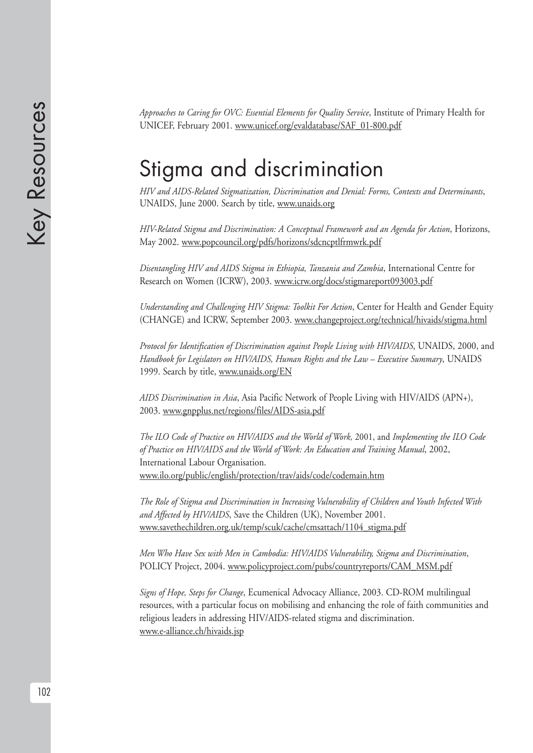*Approaches to Caring for OVC: Essential Elements for Quality Service*, Institute of Primary Health for UNICEF, February 2001. www.unicef.org/evaldatabase/SAF_01-800.pdf

# Stigma and discrimination

*HIV and AIDS-Related Stigmatization, Discrimination and Denial: Forms, Contexts and Determinants*, UNAIDS, June 2000. Search by title, www.unaids.org

*HIV-Related Stigma and Discrimination: A Conceptual Framework and an Agenda for Action*, Horizons, May 2002. www.popcouncil.org/pdfs/horizons/sdcncptlfrmwrk.pdf

*Disentangling HIV and AIDS Stigma in Ethiopia, Tanzania and Zambia*, International Centre for Research on Women (ICRW), 2003. www.icrw.org/docs/stigmareport093003.pdf

*Understanding and Challenging HIV Stigma: Toolkit For Action*, Center for Health and Gender Equity (CHANGE) and ICRW, September 2003. www.changeproject.org/technical/hivaids/stigma.html

*Protocol for Identification of Discrimination against People Living with HIV/AIDS*, UNAIDS, 2000, and *Handbook for Legislators on HIV/AIDS, Human Rights and the Law – Executive Summary*, UNAIDS 1999. Search by title, www.unaids.org/EN

*AIDS Discrimination in Asia*, Asia Pacific Network of People Living with HIV/AIDS (APN+), 2003. www.gnpplus.net/regions/files/AIDS-asia.pdf

*The ILO Code of Practice on HIV/AIDS and the World of Work,* 2001, and *Implementing the ILO Code of Practice on HIV/AIDS and the World of Work: An Education and Training Manual*, 2002, International Labour Organisation.
www.ilo.org/public/english/protection/trav/aids/code/codemain.htm

*The Role of Stigma and Discrimination in Increasing Vulnerability of Children and Youth Infected With and Affected by HIV/AIDS*, Save the Children (UK), November 2001.
www.savethechildren.org.uk/temp/scuk/cache/cmsattach/1104_stigma.pdf

*Men Who Have Sex with Men in Cambodia: HIV/AIDS Vulnerability, Stigma and Discrimination*, POLICY Project, 2004. www.policyproject.com/pubs/countryreports/CAM_MSM.pdf

*Signs of Hope, Steps for Change*, Ecumenical Advocacy Alliance, 2003. CD-ROM multilingual resources, with a particular focus on mobilising and enhancing the role of faith communities and religious leaders in addressing HIV/AIDS-related stigma and discrimination.
www.e-alliance.ch/hivaids.jsp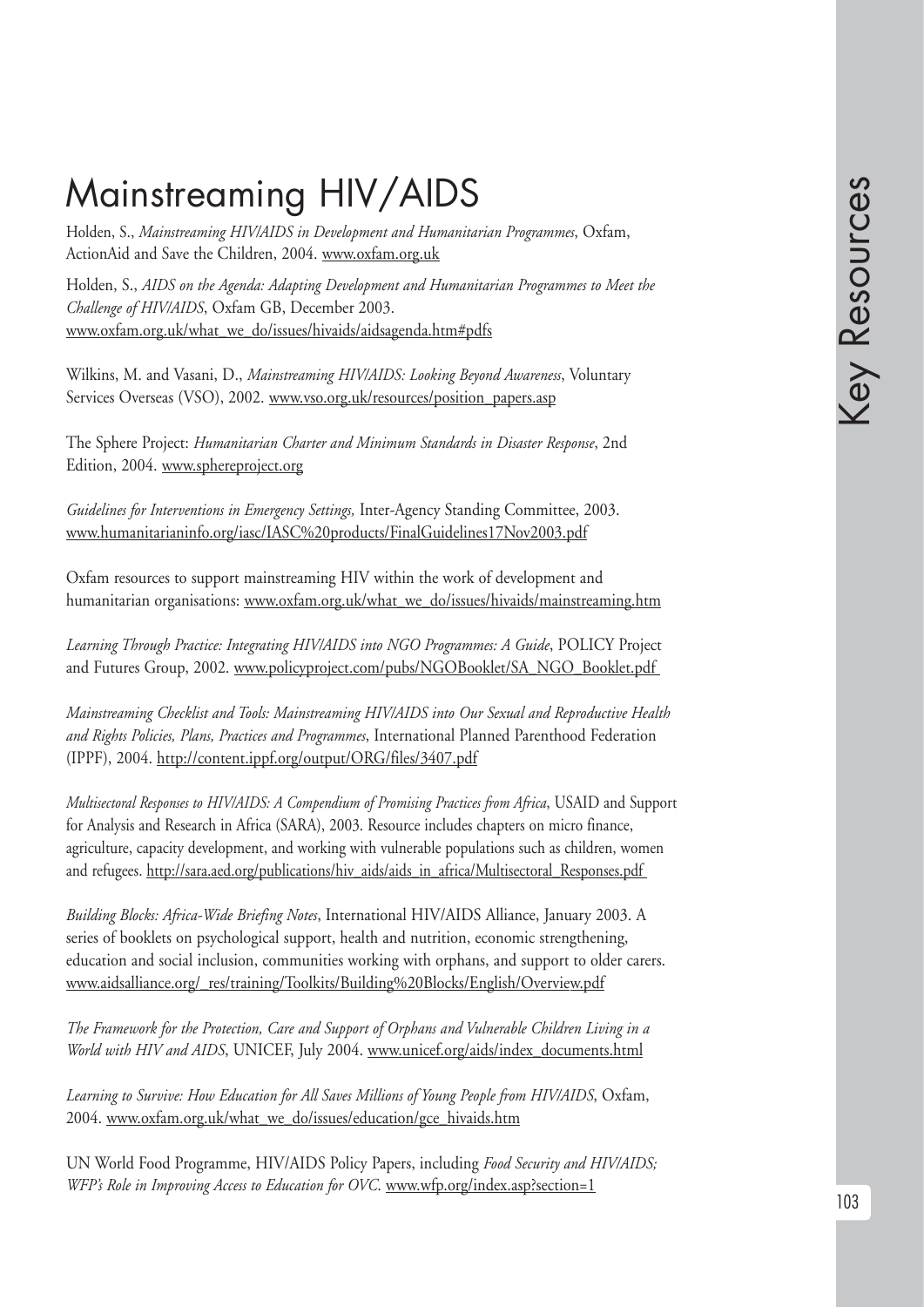# Mainstreaming HIV/AIDS

Holden, S., *Mainstreaming HIV/AIDS in Development and Humanitarian Programmes*, Oxfam, ActionAid and Save the Children, 2004. www.oxfam.org.uk

Holden, S., *AIDS on the Agenda: Adapting Development and Humanitarian Programmes to Meet the Challenge of HIV/AIDS*, Oxfam GB, December 2003. www.oxfam.org.uk/what_we_do/issues/hivaids/aidsagenda.htm#pdfs

Wilkins, M. and Vasani, D., *Mainstreaming HIV/AIDS: Looking Beyond Awareness*, Voluntary Services Overseas (VSO), 2002. www.vso.org.uk/resources/position_papers.asp

The Sphere Project: *Humanitarian Charter and Minimum Standards in Disaster Response*, 2nd Edition, 2004. www.sphereproject.org

*Guidelines for Interventions in Emergency Settings,* Inter-Agency Standing Committee, 2003. www.humanitarianinfo.org/iasc/IASC%20products/FinalGuidelines17Nov2003.pdf

Oxfam resources to support mainstreaming HIV within the work of development and humanitarian organisations: www.oxfam.org.uk/what_we_do/issues/hivaids/mainstreaming.htm

*Learning Through Practice: Integrating HIV/AIDS into NGO Programmes: A Guide*, POLICY Project and Futures Group, 2002. www.policyproject.com/pubs/NGOBooklet/SA_NGO_Booklet.pdf

*Mainstreaming Checklist and Tools: Mainstreaming HIV/AIDS into Our Sexual and Reproductive Health and Rights Policies, Plans, Practices and Programmes*, International Planned Parenthood Federation (IPPF), 2004. http://content.ippf.org/output/ORG/files/3407.pdf

*Multisectoral Responses to HIV/AIDS: A Compendium of Promising Practices from Africa*, USAID and Support for Analysis and Research in Africa (SARA), 2003. Resource includes chapters on micro finance, agriculture, capacity development, and working with vulnerable populations such as children, women and refugees. http://sara.aed.org/publications/hiv_aids/aids_in_africa/Multisectoral_Responses.pdf

*Building Blocks: Africa-Wide Briefing Notes*, International HIV/AIDS Alliance, January 2003. A series of booklets on psychological support, health and nutrition, economic strengthening, education and social inclusion, communities working with orphans, and support to older carers. www.aidsalliance.org/_res/training/Toolkits/Building%20Blocks/English/Overview.pdf

*The Framework for the Protection, Care and Support of Orphans and Vulnerable Children Living in a World with HIV and AIDS*, UNICEF, July 2004. www.unicef.org/aids/index_documents.html

*Learning to Survive: How Education for All Saves Millions of Young People from HIV/AIDS*, Oxfam, 2004. www.oxfam.org.uk/what_we_do/issues/education/gce_hivaids.htm

UN World Food Programme, HIV/AIDS Policy Papers, including *Food Security and HIV/AIDS; WFP's Role in Improving Access to Education for OVC*. www.wfp.org/index.asp?section=1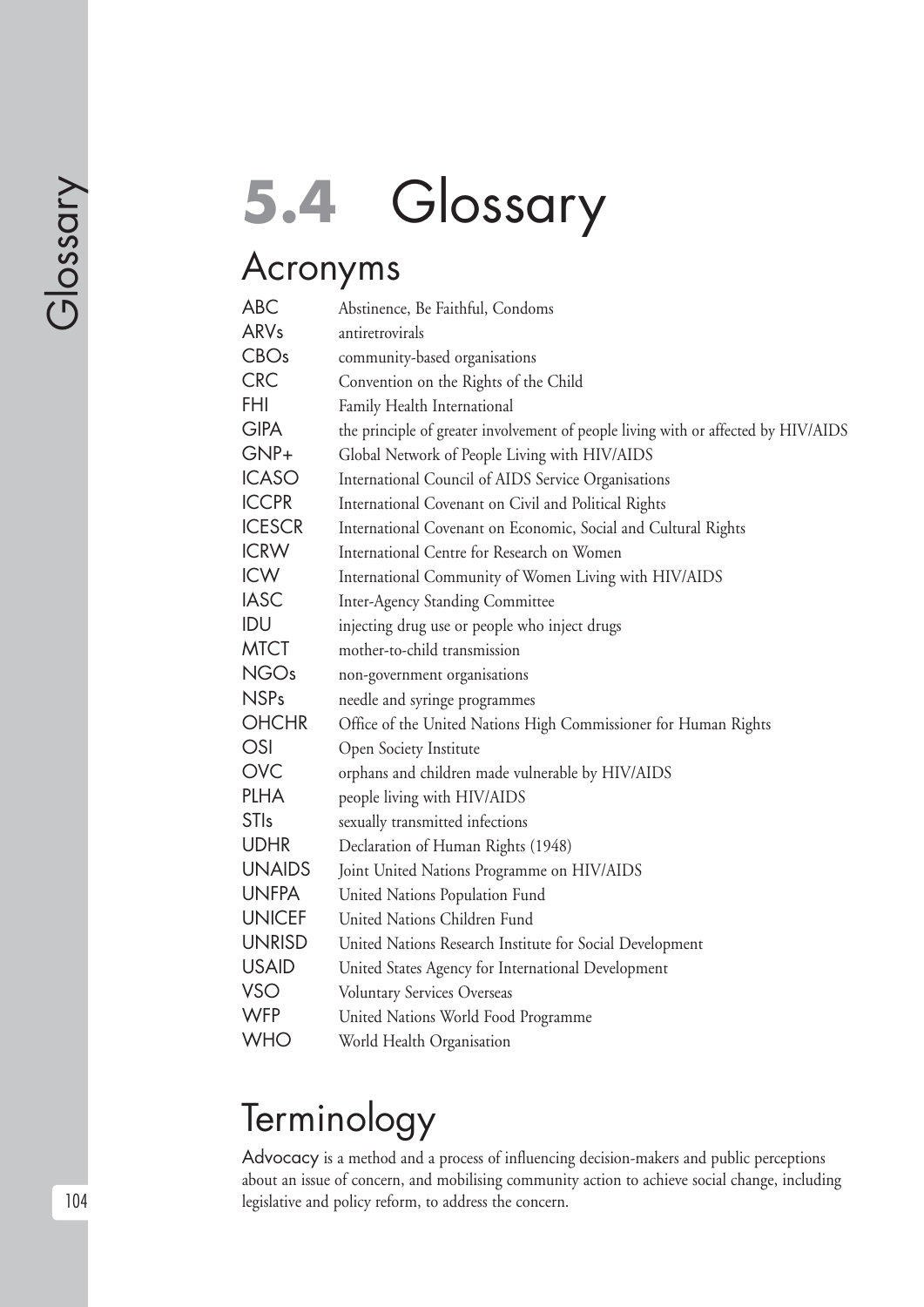# 5.4 Glossary

## Acronyms

| | |
|---|---|
| ABC | Abstinence, Be Faithful, Condoms |
| ARVs | antiretrovirals |
| CBOs | community-based organisations |
| CRC | Convention on the Rights of the Child |
| FHI | Family Health International |
| GIPA | the principle of greater involvement of people living with or affected by HIV/AIDS |
| GNP+ | Global Network of People Living with HIV/AIDS |
| ICASO | International Council of AIDS Service Organisations |
| ICCPR | International Covenant on Civil and Political Rights |
| ICESCR | International Covenant on Economic, Social and Cultural Rights |
| ICRW | International Centre for Research on Women |
| ICW | International Community of Women Living with HIV/AIDS |
| IASC | Inter-Agency Standing Committee |
| IDU | injecting drug use or people who inject drugs |
| MTCT | mother-to-child transmission |
| NGOs | non-government organisations |
| NSPs | needle and syringe programmes |
| OHCHR | Office of the United Nations High Commissioner for Human Rights |
| OSI | Open Society Institute |
| OVC | orphans and children made vulnerable by HIV/AIDS |
| PLHA | people living with HIV/AIDS |
| STIs | sexually transmitted infections |
| UDHR | Declaration of Human Rights (1948) |
| UNAIDS | Joint United Nations Programme on HIV/AIDS |
| UNFPA | United Nations Population Fund |
| UNICEF | United Nations Children Fund |
| UNRISD | United Nations Research Institute for Social Development |
| USAID | United States Agency for International Development |
| VSO | Voluntary Services Overseas |
| WFP | United Nations World Food Programme |
| WHO | World Health Organisation |

## Terminology

**Advocacy** is a method and a process of influencing decision-makers and public perceptions about an issue of concern, and mobilising community action to achieve social change, including legislative and policy reform, to address the concern.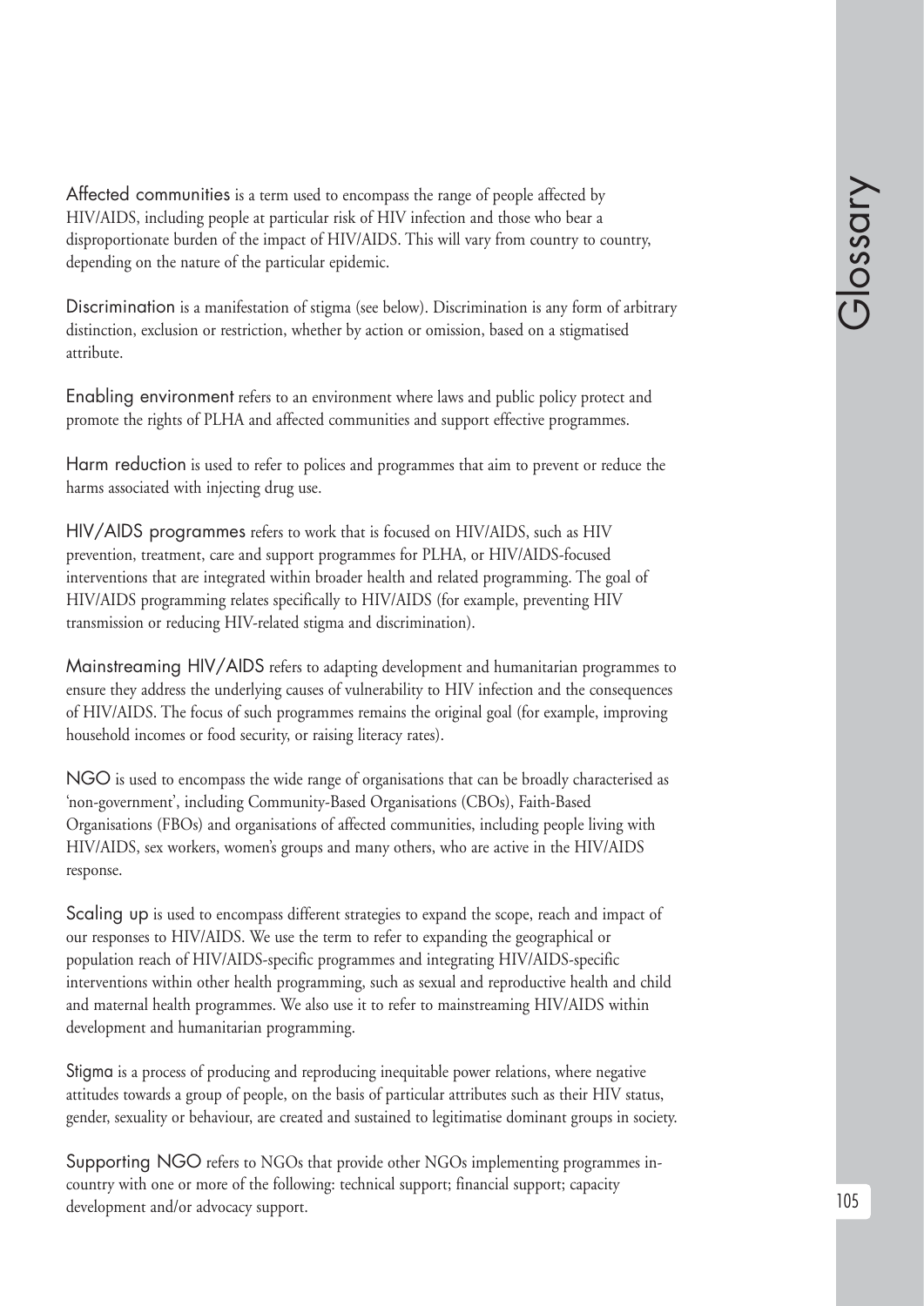# Glossary

**Affected communities** is a term used to encompass the range of people affected by HIV/AIDS, including people at particular risk of HIV infection and those who bear a disproportionate burden of the impact of HIV/AIDS. This will vary from country to country, depending on the nature of the particular epidemic.

**Discrimination** is a manifestation of stigma (see below). Discrimination is any form of arbitrary distinction, exclusion or restriction, whether by action or omission, based on a stigmatised attribute.

**Enabling environment** refers to an environment where laws and public policy protect and promote the rights of PLHA and affected communities and support effective programmes.

**Harm reduction** is used to refer to polices and programmes that aim to prevent or reduce the harms associated with injecting drug use.

**HIV/AIDS programmes** refers to work that is focused on HIV/AIDS, such as HIV prevention, treatment, care and support programmes for PLHA, or HIV/AIDS-focused interventions that are integrated within broader health and related programming. The goal of HIV/AIDS programming relates specifically to HIV/AIDS (for example, preventing HIV transmission or reducing HIV-related stigma and discrimination).

**Mainstreaming HIV/AIDS** refers to adapting development and humanitarian programmes to ensure they address the underlying causes of vulnerability to HIV infection and the consequences of HIV/AIDS. The focus of such programmes remains the original goal (for example, improving household incomes or food security, or raising literacy rates).

**NGO** is used to encompass the wide range of organisations that can be broadly characterised as 'non-government', including Community-Based Organisations (CBOs), Faith-Based Organisations (FBOs) and organisations of affected communities, including people living with HIV/AIDS, sex workers, women's groups and many others, who are active in the HIV/AIDS response.

**Scaling up** is used to encompass different strategies to expand the scope, reach and impact of our responses to HIV/AIDS. We use the term to refer to expanding the geographical or population reach of HIV/AIDS-specific programmes and integrating HIV/AIDS-specific interventions within other health programming, such as sexual and reproductive health and child and maternal health programmes. We also use it to refer to mainstreaming HIV/AIDS within development and humanitarian programming.

**Stigma** is a process of producing and reproducing inequitable power relations, where negative attitudes towards a group of people, on the basis of particular attributes such as their HIV status, gender, sexuality or behaviour, are created and sustained to legitimatise dominant groups in society.

**Supporting NGO** refers to NGOs that provide other NGOs implementing programmes in-country with one or more of the following: technical support; financial support; capacity development and/or advocacy support.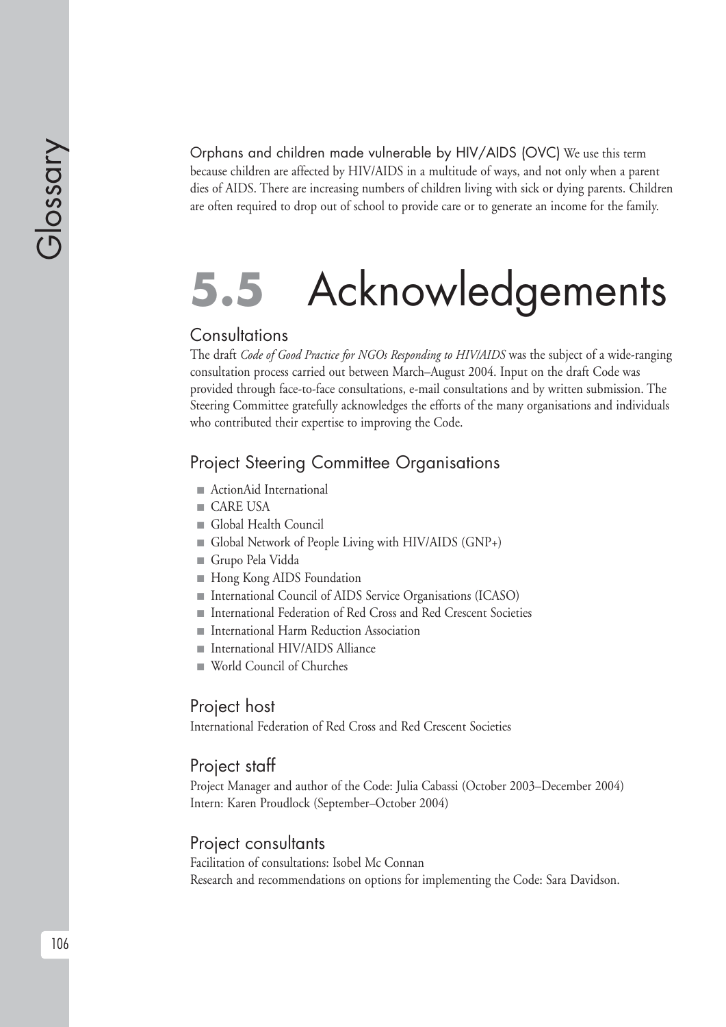**Orphans and children made vulnerable by HIV/AIDS (OVC)** We use this term because children are affected by HIV/AIDS in a multitude of ways, and not only when a parent dies of AIDS. There are increasing numbers of children living with sick or dying parents. Children are often required to drop out of school to provide care or to generate an income for the family.

# 5.5 Acknowledgements

## Consultations

The draft *Code of Good Practice for NGOs Responding to HIV/AIDS* was the subject of a wide-ranging consultation process carried out between March–August 2004. Input on the draft Code was provided through face-to-face consultations, e-mail consultations and by written submission. The Steering Committee gratefully acknowledges the efforts of the many organisations and individuals who contributed their expertise to improving the Code.

## Project Steering Committee Organisations

- ActionAid International
- CARE USA
- Global Health Council
- Global Network of People Living with HIV/AIDS (GNP+)
- Grupo Pela Vidda
- Hong Kong AIDS Foundation
- International Council of AIDS Service Organisations (ICASO)
- International Federation of Red Cross and Red Crescent Societies
- International Harm Reduction Association
- International HIV/AIDS Alliance
- World Council of Churches

## Project host

International Federation of Red Cross and Red Crescent Societies

## Project staff

Project Manager and author of the Code: Julia Cabassi (October 2003–December 2004)
Intern: Karen Proudlock (September–October 2004)

## Project consultants

Facilitation of consultations: Isobel Mc Connan
Research and recommendations on options for implementing the Code: Sara Davidson.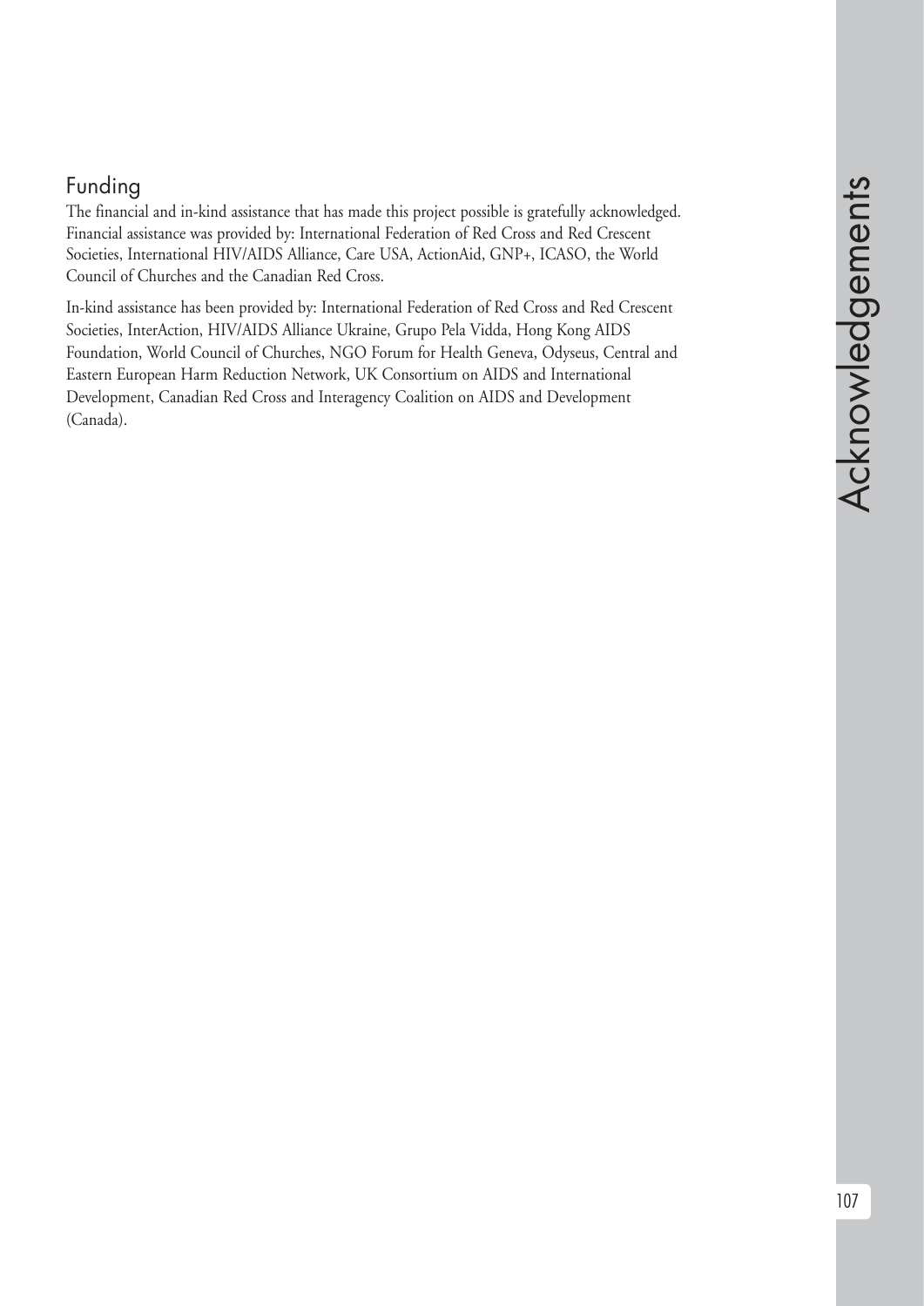## Funding

The financial and in-kind assistance that has made this project possible is gratefully acknowledged. Financial assistance was provided by: International Federation of Red Cross and Red Crescent Societies, International HIV/AIDS Alliance, Care USA, ActionAid, GNP+, ICASO, the World Council of Churches and the Canadian Red Cross.

In-kind assistance has been provided by: International Federation of Red Cross and Red Crescent Societies, InterAction, HIV/AIDS Alliance Ukraine, Grupo Pela Vidda, Hong Kong AIDS Foundation, World Council of Churches, NGO Forum for Health Geneva, Odyseus, Central and Eastern European Harm Reduction Network, UK Consortium on AIDS and International Development, Canadian Red Cross and Interagency Coalition on AIDS and Development (Canada).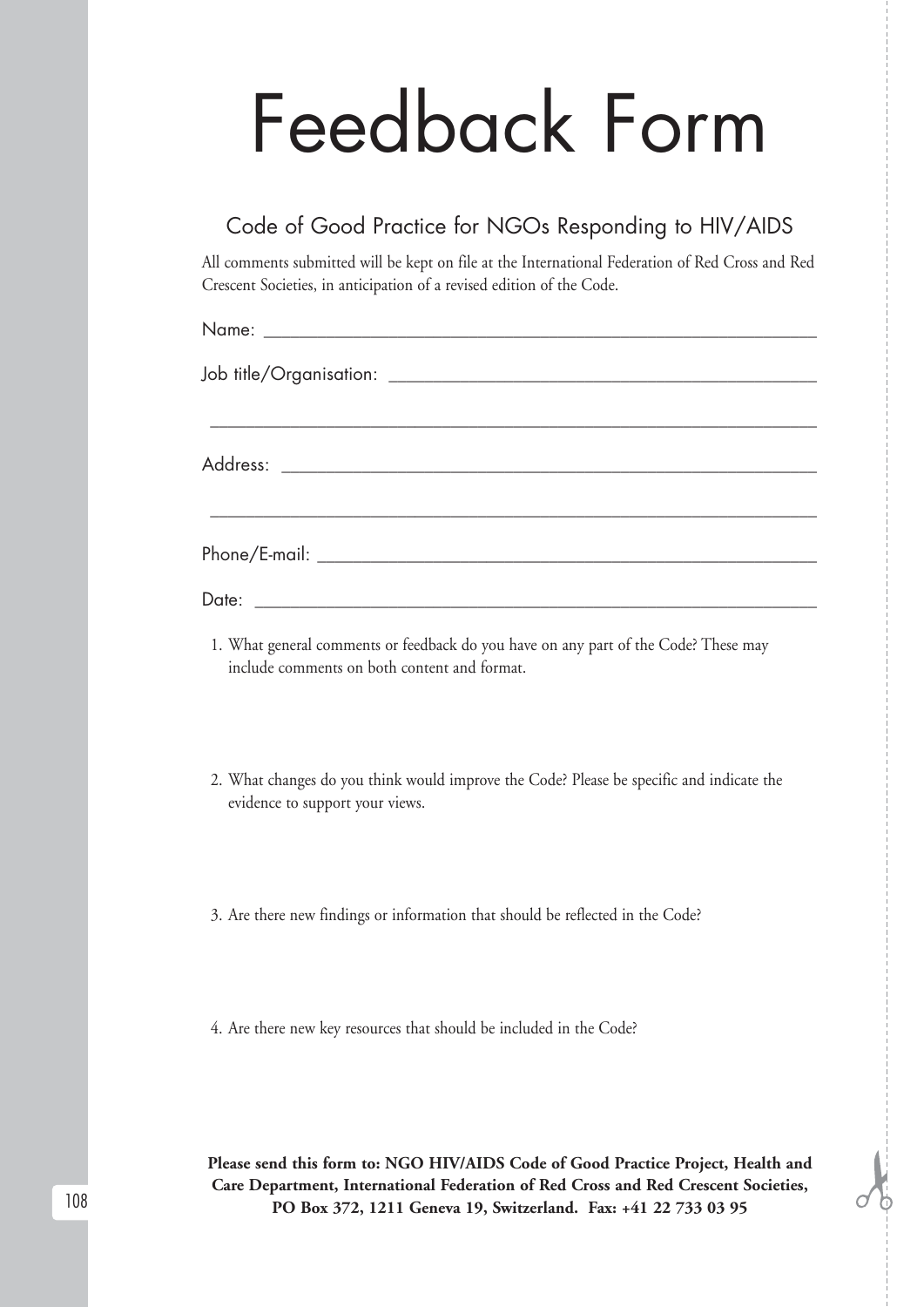# Feedback Form

## Code of Good Practice for NGOs Responding to HIV/AIDS

All comments submitted will be kept on file at the International Federation of Red Cross and Red Crescent Societies, in anticipation of a revised edition of the Code.

Name: ___________________________________________________________

Job title/Organisation: ____________________________________________

_________________________________________________________________

Address: _________________________________________________________

_________________________________________________________________

Phone/E-mail: ____________________________________________________

Date: ____________________________________________________________

1. What general comments or feedback do you have on any part of the Code? These may include comments on both content and format.

2. What changes do you think would improve the Code? Please be specific and indicate the evidence to support your views.

3. Are there new findings or information that should be reflected in the Code?

4. Are there new key resources that should be included in the Code?

**Please send this form to: NGO HIV/AIDS Code of Good Practice Project, Health and Care Department, International Federation of Red Cross and Red Crescent Societies, PO Box 372, 1211 Geneva 19, Switzerland. Fax: +41 22 733 03 95**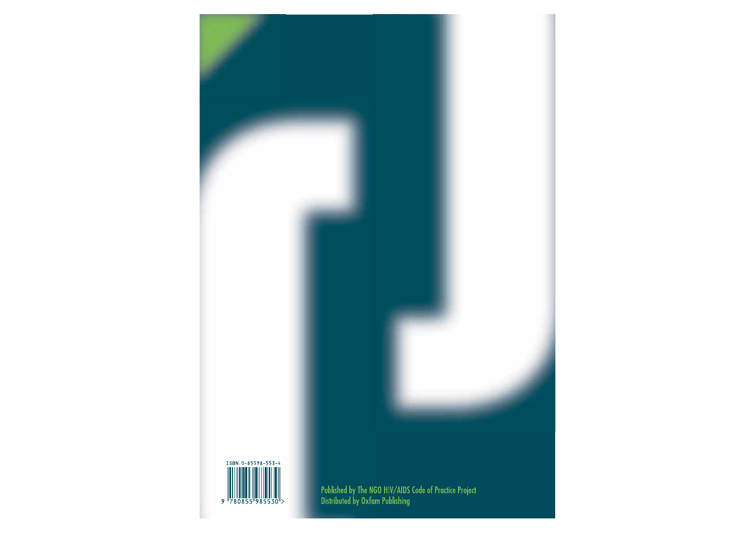ISBN 0-85598-553-4

9 780855 985530

Published by The NGO HIV/AIDS Code of Practice Project
Distributed by Oxfam Publishing